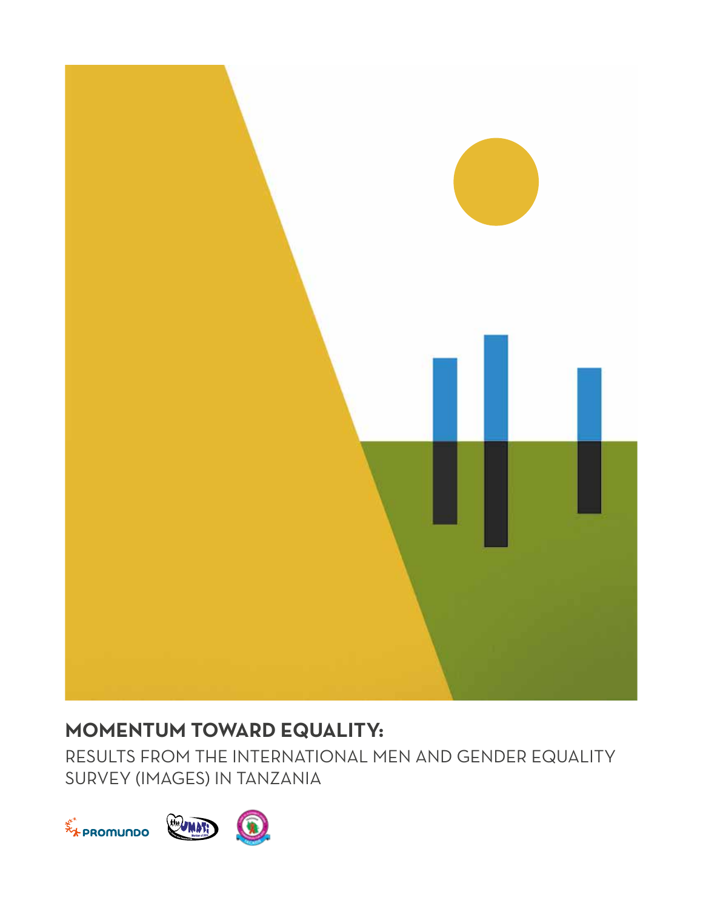# MOMENTUM TOWARD EQUALITY:

RESULTS FROM THE INTERNATIONAL MEN AND GENDER EQUALITY SURVEY (IMAGES) IN TANZANIA

PROMUNDO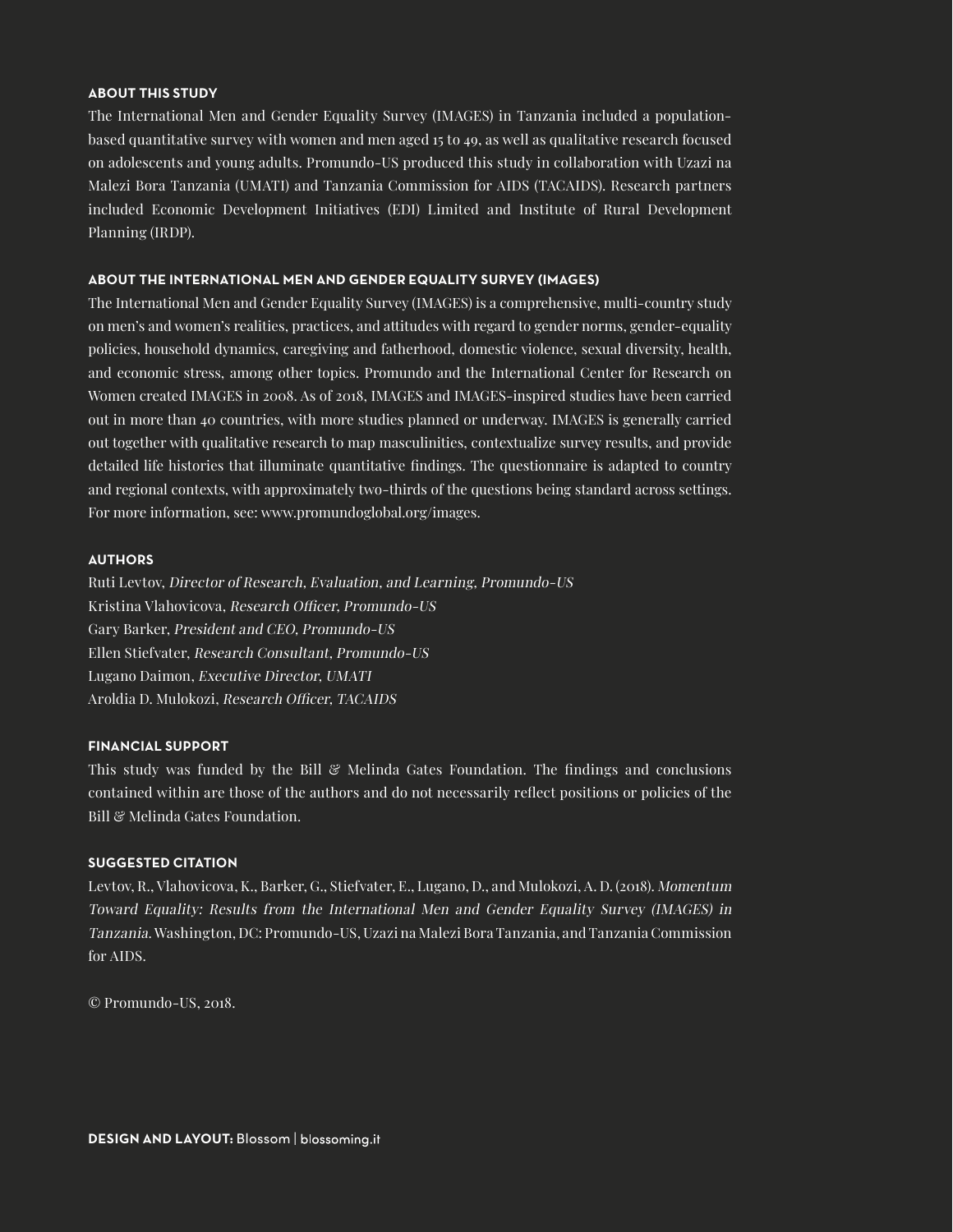## ABOUT THIS STUDY

The International Men and Gender Equality Survey (IMAGES) in Tanzania included a population-based quantitative survey with women and men aged 15 to 49, as well as qualitative research focused on adolescents and young adults. Promundo-US produced this study in collaboration with Uzazi na Malezi Bora Tanzania (UMATI) and Tanzania Commission for AIDS (TACAIDS). Research partners included Economic Development Initiatives (EDI) Limited and Institute of Rural Development Planning (IRDP).

## ABOUT THE INTERNATIONAL MEN AND GENDER EQUALITY SURVEY (IMAGES)

The International Men and Gender Equality Survey (IMAGES) is a comprehensive, multi-country study on men's and women's realities, practices, and attitudes with regard to gender norms, gender-equality policies, household dynamics, caregiving and fatherhood, domestic violence, sexual diversity, health, and economic stress, among other topics. Promundo and the International Center for Research on Women created IMAGES in 2008. As of 2018, IMAGES and IMAGES-inspired studies have been carried out in more than 40 countries, with more studies planned or underway. IMAGES is generally carried out together with qualitative research to map masculinities, contextualize survey results, and provide detailed life histories that illuminate quantitative findings. The questionnaire is adapted to country and regional contexts, with approximately two-thirds of the questions being standard across settings. For more information, see: www.promundoglobal.org/images.

## AUTHORS

Ruti Levtov, *Director of Research, Evaluation, and Learning, Promundo-US*
Kristina Vlahovicova, *Research Officer, Promundo-US*
Gary Barker, *President and CEO, Promundo-US*
Ellen Stiefvater, *Research Consultant, Promundo-US*
Lugano Daimon, *Executive Director, UMATI*
Aroldia D. Mulokozi, *Research Officer, TACAIDS*

## FINANCIAL SUPPORT

This study was funded by the Bill & Melinda Gates Foundation. The findings and conclusions contained within are those of the authors and do not necessarily reflect positions or policies of the Bill & Melinda Gates Foundation.

## SUGGESTED CITATION

Levtov, R., Vlahovicova, K., Barker, G., Stiefvater, E., Lugano, D., and Mulokozi, A. D. (2018). *Momentum Toward Equality: Results from the International Men and Gender Equality Survey (IMAGES) in Tanzania.* Washington, DC: Promundo-US, Uzazi na Malezi Bora Tanzania, and Tanzania Commission for AIDS.

© Promundo-US, 2018.

**DESIGN AND LAYOUT:** Blossom | blossoming.it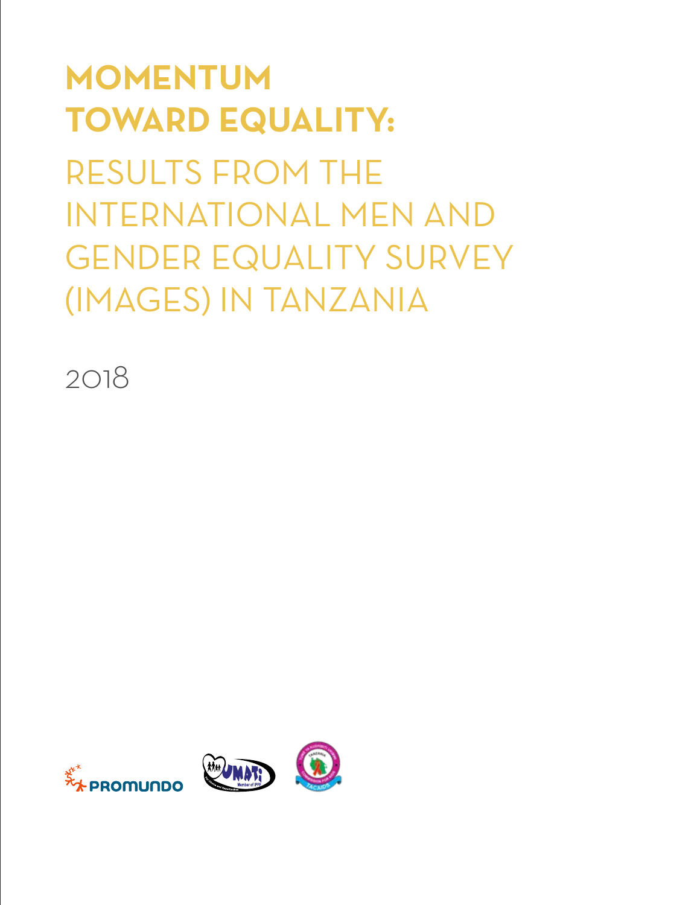# MOMENTUM TOWARD EQUALITY:

## RESULTS FROM THE INTERNATIONAL MEN AND GENDER EQUALITY SURVEY (IMAGES) IN TANZANIA

2018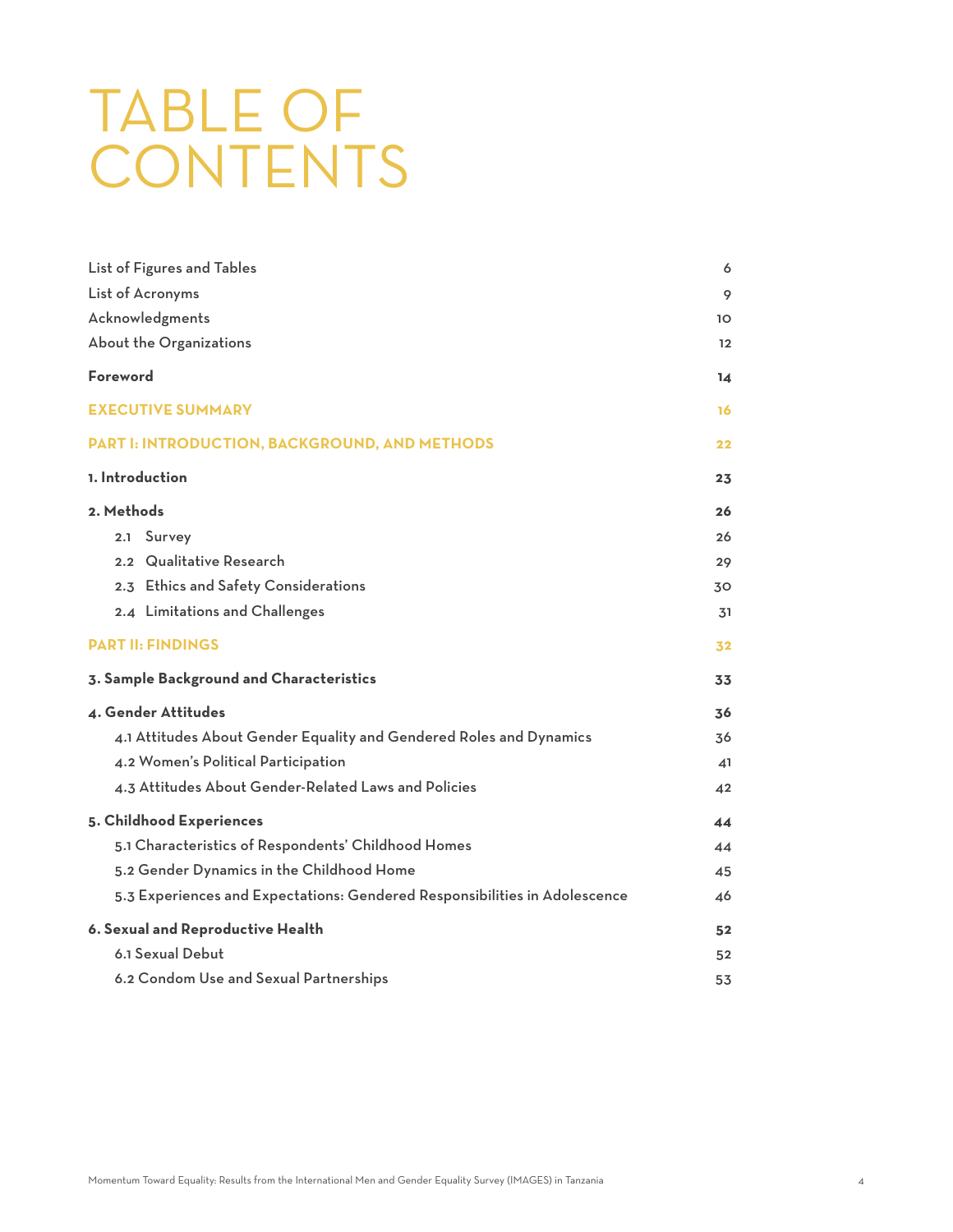# TABLE OF CONTENTS

| | |
|---|---|
| List of Figures and Tables | 6 |
| List of Acronyms | 9 |
| Acknowledgments | 10 |
| About the Organizations | 12 |
| **Foreword** | **14** |
| **EXECUTIVE SUMMARY** | **16** |
| **PART I: INTRODUCTION, BACKGROUND, AND METHODS** | **22** |
| **1. Introduction** | **23** |
| **2. Methods** | **26** |
| 2.1 Survey | 26 |
| 2.2 Qualitative Research | 29 |
| 2.3 Ethics and Safety Considerations | 30 |
| 2.4 Limitations and Challenges | 31 |
| **PART II: FINDINGS** | **32** |
| **3. Sample Background and Characteristics** | **33** |
| **4. Gender Attitudes** | **36** |
| 4.1 Attitudes About Gender Equality and Gendered Roles and Dynamics | 36 |
| 4.2 Women's Political Participation | 41 |
| 4.3 Attitudes About Gender-Related Laws and Policies | 42 |
| **5. Childhood Experiences** | **44** |
| 5.1 Characteristics of Respondents' Childhood Homes | 44 |
| 5.2 Gender Dynamics in the Childhood Home | 45 |
| 5.3 Experiences and Expectations: Gendered Responsibilities in Adolescence | 46 |
| **6. Sexual and Reproductive Health** | **52** |
| 6.1 Sexual Debut | 52 |
| 6.2 Condom Use and Sexual Partnerships | 53 |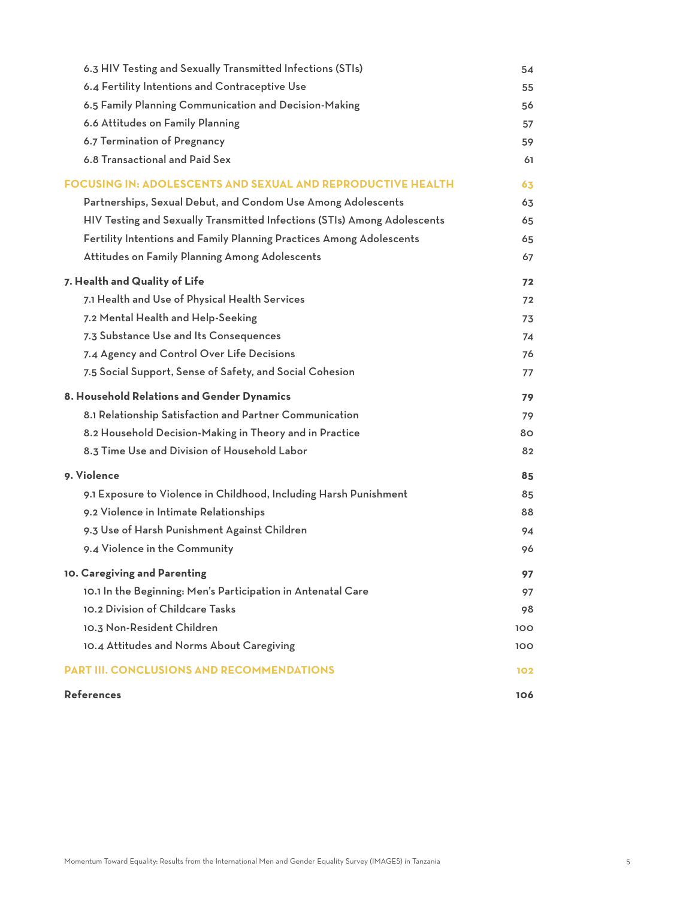| | |
|---|---|
| 6.3 HIV Testing and Sexually Transmitted Infections (STIs) | 54 |
| 6.4 Fertility Intentions and Contraceptive Use | 55 |
| 6.5 Family Planning Communication and Decision-Making | 56 |
| 6.6 Attitudes on Family Planning | 57 |
| 6.7 Termination of Pregnancy | 59 |
| 6.8 Transactional and Paid Sex | 61 |
| **FOCUSING IN: ADOLESCENTS AND SEXUAL AND REPRODUCTIVE HEALTH** | **63** |
| Partnerships, Sexual Debut, and Condom Use Among Adolescents | 63 |
| HIV Testing and Sexually Transmitted Infections (STIs) Among Adolescents | 65 |
| Fertility Intentions and Family Planning Practices Among Adolescents | 65 |
| Attitudes on Family Planning Among Adolescents | 67 |
| **7. Health and Quality of Life** | **72** |
| 7.1 Health and Use of Physical Health Services | 72 |
| 7.2 Mental Health and Help-Seeking | 73 |
| 7.3 Substance Use and Its Consequences | 74 |
| 7.4 Agency and Control Over Life Decisions | 76 |
| 7.5 Social Support, Sense of Safety, and Social Cohesion | 77 |
| **8. Household Relations and Gender Dynamics** | **79** |
| 8.1 Relationship Satisfaction and Partner Communication | 79 |
| 8.2 Household Decision-Making in Theory and in Practice | 80 |
| 8.3 Time Use and Division of Household Labor | 82 |
| **9. Violence** | **85** |
| 9.1 Exposure to Violence in Childhood, Including Harsh Punishment | 85 |
| 9.2 Violence in Intimate Relationships | 88 |
| 9.3 Use of Harsh Punishment Against Children | 94 |
| 9.4 Violence in the Community | 96 |
| **10. Caregiving and Parenting** | **97** |
| 10.1 In the Beginning: Men's Participation in Antenatal Care | 97 |
| 10.2 Division of Childcare Tasks | 98 |
| 10.3 Non-Resident Children | 100 |
| 10.4 Attitudes and Norms About Caregiving | 100 |
| **PART III. CONCLUSIONS AND RECOMMENDATIONS** | **102** |
| **References** | **106** |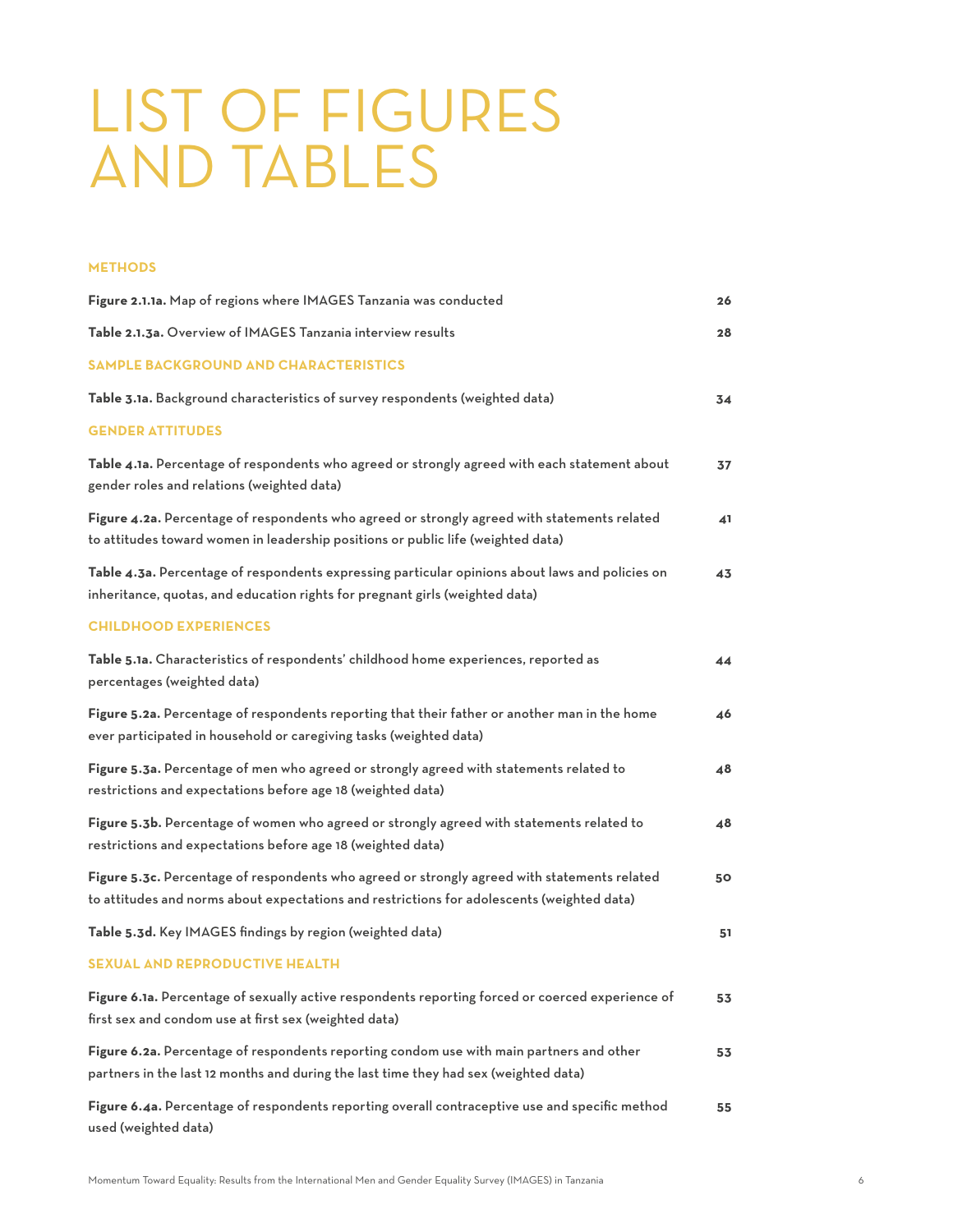# LIST OF FIGURES AND TABLES

## METHODS

| | |
|---|---|
| **Figure 2.1.1a.** Map of regions where IMAGES Tanzania was conducted | 26 |
| **Table 2.1.3a.** Overview of IMAGES Tanzania interview results | 28 |

## SAMPLE BACKGROUND AND CHARACTERISTICS

| | |
|---|---|
| **Table 3.1a.** Background characteristics of survey respondents (weighted data) | 34 |

## GENDER ATTITUDES

| | |
|---|---|
| **Table 4.1a.** Percentage of respondents who agreed or strongly agreed with each statement about gender roles and relations (weighted data) | 37 |
| **Figure 4.2a.** Percentage of respondents who agreed or strongly agreed with statements related to attitudes toward women in leadership positions or public life (weighted data) | 41 |
| **Table 4.3a.** Percentage of respondents expressing particular opinions about laws and policies on inheritance, quotas, and education rights for pregnant girls (weighted data) | 43 |

## CHILDHOOD EXPERIENCES

| | |
|---|---|
| **Table 5.1a.** Characteristics of respondents' childhood home experiences, reported as percentages (weighted data) | 44 |
| **Figure 5.2a.** Percentage of respondents reporting that their father or another man in the home ever participated in household or caregiving tasks (weighted data) | 46 |
| **Figure 5.3a.** Percentage of men who agreed or strongly agreed with statements related to restrictions and expectations before age 18 (weighted data) | 48 |
| **Figure 5.3b.** Percentage of women who agreed or strongly agreed with statements related to restrictions and expectations before age 18 (weighted data) | 48 |
| **Figure 5.3c.** Percentage of respondents who agreed or strongly agreed with statements related to attitudes and norms about expectations and restrictions for adolescents (weighted data) | 50 |
| **Table 5.3d.** Key IMAGES findings by region (weighted data) | 51 |

## SEXUAL AND REPRODUCTIVE HEALTH

| | |
|---|---|
| **Figure 6.1a.** Percentage of sexually active respondents reporting forced or coerced experience of first sex and condom use at first sex (weighted data) | 53 |
| **Figure 6.2a.** Percentage of respondents reporting condom use with main partners and other partners in the last 12 months and during the last time they had sex (weighted data) | 53 |
| **Figure 6.4a.** Percentage of respondents reporting overall contraceptive use and specific method used (weighted data) | 55 |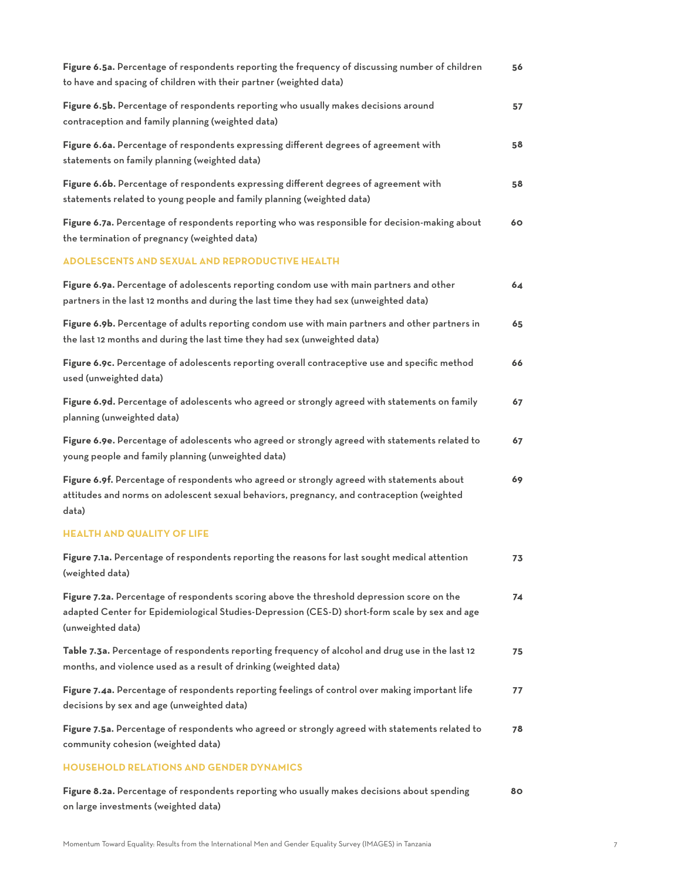**Figure 6.5a.** Percentage of respondents reporting the frequency of discussing number of children to have and spacing of children with their partner (weighted data) 56

**Figure 6.5b.** Percentage of respondents reporting who usually makes decisions around contraception and family planning (weighted data) 57

**Figure 6.6a.** Percentage of respondents expressing different degrees of agreement with statements on family planning (weighted data) 58

**Figure 6.6b.** Percentage of respondents expressing different degrees of agreement with statements related to young people and family planning (weighted data) 58

**Figure 6.7a.** Percentage of respondents reporting who was responsible for decision-making about the termination of pregnancy (weighted data) 60

## ADOLESCENTS AND SEXUAL AND REPRODUCTIVE HEALTH

**Figure 6.9a.** Percentage of adolescents reporting condom use with main partners and other partners in the last 12 months and during the last time they had sex (unweighted data) 64

**Figure 6.9b.** Percentage of adults reporting condom use with main partners and other partners in the last 12 months and during the last time they had sex (unweighted data) 65

**Figure 6.9c.** Percentage of adolescents reporting overall contraceptive use and specific method used (unweighted data) 66

**Figure 6.9d.** Percentage of adolescents who agreed or strongly agreed with statements on family planning (unweighted data) 67

**Figure 6.9e.** Percentage of adolescents who agreed or strongly agreed with statements related to young people and family planning (unweighted data) 67

**Figure 6.9f.** Percentage of respondents who agreed or strongly agreed with statements about attitudes and norms on adolescent sexual behaviors, pregnancy, and contraception (weighted data) 69

## HEALTH AND QUALITY OF LIFE

**Figure 7.1a.** Percentage of respondents reporting the reasons for last sought medical attention (weighted data) 73

**Figure 7.2a.** Percentage of respondents scoring above the threshold depression score on the adapted Center for Epidemiological Studies-Depression (CES-D) short-form scale by sex and age (unweighted data) 74

**Table 7.3a.** Percentage of respondents reporting frequency of alcohol and drug use in the last 12 months, and violence used as a result of drinking (weighted data) 75

**Figure 7.4a.** Percentage of respondents reporting feelings of control over making important life decisions by sex and age (unweighted data) 77

**Figure 7.5a.** Percentage of respondents who agreed or strongly agreed with statements related to community cohesion (weighted data) 78

## HOUSEHOLD RELATIONS AND GENDER DYNAMICS

**Figure 8.2a.** Percentage of respondents reporting who usually makes decisions about spending on large investments (weighted data) 80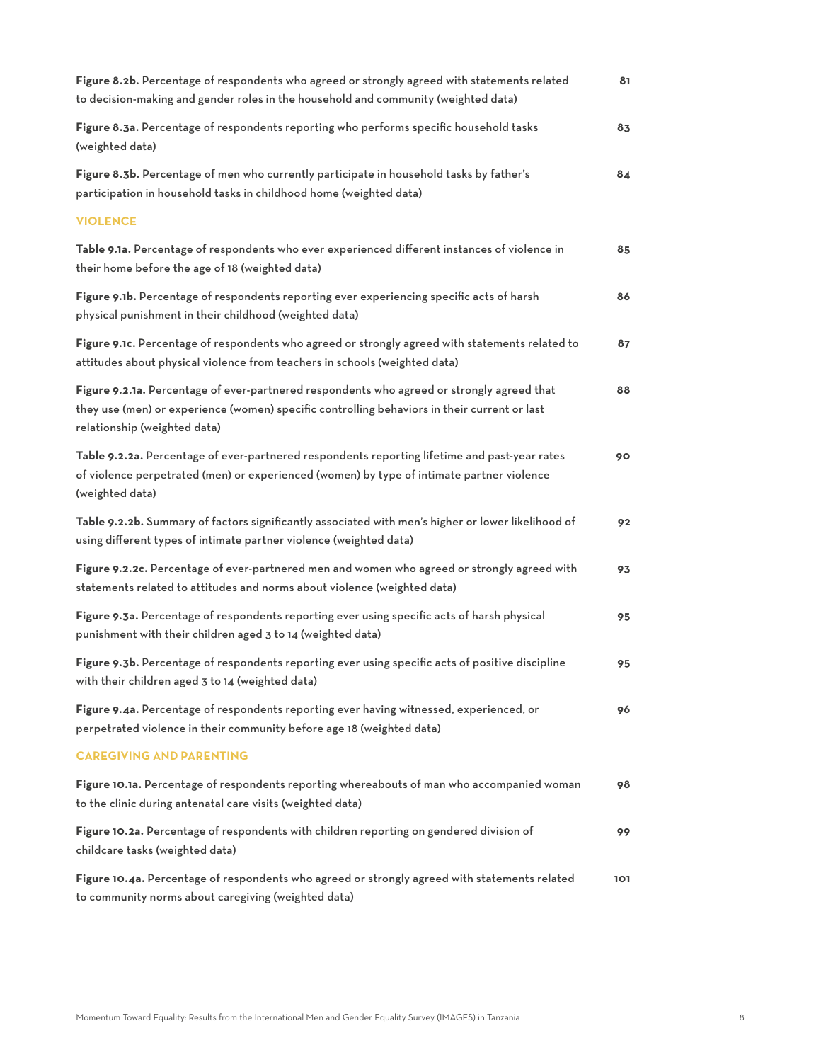**Figure 8.2b.** Percentage of respondents who agreed or strongly agreed with statements related to decision-making and gender roles in the household and community (weighted data) 81

**Figure 8.3a.** Percentage of respondents reporting who performs specific household tasks (weighted data) 83

**Figure 8.3b.** Percentage of men who currently participate in household tasks by father's participation in household tasks in childhood home (weighted data) 84

## VIOLENCE

**Table 9.1a.** Percentage of respondents who ever experienced different instances of violence in their home before the age of 18 (weighted data) 85

**Figure 9.1b.** Percentage of respondents reporting ever experiencing specific acts of harsh physical punishment in their childhood (weighted data) 86

**Figure 9.1c.** Percentage of respondents who agreed or strongly agreed with statements related to attitudes about physical violence from teachers in schools (weighted data) 87

**Figure 9.2.1a.** Percentage of ever-partnered respondents who agreed or strongly agreed that they use (men) or experience (women) specific controlling behaviors in their current or last relationship (weighted data) 88

**Table 9.2.2a.** Percentage of ever-partnered respondents reporting lifetime and past-year rates of violence perpetrated (men) or experienced (women) by type of intimate partner violence (weighted data) 90

**Table 9.2.2b.** Summary of factors significantly associated with men's higher or lower likelihood of using different types of intimate partner violence (weighted data) 92

**Figure 9.2.2c.** Percentage of ever-partnered men and women who agreed or strongly agreed with statements related to attitudes and norms about violence (weighted data) 93

**Figure 9.3a.** Percentage of respondents reporting ever using specific acts of harsh physical punishment with their children aged 3 to 14 (weighted data) 95

**Figure 9.3b.** Percentage of respondents reporting ever using specific acts of positive discipline with their children aged 3 to 14 (weighted data) 95

**Figure 9.4a.** Percentage of respondents reporting ever having witnessed, experienced, or perpetrated violence in their community before age 18 (weighted data) 96

## CAREGIVING AND PARENTING

**Figure 10.1a.** Percentage of respondents reporting whereabouts of man who accompanied woman to the clinic during antenatal care visits (weighted data) 98

**Figure 10.2a.** Percentage of respondents with children reporting on gendered division of childcare tasks (weighted data) 99

**Figure 10.4a.** Percentage of respondents who agreed or strongly agreed with statements related to community norms about caregiving (weighted data) 101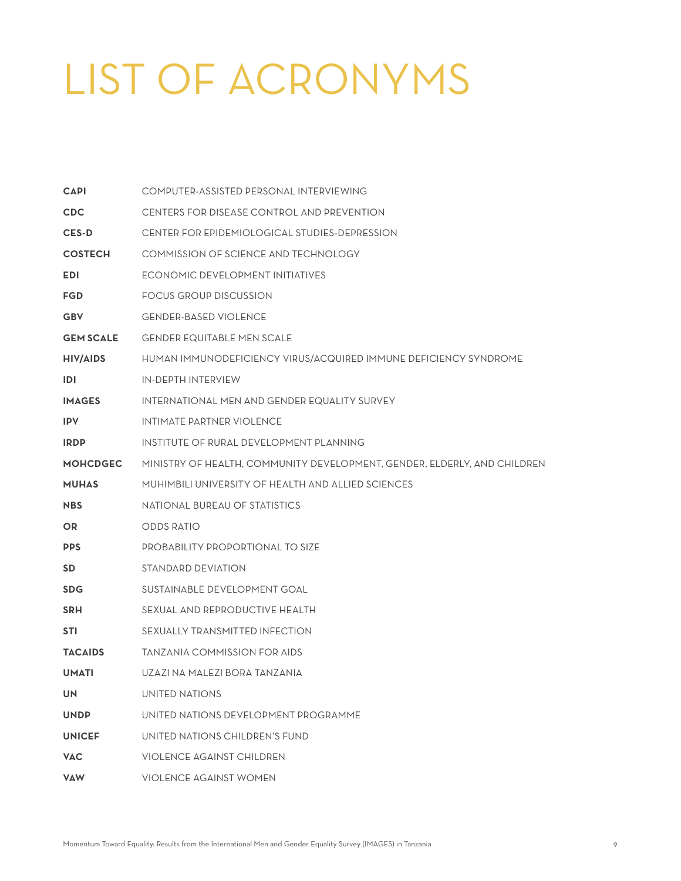# LIST OF ACRONYMS

| | |
|---|---|
| **CAPI** | COMPUTER-ASSISTED PERSONAL INTERVIEWING |
| **CDC** | CENTERS FOR DISEASE CONTROL AND PREVENTION |
| **CES-D** | CENTER FOR EPIDEMIOLOGICAL STUDIES-DEPRESSION |
| **COSTECH** | COMMISSION OF SCIENCE AND TECHNOLOGY |
| **EDI** | ECONOMIC DEVELOPMENT INITIATIVES |
| **FGD** | FOCUS GROUP DISCUSSION |
| **GBV** | GENDER-BASED VIOLENCE |
| **GEM SCALE** | GENDER EQUITABLE MEN SCALE |
| **HIV/AIDS** | HUMAN IMMUNODEFICIENCY VIRUS/ACQUIRED IMMUNE DEFICIENCY SYNDROME |
| **IDI** | IN-DEPTH INTERVIEW |
| **IMAGES** | INTERNATIONAL MEN AND GENDER EQUALITY SURVEY |
| **IPV** | INTIMATE PARTNER VIOLENCE |
| **IRDP** | INSTITUTE OF RURAL DEVELOPMENT PLANNING |
| **MOHCDGEC** | MINISTRY OF HEALTH, COMMUNITY DEVELOPMENT, GENDER, ELDERLY, AND CHILDREN |
| **MUHAS** | MUHIMBILI UNIVERSITY OF HEALTH AND ALLIED SCIENCES |
| **NBS** | NATIONAL BUREAU OF STATISTICS |
| **OR** | ODDS RATIO |
| **PPS** | PROBABILITY PROPORTIONAL TO SIZE |
| **SD** | STANDARD DEVIATION |
| **SDG** | SUSTAINABLE DEVELOPMENT GOAL |
| **SRH** | SEXUAL AND REPRODUCTIVE HEALTH |
| **STI** | SEXUALLY TRANSMITTED INFECTION |
| **TACAIDS** | TANZANIA COMMISSION FOR AIDS |
| **UMATI** | UZAZI NA MALEZI BORA TANZANIA |
| **UN** | UNITED NATIONS |
| **UNDP** | UNITED NATIONS DEVELOPMENT PROGRAMME |
| **UNICEF** | UNITED NATIONS CHILDREN'S FUND |
| **VAC** | VIOLENCE AGAINST CHILDREN |
| **VAW** | VIOLENCE AGAINST WOMEN |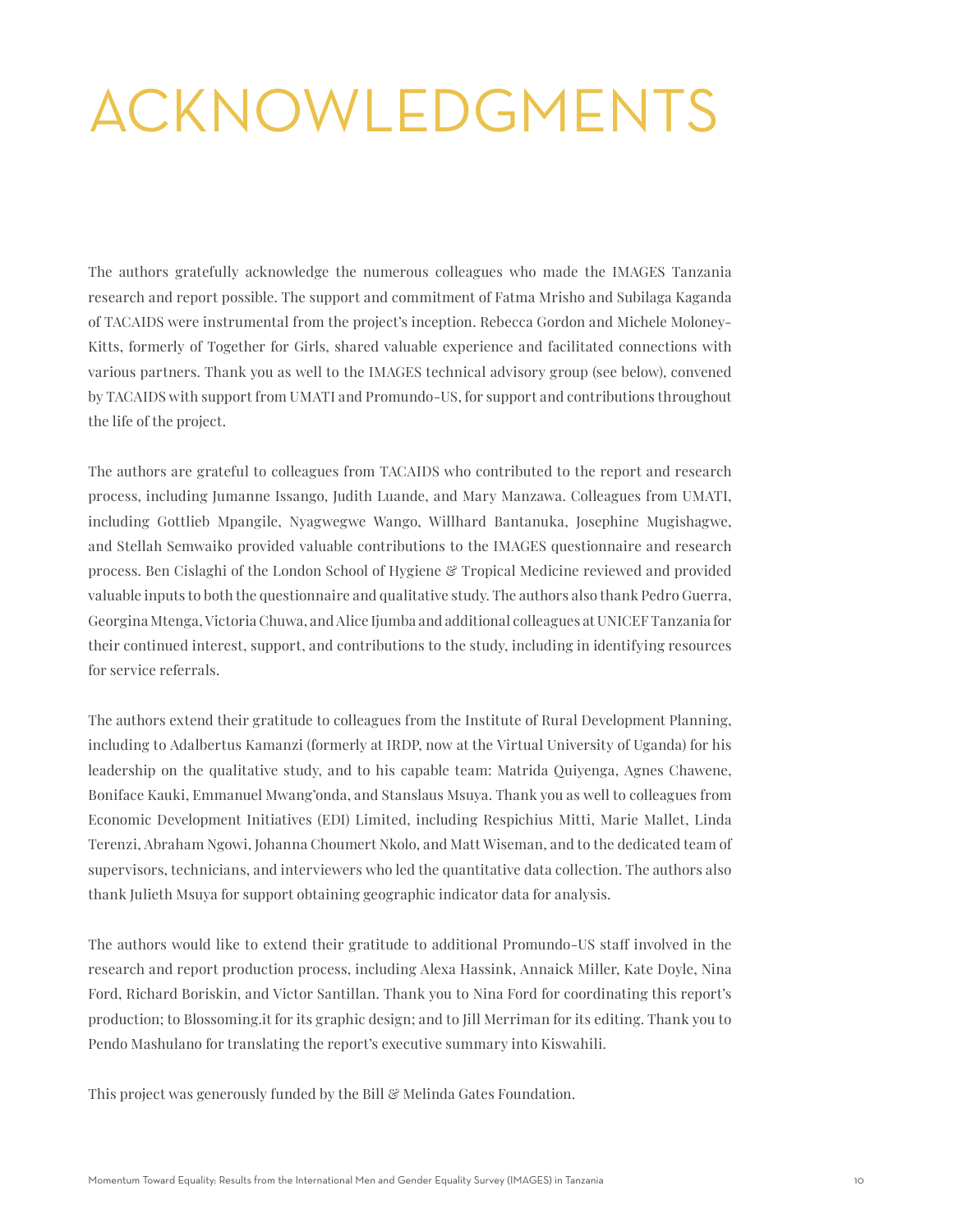# ACKNOWLEDGMENTS

The authors gratefully acknowledge the numerous colleagues who made the IMAGES Tanzania research and report possible. The support and commitment of Fatma Mrisho and Subilaga Kaganda of TACAIDS were instrumental from the project's inception. Rebecca Gordon and Michele Moloney-Kitts, formerly of Together for Girls, shared valuable experience and facilitated connections with various partners. Thank you as well to the IMAGES technical advisory group (see below), convened by TACAIDS with support from UMATI and Promundo-US, for support and contributions throughout the life of the project.

The authors are grateful to colleagues from TACAIDS who contributed to the report and research process, including Jumanne Issango, Judith Luande, and Mary Manzawa. Colleagues from UMATI, including Gottlieb Mpangile, Nyagwegwe Wango, Willhard Bantanuka, Josephine Mugishagwe, and Stellah Semwaiko provided valuable contributions to the IMAGES questionnaire and research process. Ben Cislaghi of the London School of Hygiene & Tropical Medicine reviewed and provided valuable inputs to both the questionnaire and qualitative study. The authors also thank Pedro Guerra, Georgina Mtenga, Victoria Chuwa, and Alice Ijumba and additional colleagues at UNICEF Tanzania for their continued interest, support, and contributions to the study, including in identifying resources for service referrals.

The authors extend their gratitude to colleagues from the Institute of Rural Development Planning, including to Adalbertus Kamanzi (formerly at IRDP, now at the Virtual University of Uganda) for his leadership on the qualitative study, and to his capable team: Matrida Quiyenga, Agnes Chawene, Boniface Kauki, Emmanuel Mwang'onda, and Stanslaus Msuya. Thank you as well to colleagues from Economic Development Initiatives (EDI) Limited, including Respichius Mitti, Marie Mallet, Linda Terenzi, Abraham Ngowi, Johanna Choumert Nkolo, and Matt Wiseman, and to the dedicated team of supervisors, technicians, and interviewers who led the quantitative data collection. The authors also thank Julieth Msuya for support obtaining geographic indicator data for analysis.

The authors would like to extend their gratitude to additional Promundo-US staff involved in the research and report production process, including Alexa Hassink, Annaick Miller, Kate Doyle, Nina Ford, Richard Boriskin, and Victor Santillan. Thank you to Nina Ford for coordinating this report's production; to Blossoming.it for its graphic design; and to Jill Merriman for its editing. Thank you to Pendo Mashulano for translating the report's executive summary into Kiswahili.

This project was generously funded by the Bill & Melinda Gates Foundation.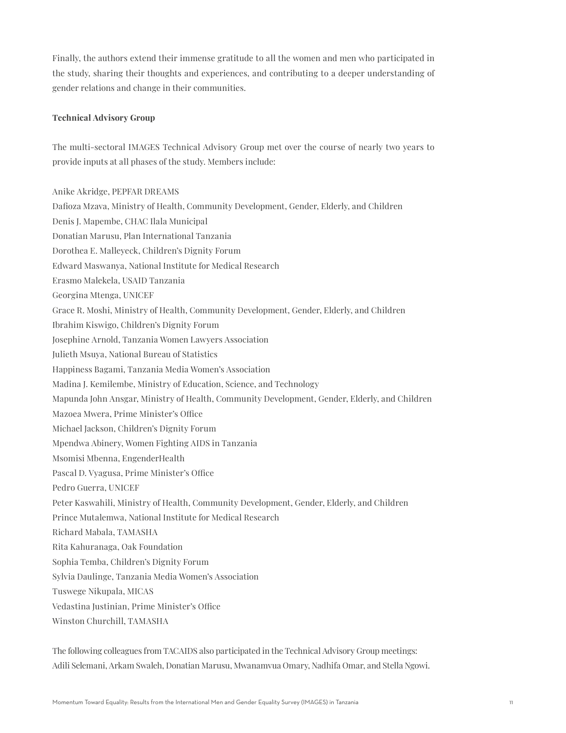Finally, the authors extend their immense gratitude to all the women and men who participated in the study, sharing their thoughts and experiences, and contributing to a deeper understanding of gender relations and change in their communities.

**Technical Advisory Group**

The multi-sectoral IMAGES Technical Advisory Group met over the course of nearly two years to provide inputs at all phases of the study. Members include:

Anike Akridge, PEPFAR DREAMS  
Dafioza Mzava, Ministry of Health, Community Development, Gender, Elderly, and Children  
Denis J. Mapembe, CHAC Ilala Municipal  
Donatian Marusu, Plan International Tanzania  
Dorothea E. Malleyeck, Children's Dignity Forum  
Edward Maswanya, National Institute for Medical Research  
Erasmo Malekela, USAID Tanzania  
Georgina Mtenga, UNICEF  
Grace R. Moshi, Ministry of Health, Community Development, Gender, Elderly, and Children  
Ibrahim Kiswigo, Children's Dignity Forum  
Josephine Arnold, Tanzania Women Lawyers Association  
Julieth Msuya, National Bureau of Statistics  
Happiness Bagami, Tanzania Media Women's Association  
Madina J. Kemilembe, Ministry of Education, Science, and Technology  
Mapunda John Ansgar, Ministry of Health, Community Development, Gender, Elderly, and Children  
Mazoea Mwera, Prime Minister's Office  
Michael Jackson, Children's Dignity Forum  
Mpendwa Abinery, Women Fighting AIDS in Tanzania  
Msomisi Mbenna, EngenderHealth  
Pascal D. Vyagusa, Prime Minister's Office  
Pedro Guerra, UNICEF  
Peter Kaswahili, Ministry of Health, Community Development, Gender, Elderly, and Children  
Prince Mutalemwa, National Institute for Medical Research  
Richard Mabala, TAMASHA  
Rita Kahuranaga, Oak Foundation  
Sophia Temba, Children's Dignity Forum  
Sylvia Daulinge, Tanzania Media Women's Association  
Tuswege Nikupala, MICAS  
Vedastina Justinian, Prime Minister's Office  
Winston Churchill, TAMASHA

The following colleagues from TACAIDS also participated in the Technical Advisory Group meetings: Adili Selemani, Arkam Swaleh, Donatian Marusu, Mwanamvua Omary, Nadhifa Omar, and Stella Ngowi.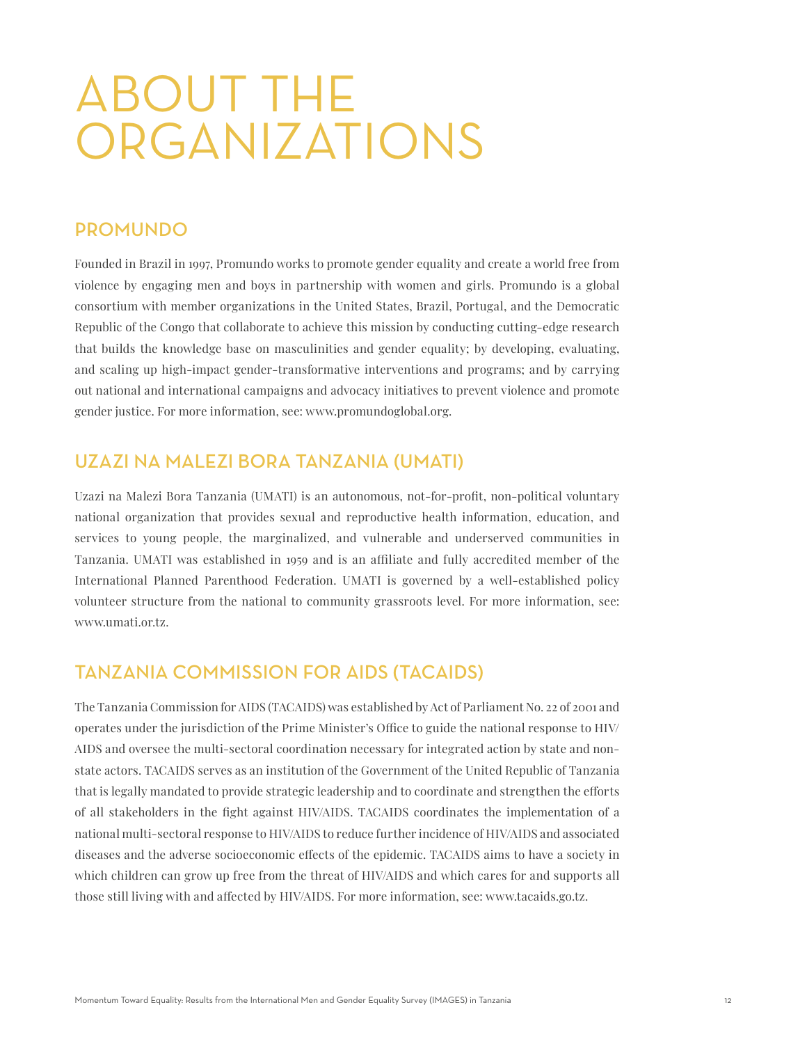# ABOUT THE ORGANIZATIONS

## PROMUNDO

Founded in Brazil in 1997, Promundo works to promote gender equality and create a world free from violence by engaging men and boys in partnership with women and girls. Promundo is a global consortium with member organizations in the United States, Brazil, Portugal, and the Democratic Republic of the Congo that collaborate to achieve this mission by conducting cutting-edge research that builds the knowledge base on masculinities and gender equality; by developing, evaluating, and scaling up high-impact gender-transformative interventions and programs; and by carrying out national and international campaigns and advocacy initiatives to prevent violence and promote gender justice. For more information, see: www.promundoglobal.org.

## UZAZI NA MALEZI BORA TANZANIA (UMATI)

Uzazi na Malezi Bora Tanzania (UMATI) is an autonomous, not-for-profit, non-political voluntary national organization that provides sexual and reproductive health information, education, and services to young people, the marginalized, and vulnerable and underserved communities in Tanzania. UMATI was established in 1959 and is an affiliate and fully accredited member of the International Planned Parenthood Federation. UMATI is governed by a well-established policy volunteer structure from the national to community grassroots level. For more information, see: www.umati.or.tz.

## TANZANIA COMMISSION FOR AIDS (TACAIDS)

The Tanzania Commission for AIDS (TACAIDS) was established by Act of Parliament No. 22 of 2001 and operates under the jurisdiction of the Prime Minister's Office to guide the national response to HIV/AIDS and oversee the multi-sectoral coordination necessary for integrated action by state and non-state actors. TACAIDS serves as an institution of the Government of the United Republic of Tanzania that is legally mandated to provide strategic leadership and to coordinate and strengthen the efforts of all stakeholders in the fight against HIV/AIDS. TACAIDS coordinates the implementation of a national multi-sectoral response to HIV/AIDS to reduce further incidence of HIV/AIDS and associated diseases and the adverse socioeconomic effects of the epidemic. TACAIDS aims to have a society in which children can grow up free from the threat of HIV/AIDS and which cares for and supports all those still living with and affected by HIV/AIDS. For more information, see: www.tacaids.go.tz.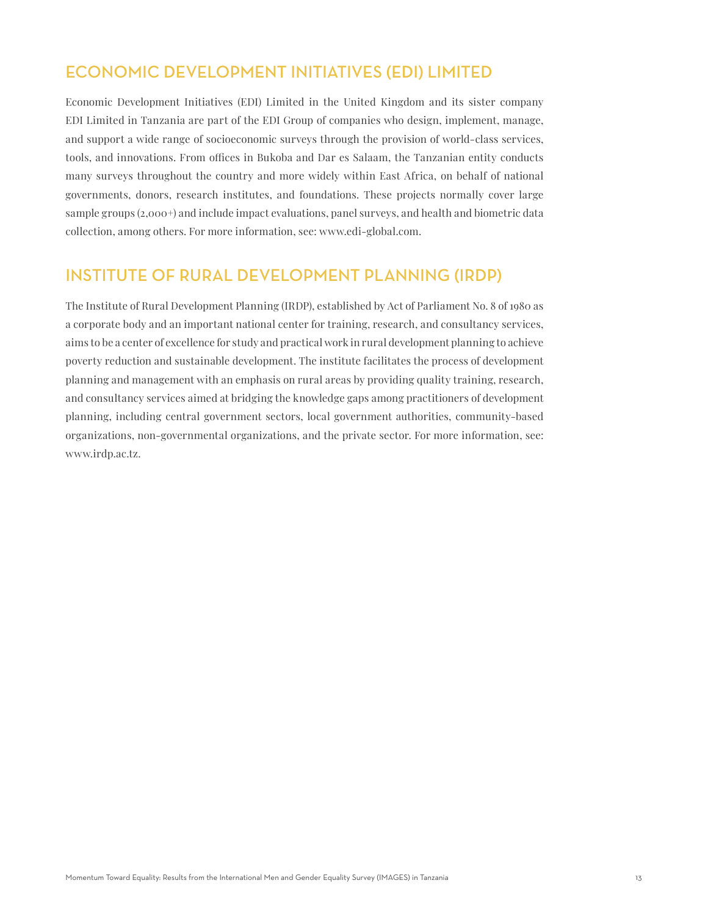## ECONOMIC DEVELOPMENT INITIATIVES (EDI) LIMITED

Economic Development Initiatives (EDI) Limited in the United Kingdom and its sister company EDI Limited in Tanzania are part of the EDI Group of companies who design, implement, manage, and support a wide range of socioeconomic surveys through the provision of world-class services, tools, and innovations. From offices in Bukoba and Dar es Salaam, the Tanzanian entity conducts many surveys throughout the country and more widely within East Africa, on behalf of national governments, donors, research institutes, and foundations. These projects normally cover large sample groups (2,000+) and include impact evaluations, panel surveys, and health and biometric data collection, among others. For more information, see: www.edi-global.com.

## INSTITUTE OF RURAL DEVELOPMENT PLANNING (IRDP)

The Institute of Rural Development Planning (IRDP), established by Act of Parliament No. 8 of 1980 as a corporate body and an important national center for training, research, and consultancy services, aims to be a center of excellence for study and practical work in rural development planning to achieve poverty reduction and sustainable development. The institute facilitates the process of development planning and management with an emphasis on rural areas by providing quality training, research, and consultancy services aimed at bridging the knowledge gaps among practitioners of development planning, including central government sectors, local government authorities, community-based organizations, non-governmental organizations, and the private sector. For more information, see: www.irdp.ac.tz.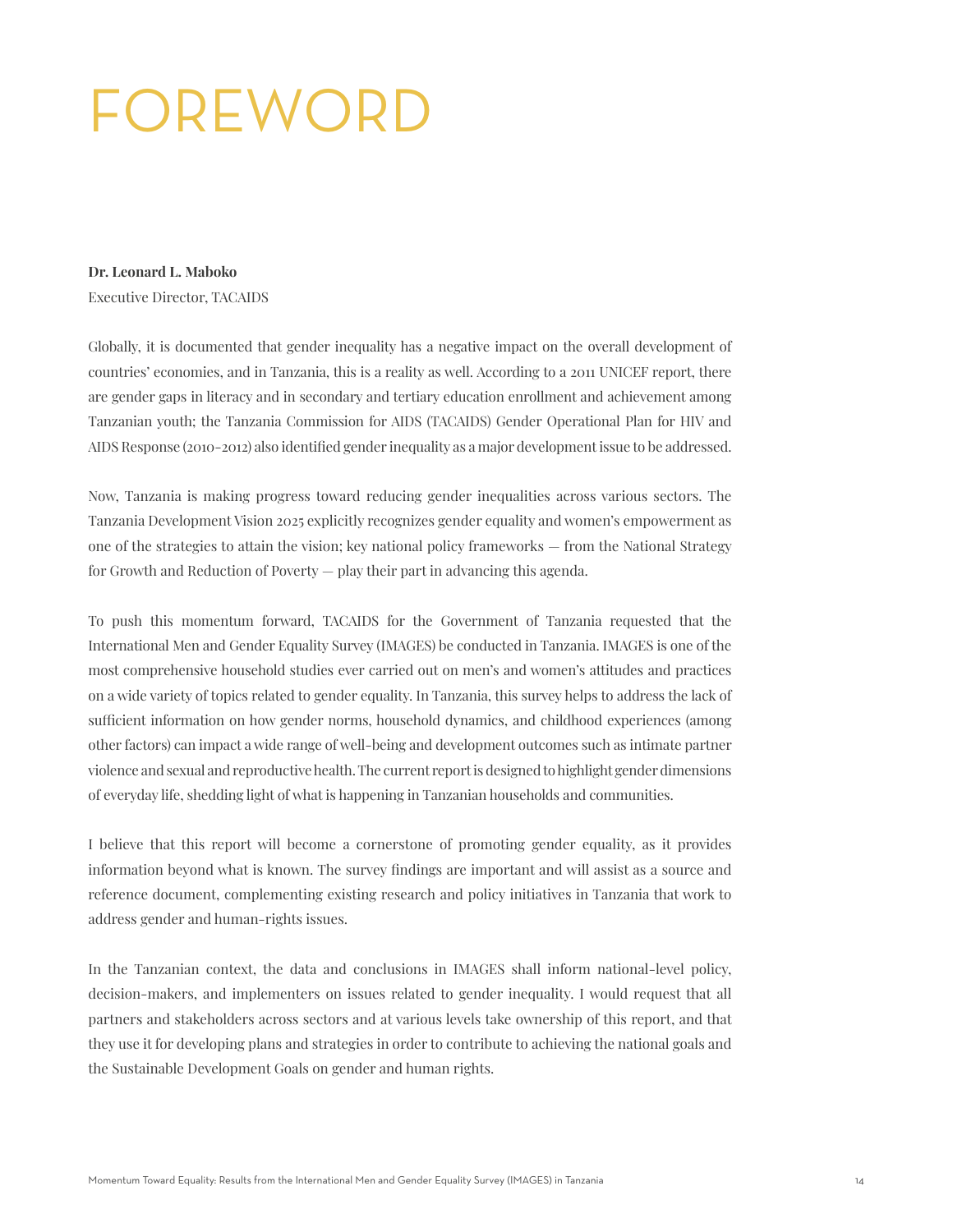# FOREWORD

**Dr. Leonard L. Maboko**
Executive Director, TACAIDS

Globally, it is documented that gender inequality has a negative impact on the overall development of countries' economies, and in Tanzania, this is a reality as well. According to a 2011 UNICEF report, there are gender gaps in literacy and in secondary and tertiary education enrollment and achievement among Tanzanian youth; the Tanzania Commission for AIDS (TACAIDS) Gender Operational Plan for HIV and AIDS Response (2010-2012) also identified gender inequality as a major development issue to be addressed.

Now, Tanzania is making progress toward reducing gender inequalities across various sectors. The Tanzania Development Vision 2025 explicitly recognizes gender equality and women's empowerment as one of the strategies to attain the vision; key national policy frameworks — from the National Strategy for Growth and Reduction of Poverty — play their part in advancing this agenda.

To push this momentum forward, TACAIDS for the Government of Tanzania requested that the International Men and Gender Equality Survey (IMAGES) be conducted in Tanzania. IMAGES is one of the most comprehensive household studies ever carried out on men's and women's attitudes and practices on a wide variety of topics related to gender equality. In Tanzania, this survey helps to address the lack of sufficient information on how gender norms, household dynamics, and childhood experiences (among other factors) can impact a wide range of well-being and development outcomes such as intimate partner violence and sexual and reproductive health. The current report is designed to highlight gender dimensions of everyday life, shedding light of what is happening in Tanzanian households and communities.

I believe that this report will become a cornerstone of promoting gender equality, as it provides information beyond what is known. The survey findings are important and will assist as a source and reference document, complementing existing research and policy initiatives in Tanzania that work to address gender and human-rights issues.

In the Tanzanian context, the data and conclusions in IMAGES shall inform national-level policy, decision-makers, and implementers on issues related to gender inequality. I would request that all partners and stakeholders across sectors and at various levels take ownership of this report, and that they use it for developing plans and strategies in order to contribute to achieving the national goals and the Sustainable Development Goals on gender and human rights.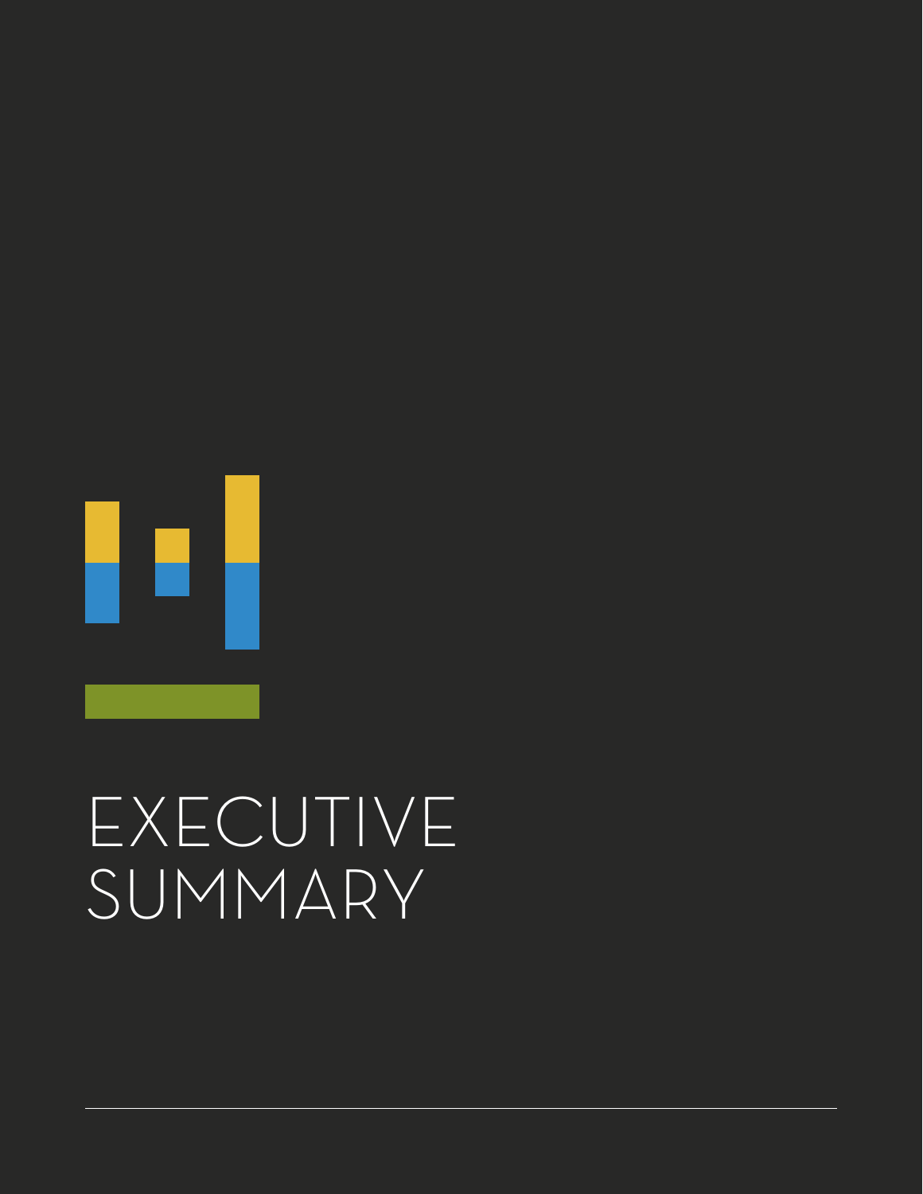# EXECUTIVE SUMMARY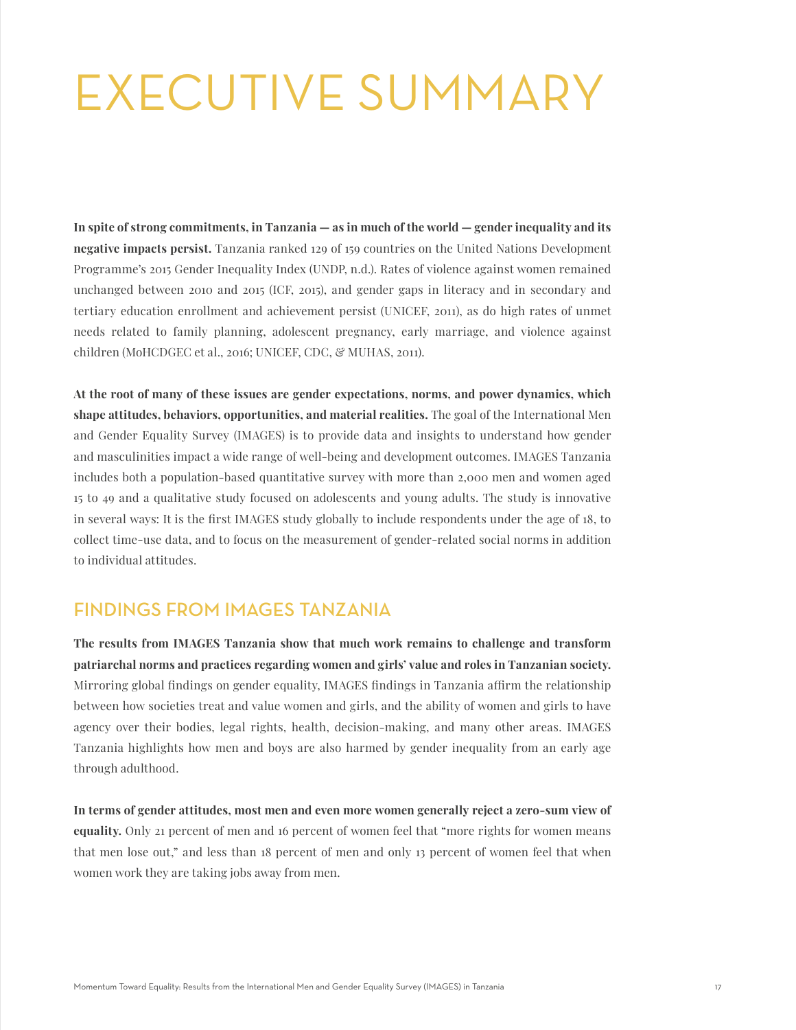# EXECUTIVE SUMMARY

**In spite of strong commitments, in Tanzania — as in much of the world — gender inequality and its negative impacts persist.** Tanzania ranked 129 of 159 countries on the United Nations Development Programme's 2015 Gender Inequality Index (UNDP, n.d.). Rates of violence against women remained unchanged between 2010 and 2015 (ICF, 2015), and gender gaps in literacy and in secondary and tertiary education enrollment and achievement persist (UNICEF, 2011), as do high rates of unmet needs related to family planning, adolescent pregnancy, early marriage, and violence against children (MoHCDGEC et al., 2016; UNICEF, CDC, & MUHAS, 2011).

**At the root of many of these issues are gender expectations, norms, and power dynamics, which shape attitudes, behaviors, opportunities, and material realities.** The goal of the International Men and Gender Equality Survey (IMAGES) is to provide data and insights to understand how gender and masculinities impact a wide range of well-being and development outcomes. IMAGES Tanzania includes both a population-based quantitative survey with more than 2,000 men and women aged 15 to 49 and a qualitative study focused on adolescents and young adults. The study is innovative in several ways: It is the first IMAGES study globally to include respondents under the age of 18, to collect time-use data, and to focus on the measurement of gender-related social norms in addition to individual attitudes.

## FINDINGS FROM IMAGES TANZANIA

**The results from IMAGES Tanzania show that much work remains to challenge and transform patriarchal norms and practices regarding women and girls' value and roles in Tanzanian society.** Mirroring global findings on gender equality, IMAGES findings in Tanzania affirm the relationship between how societies treat and value women and girls, and the ability of women and girls to have agency over their bodies, legal rights, health, decision-making, and many other areas. IMAGES Tanzania highlights how men and boys are also harmed by gender inequality from an early age through adulthood.

**In terms of gender attitudes, most men and even more women generally reject a zero-sum view of equality.** Only 21 percent of men and 16 percent of women feel that "more rights for women means that men lose out," and less than 18 percent of men and only 13 percent of women feel that when women work they are taking jobs away from men.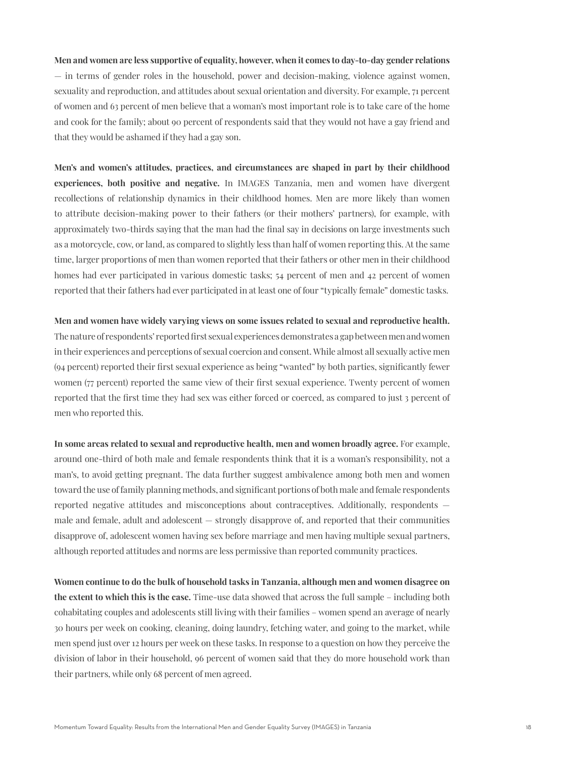**Men and women are less supportive of equality, however, when it comes to day-to-day gender relations** — in terms of gender roles in the household, power and decision-making, violence against women, sexuality and reproduction, and attitudes about sexual orientation and diversity. For example, 71 percent of women and 63 percent of men believe that a woman's most important role is to take care of the home and cook for the family; about 90 percent of respondents said that they would not have a gay friend and that they would be ashamed if they had a gay son.

**Men's and women's attitudes, practices, and circumstances are shaped in part by their childhood experiences, both positive and negative.** In IMAGES Tanzania, men and women have divergent recollections of relationship dynamics in their childhood homes. Men are more likely than women to attribute decision-making power to their fathers (or their mothers' partners), for example, with approximately two-thirds saying that the man had the final say in decisions on large investments such as a motorcycle, cow, or land, as compared to slightly less than half of women reporting this. At the same time, larger proportions of men than women reported that their fathers or other men in their childhood homes had ever participated in various domestic tasks; 54 percent of men and 42 percent of women reported that their fathers had ever participated in at least one of four "typically female" domestic tasks.

**Men and women have widely varying views on some issues related to sexual and reproductive health.** The nature of respondents' reported first sexual experiences demonstrates a gap between men and women in their experiences and perceptions of sexual coercion and consent. While almost all sexually active men (94 percent) reported their first sexual experience as being "wanted" by both parties, significantly fewer women (77 percent) reported the same view of their first sexual experience. Twenty percent of women reported that the first time they had sex was either forced or coerced, as compared to just 3 percent of men who reported this.

**In some areas related to sexual and reproductive health, men and women broadly agree.** For example, around one-third of both male and female respondents think that it is a woman's responsibility, not a man's, to avoid getting pregnant. The data further suggest ambivalence among both men and women toward the use of family planning methods, and significant portions of both male and female respondents reported negative attitudes and misconceptions about contraceptives. Additionally, respondents — male and female, adult and adolescent — strongly disapprove of, and reported that their communities disapprove of, adolescent women having sex before marriage and men having multiple sexual partners, although reported attitudes and norms are less permissive than reported community practices.

**Women continue to do the bulk of household tasks in Tanzania, although men and women disagree on the extent to which this is the case.** Time-use data showed that across the full sample – including both cohabitating couples and adolescents still living with their families – women spend an average of nearly 30 hours per week on cooking, cleaning, doing laundry, fetching water, and going to the market, while men spend just over 12 hours per week on these tasks. In response to a question on how they perceive the division of labor in their household, 96 percent of women said that they do more household work than their partners, while only 68 percent of men agreed.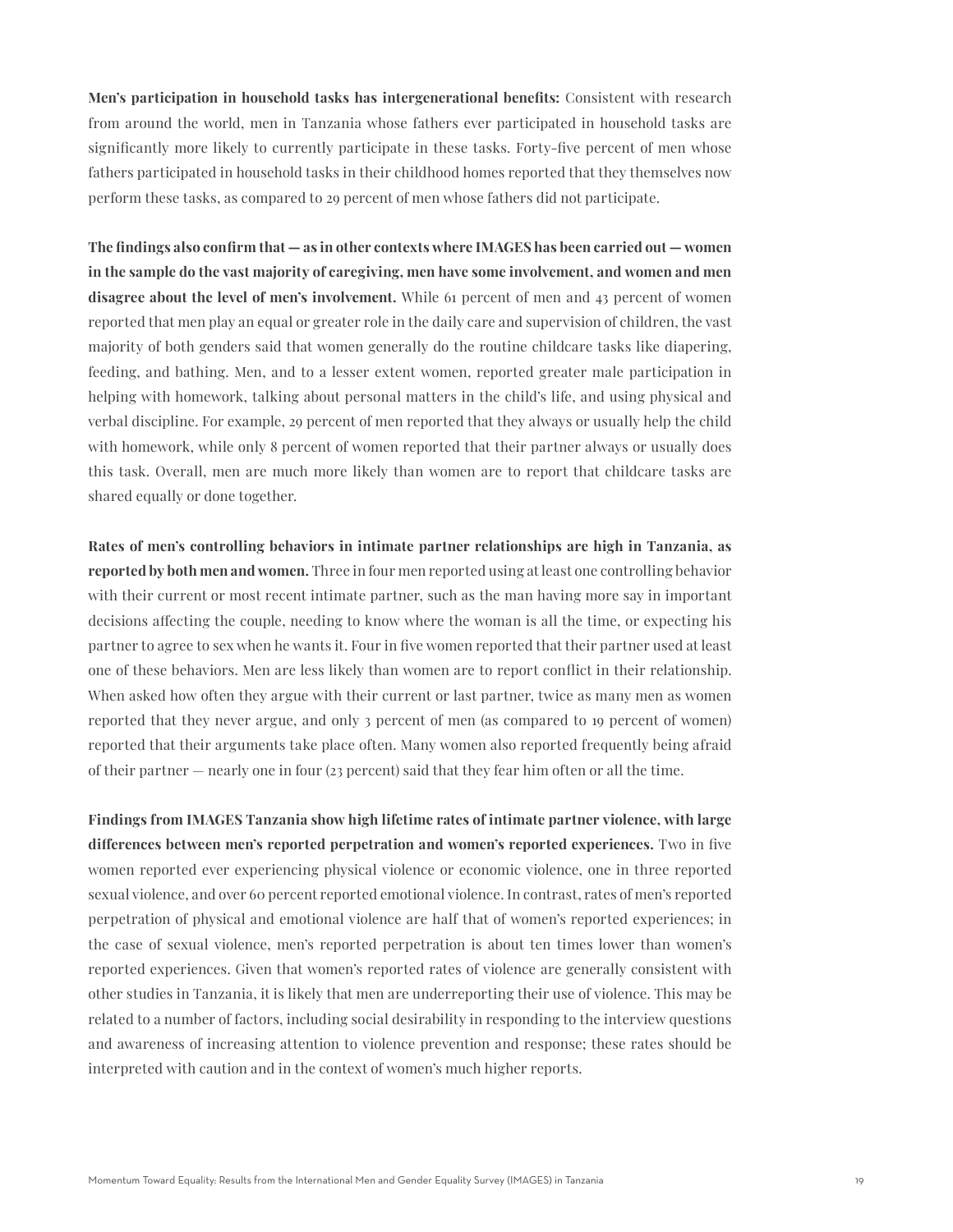**Men's participation in household tasks has intergenerational benefits:** Consistent with research from around the world, men in Tanzania whose fathers ever participated in household tasks are significantly more likely to currently participate in these tasks. Forty-five percent of men whose fathers participated in household tasks in their childhood homes reported that they themselves now perform these tasks, as compared to 29 percent of men whose fathers did not participate.

**The findings also confirm that — as in other contexts where IMAGES has been carried out — women in the sample do the vast majority of caregiving, men have some involvement, and women and men disagree about the level of men's involvement.** While 61 percent of men and 43 percent of women reported that men play an equal or greater role in the daily care and supervision of children, the vast majority of both genders said that women generally do the routine childcare tasks like diapering, feeding, and bathing. Men, and to a lesser extent women, reported greater male participation in helping with homework, talking about personal matters in the child's life, and using physical and verbal discipline. For example, 29 percent of men reported that they always or usually help the child with homework, while only 8 percent of women reported that their partner always or usually does this task. Overall, men are much more likely than women are to report that childcare tasks are shared equally or done together.

**Rates of men's controlling behaviors in intimate partner relationships are high in Tanzania, as reported by both men and women.** Three in four men reported using at least one controlling behavior with their current or most recent intimate partner, such as the man having more say in important decisions affecting the couple, needing to know where the woman is all the time, or expecting his partner to agree to sex when he wants it. Four in five women reported that their partner used at least one of these behaviors. Men are less likely than women are to report conflict in their relationship. When asked how often they argue with their current or last partner, twice as many men as women reported that they never argue, and only 3 percent of men (as compared to 19 percent of women) reported that their arguments take place often. Many women also reported frequently being afraid of their partner — nearly one in four (23 percent) said that they fear him often or all the time.

**Findings from IMAGES Tanzania show high lifetime rates of intimate partner violence, with large differences between men's reported perpetration and women's reported experiences.** Two in five women reported ever experiencing physical violence or economic violence, one in three reported sexual violence, and over 60 percent reported emotional violence. In contrast, rates of men's reported perpetration of physical and emotional violence are half that of women's reported experiences; in the case of sexual violence, men's reported perpetration is about ten times lower than women's reported experiences. Given that women's reported rates of violence are generally consistent with other studies in Tanzania, it is likely that men are underreporting their use of violence. This may be related to a number of factors, including social desirability in responding to the interview questions and awareness of increasing attention to violence prevention and response; these rates should be interpreted with caution and in the context of women's much higher reports.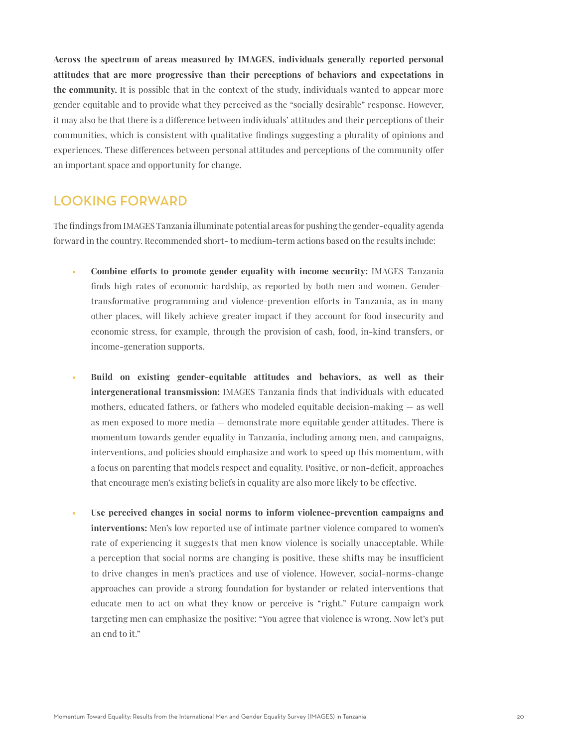**Across the spectrum of areas measured by IMAGES, individuals generally reported personal attitudes that are more progressive than their perceptions of behaviors and expectations in the community.** It is possible that in the context of the study, individuals wanted to appear more gender equitable and to provide what they perceived as the "socially desirable" response. However, it may also be that there is a difference between individuals' attitudes and their perceptions of their communities, which is consistent with qualitative findings suggesting a plurality of opinions and experiences. These differences between personal attitudes and perceptions of the community offer an important space and opportunity for change.

## LOOKING FORWARD

The findings from IMAGES Tanzania illuminate potential areas for pushing the gender-equality agenda forward in the country. Recommended short- to medium-term actions based on the results include:

- **Combine efforts to promote gender equality with income security:** IMAGES Tanzania finds high rates of economic hardship, as reported by both men and women. Gender-transformative programming and violence-prevention efforts in Tanzania, as in many other places, will likely achieve greater impact if they account for food insecurity and economic stress, for example, through the provision of cash, food, in-kind transfers, or income-generation supports.

- **Build on existing gender-equitable attitudes and behaviors, as well as their intergenerational transmission:** IMAGES Tanzania finds that individuals with educated mothers, educated fathers, or fathers who modeled equitable decision-making — as well as men exposed to more media — demonstrate more equitable gender attitudes. There is momentum towards gender equality in Tanzania, including among men, and campaigns, interventions, and policies should emphasize and work to speed up this momentum, with a focus on parenting that models respect and equality. Positive, or non-deficit, approaches that encourage men's existing beliefs in equality are also more likely to be effective.

- **Use perceived changes in social norms to inform violence-prevention campaigns and interventions:** Men's low reported use of intimate partner violence compared to women's rate of experiencing it suggests that men know violence is socially unacceptable. While a perception that social norms are changing is positive, these shifts may be insufficient to drive changes in men's practices and use of violence. However, social-norms-change approaches can provide a strong foundation for bystander or related interventions that educate men to act on what they know or perceive is "right." Future campaign work targeting men can emphasize the positive: "You agree that violence is wrong. Now let's put an end to it."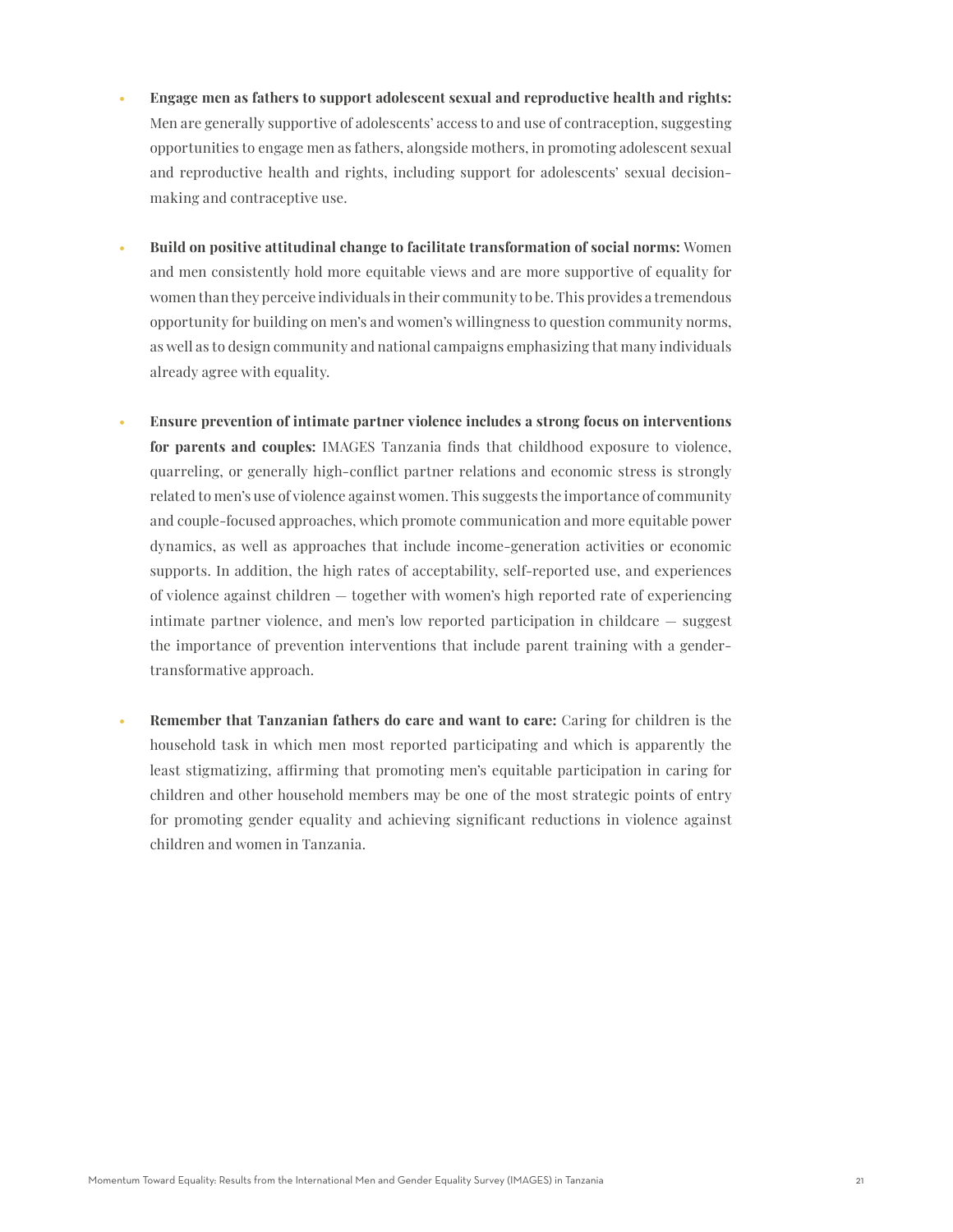- **Engage men as fathers to support adolescent sexual and reproductive health and rights:** Men are generally supportive of adolescents' access to and use of contraception, suggesting opportunities to engage men as fathers, alongside mothers, in promoting adolescent sexual and reproductive health and rights, including support for adolescents' sexual decision-making and contraceptive use.

- **Build on positive attitudinal change to facilitate transformation of social norms:** Women and men consistently hold more equitable views and are more supportive of equality for women than they perceive individuals in their community to be. This provides a tremendous opportunity for building on men's and women's willingness to question community norms, as well as to design community and national campaigns emphasizing that many individuals already agree with equality.

- **Ensure prevention of intimate partner violence includes a strong focus on interventions for parents and couples:** IMAGES Tanzania finds that childhood exposure to violence, quarreling, or generally high-conflict partner relations and economic stress is strongly related to men's use of violence against women. This suggests the importance of community and couple-focused approaches, which promote communication and more equitable power dynamics, as well as approaches that include income-generation activities or economic supports. In addition, the high rates of acceptability, self-reported use, and experiences of violence against children — together with women's high reported rate of experiencing intimate partner violence, and men's low reported participation in childcare — suggest the importance of prevention interventions that include parent training with a gender-transformative approach.

- **Remember that Tanzanian fathers do care and want to care:** Caring for children is the household task in which men most reported participating and which is apparently the least stigmatizing, affirming that promoting men's equitable participation in caring for children and other household members may be one of the most strategic points of entry for promoting gender equality and achieving significant reductions in violence against children and women in Tanzania.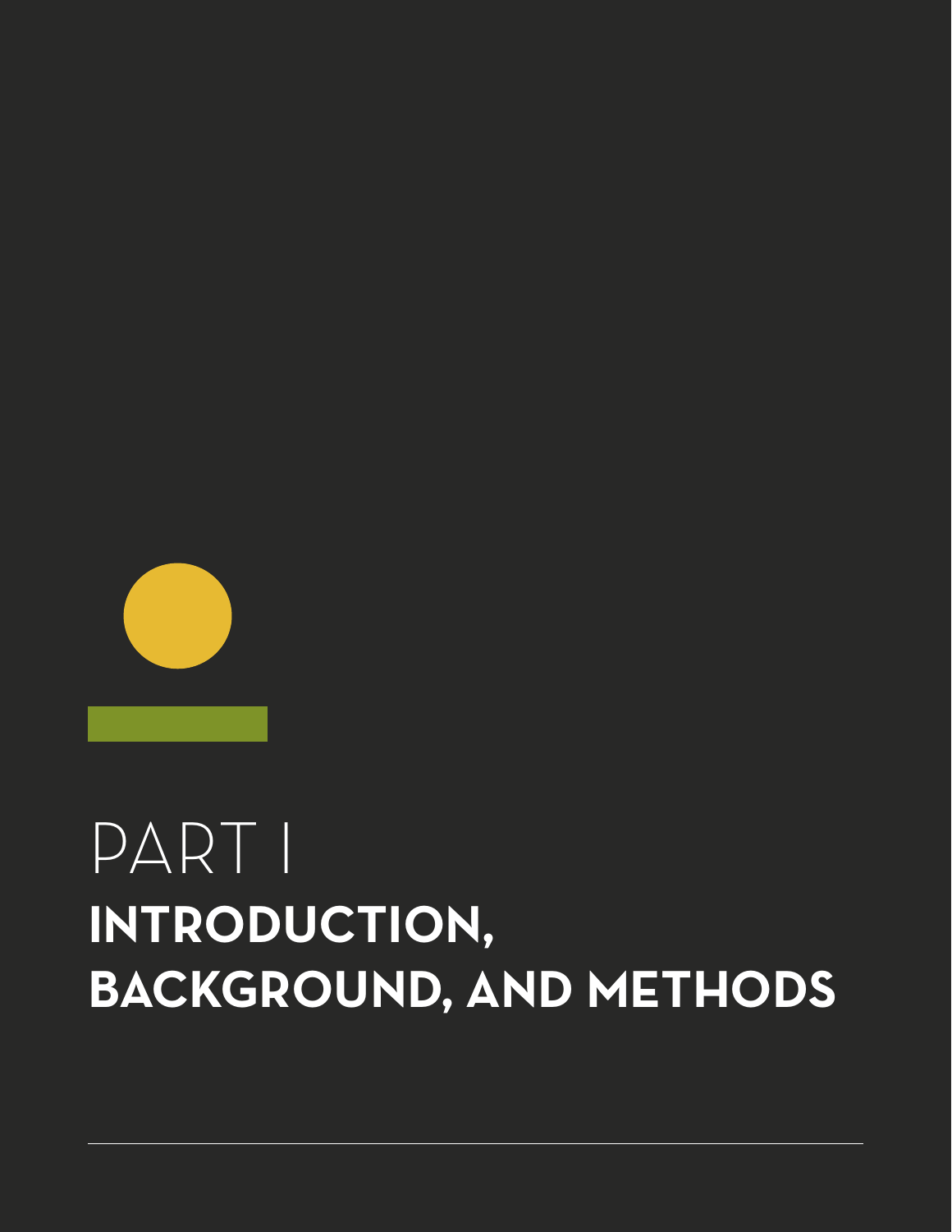# PART I

# INTRODUCTION, BACKGROUND, AND METHODS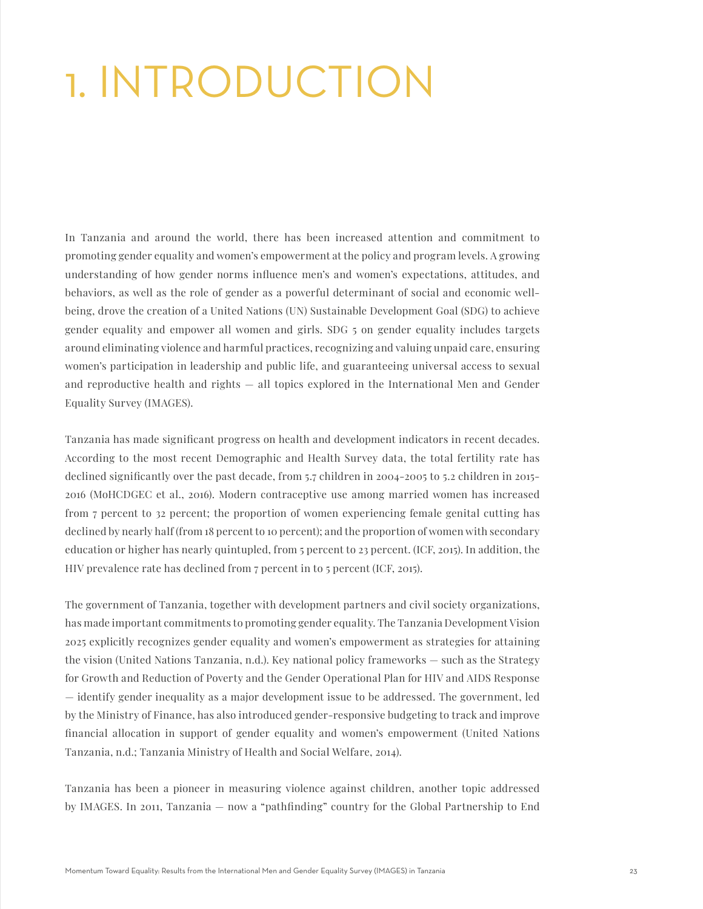# 1. INTRODUCTION

In Tanzania and around the world, there has been increased attention and commitment to promoting gender equality and women's empowerment at the policy and program levels. A growing understanding of how gender norms influence men's and women's expectations, attitudes, and behaviors, as well as the role of gender as a powerful determinant of social and economic well-being, drove the creation of a United Nations (UN) Sustainable Development Goal (SDG) to achieve gender equality and empower all women and girls. SDG 5 on gender equality includes targets around eliminating violence and harmful practices, recognizing and valuing unpaid care, ensuring women's participation in leadership and public life, and guaranteeing universal access to sexual and reproductive health and rights — all topics explored in the International Men and Gender Equality Survey (IMAGES).

Tanzania has made significant progress on health and development indicators in recent decades. According to the most recent Demographic and Health Survey data, the total fertility rate has declined significantly over the past decade, from 5.7 children in 2004-2005 to 5.2 children in 2015-2016 (MoHCDGEC et al., 2016). Modern contraceptive use among married women has increased from 7 percent to 32 percent; the proportion of women experiencing female genital cutting has declined by nearly half (from 18 percent to 10 percent); and the proportion of women with secondary education or higher has nearly quintupled, from 5 percent to 23 percent. (ICF, 2015). In addition, the HIV prevalence rate has declined from 7 percent in to 5 percent (ICF, 2015).

The government of Tanzania, together with development partners and civil society organizations, has made important commitments to promoting gender equality. The Tanzania Development Vision 2025 explicitly recognizes gender equality and women's empowerment as strategies for attaining the vision (United Nations Tanzania, n.d.). Key national policy frameworks — such as the Strategy for Growth and Reduction of Poverty and the Gender Operational Plan for HIV and AIDS Response — identify gender inequality as a major development issue to be addressed. The government, led by the Ministry of Finance, has also introduced gender-responsive budgeting to track and improve financial allocation in support of gender equality and women's empowerment (United Nations Tanzania, n.d.; Tanzania Ministry of Health and Social Welfare, 2014).

Tanzania has been a pioneer in measuring violence against children, another topic addressed by IMAGES. In 2011, Tanzania — now a "pathfinding" country for the Global Partnership to End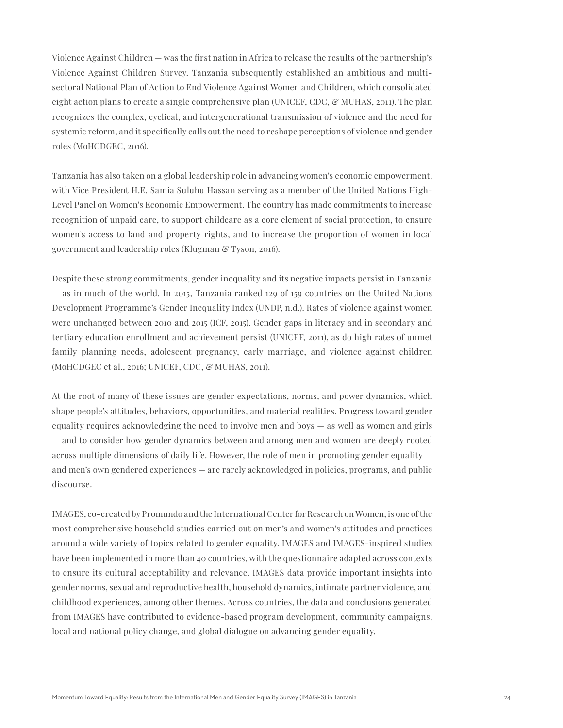Violence Against Children — was the first nation in Africa to release the results of the partnership's Violence Against Children Survey. Tanzania subsequently established an ambitious and multi-sectoral National Plan of Action to End Violence Against Women and Children, which consolidated eight action plans to create a single comprehensive plan (UNICEF, CDC, & MUHAS, 2011). The plan recognizes the complex, cyclical, and intergenerational transmission of violence and the need for systemic reform, and it specifically calls out the need to reshape perceptions of violence and gender roles (MoHCDGEC, 2016).

Tanzania has also taken on a global leadership role in advancing women's economic empowerment, with Vice President H.E. Samia Suluhu Hassan serving as a member of the United Nations High-Level Panel on Women's Economic Empowerment. The country has made commitments to increase recognition of unpaid care, to support childcare as a core element of social protection, to ensure women's access to land and property rights, and to increase the proportion of women in local government and leadership roles (Klugman & Tyson, 2016).

Despite these strong commitments, gender inequality and its negative impacts persist in Tanzania — as in much of the world. In 2015, Tanzania ranked 129 of 159 countries on the United Nations Development Programme's Gender Inequality Index (UNDP, n.d.). Rates of violence against women were unchanged between 2010 and 2015 (ICF, 2015). Gender gaps in literacy and in secondary and tertiary education enrollment and achievement persist (UNICEF, 2011), as do high rates of unmet family planning needs, adolescent pregnancy, early marriage, and violence against children (MoHCDGEC et al., 2016; UNICEF, CDC, & MUHAS, 2011).

At the root of many of these issues are gender expectations, norms, and power dynamics, which shape people's attitudes, behaviors, opportunities, and material realities. Progress toward gender equality requires acknowledging the need to involve men and boys — as well as women and girls — and to consider how gender dynamics between and among men and women are deeply rooted across multiple dimensions of daily life. However, the role of men in promoting gender equality — and men's own gendered experiences — are rarely acknowledged in policies, programs, and public discourse.

IMAGES, co-created by Promundo and the International Center for Research on Women, is one of the most comprehensive household studies carried out on men's and women's attitudes and practices around a wide variety of topics related to gender equality. IMAGES and IMAGES-inspired studies have been implemented in more than 40 countries, with the questionnaire adapted across contexts to ensure its cultural acceptability and relevance. IMAGES data provide important insights into gender norms, sexual and reproductive health, household dynamics, intimate partner violence, and childhood experiences, among other themes. Across countries, the data and conclusions generated from IMAGES have contributed to evidence-based program development, community campaigns, local and national policy change, and global dialogue on advancing gender equality.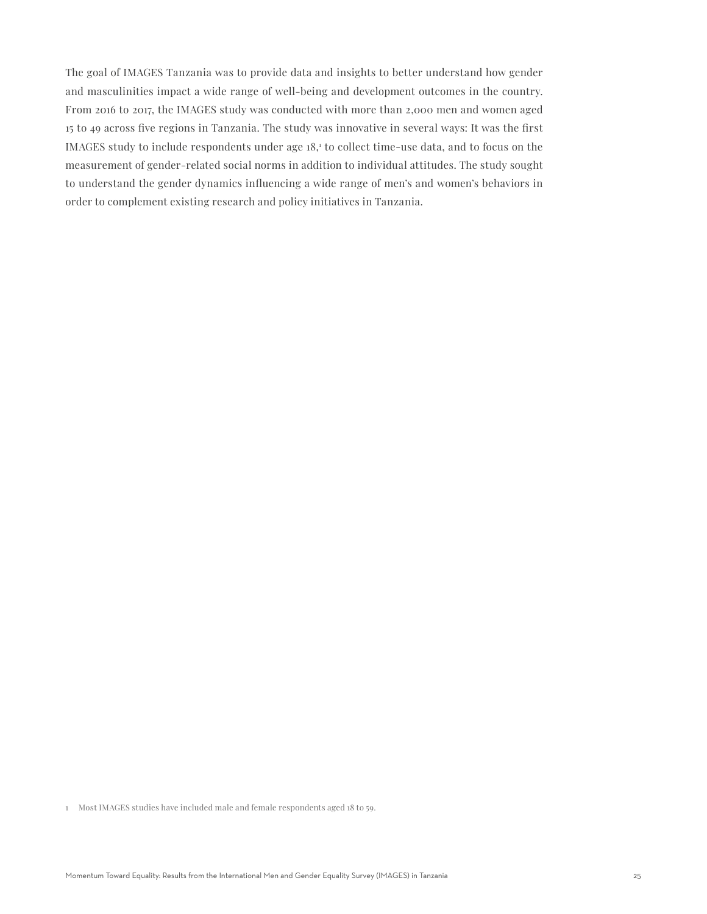The goal of IMAGES Tanzania was to provide data and insights to better understand how gender and masculinities impact a wide range of well-being and development outcomes in the country. From 2016 to 2017, the IMAGES study was conducted with more than 2,000 men and women aged 15 to 49 across five regions in Tanzania. The study was innovative in several ways: It was the first IMAGES study to include respondents under age 18,[1] to collect time-use data, and to focus on the measurement of gender-related social norms in addition to individual attitudes. The study sought to understand the gender dynamics influencing a wide range of men's and women's behaviors in order to complement existing research and policy initiatives in Tanzania.

1 Most IMAGES studies have included male and female respondents aged 18 to 59.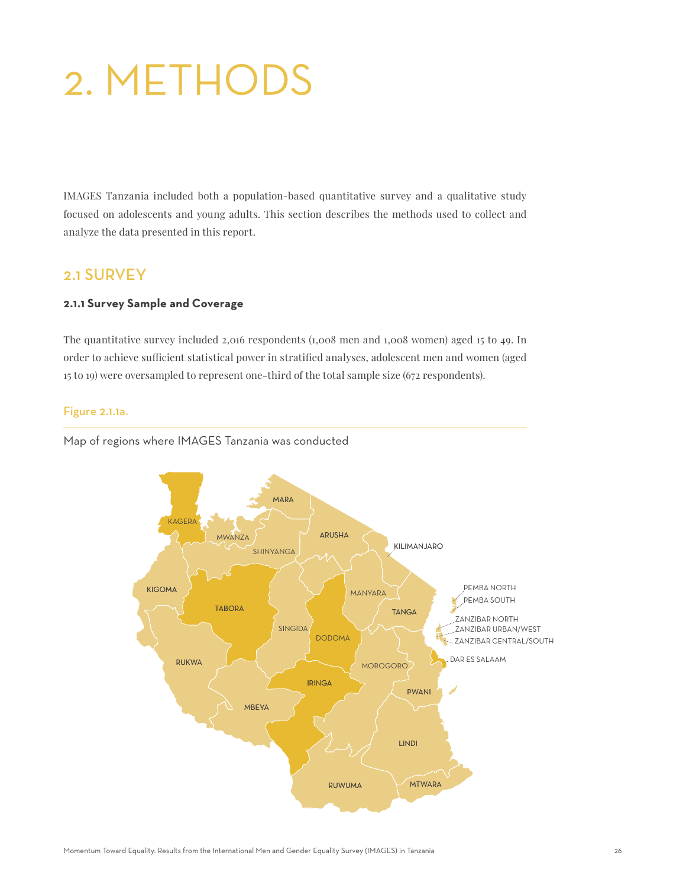# 2. METHODS

IMAGES Tanzania included both a population-based quantitative survey and a qualitative study focused on adolescents and young adults. This section describes the methods used to collect and analyze the data presented in this report.

## 2.1 SURVEY

### 2.1.1 Survey Sample and Coverage

The quantitative survey included 2,016 respondents (1,008 men and 1,008 women) aged 15 to 49. In order to achieve sufficient statistical power in stratified analyses, adolescent men and women (aged 15 to 19) were oversampled to represent one-third of the total sample size (672 respondents).

**Figure 2.1.1a.**

Map of regions where IMAGES Tanzania was conducted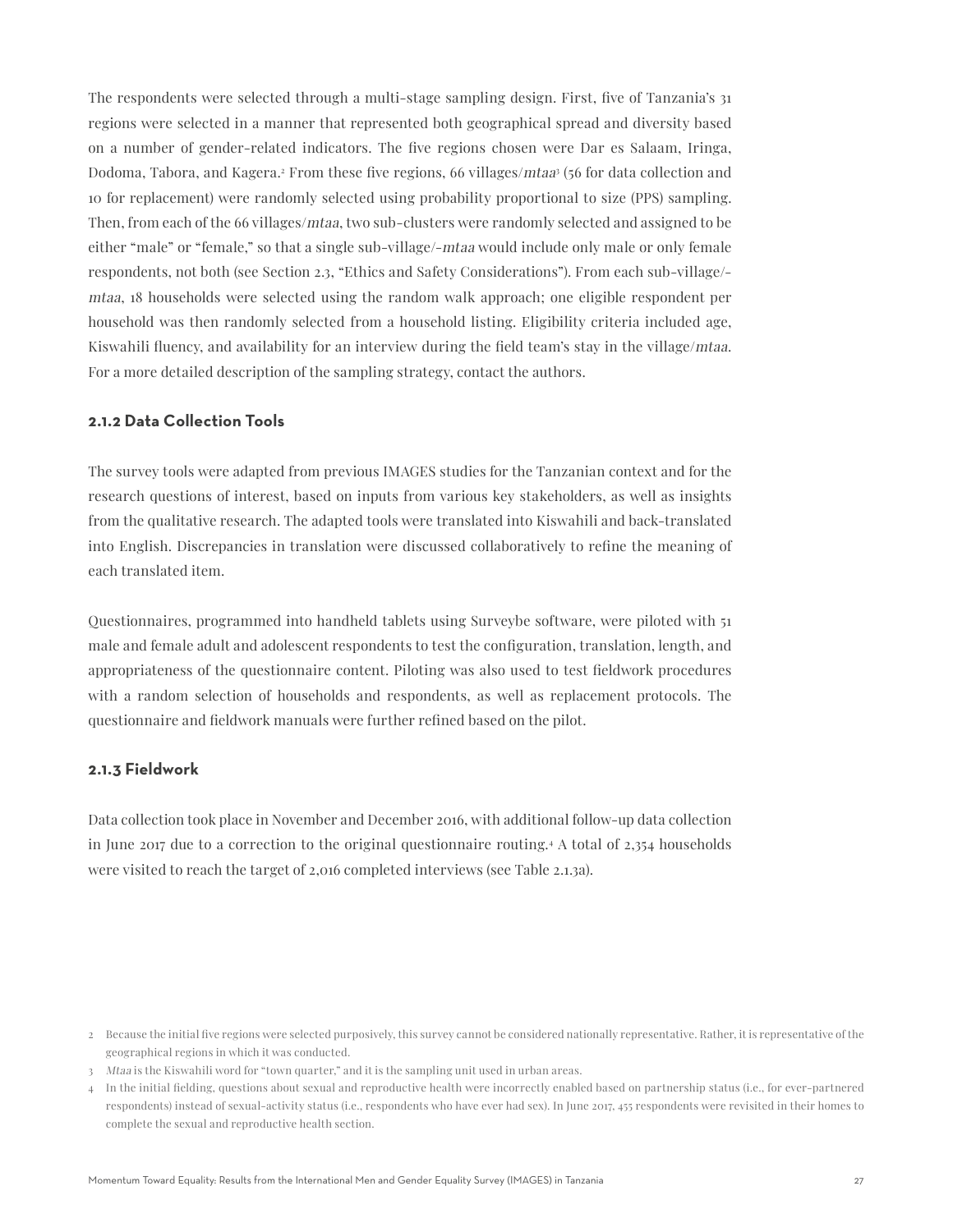The respondents were selected through a multi-stage sampling design. First, five of Tanzania's 31 regions were selected in a manner that represented both geographical spread and diversity based on a number of gender-related indicators. The five regions chosen were Dar es Salaam, Iringa, Dodoma, Tabora, and Kagera.[2] From these five regions, 66 villages/*mtaa*[3] (56 for data collection and 10 for replacement) were randomly selected using probability proportional to size (PPS) sampling. Then, from each of the 66 villages/*mtaa*, two sub-clusters were randomly selected and assigned to be either "male" or "female," so that a single sub-village/-*mtaa* would include only male or only female respondents, not both (see Section 2.3, "Ethics and Safety Considerations"). From each sub-village/-*mtaa*, 18 households were selected using the random walk approach; one eligible respondent per household was then randomly selected from a household listing. Eligibility criteria included age, Kiswahili fluency, and availability for an interview during the field team's stay in the village/*mtaa*. For a more detailed description of the sampling strategy, contact the authors.

### 2.1.2 Data Collection Tools

The survey tools were adapted from previous IMAGES studies for the Tanzanian context and for the research questions of interest, based on inputs from various key stakeholders, as well as insights from the qualitative research. The adapted tools were translated into Kiswahili and back-translated into English. Discrepancies in translation were discussed collaboratively to refine the meaning of each translated item.

Questionnaires, programmed into handheld tablets using Surveybe software, were piloted with 51 male and female adult and adolescent respondents to test the configuration, translation, length, and appropriateness of the questionnaire content. Piloting was also used to test fieldwork procedures with a random selection of households and respondents, as well as replacement protocols. The questionnaire and fieldwork manuals were further refined based on the pilot.

### 2.1.3 Fieldwork

Data collection took place in November and December 2016, with additional follow-up data collection in June 2017 due to a correction to the original questionnaire routing.[4] A total of 2,354 households were visited to reach the target of 2,016 completed interviews (see Table 2.1.3a).

---

2 Because the initial five regions were selected purposively, this survey cannot be considered nationally representative. Rather, it is representative of the geographical regions in which it was conducted.

3 *Mtaa* is the Kiswahili word for "town quarter," and it is the sampling unit used in urban areas.

4 In the initial fielding, questions about sexual and reproductive health were incorrectly enabled based on partnership status (i.e., for ever-partnered respondents) instead of sexual-activity status (i.e., respondents who have ever had sex). In June 2017, 455 respondents were revisited in their homes to complete the sexual and reproductive health section.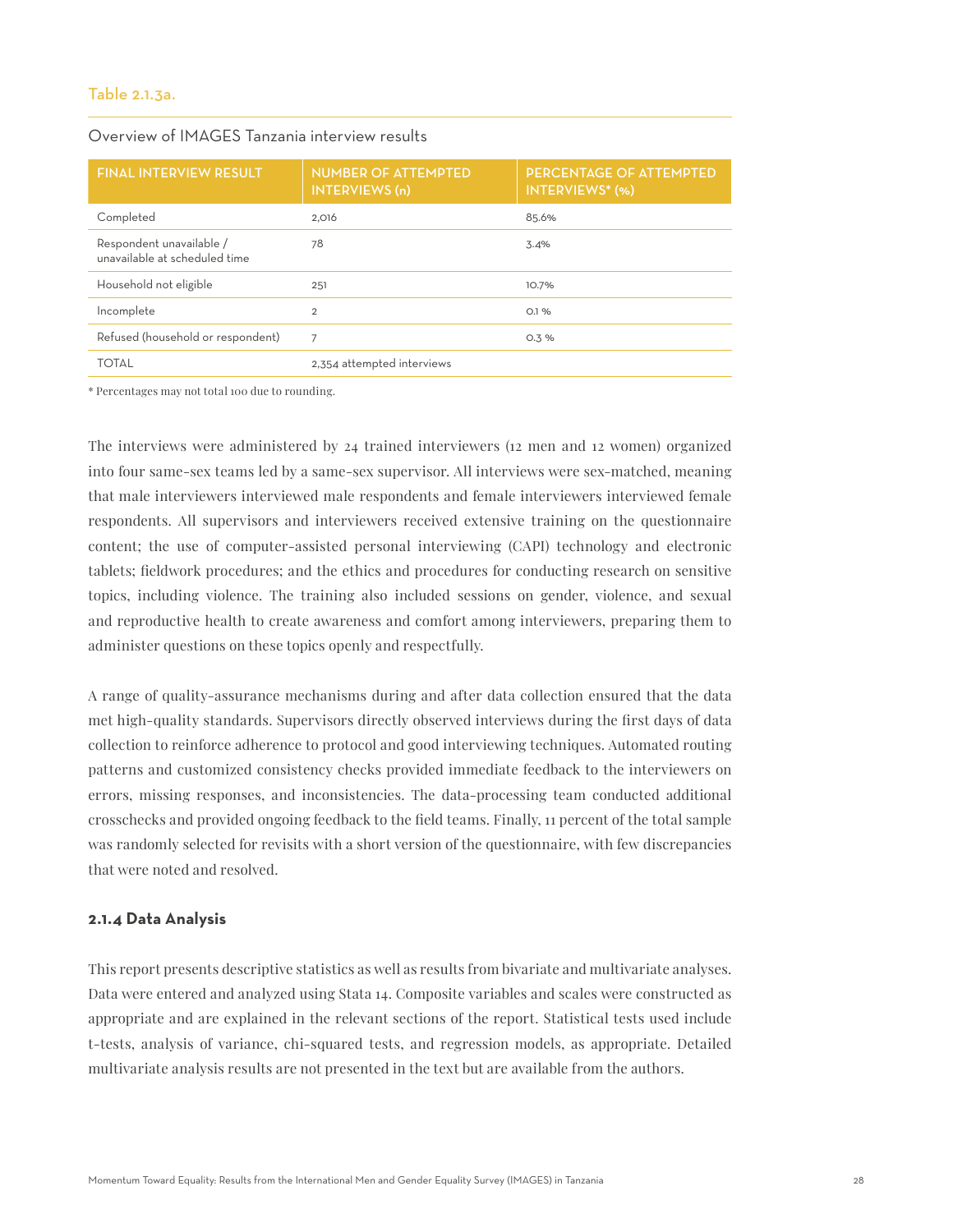Table 2.1.3a.

Overview of IMAGES Tanzania interview results

| FINAL INTERVIEW RESULT | NUMBER OF ATTEMPTED INTERVIEWS (n) | PERCENTAGE OF ATTEMPTED INTERVIEWS* (%) |
|---|---|---|
| Completed | 2,016 | 85.6% |
| Respondent unavailable / unavailable at scheduled time | 78 | 3.4% |
| Household not eligible | 251 | 10.7% |
| Incomplete | 2 | 0.1 % |
| Refused (household or respondent) | 7 | 0.3 % |
| TOTAL | 2,354 attempted interviews | |

* Percentages may not total 100 due to rounding.

The interviews were administered by 24 trained interviewers (12 men and 12 women) organized into four same-sex teams led by a same-sex supervisor. All interviews were sex-matched, meaning that male interviewers interviewed male respondents and female interviewers interviewed female respondents. All supervisors and interviewers received extensive training on the questionnaire content; the use of computer-assisted personal interviewing (CAPI) technology and electronic tablets; fieldwork procedures; and the ethics and procedures for conducting research on sensitive topics, including violence. The training also included sessions on gender, violence, and sexual and reproductive health to create awareness and comfort among interviewers, preparing them to administer questions on these topics openly and respectfully.

A range of quality-assurance mechanisms during and after data collection ensured that the data met high-quality standards. Supervisors directly observed interviews during the first days of data collection to reinforce adherence to protocol and good interviewing techniques. Automated routing patterns and customized consistency checks provided immediate feedback to the interviewers on errors, missing responses, and inconsistencies. The data-processing team conducted additional crosschecks and provided ongoing feedback to the field teams. Finally, 11 percent of the total sample was randomly selected for revisits with a short version of the questionnaire, with few discrepancies that were noted and resolved.

### 2.1.4 Data Analysis

This report presents descriptive statistics as well as results from bivariate and multivariate analyses. Data were entered and analyzed using Stata 14. Composite variables and scales were constructed as appropriate and are explained in the relevant sections of the report. Statistical tests used include t-tests, analysis of variance, chi-squared tests, and regression models, as appropriate. Detailed multivariate analysis results are not presented in the text but are available from the authors.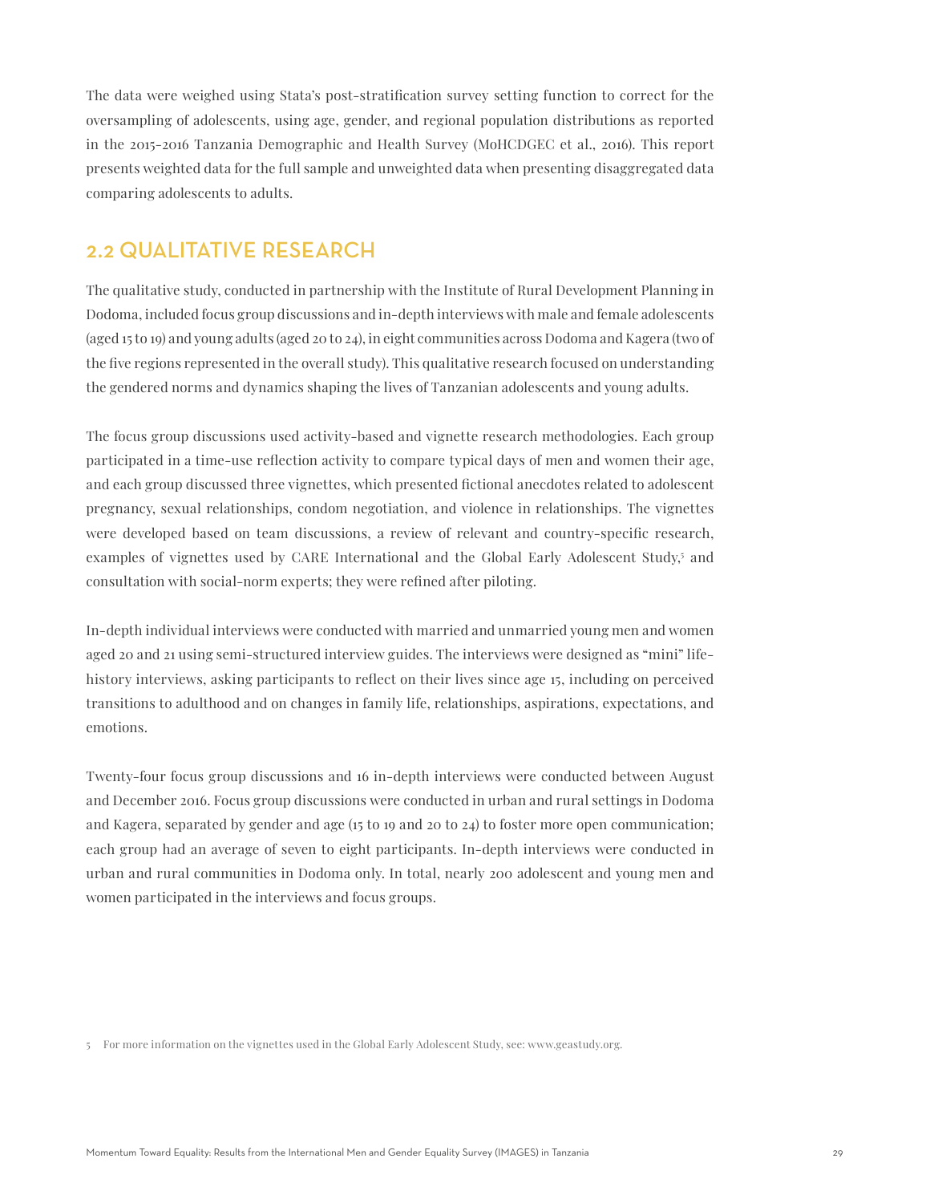The data were weighed using Stata's post-stratification survey setting function to correct for the oversampling of adolescents, using age, gender, and regional population distributions as reported in the 2015-2016 Tanzania Demographic and Health Survey (MoHCDGEC et al., 2016). This report presents weighted data for the full sample and unweighted data when presenting disaggregated data comparing adolescents to adults.

## 2.2 QUALITATIVE RESEARCH

The qualitative study, conducted in partnership with the Institute of Rural Development Planning in Dodoma, included focus group discussions and in-depth interviews with male and female adolescents (aged 15 to 19) and young adults (aged 20 to 24), in eight communities across Dodoma and Kagera (two of the five regions represented in the overall study). This qualitative research focused on understanding the gendered norms and dynamics shaping the lives of Tanzanian adolescents and young adults.

The focus group discussions used activity-based and vignette research methodologies. Each group participated in a time-use reflection activity to compare typical days of men and women their age, and each group discussed three vignettes, which presented fictional anecdotes related to adolescent pregnancy, sexual relationships, condom negotiation, and violence in relationships. The vignettes were developed based on team discussions, a review of relevant and country-specific research, examples of vignettes used by CARE International and the Global Early Adolescent Study,[5] and consultation with social-norm experts; they were refined after piloting.

In-depth individual interviews were conducted with married and unmarried young men and women aged 20 and 21 using semi-structured interview guides. The interviews were designed as "mini" life-history interviews, asking participants to reflect on their lives since age 15, including on perceived transitions to adulthood and on changes in family life, relationships, aspirations, expectations, and emotions.

Twenty-four focus group discussions and 16 in-depth interviews were conducted between August and December 2016. Focus group discussions were conducted in urban and rural settings in Dodoma and Kagera, separated by gender and age (15 to 19 and 20 to 24) to foster more open communication; each group had an average of seven to eight participants. In-depth interviews were conducted in urban and rural communities in Dodoma only. In total, nearly 200 adolescent and young men and women participated in the interviews and focus groups.

5 For more information on the vignettes used in the Global Early Adolescent Study, see: www.geastudy.org.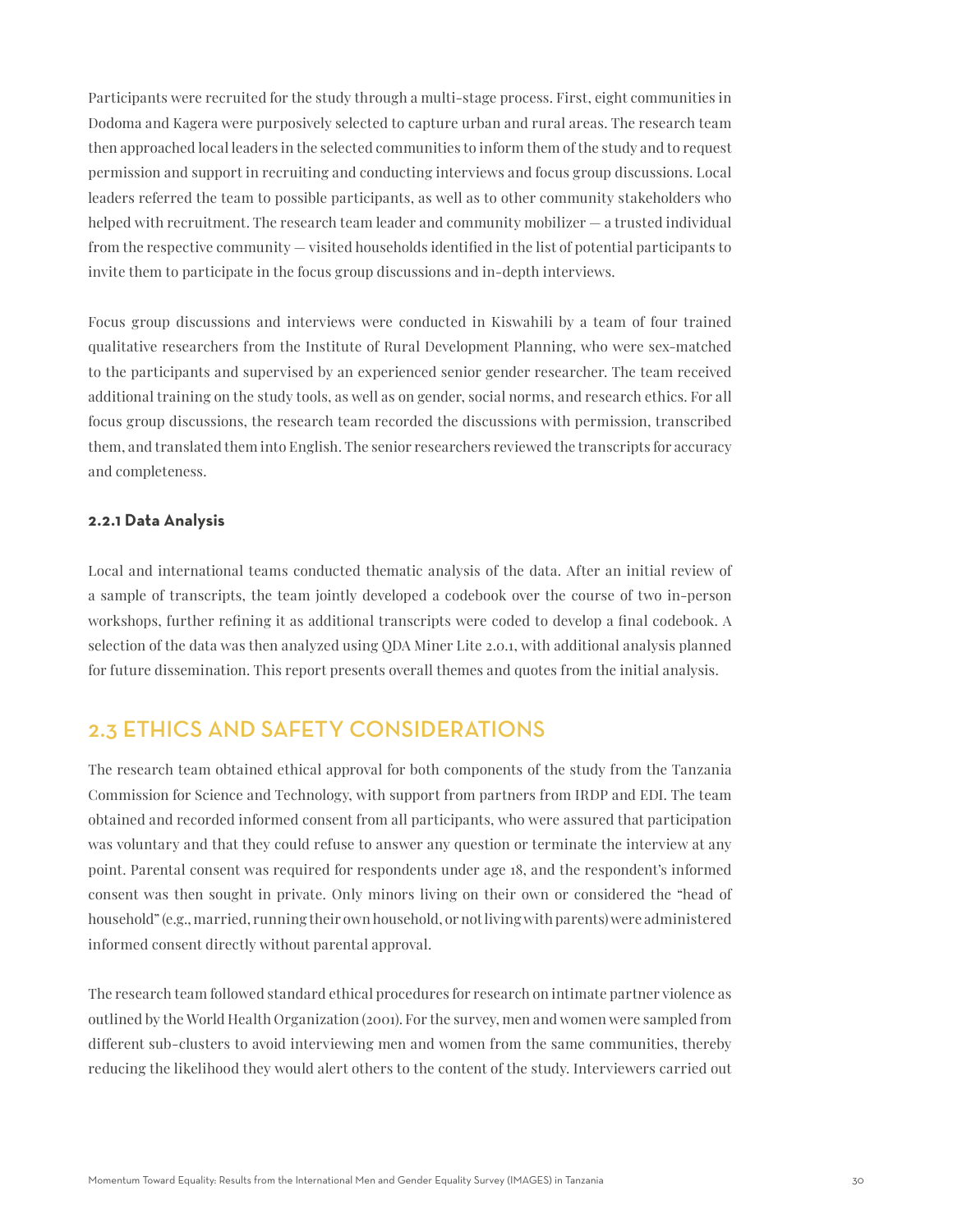Participants were recruited for the study through a multi-stage process. First, eight communities in Dodoma and Kagera were purposively selected to capture urban and rural areas. The research team then approached local leaders in the selected communities to inform them of the study and to request permission and support in recruiting and conducting interviews and focus group discussions. Local leaders referred the team to possible participants, as well as to other community stakeholders who helped with recruitment. The research team leader and community mobilizer — a trusted individual from the respective community — visited households identified in the list of potential participants to invite them to participate in the focus group discussions and in-depth interviews.

Focus group discussions and interviews were conducted in Kiswahili by a team of four trained qualitative researchers from the Institute of Rural Development Planning, who were sex-matched to the participants and supervised by an experienced senior gender researcher. The team received additional training on the study tools, as well as on gender, social norms, and research ethics. For all focus group discussions, the research team recorded the discussions with permission, transcribed them, and translated them into English. The senior researchers reviewed the transcripts for accuracy and completeness.

### 2.2.1 Data Analysis

Local and international teams conducted thematic analysis of the data. After an initial review of a sample of transcripts, the team jointly developed a codebook over the course of two in-person workshops, further refining it as additional transcripts were coded to develop a final codebook. A selection of the data was then analyzed using QDA Miner Lite 2.0.1, with additional analysis planned for future dissemination. This report presents overall themes and quotes from the initial analysis.

## 2.3 ETHICS AND SAFETY CONSIDERATIONS

The research team obtained ethical approval for both components of the study from the Tanzania Commission for Science and Technology, with support from partners from IRDP and EDI. The team obtained and recorded informed consent from all participants, who were assured that participation was voluntary and that they could refuse to answer any question or terminate the interview at any point. Parental consent was required for respondents under age 18, and the respondent's informed consent was then sought in private. Only minors living on their own or considered the "head of household" (e.g., married, running their own household, or not living with parents) were administered informed consent directly without parental approval.

The research team followed standard ethical procedures for research on intimate partner violence as outlined by the World Health Organization (2001). For the survey, men and women were sampled from different sub-clusters to avoid interviewing men and women from the same communities, thereby reducing the likelihood they would alert others to the content of the study. Interviewers carried out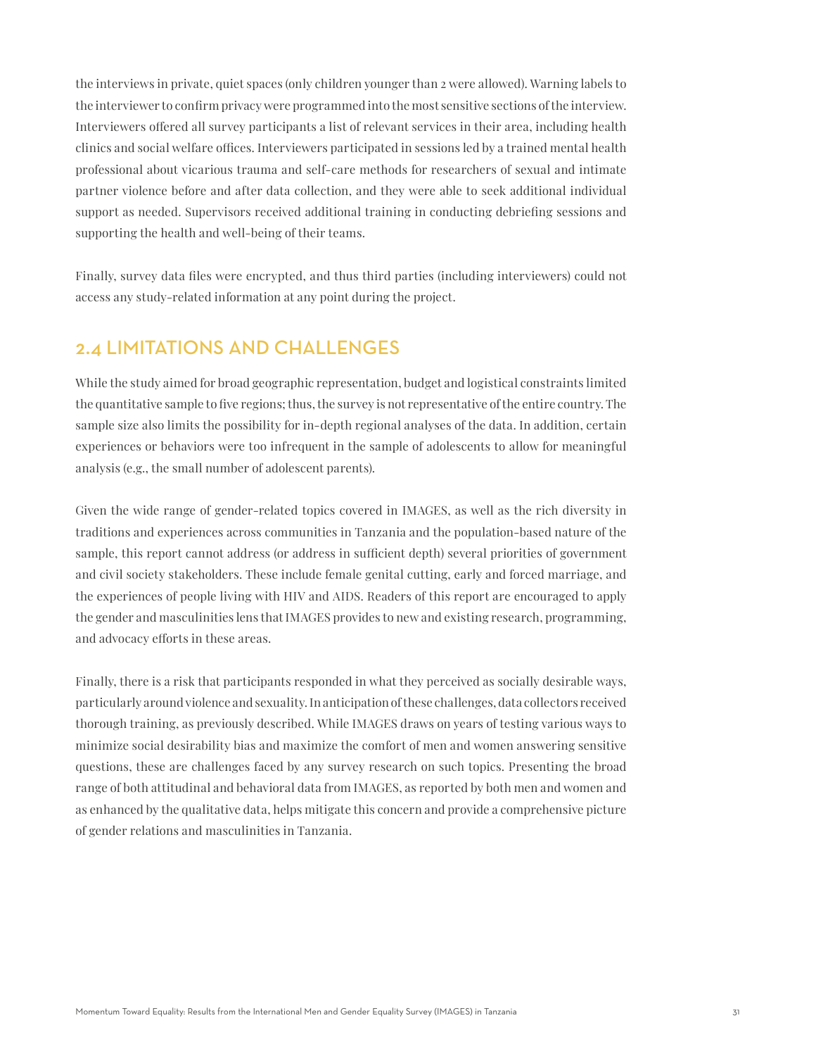the interviews in private, quiet spaces (only children younger than 2 were allowed). Warning labels to the interviewer to confirm privacy were programmed into the most sensitive sections of the interview. Interviewers offered all survey participants a list of relevant services in their area, including health clinics and social welfare offices. Interviewers participated in sessions led by a trained mental health professional about vicarious trauma and self-care methods for researchers of sexual and intimate partner violence before and after data collection, and they were able to seek additional individual support as needed. Supervisors received additional training in conducting debriefing sessions and supporting the health and well-being of their teams.

Finally, survey data files were encrypted, and thus third parties (including interviewers) could not access any study-related information at any point during the project.

## 2.4 LIMITATIONS AND CHALLENGES

While the study aimed for broad geographic representation, budget and logistical constraints limited the quantitative sample to five regions; thus, the survey is not representative of the entire country. The sample size also limits the possibility for in-depth regional analyses of the data. In addition, certain experiences or behaviors were too infrequent in the sample of adolescents to allow for meaningful analysis (e.g., the small number of adolescent parents).

Given the wide range of gender-related topics covered in IMAGES, as well as the rich diversity in traditions and experiences across communities in Tanzania and the population-based nature of the sample, this report cannot address (or address in sufficient depth) several priorities of government and civil society stakeholders. These include female genital cutting, early and forced marriage, and the experiences of people living with HIV and AIDS. Readers of this report are encouraged to apply the gender and masculinities lens that IMAGES provides to new and existing research, programming, and advocacy efforts in these areas.

Finally, there is a risk that participants responded in what they perceived as socially desirable ways, particularly around violence and sexuality. In anticipation of these challenges, data collectors received thorough training, as previously described. While IMAGES draws on years of testing various ways to minimize social desirability bias and maximize the comfort of men and women answering sensitive questions, these are challenges faced by any survey research on such topics. Presenting the broad range of both attitudinal and behavioral data from IMAGES, as reported by both men and women and as enhanced by the qualitative data, helps mitigate this concern and provide a comprehensive picture of gender relations and masculinities in Tanzania.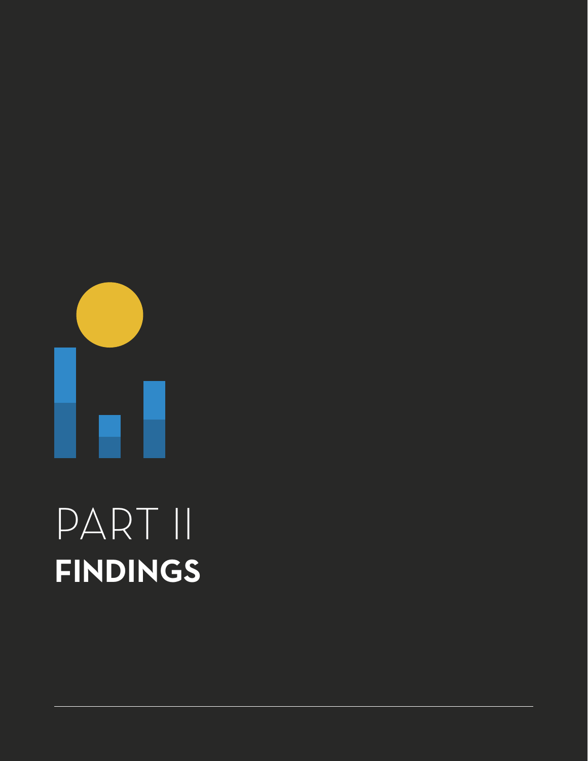# PART II
## FINDINGS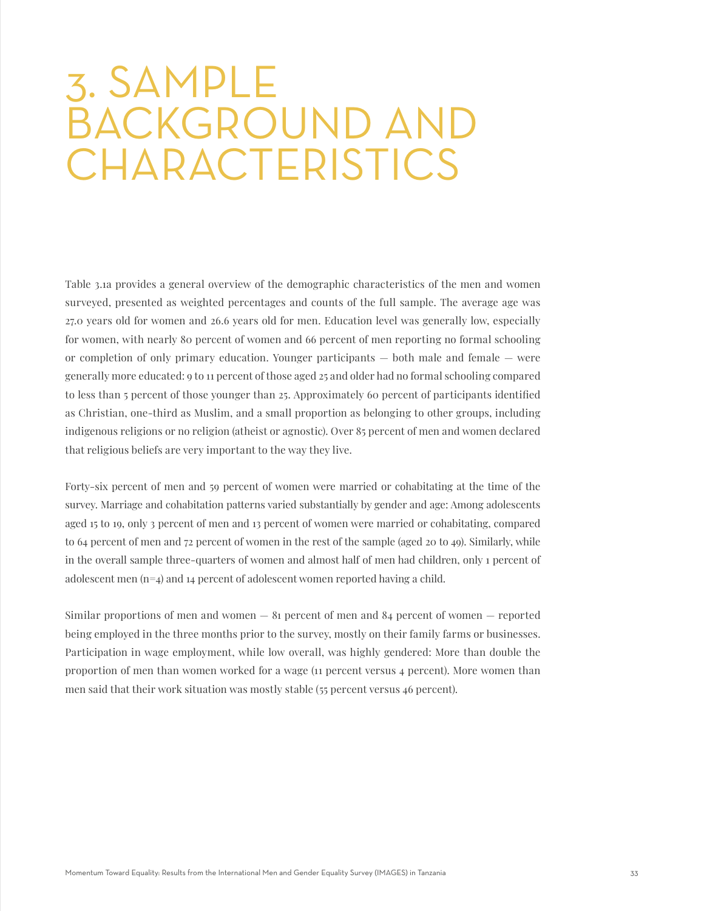# 3. SAMPLE BACKGROUND AND CHARACTERISTICS

Table 3.1a provides a general overview of the demographic characteristics of the men and women surveyed, presented as weighted percentages and counts of the full sample. The average age was 27.0 years old for women and 26.6 years old for men. Education level was generally low, especially for women, with nearly 80 percent of women and 66 percent of men reporting no formal schooling or completion of only primary education. Younger participants — both male and female — were generally more educated: 9 to 11 percent of those aged 25 and older had no formal schooling compared to less than 5 percent of those younger than 25. Approximately 60 percent of participants identified as Christian, one-third as Muslim, and a small proportion as belonging to other groups, including indigenous religions or no religion (atheist or agnostic). Over 85 percent of men and women declared that religious beliefs are very important to the way they live.

Forty-six percent of men and 59 percent of women were married or cohabitating at the time of the survey. Marriage and cohabitation patterns varied substantially by gender and age: Among adolescents aged 15 to 19, only 3 percent of men and 13 percent of women were married or cohabitating, compared to 64 percent of men and 72 percent of women in the rest of the sample (aged 20 to 49). Similarly, while in the overall sample three-quarters of women and almost half of men had children, only 1 percent of adolescent men (n=4) and 14 percent of adolescent women reported having a child.

Similar proportions of men and women — 81 percent of men and 84 percent of women — reported being employed in the three months prior to the survey, mostly on their family farms or businesses. Participation in wage employment, while low overall, was highly gendered: More than double the proportion of men than women worked for a wage (11 percent versus 4 percent). More women than men said that their work situation was mostly stable (55 percent versus 46 percent).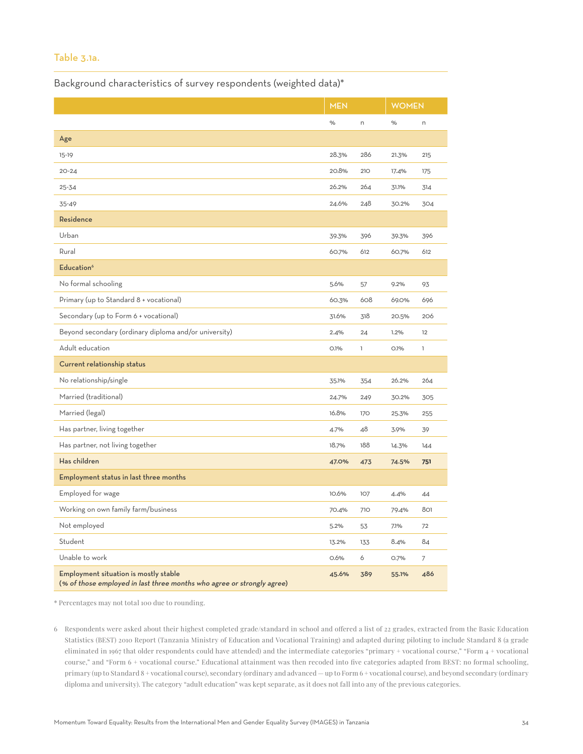## Table 3.1a.

Background characteristics of survey respondents (weighted data)*

| | MEN | | WOMEN | |
|---|---|---|---|---|
| | % | n | % | n |
| **Age** | | | | |
| 15-19 | 28.3% | 286 | 21.3% | 215 |
| 20-24 | 20.8% | 210 | 17.4% | 175 |
| 25-34 | 26.2% | 264 | 31.1% | 314 |
| 35-49 | 24.6% | 248 | 30.2% | 304 |
| **Residence** | | | | |
| Urban | 39.3% | 396 | 39.3% | 396 |
| Rural | 60.7% | 612 | 60.7% | 612 |
| **Education**[6] | | | | |
| No formal schooling | 5.6% | 57 | 9.2% | 93 |
| Primary (up to Standard 8 + vocational) | 60.3% | 608 | 69.0% | 696 |
| Secondary (up to Form 6 + vocational) | 31.6% | 318 | 20.5% | 206 |
| Beyond secondary (ordinary diploma and/or university) | 2.4% | 24 | 1.2% | 12 |
| Adult education | 0.1% | 1 | 0.1% | 1 |
| **Current relationship status** | | | | |
| No relationship/single | 35.1% | 354 | 26.2% | 264 |
| Married (traditional) | 24.7% | 249 | 30.2% | 305 |
| Married (legal) | 16.8% | 170 | 25.3% | 255 |
| Has partner, living together | 4.7% | 48 | 3.9% | 39 |
| Has partner, not living together | 18.7% | 188 | 14.3% | 144 |
| **Has children** | **47.0%** | **473** | **74.5%** | **751** |
| **Employment status in last three months** | | | | |
| Employed for wage | 10.6% | 107 | 4.4% | 44 |
| Working on own family farm/business | 70.4% | 710 | 79.4% | 801 |
| Not employed | 5.2% | 53 | 7.1% | 72 |
| Student | 13.2% | 133 | 8.4% | 84 |
| Unable to work | 0.6% | 6 | 0.7% | 7 |
| **Employment situation is mostly stable** ***(% of those employed in last three months who agree or strongly agree)*** | **45.6%** | **389** | **55.1%** | **486** |

* Percentages may not total 100 due to rounding.

6 Respondents were asked about their highest completed grade/standard in school and offered a list of 22 grades, extracted from the Basic Education Statistics (BEST) 2010 Report (Tanzania Ministry of Education and Vocational Training) and adapted during piloting to include Standard 8 (a grade eliminated in 1967 that older respondents could have attended) and the intermediate categories "primary + vocational course," "Form 4 + vocational course," and "Form 6 + vocational course." Educational attainment was then recoded into five categories adapted from BEST: no formal schooling, primary (up to Standard 8 + vocational course), secondary (ordinary and advanced — up to Form 6 + vocational course), and beyond secondary (ordinary diploma and university). The category "adult education" was kept separate, as it does not fall into any of the previous categories.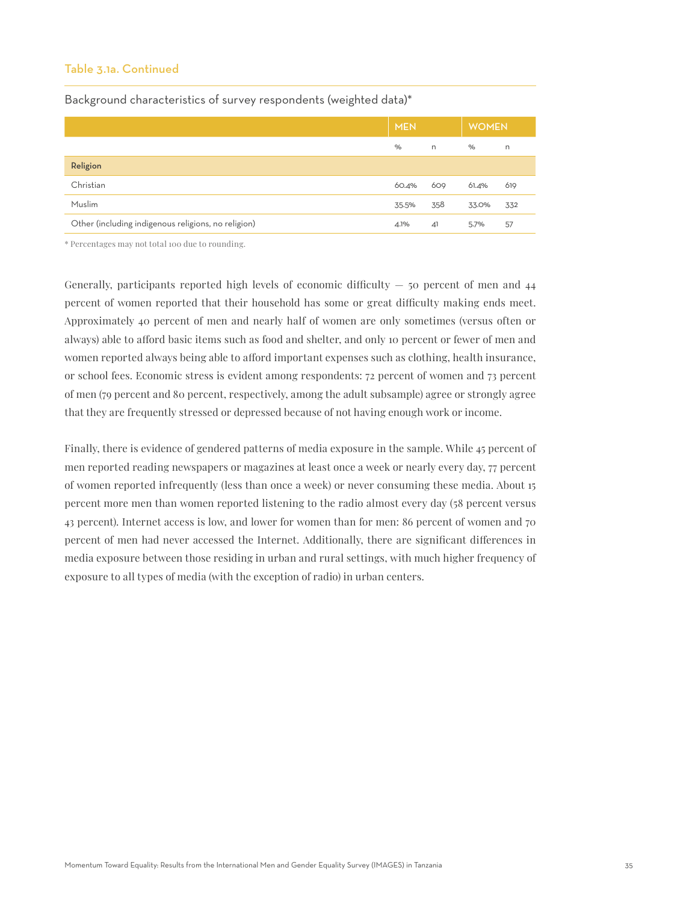### Table 3.1a. Continued

Background characteristics of survey respondents (weighted data)*

| | MEN | | WOMEN | |
|---|---|---|---|---|
| | % | n | % | n |
| **Religion** | | | | |
| Christian | 60.4% | 609 | 61.4% | 619 |
| Muslim | 35.5% | 358 | 33.0% | 332 |
| Other (including indigenous religions, no religion) | 4.1% | 41 | 5.7% | 57 |

* Percentages may not total 100 due to rounding.

Generally, participants reported high levels of economic difficulty — 50 percent of men and 44 percent of women reported that their household has some or great difficulty making ends meet. Approximately 40 percent of men and nearly half of women are only sometimes (versus often or always) able to afford basic items such as food and shelter, and only 10 percent or fewer of men and women reported always being able to afford important expenses such as clothing, health insurance, or school fees. Economic stress is evident among respondents: 72 percent of women and 73 percent of men (79 percent and 80 percent, respectively, among the adult subsample) agree or strongly agree that they are frequently stressed or depressed because of not having enough work or income.

Finally, there is evidence of gendered patterns of media exposure in the sample. While 45 percent of men reported reading newspapers or magazines at least once a week or nearly every day, 77 percent of women reported infrequently (less than once a week) or never consuming these media. About 15 percent more men than women reported listening to the radio almost every day (58 percent versus 43 percent). Internet access is low, and lower for women than for men: 86 percent of women and 70 percent of men had never accessed the Internet. Additionally, there are significant differences in media exposure between those residing in urban and rural settings, with much higher frequency of exposure to all types of media (with the exception of radio) in urban centers.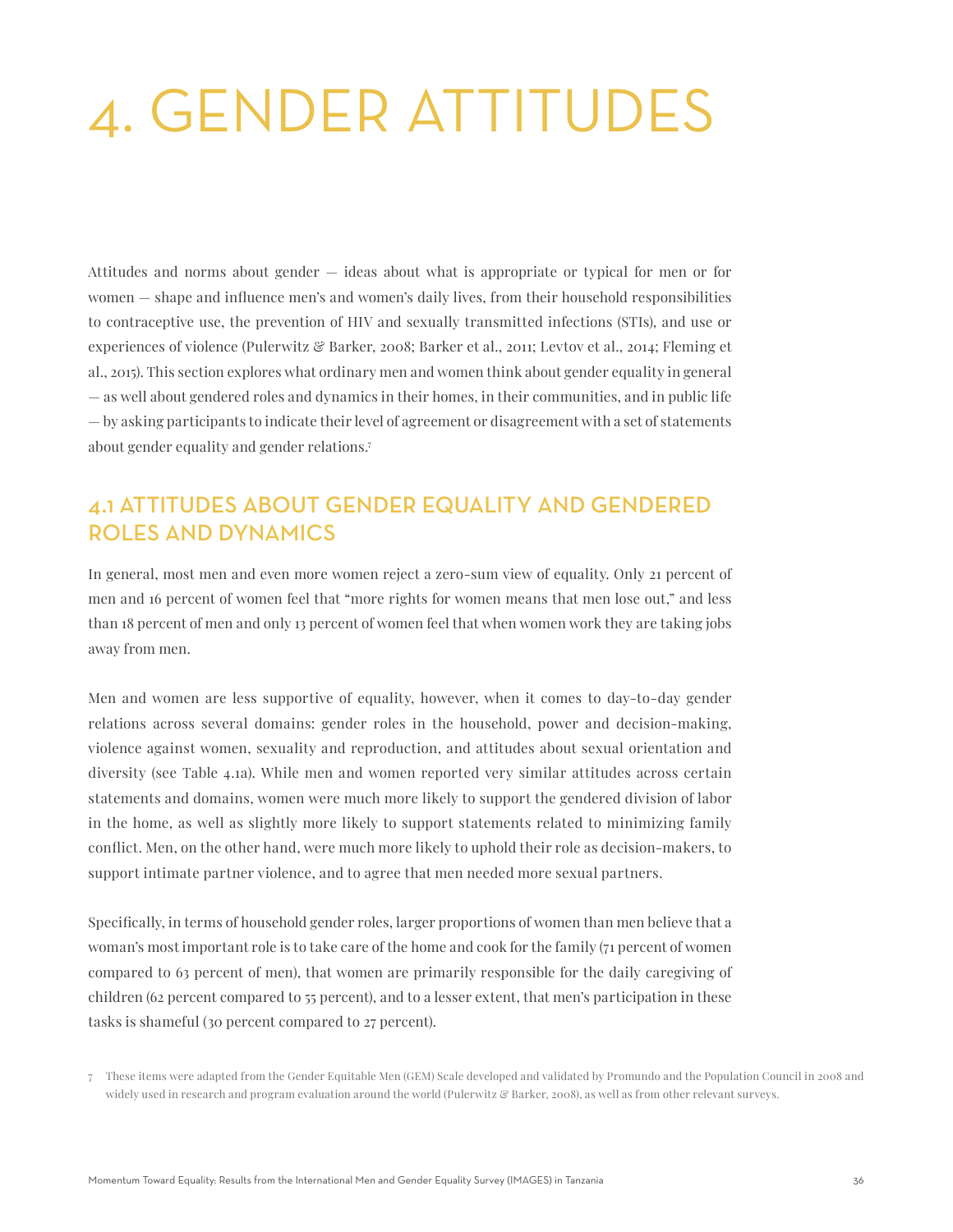# 4. GENDER ATTITUDES

Attitudes and norms about gender — ideas about what is appropriate or typical for men or for women — shape and influence men's and women's daily lives, from their household responsibilities to contraceptive use, the prevention of HIV and sexually transmitted infections (STIs), and use or experiences of violence (Pulerwitz & Barker, 2008; Barker et al., 2011; Levtov et al., 2014; Fleming et al., 2015). This section explores what ordinary men and women think about gender equality in general — as well about gendered roles and dynamics in their homes, in their communities, and in public life — by asking participants to indicate their level of agreement or disagreement with a set of statements about gender equality and gender relations.[7]

## 4.1 ATTITUDES ABOUT GENDER EQUALITY AND GENDERED ROLES AND DYNAMICS

In general, most men and even more women reject a zero-sum view of equality. Only 21 percent of men and 16 percent of women feel that "more rights for women means that men lose out," and less than 18 percent of men and only 13 percent of women feel that when women work they are taking jobs away from men.

Men and women are less supportive of equality, however, when it comes to day-to-day gender relations across several domains: gender roles in the household, power and decision-making, violence against women, sexuality and reproduction, and attitudes about sexual orientation and diversity (see Table 4.1a). While men and women reported very similar attitudes across certain statements and domains, women were much more likely to support the gendered division of labor in the home, as well as slightly more likely to support statements related to minimizing family conflict. Men, on the other hand, were much more likely to uphold their role as decision-makers, to support intimate partner violence, and to agree that men needed more sexual partners.

Specifically, in terms of household gender roles, larger proportions of women than men believe that a woman's most important role is to take care of the home and cook for the family (71 percent of women compared to 63 percent of men), that women are primarily responsible for the daily caregiving of children (62 percent compared to 55 percent), and to a lesser extent, that men's participation in these tasks is shameful (30 percent compared to 27 percent).

[7] These items were adapted from the Gender Equitable Men (GEM) Scale developed and validated by Promundo and the Population Council in 2008 and widely used in research and program evaluation around the world (Pulerwitz & Barker, 2008), as well as from other relevant surveys.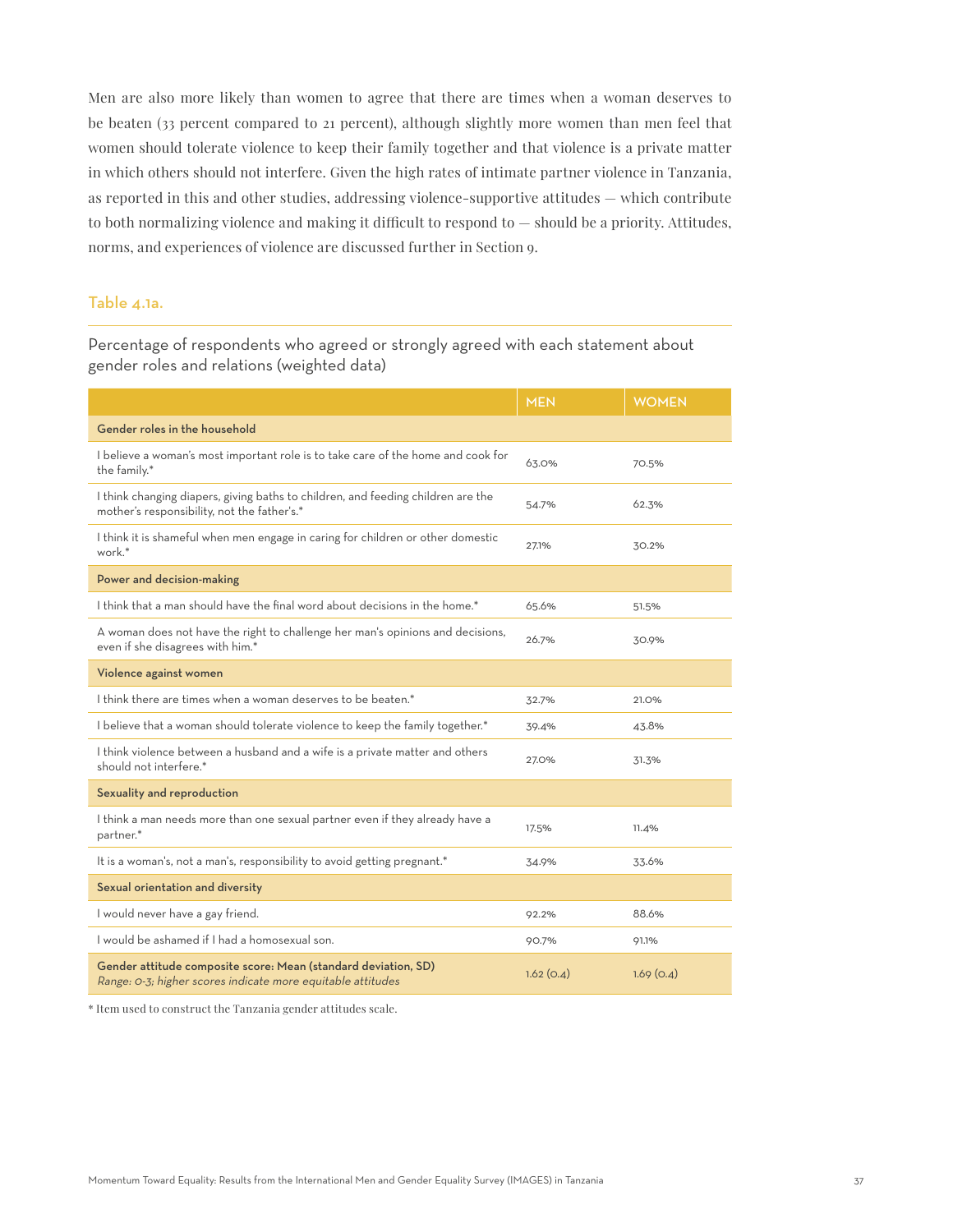Men are also more likely than women to agree that there are times when a woman deserves to be beaten (33 percent compared to 21 percent), although slightly more women than men feel that women should tolerate violence to keep their family together and that violence is a private matter in which others should not interfere. Given the high rates of intimate partner violence in Tanzania, as reported in this and other studies, addressing violence-supportive attitudes — which contribute to both normalizing violence and making it difficult to respond to — should be a priority. Attitudes, norms, and experiences of violence are discussed further in Section 9.

### Table 4.1a.

Percentage of respondents who agreed or strongly agreed with each statement about gender roles and relations (weighted data)

| | MEN | WOMEN |
|---|---|---|
| **Gender roles in the household** | | |
| I believe a woman's most important role is to take care of the home and cook for the family.* | 63.0% | 70.5% |
| I think changing diapers, giving baths to children, and feeding children are the mother's responsibility, not the father's.* | 54.7% | 62.3% |
| I think it is shameful when men engage in caring for children or other domestic work.* | 27.1% | 30.2% |
| **Power and decision-making** | | |
| I think that a man should have the final word about decisions in the home.* | 65.6% | 51.5% |
| A woman does not have the right to challenge her man's opinions and decisions, even if she disagrees with him.* | 26.7% | 30.9% |
| **Violence against women** | | |
| I think there are times when a woman deserves to be beaten.* | 32.7% | 21.0% |
| I believe that a woman should tolerate violence to keep the family together.* | 39.4% | 43.8% |
| I think violence between a husband and a wife is a private matter and others should not interfere.* | 27.0% | 31.3% |
| **Sexuality and reproduction** | | |
| I think a man needs more than one sexual partner even if they already have a partner.* | 17.5% | 11.4% |
| It is a woman's, not a man's, responsibility to avoid getting pregnant.* | 34.9% | 33.6% |
| **Sexual orientation and diversity** | | |
| I would never have a gay friend. | 92.2% | 88.6% |
| I would be ashamed if I had a homosexual son. | 90.7% | 91.1% |
| **Gender attitude composite score: Mean (standard deviation, SD)** *Range: 0-3; higher scores indicate more equitable attitudes* | 1.62 (0.4) | 1.69 (0.4) |

* Item used to construct the Tanzania gender attitudes scale.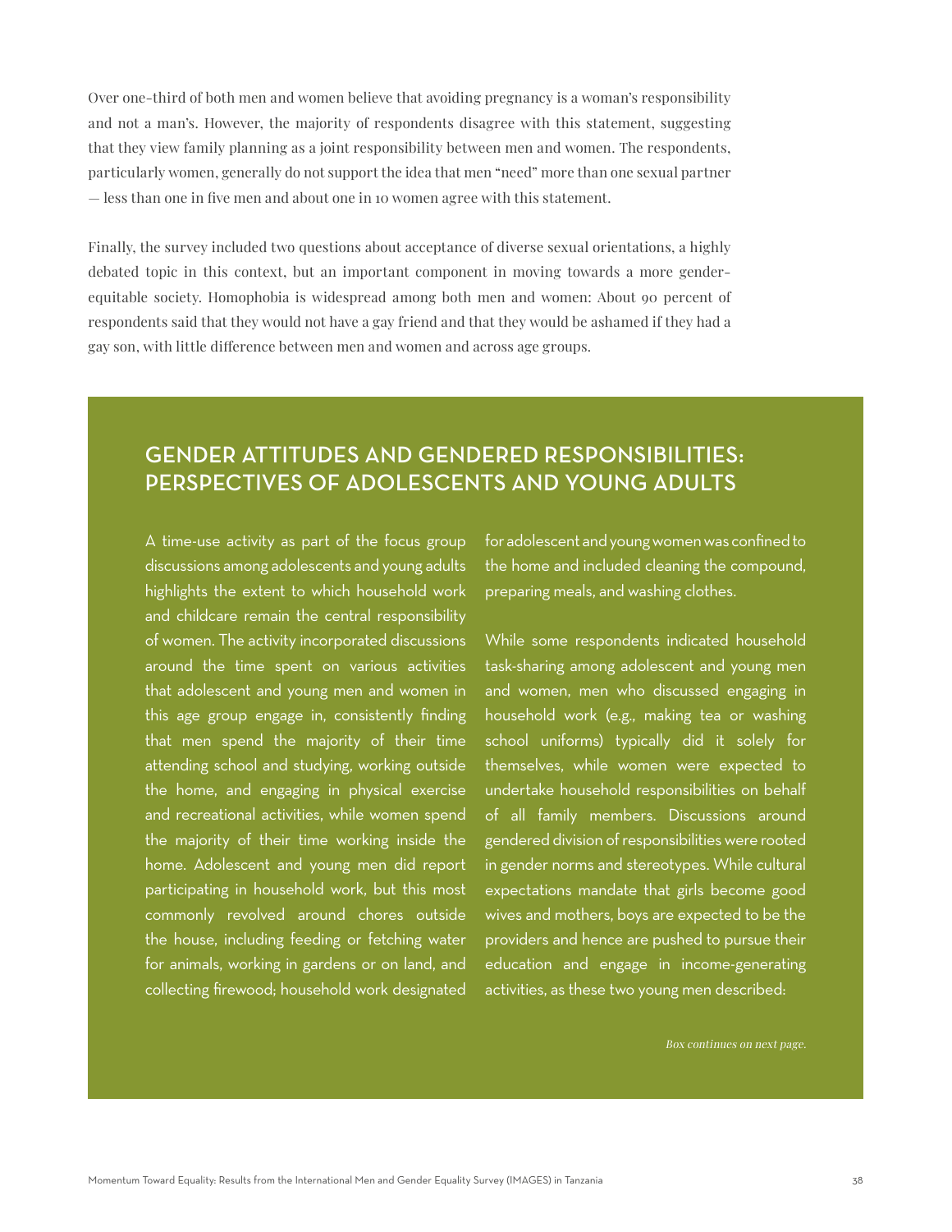Over one-third of both men and women believe that avoiding pregnancy is a woman's responsibility and not a man's. However, the majority of respondents disagree with this statement, suggesting that they view family planning as a joint responsibility between men and women. The respondents, particularly women, generally do not support the idea that men "need" more than one sexual partner — less than one in five men and about one in 10 women agree with this statement.

Finally, the survey included two questions about acceptance of diverse sexual orientations, a highly debated topic in this context, but an important component in moving towards a more gender-equitable society. Homophobia is widespread among both men and women: About 90 percent of respondents said that they would not have a gay friend and that they would be ashamed if they had a gay son, with little difference between men and women and across age groups.

## GENDER ATTITUDES AND GENDERED RESPONSIBILITIES: PERSPECTIVES OF ADOLESCENTS AND YOUNG ADULTS

A time-use activity as part of the focus group discussions among adolescents and young adults highlights the extent to which household work and childcare remain the central responsibility of women. The activity incorporated discussions around the time spent on various activities that adolescent and young men and women in this age group engage in, consistently finding that men spend the majority of their time attending school and studying, working outside the home, and engaging in physical exercise and recreational activities, while women spend the majority of their time working inside the home. Adolescent and young men did report participating in household work, but this most commonly revolved around chores outside the house, including feeding or fetching water for animals, working in gardens or on land, and collecting firewood; household work designated for adolescent and young women was confined to the home and included cleaning the compound, preparing meals, and washing clothes.

While some respondents indicated household task-sharing among adolescent and young men and women, men who discussed engaging in household work (e.g., making tea or washing school uniforms) typically did it solely for themselves, while women were expected to undertake household responsibilities on behalf of all family members. Discussions around gendered division of responsibilities were rooted in gender norms and stereotypes. While cultural expectations mandate that girls become good wives and mothers, boys are expected to be the providers and hence are pushed to pursue their education and engage in income-generating activities, as these two young men described:

*Box continues on next page.*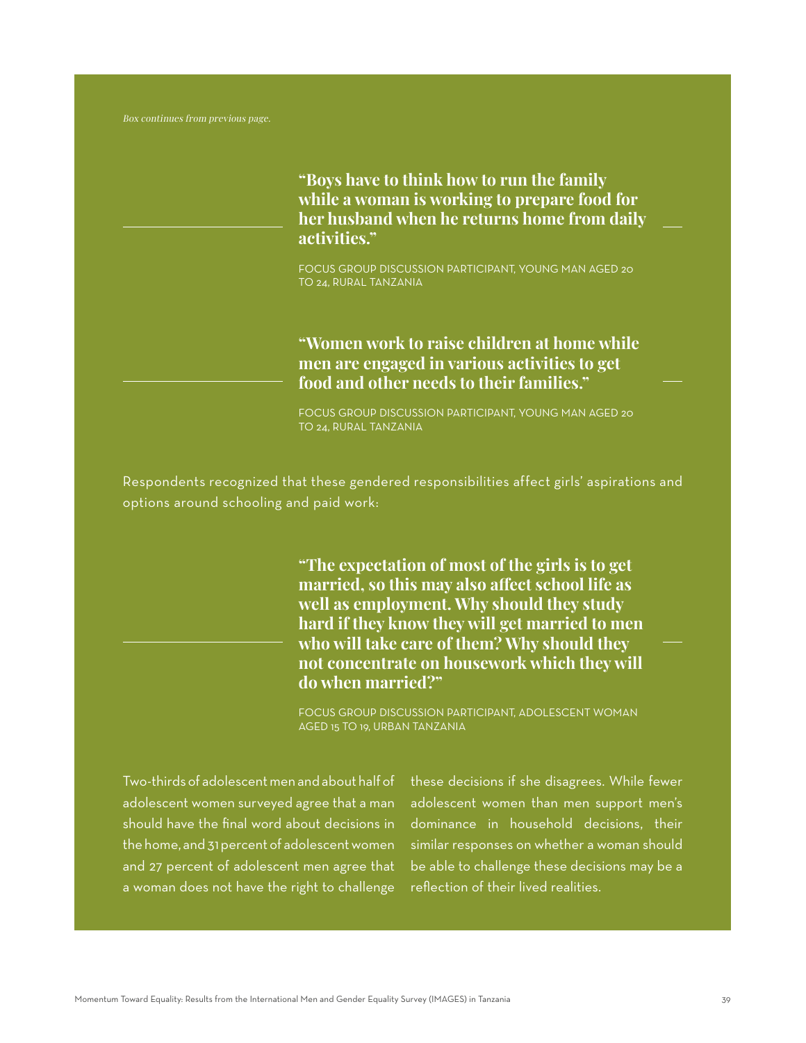*Box continues from previous page.*

> **"Boys have to think how to run the family while a woman is working to prepare food for her husband when he returns home from daily activities."**
>
> FOCUS GROUP DISCUSSION PARTICIPANT, YOUNG MAN AGED 20 TO 24, RURAL TANZANIA

> **"Women work to raise children at home while men are engaged in various activities to get food and other needs to their families."**
>
> FOCUS GROUP DISCUSSION PARTICIPANT, YOUNG MAN AGED 20 TO 24, RURAL TANZANIA

Respondents recognized that these gendered responsibilities affect girls' aspirations and options around schooling and paid work:

> **"The expectation of most of the girls is to get married, so this may also affect school life as well as employment. Why should they study hard if they know they will get married to men who will take care of them? Why should they not concentrate on housework which they will do when married?"**
>
> FOCUS GROUP DISCUSSION PARTICIPANT, ADOLESCENT WOMAN AGED 15 TO 19, URBAN TANZANIA

Two-thirds of adolescent men and about half of adolescent women surveyed agree that a man should have the final word about decisions in the home, and 31 percent of adolescent women and 27 percent of adolescent men agree that a woman does not have the right to challenge these decisions if she disagrees. While fewer adolescent women than men support men's dominance in household decisions, their similar responses on whether a woman should be able to challenge these decisions may be a reflection of their lived realities.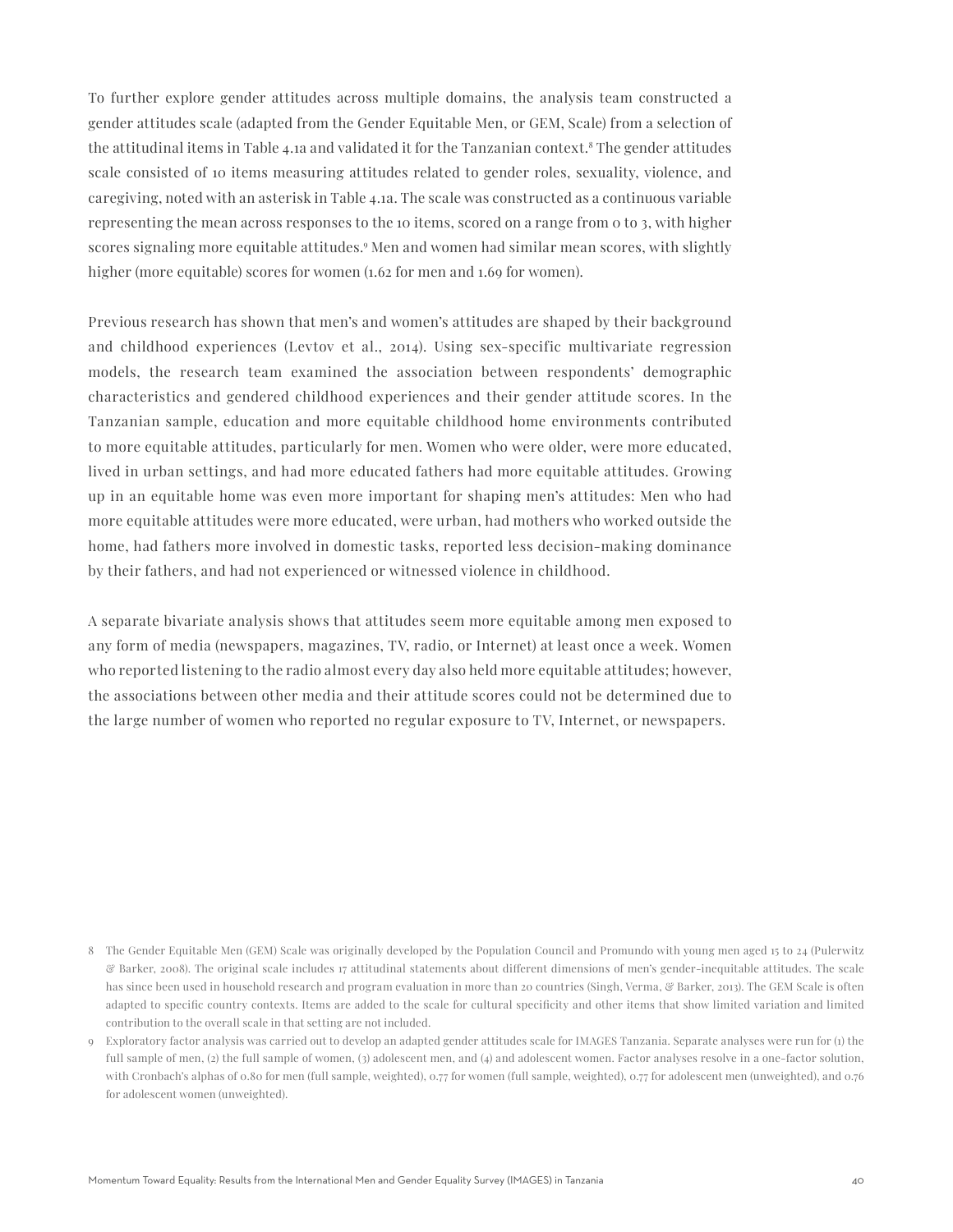To further explore gender attitudes across multiple domains, the analysis team constructed a gender attitudes scale (adapted from the Gender Equitable Men, or GEM, Scale) from a selection of the attitudinal items in Table 4.1a and validated it for the Tanzanian context.[8] The gender attitudes scale consisted of 10 items measuring attitudes related to gender roles, sexuality, violence, and caregiving, noted with an asterisk in Table 4.1a. The scale was constructed as a continuous variable representing the mean across responses to the 10 items, scored on a range from 0 to 3, with higher scores signaling more equitable attitudes.[9] Men and women had similar mean scores, with slightly higher (more equitable) scores for women (1.62 for men and 1.69 for women).

Previous research has shown that men's and women's attitudes are shaped by their background and childhood experiences (Levtov et al., 2014). Using sex-specific multivariate regression models, the research team examined the association between respondents' demographic characteristics and gendered childhood experiences and their gender attitude scores. In the Tanzanian sample, education and more equitable childhood home environments contributed to more equitable attitudes, particularly for men. Women who were older, were more educated, lived in urban settings, and had more educated fathers had more equitable attitudes. Growing up in an equitable home was even more important for shaping men's attitudes: Men who had more equitable attitudes were more educated, were urban, had mothers who worked outside the home, had fathers more involved in domestic tasks, reported less decision-making dominance by their fathers, and had not experienced or witnessed violence in childhood.

A separate bivariate analysis shows that attitudes seem more equitable among men exposed to any form of media (newspapers, magazines, TV, radio, or Internet) at least once a week. Women who reported listening to the radio almost every day also held more equitable attitudes; however, the associations between other media and their attitude scores could not be determined due to the large number of women who reported no regular exposure to TV, Internet, or newspapers.

8 The Gender Equitable Men (GEM) Scale was originally developed by the Population Council and Promundo with young men aged 15 to 24 (Pulerwitz & Barker, 2008). The original scale includes 17 attitudinal statements about different dimensions of men's gender-inequitable attitudes. The scale has since been used in household research and program evaluation in more than 20 countries (Singh, Verma, & Barker, 2013). The GEM Scale is often adapted to specific country contexts. Items are added to the scale for cultural specificity and other items that show limited variation and limited contribution to the overall scale in that setting are not included.

9 Exploratory factor analysis was carried out to develop an adapted gender attitudes scale for IMAGES Tanzania. Separate analyses were run for (1) the full sample of men, (2) the full sample of women, (3) adolescent men, and (4) and adolescent women. Factor analyses resolve in a one-factor solution, with Cronbach's alphas of 0.80 for men (full sample, weighted), 0.77 for women (full sample, weighted), 0.77 for adolescent men (unweighted), and 0.76 for adolescent women (unweighted).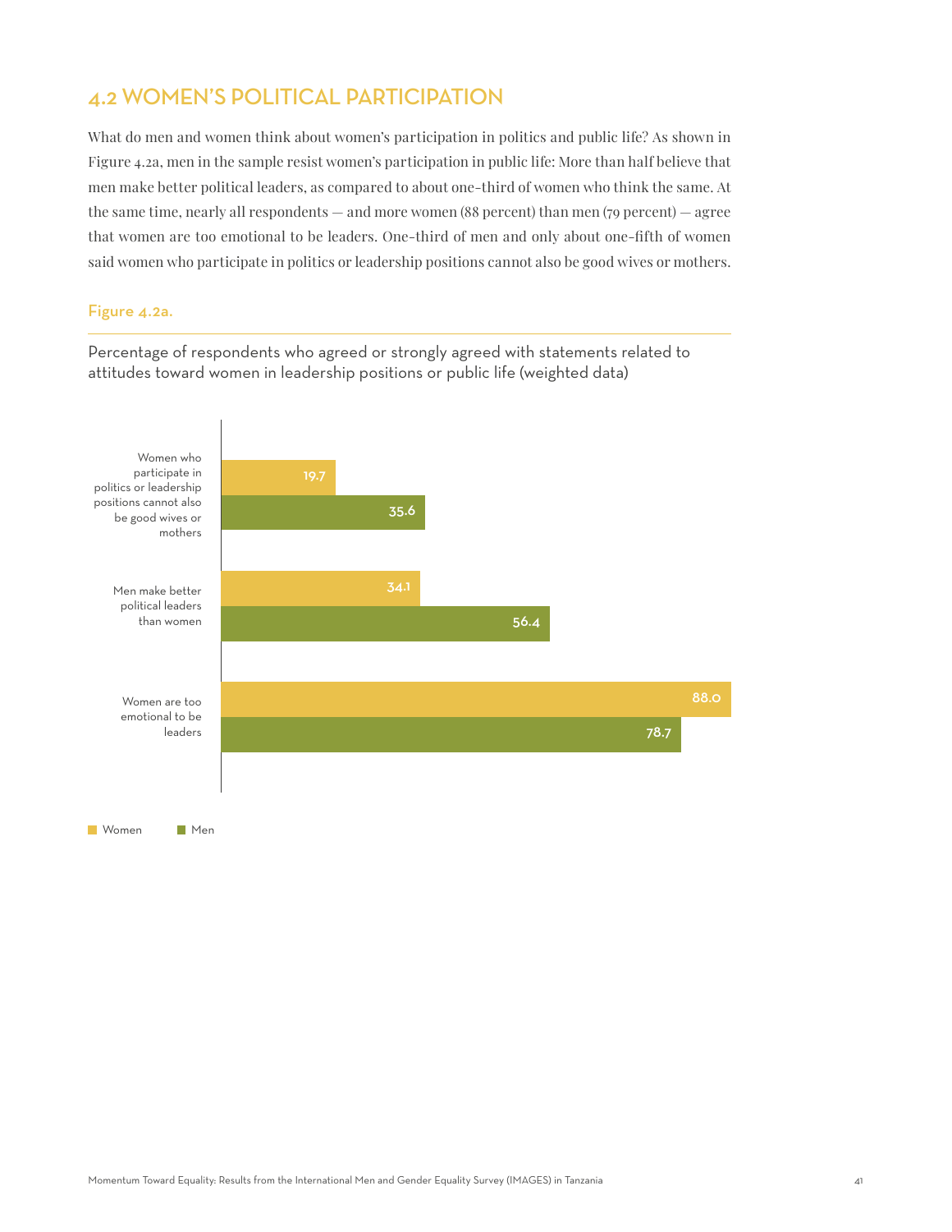## 4.2 WOMEN'S POLITICAL PARTICIPATION

What do men and women think about women's participation in politics and public life? As shown in Figure 4.2a, men in the sample resist women's participation in public life: More than half believe that men make better political leaders, as compared to about one-third of women who think the same. At the same time, nearly all respondents — and more women (88 percent) than men (79 percent) — agree that women are too emotional to be leaders. One-third of men and only about one-fifth of women said women who participate in politics or leadership positions cannot also be good wives or mothers.

**Figure 4.2a.**

Percentage of respondents who agreed or strongly agreed with statements related to attitudes toward women in leadership positions or public life (weighted data)

| Statement | Women | Men |
| --- | --- | --- |
| Women who participate in politics or leadership positions cannot also be good wives or mothers | 19.7 | 35.6 |
| Men make better political leaders than women | 34.1 | 56.4 |
| Women are too emotional to be leaders | 88.0 | 78.7 |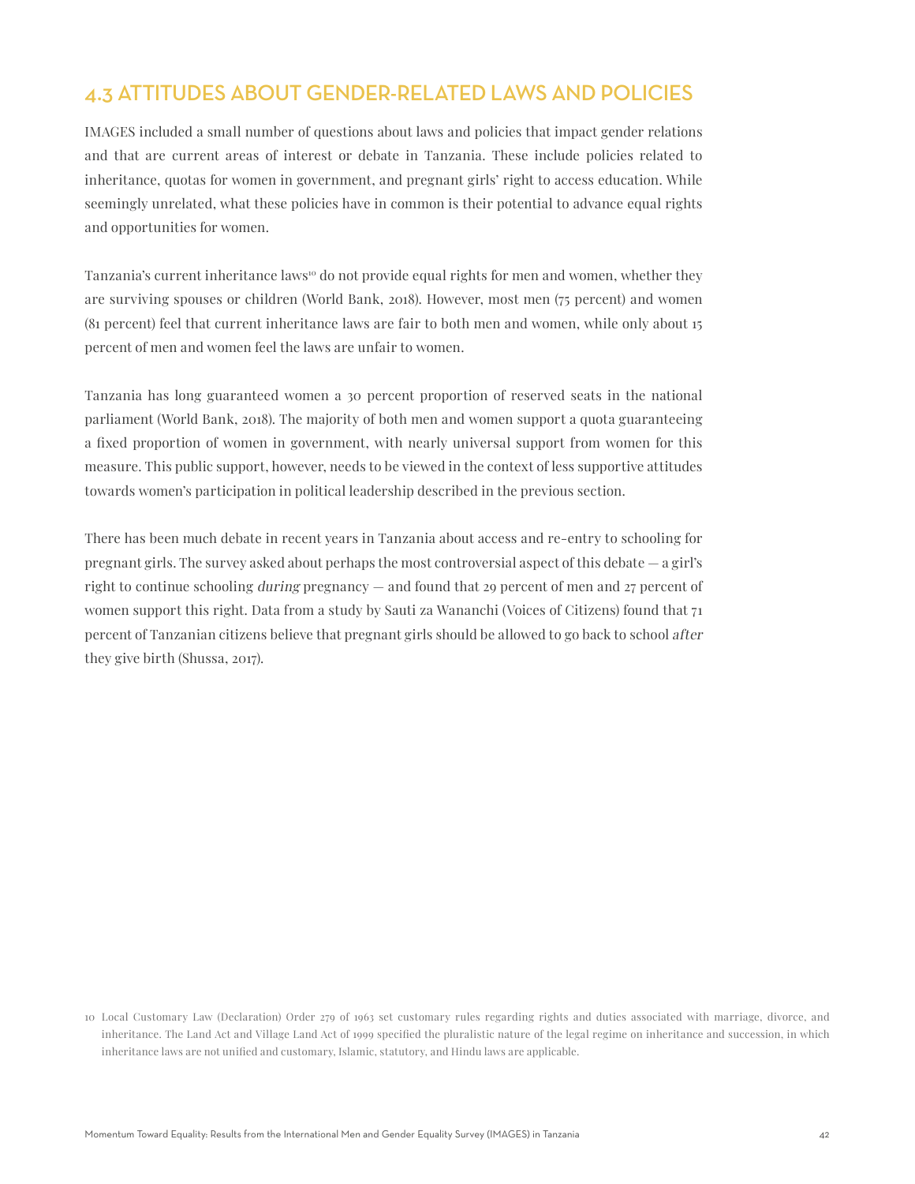## 4.3 ATTITUDES ABOUT GENDER-RELATED LAWS AND POLICIES

IMAGES included a small number of questions about laws and policies that impact gender relations and that are current areas of interest or debate in Tanzania. These include policies related to inheritance, quotas for women in government, and pregnant girls' right to access education. While seemingly unrelated, what these policies have in common is their potential to advance equal rights and opportunities for women.

Tanzania's current inheritance laws[10] do not provide equal rights for men and women, whether they are surviving spouses or children (World Bank, 2018). However, most men (75 percent) and women (81 percent) feel that current inheritance laws are fair to both men and women, while only about 15 percent of men and women feel the laws are unfair to women.

Tanzania has long guaranteed women a 30 percent proportion of reserved seats in the national parliament (World Bank, 2018). The majority of both men and women support a quota guaranteeing a fixed proportion of women in government, with nearly universal support from women for this measure. This public support, however, needs to be viewed in the context of less supportive attitudes towards women's participation in political leadership described in the previous section.

There has been much debate in recent years in Tanzania about access and re-entry to schooling for pregnant girls. The survey asked about perhaps the most controversial aspect of this debate — a girl's right to continue schooling *during* pregnancy — and found that 29 percent of men and 27 percent of women support this right. Data from a study by Sauti za Wananchi (Voices of Citizens) found that 71 percent of Tanzanian citizens believe that pregnant girls should be allowed to go back to school *after* they give birth (Shussa, 2017).

10 Local Customary Law (Declaration) Order 279 of 1963 set customary rules regarding rights and duties associated with marriage, divorce, and inheritance. The Land Act and Village Land Act of 1999 specified the pluralistic nature of the legal regime on inheritance and succession, in which inheritance laws are not unified and customary, Islamic, statutory, and Hindu laws are applicable.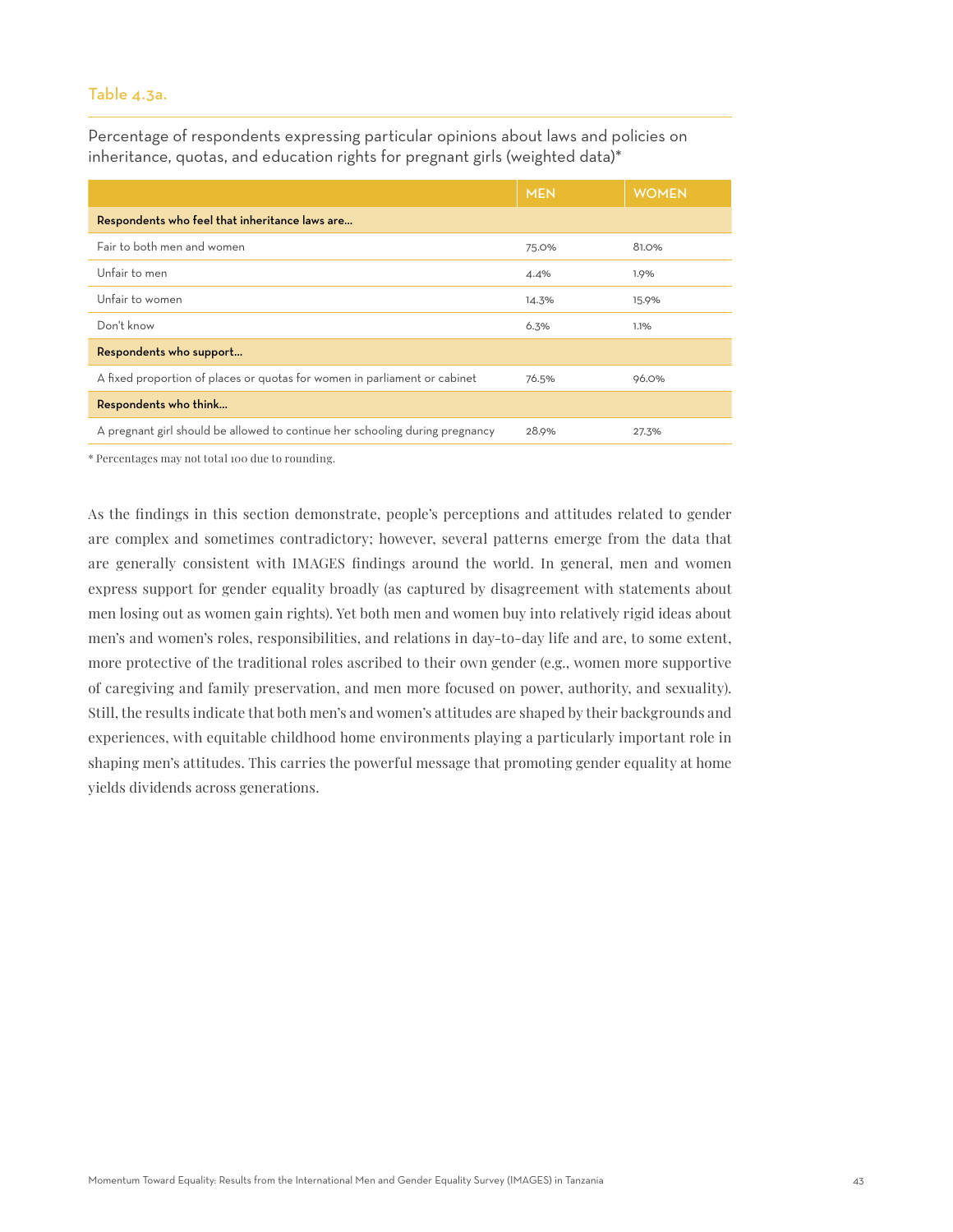Table 4.3a.

Percentage of respondents expressing particular opinions about laws and policies on inheritance, quotas, and education rights for pregnant girls (weighted data)*

| | MEN | WOMEN |
|---|---|---|
| **Respondents who feel that inheritance laws are...** | | |
| Fair to both men and women | 75.0% | 81.0% |
| Unfair to men | 4.4% | 1.9% |
| Unfair to women | 14.3% | 15.9% |
| Don't know | 6.3% | 1.1% |
| **Respondents who support...** | | |
| A fixed proportion of places or quotas for women in parliament or cabinet | 76.5% | 96.0% |
| **Respondents who think...** | | |
| A pregnant girl should be allowed to continue her schooling during pregnancy | 28.9% | 27.3% |

* Percentages may not total 100 due to rounding.

As the findings in this section demonstrate, people's perceptions and attitudes related to gender are complex and sometimes contradictory; however, several patterns emerge from the data that are generally consistent with IMAGES findings around the world. In general, men and women express support for gender equality broadly (as captured by disagreement with statements about men losing out as women gain rights). Yet both men and women buy into relatively rigid ideas about men's and women's roles, responsibilities, and relations in day-to-day life and are, to some extent, more protective of the traditional roles ascribed to their own gender (e.g., women more supportive of caregiving and family preservation, and men more focused on power, authority, and sexuality). Still, the results indicate that both men's and women's attitudes are shaped by their backgrounds and experiences, with equitable childhood home environments playing a particularly important role in shaping men's attitudes. This carries the powerful message that promoting gender equality at home yields dividends across generations.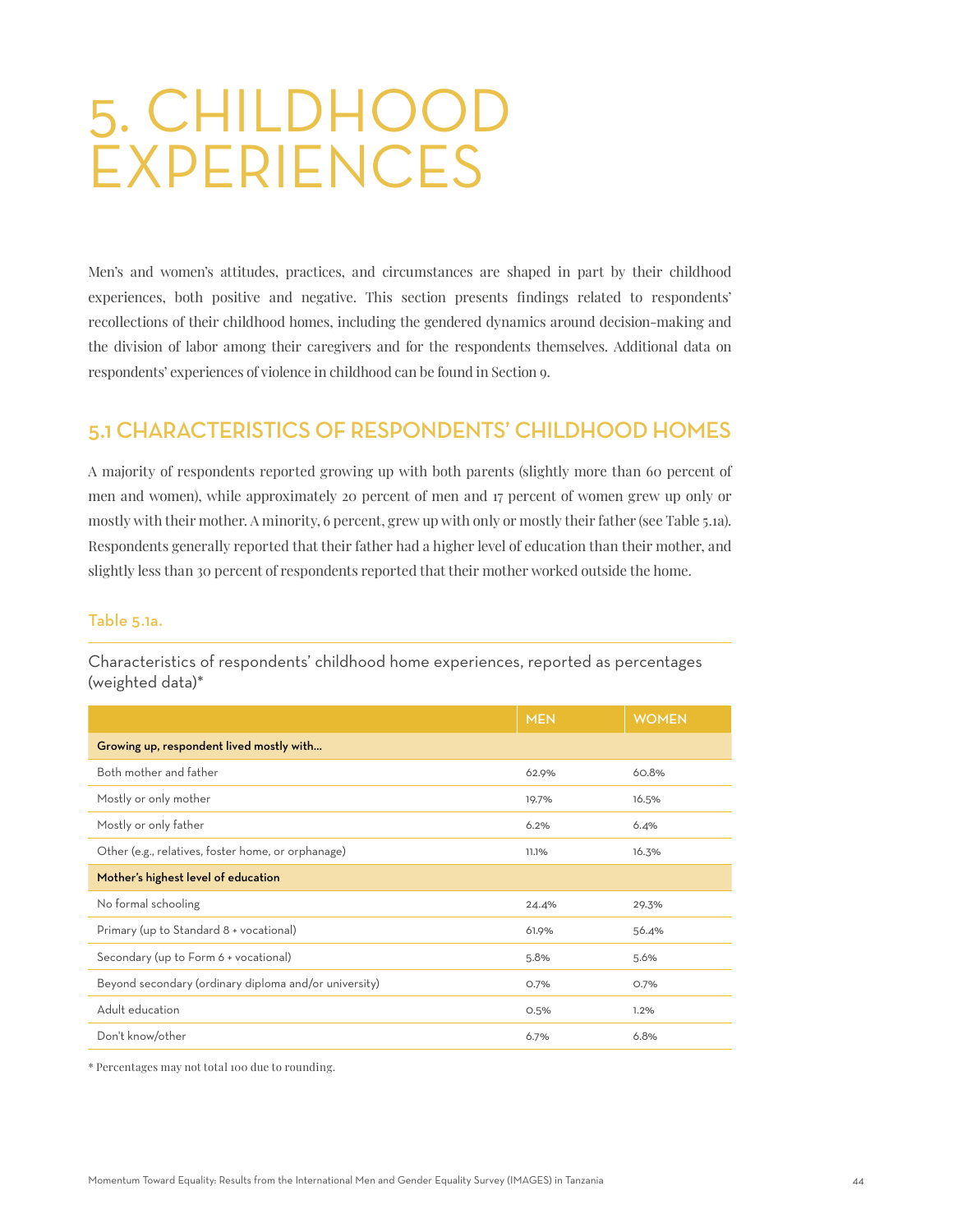# 5. CHILDHOOD EXPERIENCES

Men's and women's attitudes, practices, and circumstances are shaped in part by their childhood experiences, both positive and negative. This section presents findings related to respondents' recollections of their childhood homes, including the gendered dynamics around decision-making and the division of labor among their caregivers and for the respondents themselves. Additional data on respondents' experiences of violence in childhood can be found in Section 9.

## 5.1 CHARACTERISTICS OF RESPONDENTS' CHILDHOOD HOMES

A majority of respondents reported growing up with both parents (slightly more than 60 percent of men and women), while approximately 20 percent of men and 17 percent of women grew up only or mostly with their mother. A minority, 6 percent, grew up with only or mostly their father (see Table 5.1a). Respondents generally reported that their father had a higher level of education than their mother, and slightly less than 30 percent of respondents reported that their mother worked outside the home.

### Table 5.1a.

Characteristics of respondents' childhood home experiences, reported as percentages (weighted data)*

| | MEN | WOMEN |
|---|---|---|
| **Growing up, respondent lived mostly with...** | | |
| Both mother and father | 62.9% | 60.8% |
| Mostly or only mother | 19.7% | 16.5% |
| Mostly or only father | 6.2% | 6.4% |
| Other (e.g., relatives, foster home, or orphanage) | 11.1% | 16.3% |
| **Mother's highest level of education** | | |
| No formal schooling | 24.4% | 29.3% |
| Primary (up to Standard 8 + vocational) | 61.9% | 56.4% |
| Secondary (up to Form 6 + vocational) | 5.8% | 5.6% |
| Beyond secondary (ordinary diploma and/or university) | 0.7% | 0.7% |
| Adult education | 0.5% | 1.2% |
| Don't know/other | 6.7% | 6.8% |

* Percentages may not total 100 due to rounding.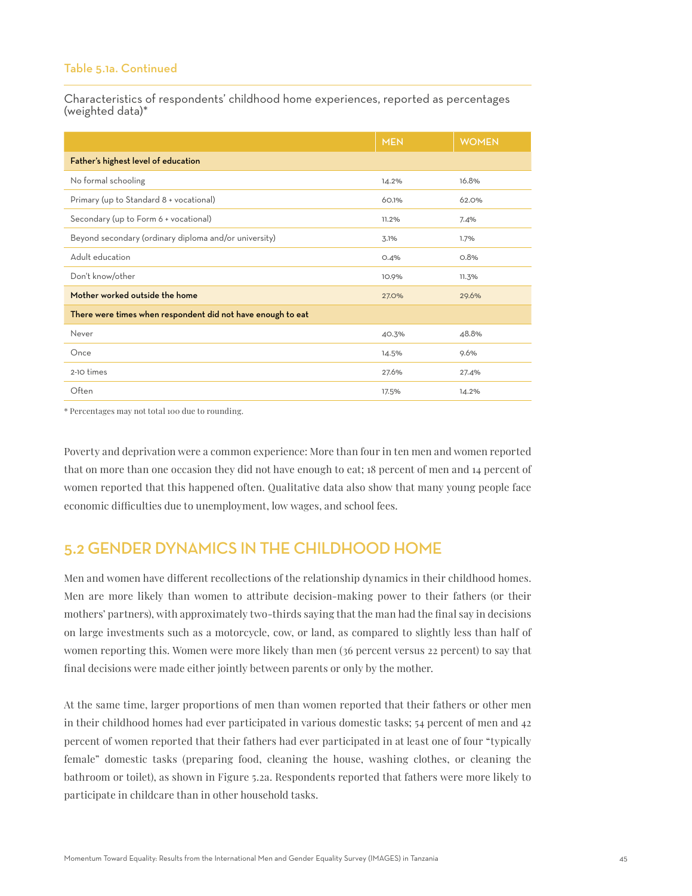Table 5.1a. Continued

Characteristics of respondents' childhood home experiences, reported as percentages (weighted data)*

| | MEN | WOMEN |
|---|---|---|
| **Father's highest level of education** | | |
| No formal schooling | 14.2% | 16.8% |
| Primary (up to Standard 8 + vocational) | 60.1% | 62.0% |
| Secondary (up to Form 6 + vocational) | 11.2% | 7.4% |
| Beyond secondary (ordinary diploma and/or university) | 3.1% | 1.7% |
| Adult education | 0.4% | 0.8% |
| Don't know/other | 10.9% | 11.3% |
| **Mother worked outside the home** | 27.0% | 29.6% |
| **There were times when respondent did not have enough to eat** | | |
| Never | 40.3% | 48.8% |
| Once | 14.5% | 9.6% |
| 2-10 times | 27.6% | 27.4% |
| Often | 17.5% | 14.2% |

* Percentages may not total 100 due to rounding.

Poverty and deprivation were a common experience: More than four in ten men and women reported that on more than one occasion they did not have enough to eat; 18 percent of men and 14 percent of women reported that this happened often. Qualitative data also show that many young people face economic difficulties due to unemployment, low wages, and school fees.

## 5.2 GENDER DYNAMICS IN THE CHILDHOOD HOME

Men and women have different recollections of the relationship dynamics in their childhood homes. Men are more likely than women to attribute decision-making power to their fathers (or their mothers' partners), with approximately two-thirds saying that the man had the final say in decisions on large investments such as a motorcycle, cow, or land, as compared to slightly less than half of women reporting this. Women were more likely than men (36 percent versus 22 percent) to say that final decisions were made either jointly between parents or only by the mother.

At the same time, larger proportions of men than women reported that their fathers or other men in their childhood homes had ever participated in various domestic tasks; 54 percent of men and 42 percent of women reported that their fathers had ever participated in at least one of four "typically female" domestic tasks (preparing food, cleaning the house, washing clothes, or cleaning the bathroom or toilet), as shown in Figure 5.2a. Respondents reported that fathers were more likely to participate in childcare than in other household tasks.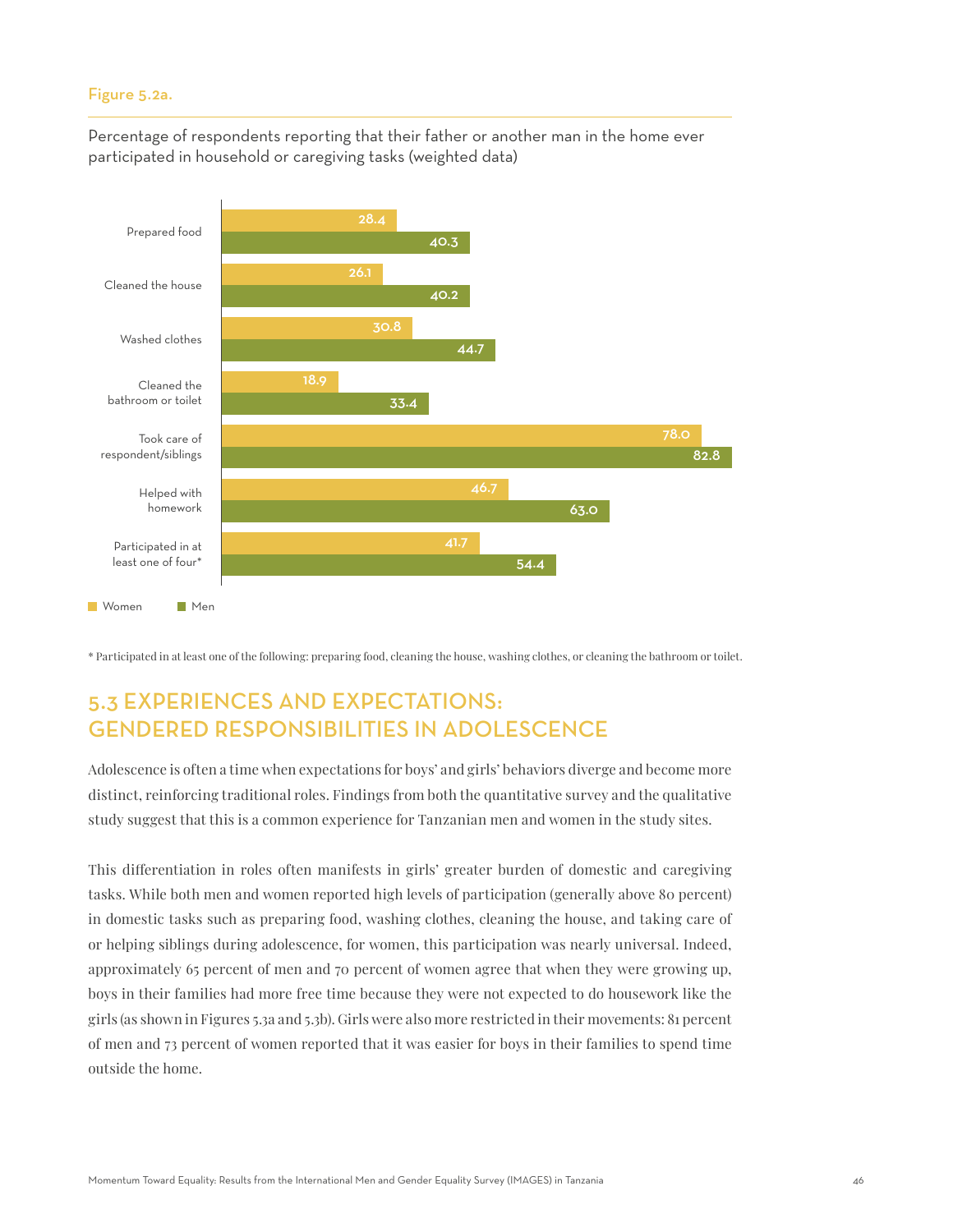Figure 5.2a.

Percentage of respondents reporting that their father or another man in the home ever participated in household or caregiving tasks (weighted data)

| | Women | Men |
|---|---|---|
| Prepared food | 28.4 | 40.3 |
| Cleaned the house | 26.1 | 40.2 |
| Washed clothes | 30.8 | 44.7 |
| Cleaned the bathroom or toilet | 18.9 | 33.4 |
| Took care of respondent/siblings | 78.0 | 82.8 |
| Helped with homework | 46.7 | 63.0 |
| Participated in at least one of four* | 41.7 | 54.4 |

\* Participated in at least one of the following: preparing food, cleaning the house, washing clothes, or cleaning the bathroom or toilet.

## 5.3 EXPERIENCES AND EXPECTATIONS: GENDERED RESPONSIBILITIES IN ADOLESCENCE

Adolescence is often a time when expectations for boys' and girls' behaviors diverge and become more distinct, reinforcing traditional roles. Findings from both the quantitative survey and the qualitative study suggest that this is a common experience for Tanzanian men and women in the study sites.

This differentiation in roles often manifests in girls' greater burden of domestic and caregiving tasks. While both men and women reported high levels of participation (generally above 80 percent) in domestic tasks such as preparing food, washing clothes, cleaning the house, and taking care of or helping siblings during adolescence, for women, this participation was nearly universal. Indeed, approximately 65 percent of men and 70 percent of women agree that when they were growing up, boys in their families had more free time because they were not expected to do housework like the girls (as shown in Figures 5.3a and 5.3b). Girls were also more restricted in their movements: 81 percent of men and 73 percent of women reported that it was easier for boys in their families to spend time outside the home.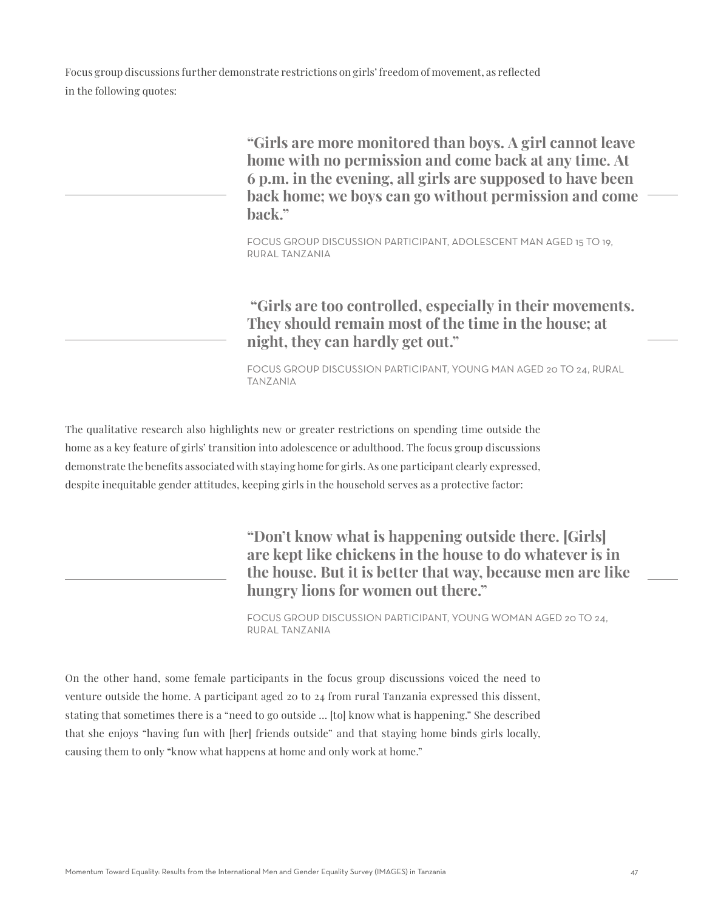Focus group discussions further demonstrate restrictions on girls' freedom of movement, as reflected in the following quotes:

> **"Girls are more monitored than boys. A girl cannot leave home with no permission and come back at any time. At 6 p.m. in the evening, all girls are supposed to have been back home; we boys can go without permission and come back."**
>
> FOCUS GROUP DISCUSSION PARTICIPANT, ADOLESCENT MAN AGED 15 TO 19, RURAL TANZANIA

> **"Girls are too controlled, especially in their movements. They should remain most of the time in the house; at night, they can hardly get out."**
>
> FOCUS GROUP DISCUSSION PARTICIPANT, YOUNG MAN AGED 20 TO 24, RURAL TANZANIA

The qualitative research also highlights new or greater restrictions on spending time outside the home as a key feature of girls' transition into adolescence or adulthood. The focus group discussions demonstrate the benefits associated with staying home for girls. As one participant clearly expressed, despite inequitable gender attitudes, keeping girls in the household serves as a protective factor:

> **"Don't know what is happening outside there. [Girls] are kept like chickens in the house to do whatever is in the house. But it is better that way, because men are like hungry lions for women out there."**
>
> FOCUS GROUP DISCUSSION PARTICIPANT, YOUNG WOMAN AGED 20 TO 24, RURAL TANZANIA

On the other hand, some female participants in the focus group discussions voiced the need to venture outside the home. A participant aged 20 to 24 from rural Tanzania expressed this dissent, stating that sometimes there is a "need to go outside ... [to] know what is happening." She described that she enjoys "having fun with [her] friends outside" and that staying home binds girls locally, causing them to only "know what happens at home and only work at home."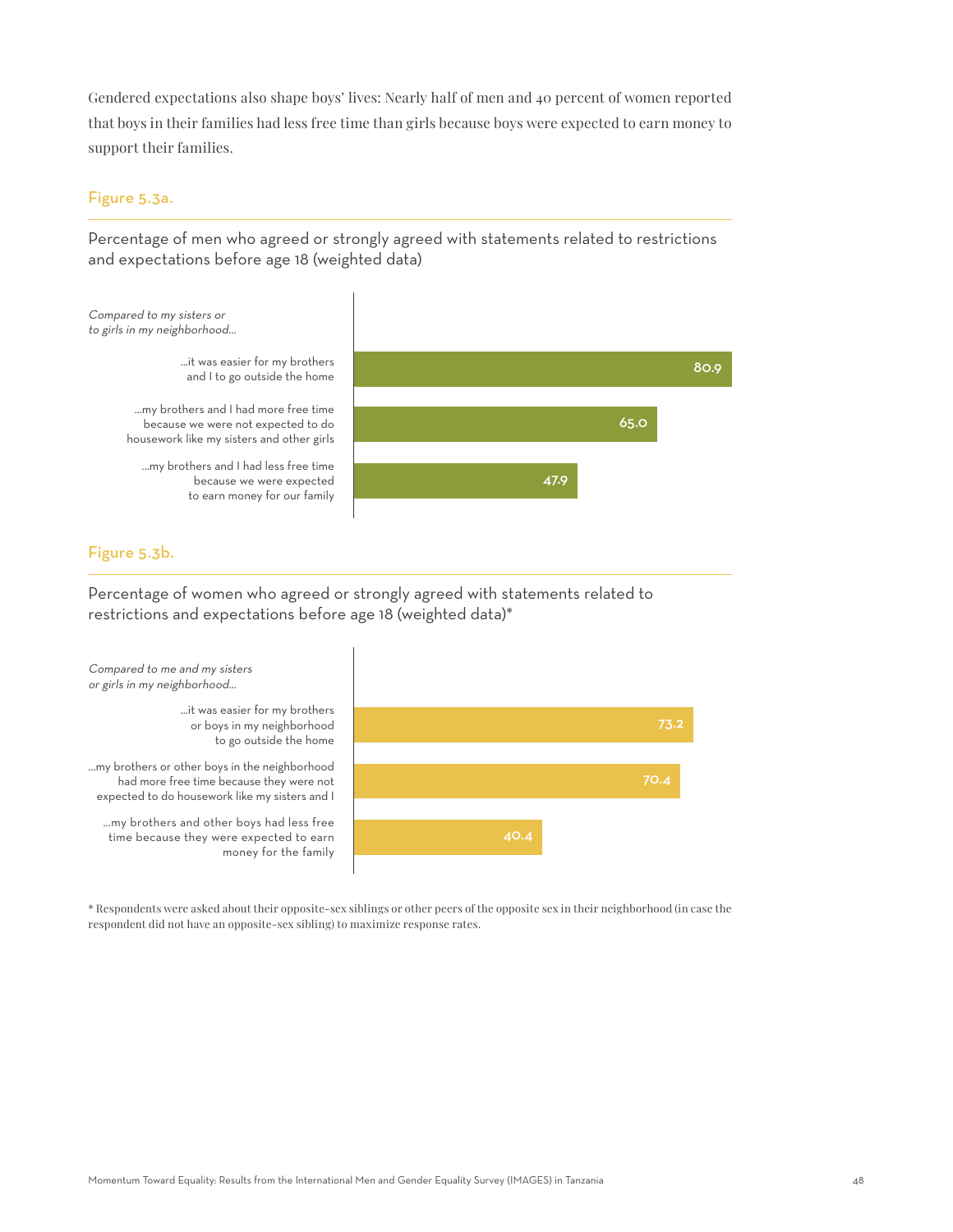Gendered expectations also shape boys' lives: Nearly half of men and 40 percent of women reported that boys in their families had less free time than girls because boys were expected to earn money to support their families.

### Figure 5.3a.

Percentage of men who agreed or strongly agreed with statements related to restrictions and expectations before age 18 (weighted data)

| *Compared to my sisters or to girls in my neighborhood...* | % |
|---|---|
| ...it was easier for my brothers and I to go outside the home | 80.9 |
| ...my brothers and I had more free time because we were not expected to do housework like my sisters and other girls | 65.0 |
| ...my brothers and I had less free time because we were expected to earn money for our family | 47.9 |

### Figure 5.3b.

Percentage of women who agreed or strongly agreed with statements related to restrictions and expectations before age 18 (weighted data)*

| *Compared to me and my sisters or girls in my neighborhood...* | % |
|---|---|
| ...it was easier for my brothers or boys in my neighborhood to go outside the home | 73.2 |
| ...my brothers or other boys in the neighborhood had more free time because they were not expected to do housework like my sisters and I | 70.4 |
| ...my brothers and other boys had less free time because they were expected to earn money for the family | 40.4 |

* Respondents were asked about their opposite-sex siblings or other peers of the opposite sex in their neighborhood (in case the respondent did not have an opposite-sex sibling) to maximize response rates.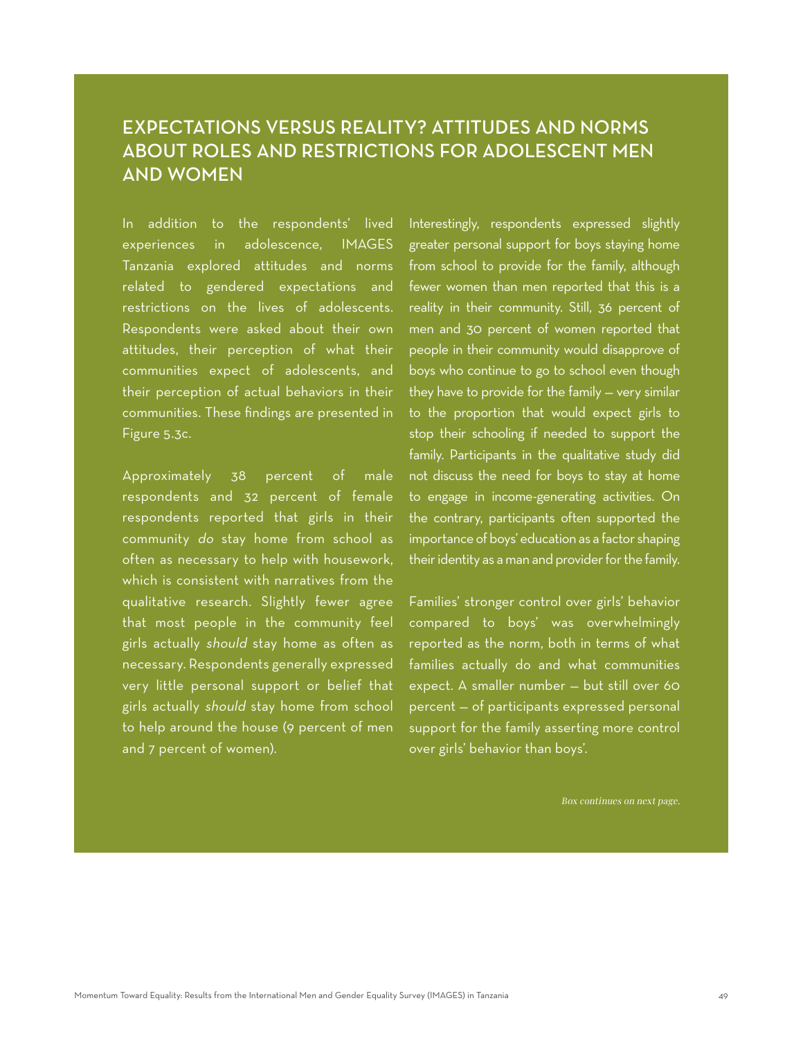## EXPECTATIONS VERSUS REALITY? ATTITUDES AND NORMS ABOUT ROLES AND RESTRICTIONS FOR ADOLESCENT MEN AND WOMEN

In addition to the respondents' lived experiences in adolescence, IMAGES Tanzania explored attitudes and norms related to gendered expectations and restrictions on the lives of adolescents. Respondents were asked about their own attitudes, their perception of what their communities expect of adolescents, and their perception of actual behaviors in their communities. These findings are presented in Figure 5.3c.

Approximately 38 percent of male respondents and 32 percent of female respondents reported that girls in their community *do* stay home from school as often as necessary to help with housework, which is consistent with narratives from the qualitative research. Slightly fewer agree that most people in the community feel girls actually *should* stay home as often as necessary. Respondents generally expressed very little personal support or belief that girls actually *should* stay home from school to help around the house (9 percent of men and 7 percent of women).

Interestingly, respondents expressed slightly greater personal support for boys staying home from school to provide for the family, although fewer women than men reported that this is a reality in their community. Still, 36 percent of men and 30 percent of women reported that people in their community would disapprove of boys who continue to go to school even though they have to provide for the family — very similar to the proportion that would expect girls to stop their schooling if needed to support the family. Participants in the qualitative study did not discuss the need for boys to stay at home to engage in income-generating activities. On the contrary, participants often supported the importance of boys' education as a factor shaping their identity as a man and provider for the family.

Families' stronger control over girls' behavior compared to boys' was overwhelmingly reported as the norm, both in terms of what families actually do and what communities expect. A smaller number — but still over 60 percent — of participants expressed personal support for the family asserting more control over girls' behavior than boys'.

*Box continues on next page.*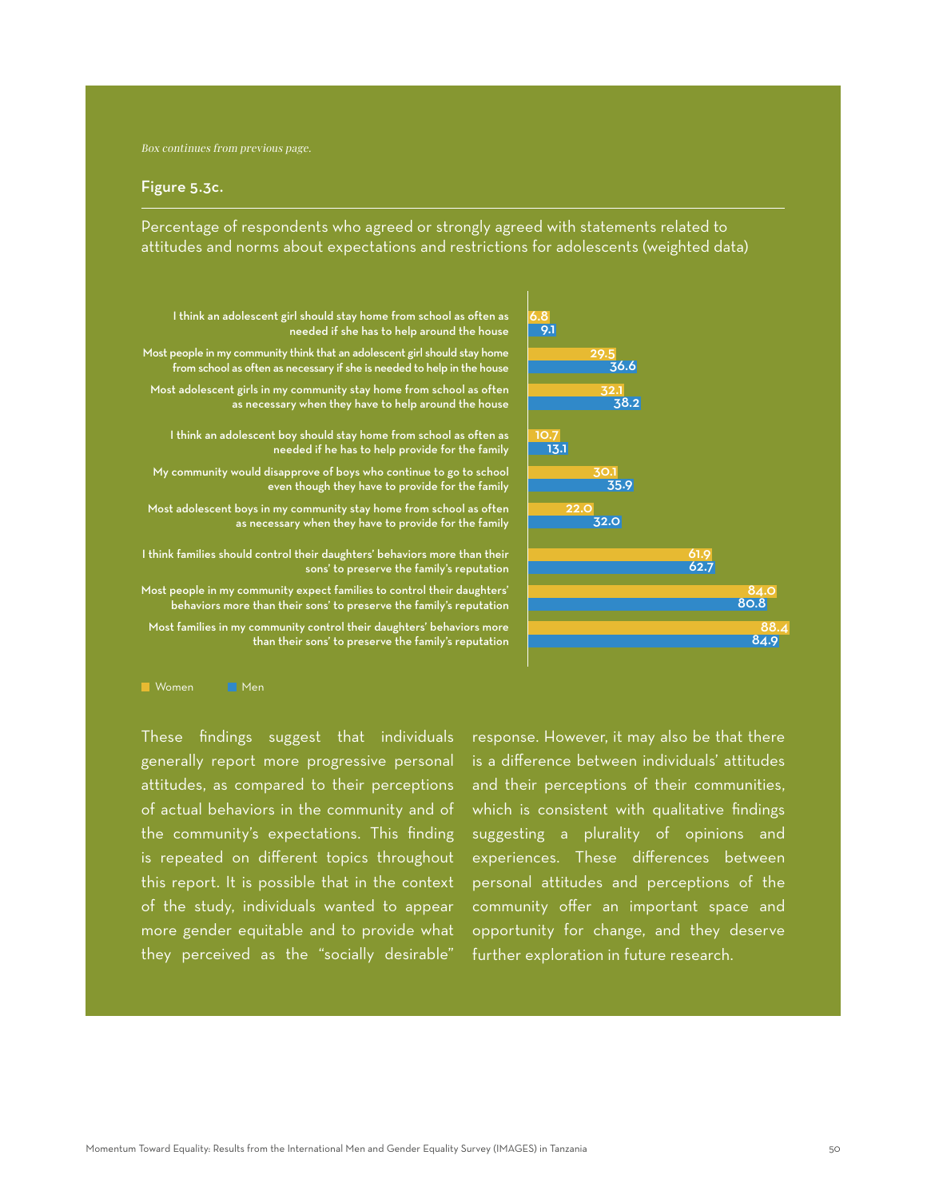*Box continues from previous page.*

**Figure 5.3c.**

Percentage of respondents who agreed or strongly agreed with statements related to attitudes and norms about expectations and restrictions for adolescents (weighted data)

| Statement | Women | Men |
|---|---|---|
| I think an adolescent girl should stay home from school as often as needed if she has to help around the house | 6.8 | 9.1 |
| Most people in my community think that an adolescent girl should stay home from school as often as necessary if she is needed to help in the house | 29.5 | 36.6 |
| Most adolescent girls in my community stay home from school as often as necessary when they have to help around the house | 32.1 | 38.2 |
| I think an adolescent boy should stay home from school as often as needed if he has to help provide for the family | 10.7 | 13.1 |
| My community would disapprove of boys who continue to go to school even though they have to provide for the family | 30.1 | 35.9 |
| Most adolescent boys in my community stay home from school as often as necessary when they have to provide for the family | 22.0 | 32.0 |
| I think families should control their daughters' behaviors more than their sons' to preserve the family's reputation | 61.9 | 62.7 |
| Most people in my community expect families to control their daughters' behaviors more than their sons' to preserve the family's reputation | 84.0 | 80.8 |
| Most families in my community control their daughters' behaviors more than their sons' to preserve the family's reputation | 88.4 | 84.9 |

These findings suggest that individuals generally report more progressive personal attitudes, as compared to their perceptions of actual behaviors in the community and of the community's expectations. This finding is repeated on different topics throughout this report. It is possible that in the context of the study, individuals wanted to appear more gender equitable and to provide what they perceived as the "socially desirable" response. However, it may also be that there is a difference between individuals' attitudes and their perceptions of their communities, which is consistent with qualitative findings suggesting a plurality of opinions and experiences. These differences between personal attitudes and perceptions of the community offer an important space and opportunity for change, and they deserve further exploration in future research.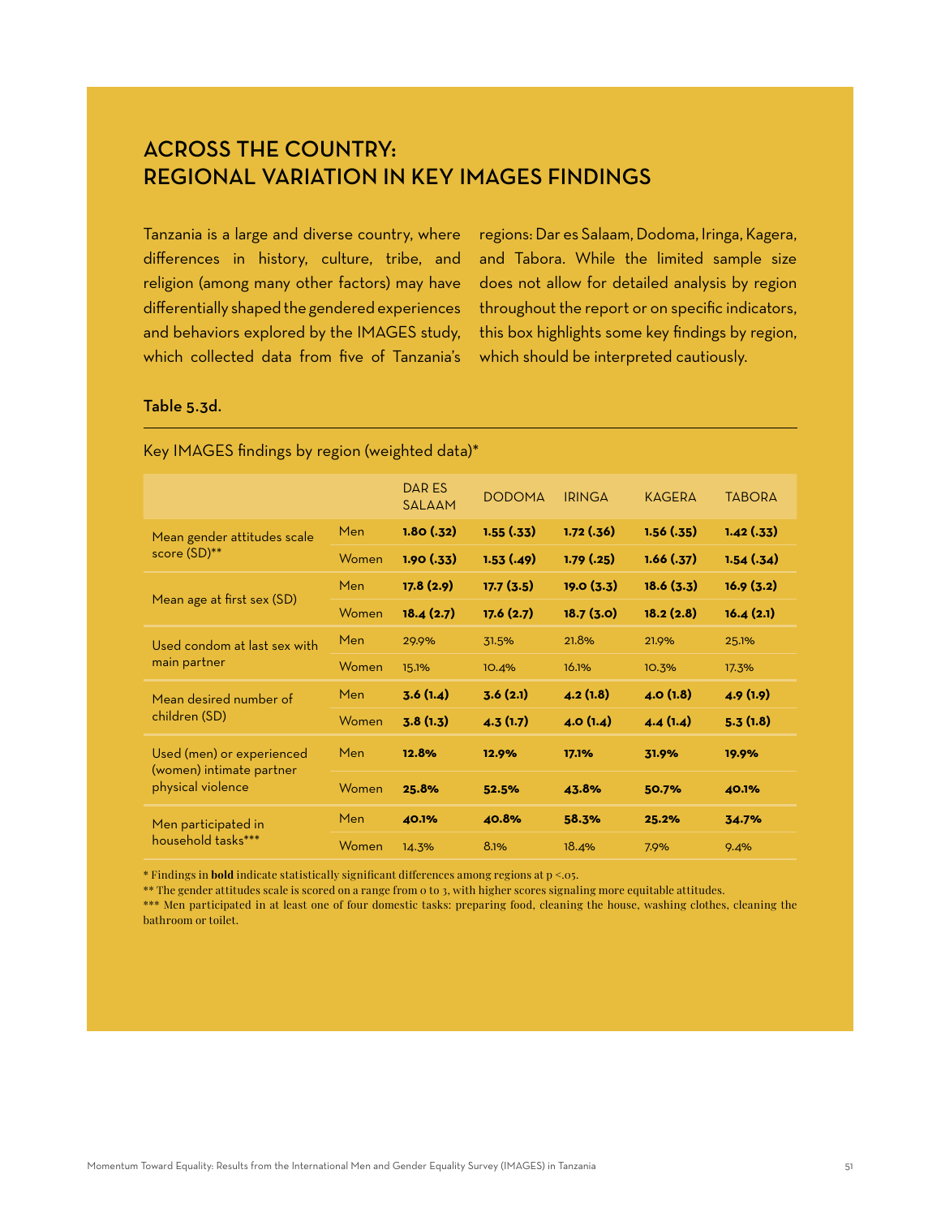# ACROSS THE COUNTRY: REGIONAL VARIATION IN KEY IMAGES FINDINGS

Tanzania is a large and diverse country, where differences in history, culture, tribe, and religion (among many other factors) may have differentially shaped the gendered experiences and behaviors explored by the IMAGES study, which collected data from five of Tanzania's regions: Dar es Salaam, Dodoma, Iringa, Kagera, and Tabora. While the limited sample size does not allow for detailed analysis by region throughout the report or on specific indicators, this box highlights some key findings by region, which should be interpreted cautiously.

**Table 5.3d.**

Key IMAGES findings by region (weighted data)*

| | | DAR ES SALAAM | DODOMA | IRINGA | KAGERA | TABORA |
|---|---|---|---|---|---|---|
| Mean gender attitudes scale score (SD)** | Men | **1.80 (.32)** | **1.55 (.33)** | **1.72 (.36)** | **1.56 (.35)** | **1.42 (.33)** |
| | Women | **1.90 (.33)** | **1.53 (.49)** | **1.79 (.25)** | **1.66 (.37)** | **1.54 (.34)** |
| Mean age at first sex (SD) | Men | **17.8 (2.9)** | **17.7 (3.5)** | **19.0 (3.3)** | **18.6 (3.3)** | **16.9 (3.2)** |
| | Women | **18.4 (2.7)** | **17.6 (2.7)** | **18.7 (3.0)** | **18.2 (2.8)** | **16.4 (2.1)** |
| Used condom at last sex with main partner | Men | 29.9% | 31.5% | 21.8% | 21.9% | 25.1% |
| | Women | 15.1% | 10.4% | 16.1% | 10.3% | 17.3% |
| Mean desired number of children (SD) | Men | **3.6 (1.4)** | **3.6 (2.1)** | **4.2 (1.8)** | **4.0 (1.8)** | **4.9 (1.9)** |
| | Women | **3.8 (1.3)** | **4.3 (1.7)** | **4.0 (1.4)** | **4.4 (1.4)** | **5.3 (1.8)** |
| Used (men) or experienced (women) intimate partner physical violence | Men | **12.8%** | **12.9%** | **17.1%** | **31.9%** | **19.9%** |
| | Women | **25.8%** | **52.5%** | **43.8%** | **50.7%** | **40.1%** |
| Men participated in household tasks*** | Men | **40.1%** | **40.8%** | **58.3%** | **25.2%** | **34.7%** |
| | Women | 14.3% | 8.1% | 18.4% | 7.9% | 9.4% |

\* Findings in **bold** indicate statistically significant differences among regions at $p < .05$.

** The gender attitudes scale is scored on a range from 0 to 3, with higher scores signaling more equitable attitudes.

*** Men participated in at least one of four domestic tasks: preparing food, cleaning the house, washing clothes, cleaning the bathroom or toilet.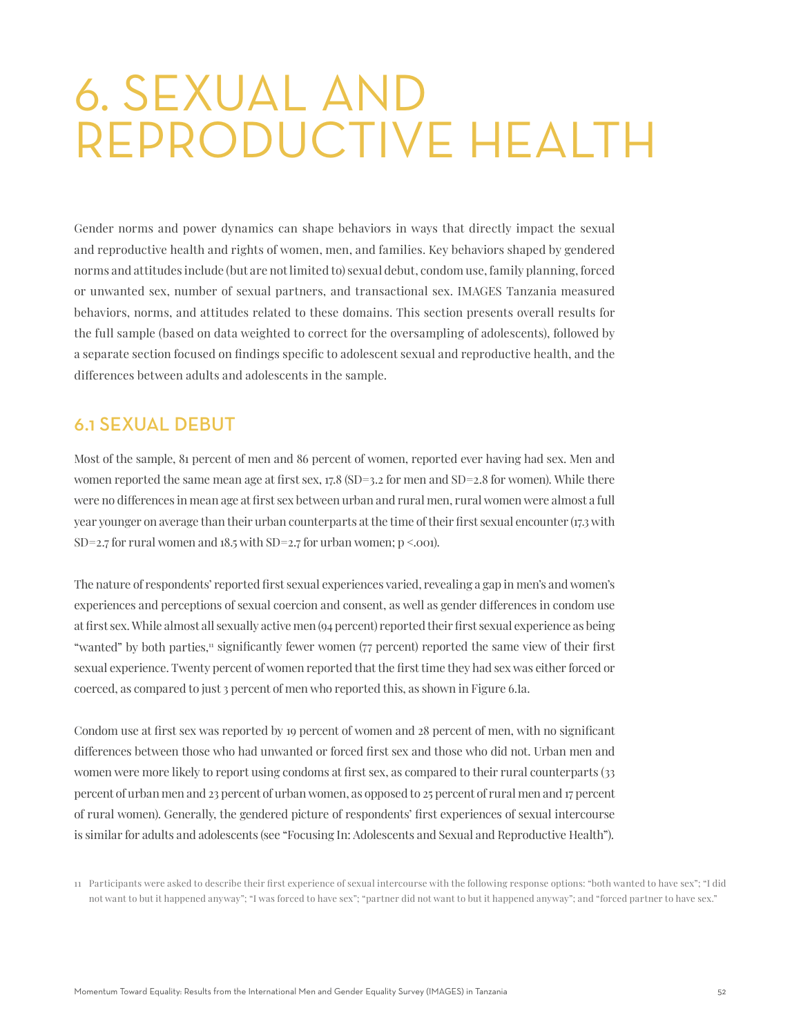# 6. SEXUAL AND REPRODUCTIVE HEALTH

Gender norms and power dynamics can shape behaviors in ways that directly impact the sexual and reproductive health and rights of women, men, and families. Key behaviors shaped by gendered norms and attitudes include (but are not limited to) sexual debut, condom use, family planning, forced or unwanted sex, number of sexual partners, and transactional sex. IMAGES Tanzania measured behaviors, norms, and attitudes related to these domains. This section presents overall results for the full sample (based on data weighted to correct for the oversampling of adolescents), followed by a separate section focused on findings specific to adolescent sexual and reproductive health, and the differences between adults and adolescents in the sample.

## 6.1 SEXUAL DEBUT

Most of the sample, 81 percent of men and 86 percent of women, reported ever having had sex. Men and women reported the same mean age at first sex, 17.8 (SD=3.2 for men and SD=2.8 for women). While there were no differences in mean age at first sex between urban and rural men, rural women were almost a full year younger on average than their urban counterparts at the time of their first sexual encounter (17.3 with SD=2.7 for rural women and 18.5 with SD=2.7 for urban women; $p < .001$).

The nature of respondents' reported first sexual experiences varied, revealing a gap in men's and women's experiences and perceptions of sexual coercion and consent, as well as gender differences in condom use at first sex. While almost all sexually active men (94 percent) reported their first sexual experience as being "wanted" by both parties,[11] significantly fewer women (77 percent) reported the same view of their first sexual experience. Twenty percent of women reported that the first time they had sex was either forced or coerced, as compared to just 3 percent of men who reported this, as shown in Figure 6.1a.

Condom use at first sex was reported by 19 percent of women and 28 percent of men, with no significant differences between those who had unwanted or forced first sex and those who did not. Urban men and women were more likely to report using condoms at first sex, as compared to their rural counterparts (33 percent of urban men and 23 percent of urban women, as opposed to 25 percent of rural men and 17 percent of rural women). Generally, the gendered picture of respondents' first experiences of sexual intercourse is similar for adults and adolescents (see "Focusing In: Adolescents and Sexual and Reproductive Health").

11 Participants were asked to describe their first experience of sexual intercourse with the following response options: "both wanted to have sex"; "I did not want to but it happened anyway"; "I was forced to have sex"; "partner did not want to but it happened anyway"; and "forced partner to have sex."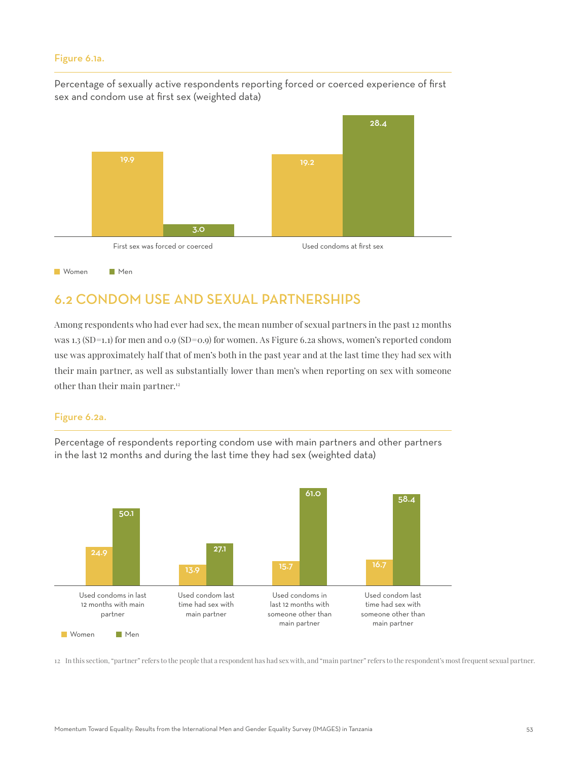Figure 6.1a.

Percentage of sexually active respondents reporting forced or coerced experience of first sex and condom use at first sex (weighted data)

| | Women | Men |
|---|---|---|
| First sex was forced or coerced | 19.9 | 3.0 |
| Used condoms at first sex | 19.2 | 28.4 |

## 6.2 CONDOM USE AND SEXUAL PARTNERSHIPS

Among respondents who had ever had sex, the mean number of sexual partners in the past 12 months was 1.3 (SD=1.1) for men and 0.9 (SD=0.9) for women. As Figure 6.2a shows, women's reported condom use was approximately half that of men's both in the past year and at the last time they had sex with their main partner, as well as substantially lower than men's when reporting on sex with someone other than their main partner.[12]

Figure 6.2a.

Percentage of respondents reporting condom use with main partners and other partners in the last 12 months and during the last time they had sex (weighted data)

| | Women | Men |
|---|---|---|
| Used condoms in last 12 months with main partner | 24.9 | 50.1 |
| Used condom last time had sex with main partner | 13.9 | 27.1 |
| Used condoms in last 12 months with someone other than main partner | 15.7 | 61.0 |
| Used condom last time had sex with someone other than main partner | 16.7 | 58.4 |

12 In this section, "partner" refers to the people that a respondent has had sex with, and "main partner" refers to the respondent's most frequent sexual partner.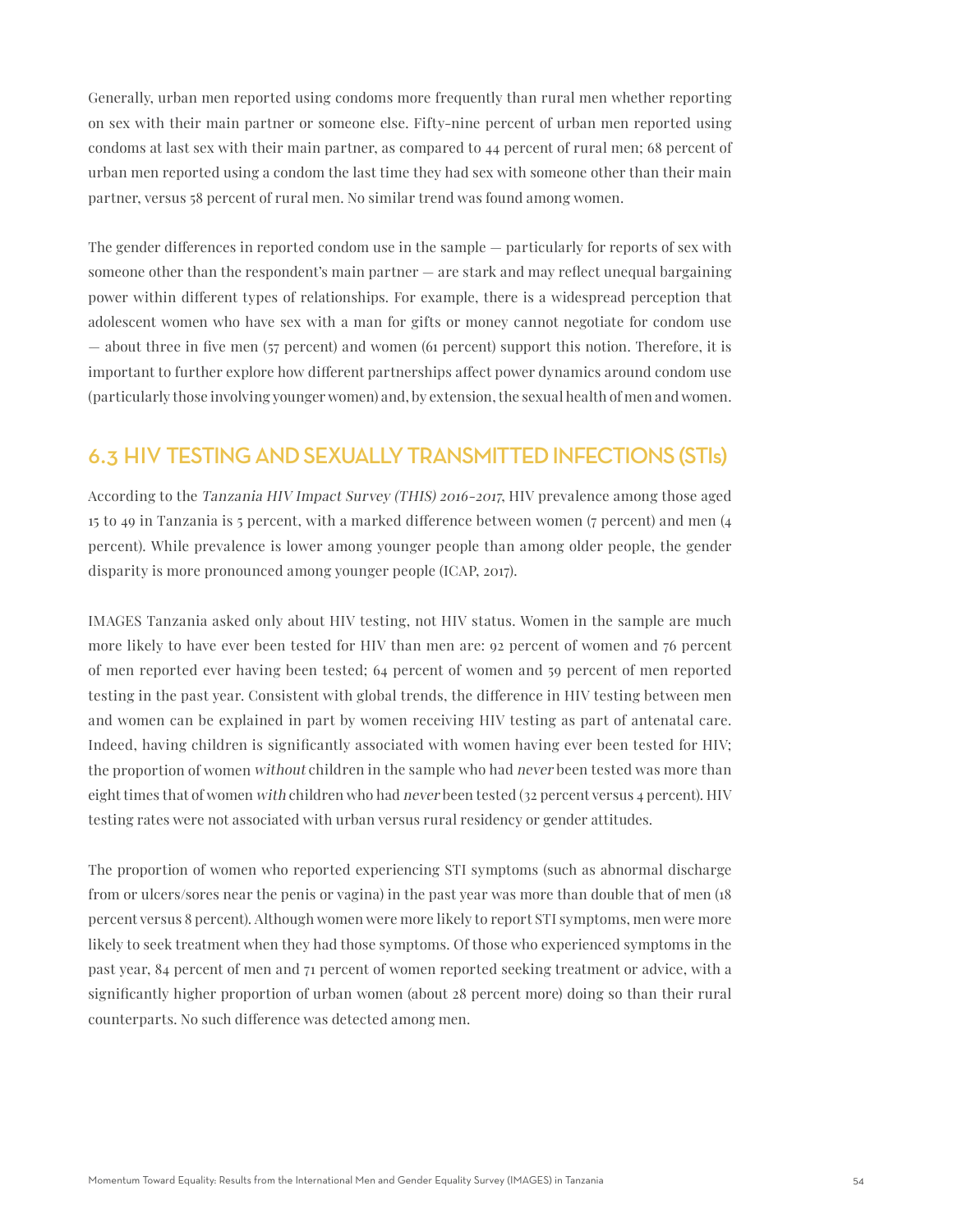Generally, urban men reported using condoms more frequently than rural men whether reporting on sex with their main partner or someone else. Fifty-nine percent of urban men reported using condoms at last sex with their main partner, as compared to 44 percent of rural men; 68 percent of urban men reported using a condom the last time they had sex with someone other than their main partner, versus 58 percent of rural men. No similar trend was found among women.

The gender differences in reported condom use in the sample — particularly for reports of sex with someone other than the respondent's main partner — are stark and may reflect unequal bargaining power within different types of relationships. For example, there is a widespread perception that adolescent women who have sex with a man for gifts or money cannot negotiate for condom use — about three in five men (57 percent) and women (61 percent) support this notion. Therefore, it is important to further explore how different partnerships affect power dynamics around condom use (particularly those involving younger women) and, by extension, the sexual health of men and women.

## 6.3 HIV TESTING AND SEXUALLY TRANSMITTED INFECTIONS (STIs)

According to the *Tanzania HIV Impact Survey (THIS) 2016-2017*, HIV prevalence among those aged 15 to 49 in Tanzania is 5 percent, with a marked difference between women (7 percent) and men (4 percent). While prevalence is lower among younger people than among older people, the gender disparity is more pronounced among younger people (ICAP, 2017).

IMAGES Tanzania asked only about HIV testing, not HIV status. Women in the sample are much more likely to have ever been tested for HIV than men are: 92 percent of women and 76 percent of men reported ever having been tested; 64 percent of women and 59 percent of men reported testing in the past year. Consistent with global trends, the difference in HIV testing between men and women can be explained in part by women receiving HIV testing as part of antenatal care. Indeed, having children is significantly associated with women having ever been tested for HIV; the proportion of women *without* children in the sample who had *never* been tested was more than eight times that of women *with* children who had *never* been tested (32 percent versus 4 percent). HIV testing rates were not associated with urban versus rural residency or gender attitudes.

The proportion of women who reported experiencing STI symptoms (such as abnormal discharge from or ulcers/sores near the penis or vagina) in the past year was more than double that of men (18 percent versus 8 percent). Although women were more likely to report STI symptoms, men were more likely to seek treatment when they had those symptoms. Of those who experienced symptoms in the past year, 84 percent of men and 71 percent of women reported seeking treatment or advice, with a significantly higher proportion of urban women (about 28 percent more) doing so than their rural counterparts. No such difference was detected among men.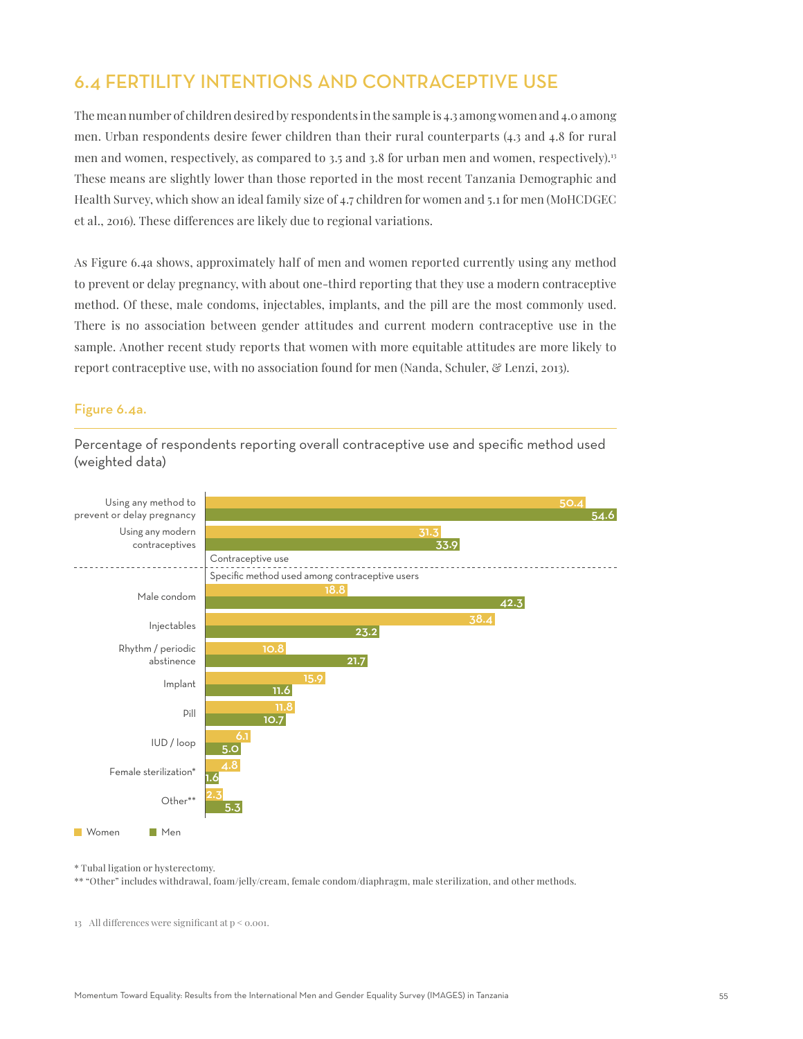## 6.4 FERTILITY INTENTIONS AND CONTRACEPTIVE USE

The mean number of children desired by respondents in the sample is 4.3 among women and 4.0 among men. Urban respondents desire fewer children than their rural counterparts (4.3 and 4.8 for rural men and women, respectively, as compared to 3.5 and 3.8 for urban men and women, respectively).[13] These means are slightly lower than those reported in the most recent Tanzania Demographic and Health Survey, which show an ideal family size of 4.7 children for women and 5.1 for men (MoHCDGEC et al., 2016). These differences are likely due to regional variations.

As Figure 6.4a shows, approximately half of men and women reported currently using any method to prevent or delay pregnancy, with about one-third reporting that they use a modern contraceptive method. Of these, male condoms, injectables, implants, and the pill are the most commonly used. There is no association between gender attitudes and current modern contraceptive use in the sample. Another recent study reports that women with more equitable attitudes are more likely to report contraceptive use, with no association found for men (Nanda, Schuler, & Lenzi, 2013).

### Figure 6.4a.

Percentage of respondents reporting overall contraceptive use and specific method used (weighted data)

| | Women | Men |
|---|---|---|
| **Contraceptive use** | | |
| Using any method to prevent or delay pregnancy | 50.4 | 54.6 |
| Using any modern contraceptives | 31.3 | 33.9 |
| **Specific method used among contraceptive users** | | |
| Male condom | 18.8 | 42.3 |
| Injectables | 38.4 | 23.2 |
| Rhythm / periodic abstinence | 10.8 | 21.7 |
| Implant | 15.9 | 11.6 |
| Pill | 11.8 | 10.7 |
| IUD / loop | 6.1 | 5.0 |
| Female sterilization* | 4.8 | 1.6 |
| Other** | 2.3 | 5.3 |

\* Tubal ligation or hysterectomy.

\*\* "Other" includes withdrawal, foam/jelly/cream, female condom/diaphragm, male sterilization, and other methods.

13 All differences were significant at $p < 0.001$.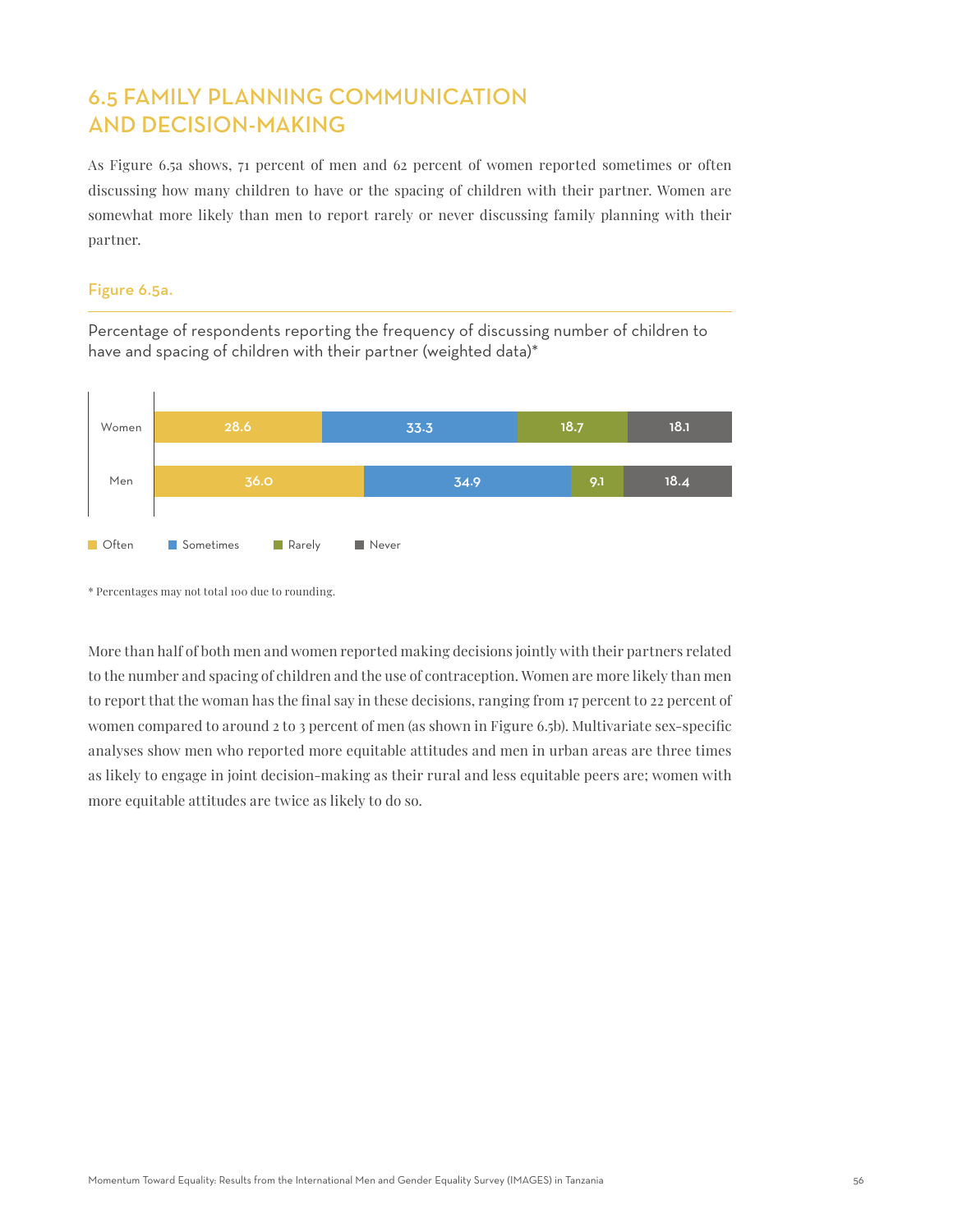## 6.5 FAMILY PLANNING COMMUNICATION AND DECISION-MAKING

As Figure 6.5a shows, 71 percent of men and 62 percent of women reported sometimes or often discussing how many children to have or the spacing of children with their partner. Women are somewhat more likely than men to report rarely or never discussing family planning with their partner.

**Figure 6.5a.**

Percentage of respondents reporting the frequency of discussing number of children to have and spacing of children with their partner (weighted data)*

| | Often | Sometimes | Rarely | Never |
|---|---|---|---|---|
| Women | 28.6 | 33.3 | 18.7 | 18.1 |
| Men | 36.0 | 34.9 | 9.1 | 18.4 |

\* Percentages may not total 100 due to rounding.

More than half of both men and women reported making decisions jointly with their partners related to the number and spacing of children and the use of contraception. Women are more likely than men to report that the woman has the final say in these decisions, ranging from 17 percent to 22 percent of women compared to around 2 to 3 percent of men (as shown in Figure 6.5b). Multivariate sex-specific analyses show men who reported more equitable attitudes and men in urban areas are three times as likely to engage in joint decision-making as their rural and less equitable peers are; women with more equitable attitudes are twice as likely to do so.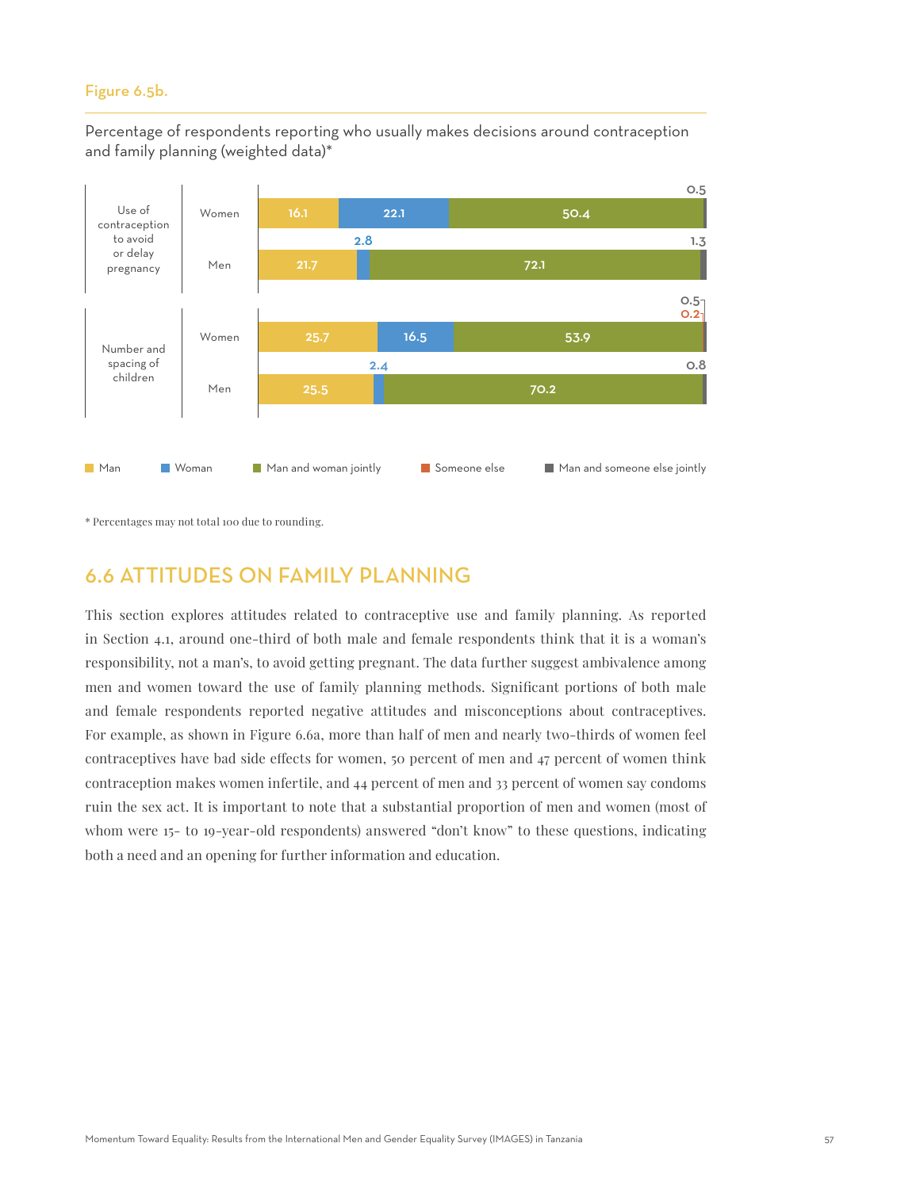Figure 6.5b.

Percentage of respondents reporting who usually makes decisions around contraception and family planning (weighted data)*

| Decision | Respondent | Man | Woman | Man and woman jointly | Someone else | Man and someone else jointly |
|---|---|---|---|---|---|---|
| Use of contraception to avoid or delay pregnancy | Women | 16.1 | 22.1 | 50.4 | | 0.5 |
| | Men | 21.7 | 2.8 | 72.1 | | 1.3 |
| Number and spacing of children | Women | 25.7 | 16.5 | 53.9 | 0.2 | 0.5 |
| | Men | 25.5 | 2.4 | 70.2 | | 0.8 |

\* Percentages may not total 100 due to rounding.

## 6.6 ATTITUDES ON FAMILY PLANNING

This section explores attitudes related to contraceptive use and family planning. As reported in Section 4.1, around one-third of both male and female respondents think that it is a woman's responsibility, not a man's, to avoid getting pregnant. The data further suggest ambivalence among men and women toward the use of family planning methods. Significant portions of both male and female respondents reported negative attitudes and misconceptions about contraceptives. For example, as shown in Figure 6.6a, more than half of men and nearly two-thirds of women feel contraceptives have bad side effects for women, 50 percent of men and 47 percent of women think contraception makes women infertile, and 44 percent of men and 33 percent of women say condoms ruin the sex act. It is important to note that a substantial proportion of men and women (most of whom were 15- to 19-year-old respondents) answered "don't know" to these questions, indicating both a need and an opening for further information and education.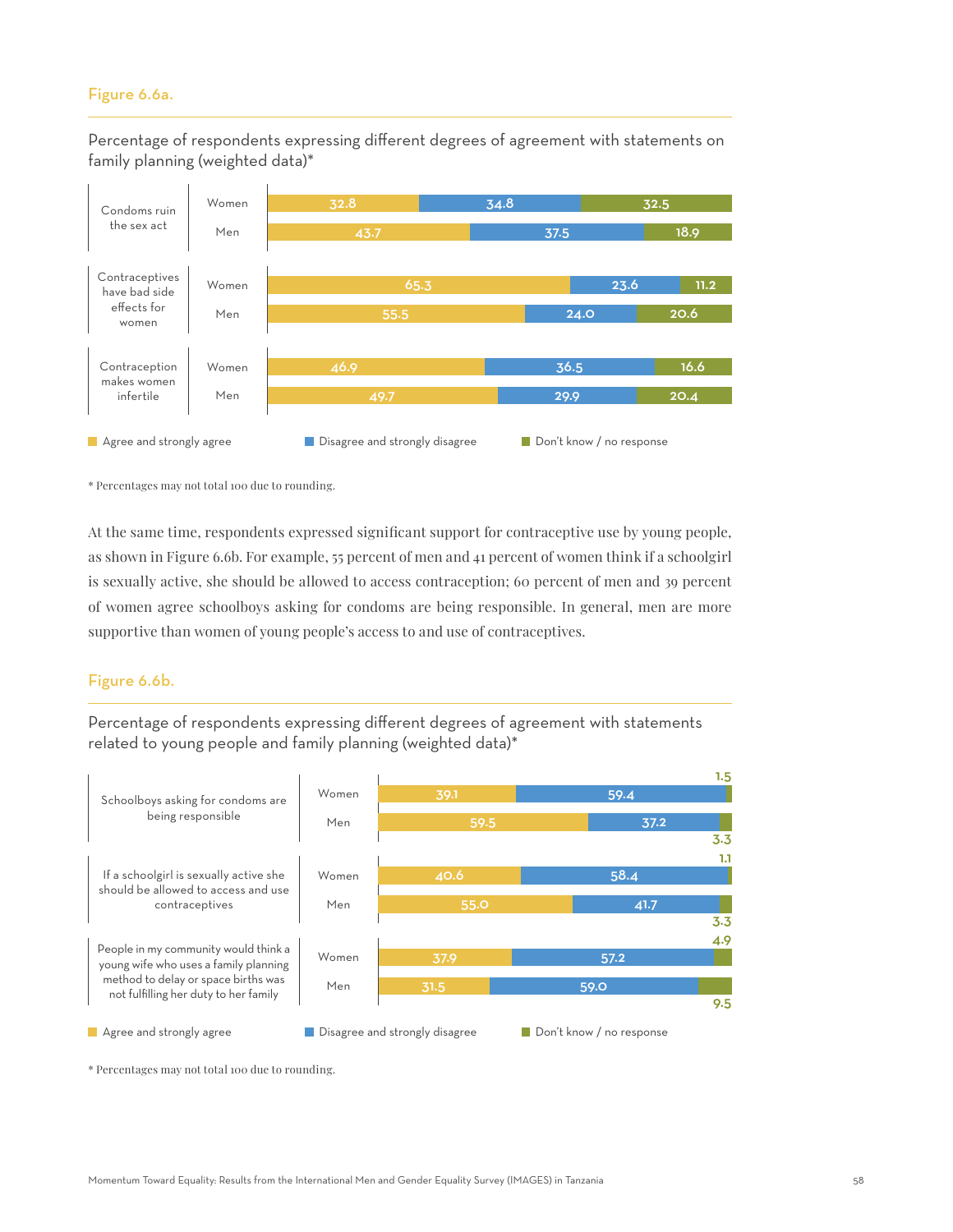### Figure 6.6a.

Percentage of respondents expressing different degrees of agreement with statements on family planning (weighted data)*

| Statement | | Agree and strongly agree | Disagree and strongly disagree | Don't know / no response |
|---|---|---|---|---|
| Condoms ruin the sex act | Women | 32.8 | 34.8 | 32.5 |
| | Men | 43.7 | 37.5 | 18.9 |
| Contraceptives have bad side effects for women | Women | 65.3 | 23.6 | 11.2 |
| | Men | 55.5 | 24.0 | 20.6 |
| Contraception makes women infertile | Women | 46.9 | 36.5 | 16.6 |
| | Men | 49.7 | 29.9 | 20.4 |

\* Percentages may not total 100 due to rounding.

At the same time, respondents expressed significant support for contraceptive use by young people, as shown in Figure 6.6b. For example, 55 percent of men and 41 percent of women think if a schoolgirl is sexually active, she should be allowed to access contraception; 60 percent of men and 39 percent of women agree schoolboys asking for condoms are being responsible. In general, men are more supportive than women of young people's access to and use of contraceptives.

### Figure 6.6b.

Percentage of respondents expressing different degrees of agreement with statements related to young people and family planning (weighted data)*

| Statement | | Agree and strongly agree | Disagree and strongly disagree | Don't know / no response |
|---|---|---|---|---|
| Schoolboys asking for condoms are being responsible | Women | 39.1 | 59.4 | 1.5 |
| | Men | 59.5 | 37.2 | 3.3 |
| If a schoolgirl is sexually active she should be allowed to access and use contraceptives | Women | 40.6 | 58.4 | 1.1 |
| | Men | 55.0 | 41.7 | 3.3 |
| People in my community would think a young wife who uses a family planning method to delay or space births was not fulfilling her duty to her family | Women | 37.9 | 57.2 | 4.9 |
| | Men | 31.5 | 59.0 | 9.5 |

\* Percentages may not total 100 due to rounding.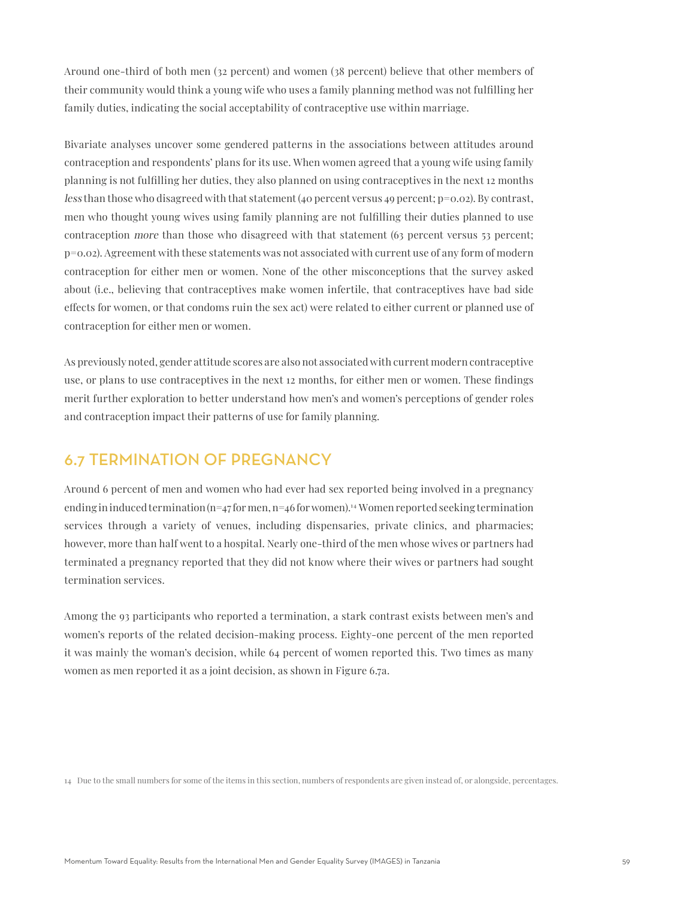Around one-third of both men (32 percent) and women (38 percent) believe that other members of their community would think a young wife who uses a family planning method was not fulfilling her family duties, indicating the social acceptability of contraceptive use within marriage.

Bivariate analyses uncover some gendered patterns in the associations between attitudes around contraception and respondents' plans for its use. When women agreed that a young wife using family planning is not fulfilling her duties, they also planned on using contraceptives in the next 12 months *less* than those who disagreed with that statement (40 percent versus 49 percent; p=0.02). By contrast, men who thought young wives using family planning are not fulfilling their duties planned to use contraception *more* than those who disagreed with that statement (63 percent versus 53 percent; p=0.02). Agreement with these statements was not associated with current use of any form of modern contraception for either men or women. None of the other misconceptions that the survey asked about (i.e., believing that contraceptives make women infertile, that contraceptives have bad side effects for women, or that condoms ruin the sex act) were related to either current or planned use of contraception for either men or women.

As previously noted, gender attitude scores are also not associated with current modern contraceptive use, or plans to use contraceptives in the next 12 months, for either men or women. These findings merit further exploration to better understand how men's and women's perceptions of gender roles and contraception impact their patterns of use for family planning.

## 6.7 TERMINATION OF PREGNANCY

Around 6 percent of men and women who had ever had sex reported being involved in a pregnancy ending in induced termination (n=47 for men, n=46 for women).[14] Women reported seeking termination services through a variety of venues, including dispensaries, private clinics, and pharmacies; however, more than half went to a hospital. Nearly one-third of the men whose wives or partners had terminated a pregnancy reported that they did not know where their wives or partners had sought termination services.

Among the 93 participants who reported a termination, a stark contrast exists between men's and women's reports of the related decision-making process. Eighty-one percent of the men reported it was mainly the woman's decision, while 64 percent of women reported this. Two times as many women as men reported it as a joint decision, as shown in Figure 6.7a.

14 Due to the small numbers for some of the items in this section, numbers of respondents are given instead of, or alongside, percentages.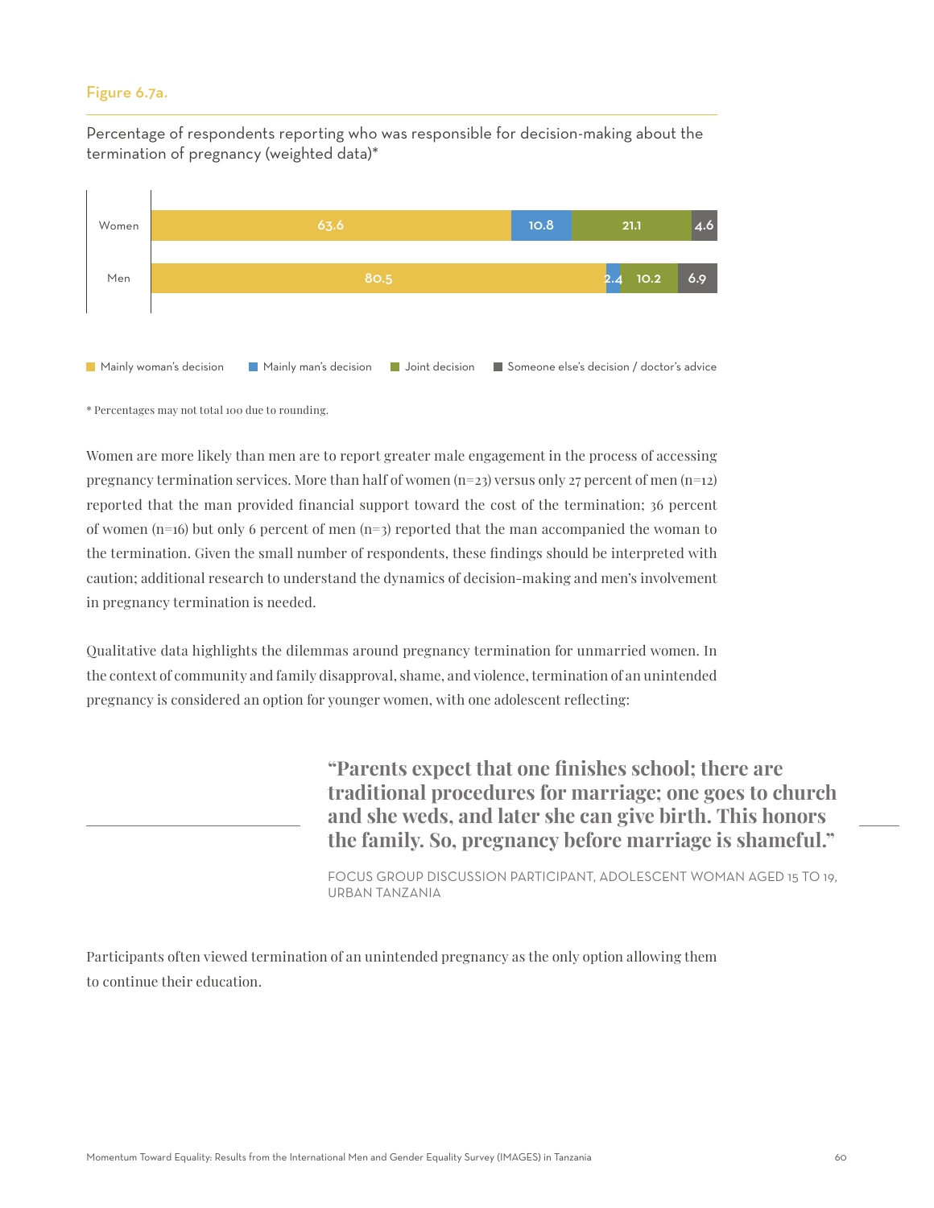Figure 6.7a.

Percentage of respondents reporting who was responsible for decision-making about the termination of pregnancy (weighted data)*

| | Mainly woman's decision | Mainly man's decision | Joint decision | Someone else's decision / doctor's advice |
|---|---|---|---|---|
| Women | 63.6 | 10.8 | 21.1 | 4.6 |
| Men | 80.5 | 2.4 | 10.2 | 6.9 |

* Percentages may not total 100 due to rounding.

Women are more likely than men are to report greater male engagement in the process of accessing pregnancy termination services. More than half of women (n=23) versus only 27 percent of men (n=12) reported that the man provided financial support toward the cost of the termination; 36 percent of women (n=16) but only 6 percent of men (n=3) reported that the man accompanied the woman to the termination. Given the small number of respondents, these findings should be interpreted with caution; additional research to understand the dynamics of decision-making and men's involvement in pregnancy termination is needed.

Qualitative data highlights the dilemmas around pregnancy termination for unmarried women. In the context of community and family disapproval, shame, and violence, termination of an unintended pregnancy is considered an option for younger women, with one adolescent reflecting:

> **"Parents expect that one finishes school; there are traditional procedures for marriage; one goes to church and she weds, and later she can give birth. This honors the family. So, pregnancy before marriage is shameful."**
>
> FOCUS GROUP DISCUSSION PARTICIPANT, ADOLESCENT WOMAN AGED 15 TO 19, URBAN TANZANIA

Participants often viewed termination of an unintended pregnancy as the only option allowing them to continue their education.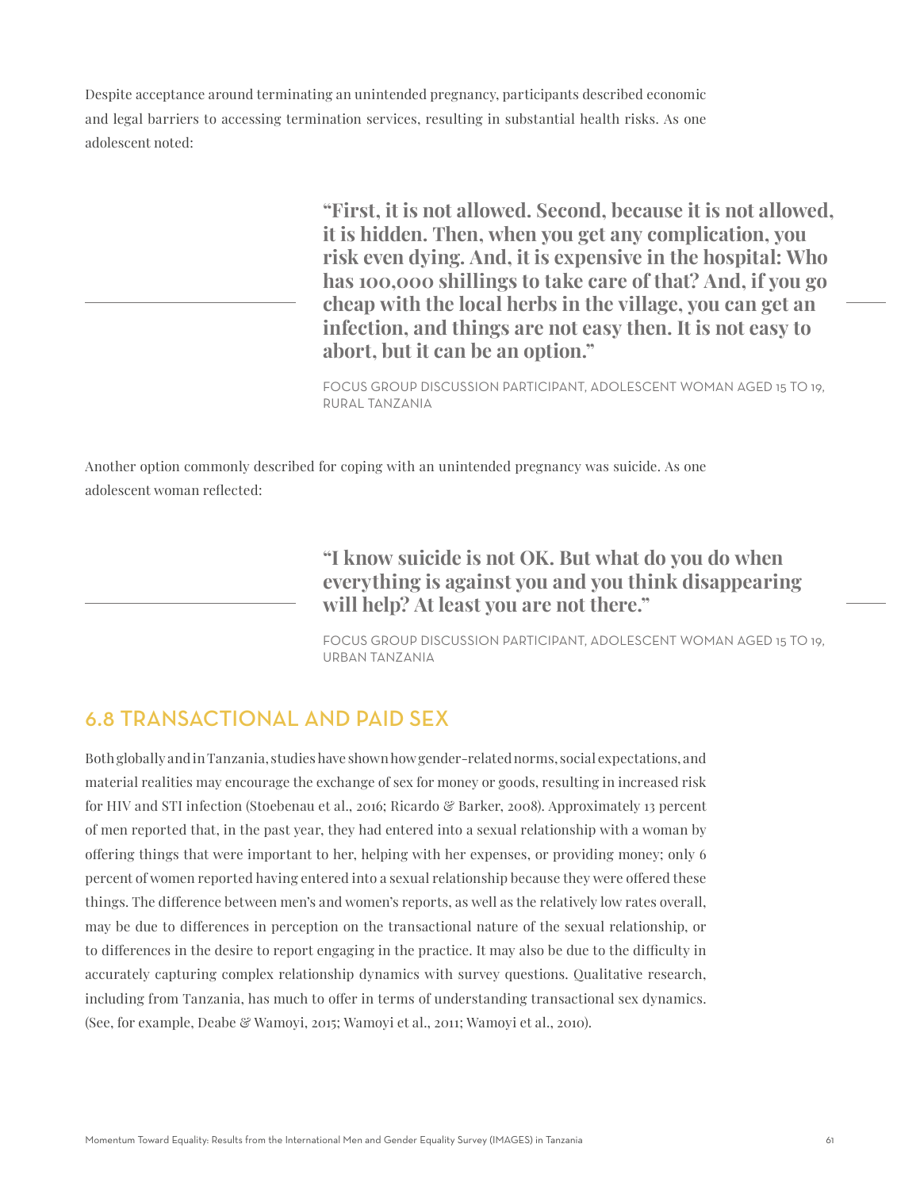Despite acceptance around terminating an unintended pregnancy, participants described economic and legal barriers to accessing termination services, resulting in substantial health risks. As one adolescent noted:

> **"First, it is not allowed. Second, because it is not allowed, it is hidden. Then, when you get any complication, you risk even dying. And, it is expensive in the hospital: Who has 100,000 shillings to take care of that? And, if you go cheap with the local herbs in the village, you can get an infection, and things are not easy then. It is not easy to abort, but it can be an option."**
>
> FOCUS GROUP DISCUSSION PARTICIPANT, ADOLESCENT WOMAN AGED 15 TO 19, RURAL TANZANIA

Another option commonly described for coping with an unintended pregnancy was suicide. As one adolescent woman reflected:

> **"I know suicide is not OK. But what do you do when everything is against you and you think disappearing will help? At least you are not there."**
>
> FOCUS GROUP DISCUSSION PARTICIPANT, ADOLESCENT WOMAN AGED 15 TO 19, URBAN TANZANIA

## 6.8 TRANSACTIONAL AND PAID SEX

Both globally and in Tanzania, studies have shown how gender-related norms, social expectations, and material realities may encourage the exchange of sex for money or goods, resulting in increased risk for HIV and STI infection (Stoebenau et al., 2016; Ricardo & Barker, 2008). Approximately 13 percent of men reported that, in the past year, they had entered into a sexual relationship with a woman by offering things that were important to her, helping with her expenses, or providing money; only 6 percent of women reported having entered into a sexual relationship because they were offered these things. The difference between men's and women's reports, as well as the relatively low rates overall, may be due to differences in perception on the transactional nature of the sexual relationship, or to differences in the desire to report engaging in the practice. It may also be due to the difficulty in accurately capturing complex relationship dynamics with survey questions. Qualitative research, including from Tanzania, has much to offer in terms of understanding transactional sex dynamics. (See, for example, Deabe & Wamoyi, 2015; Wamoyi et al., 2011; Wamoyi et al., 2010).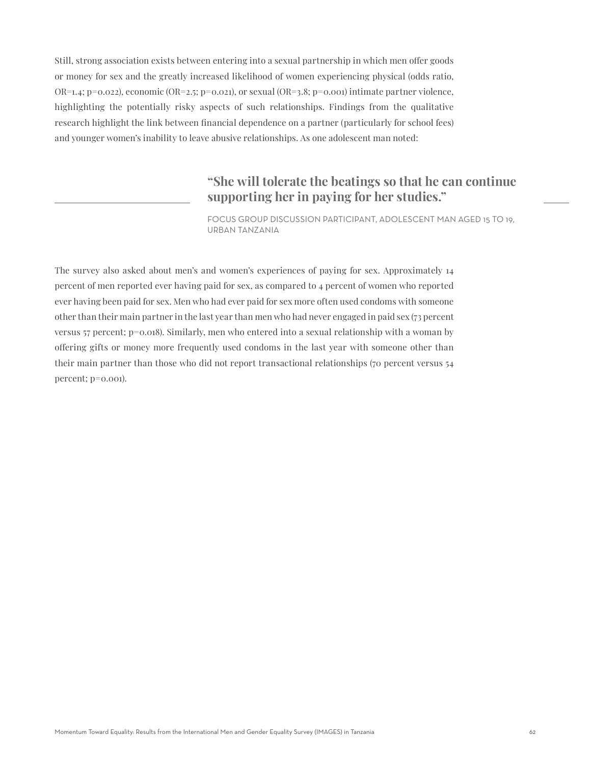Still, strong association exists between entering into a sexual partnership in which men offer goods or money for sex and the greatly increased likelihood of women experiencing physical (odds ratio, OR=1.4; p=0.022), economic (OR=2.5; p=0.021), or sexual (OR=3.8; p=0.001) intimate partner violence, highlighting the potentially risky aspects of such relationships. Findings from the qualitative research highlight the link between financial dependence on a partner (particularly for school fees) and younger women's inability to leave abusive relationships. As one adolescent man noted:

> **"She will tolerate the beatings so that he can continue supporting her in paying for her studies."**
>
> FOCUS GROUP DISCUSSION PARTICIPANT, ADOLESCENT MAN AGED 15 TO 19, URBAN TANZANIA

The survey also asked about men's and women's experiences of paying for sex. Approximately 14 percent of men reported ever having paid for sex, as compared to 4 percent of women who reported ever having been paid for sex. Men who had ever paid for sex more often used condoms with someone other than their main partner in the last year than men who had never engaged in paid sex (73 percent versus 57 percent; p=0.018). Similarly, men who entered into a sexual relationship with a woman by offering gifts or money more frequently used condoms in the last year with someone other than their main partner than those who did not report transactional relationships (70 percent versus 54 percent; p=0.001).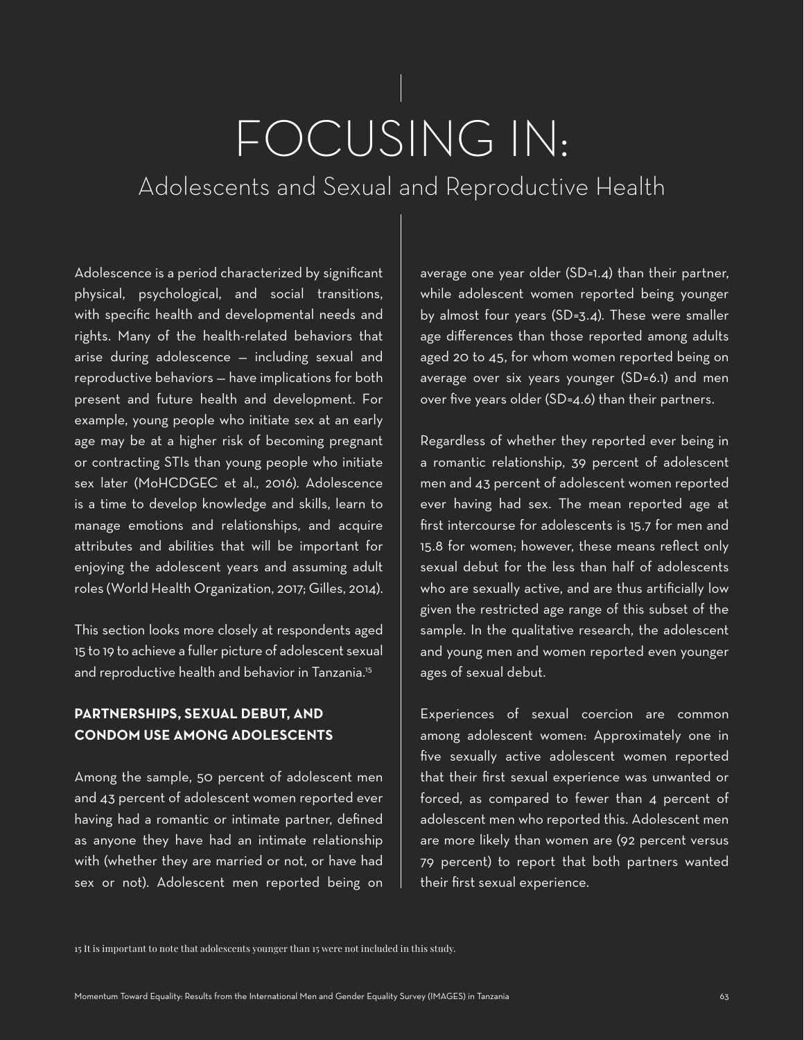# FOCUSING IN:

## Adolescents and Sexual and Reproductive Health

Adolescence is a period characterized by significant physical, psychological, and social transitions, with specific health and developmental needs and rights. Many of the health-related behaviors that arise during adolescence — including sexual and reproductive behaviors — have implications for both present and future health and development. For example, young people who initiate sex at an early age may be at a higher risk of becoming pregnant or contracting STIs than young people who initiate sex later (MoHCDGEC et al., 2016). Adolescence is a time to develop knowledge and skills, learn to manage emotions and relationships, and acquire attributes and abilities that will be important for enjoying the adolescent years and assuming adult roles (World Health Organization, 2017; Gilles, 2014).

This section looks more closely at respondents aged 15 to 19 to achieve a fuller picture of adolescent sexual and reproductive health and behavior in Tanzania.[15]

### PARTNERSHIPS, SEXUAL DEBUT, AND CONDOM USE AMONG ADOLESCENTS

Among the sample, 50 percent of adolescent men and 43 percent of adolescent women reported ever having had a romantic or intimate partner, defined as anyone they have had an intimate relationship with (whether they are married or not, or have had sex or not). Adolescent men reported being on average one year older (SD=1.4) than their partner, while adolescent women reported being younger by almost four years (SD=3.4). These were smaller age differences than those reported among adults aged 20 to 45, for whom women reported being on average over six years younger (SD=6.1) and men over five years older (SD=4.6) than their partners.

Regardless of whether they reported ever being in a romantic relationship, 39 percent of adolescent men and 43 percent of adolescent women reported ever having had sex. The mean reported age at first intercourse for adolescents is 15.7 for men and 15.8 for women; however, these means reflect only sexual debut for the less than half of adolescents who are sexually active, and are thus artificially low given the restricted age range of this subset of the sample. In the qualitative research, the adolescent and young men and women reported even younger ages of sexual debut.

Experiences of sexual coercion are common among adolescent women: Approximately one in five sexually active adolescent women reported that their first sexual experience was unwanted or forced, as compared to fewer than 4 percent of adolescent men who reported this. Adolescent men are more likely than women are (92 percent versus 79 percent) to report that both partners wanted their first sexual experience.

15 It is important to note that adolescents younger than 15 were not included in this study.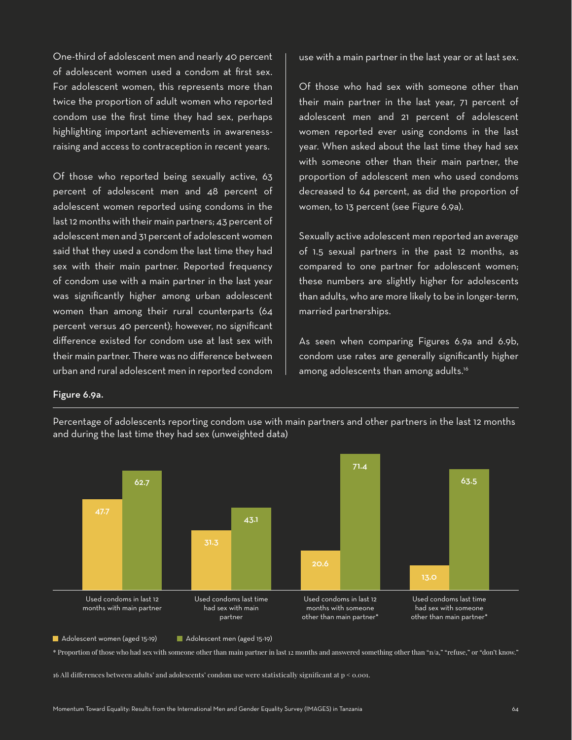One-third of adolescent men and nearly 40 percent of adolescent women used a condom at first sex. For adolescent women, this represents more than twice the proportion of adult women who reported condom use the first time they had sex, perhaps highlighting important achievements in awareness-raising and access to contraception in recent years.

Of those who reported being sexually active, 63 percent of adolescent men and 48 percent of adolescent women reported using condoms in the last 12 months with their main partners; 43 percent of adolescent men and 31 percent of adolescent women said that they used a condom the last time they had sex with their main partner. Reported frequency of condom use with a main partner in the last year was significantly higher among urban adolescent women than among their rural counterparts (64 percent versus 40 percent); however, no significant difference existed for condom use at last sex with their main partner. There was no difference between urban and rural adolescent men in reported condom use with a main partner in the last year or at last sex.

Of those who had sex with someone other than their main partner in the last year, 71 percent of adolescent men and 21 percent of adolescent women reported ever using condoms in the last year. When asked about the last time they had sex with someone other than their main partner, the proportion of adolescent men who used condoms decreased to 64 percent, as did the proportion of women, to 13 percent (see Figure 6.9a).

Sexually active adolescent men reported an average of 1.5 sexual partners in the past 12 months, as compared to one partner for adolescent women; these numbers are slightly higher for adolescents than adults, who are more likely to be in longer-term, married partnerships.

As seen when comparing Figures 6.9a and 6.9b, condom use rates are generally significantly higher among adolescents than among adults.[16]

**Figure 6.9a.**

Percentage of adolescents reporting condom use with main partners and other partners in the last 12 months and during the last time they had sex (unweighted data)

| | Adolescent women (aged 15-19) | Adolescent men (aged 15-19) |
|---|---|---|
| Used condoms in last 12 months with main partner | 47.7 | 62.7 |
| Used condoms last time had sex with main partner | 31.3 | 43.1 |
| Used condoms in last 12 months with someone other than main partner* | 20.6 | 71.4 |
| Used condoms last time had sex with someone other than main partner* | 13.0 | 63.5 |

* Proportion of those who had sex with someone other than main partner in last 12 months and answered something other than "n/a," "refuse," or "don't know."

16 All differences between adults' and adolescents' condom use were statistically significant at $p < 0.001$.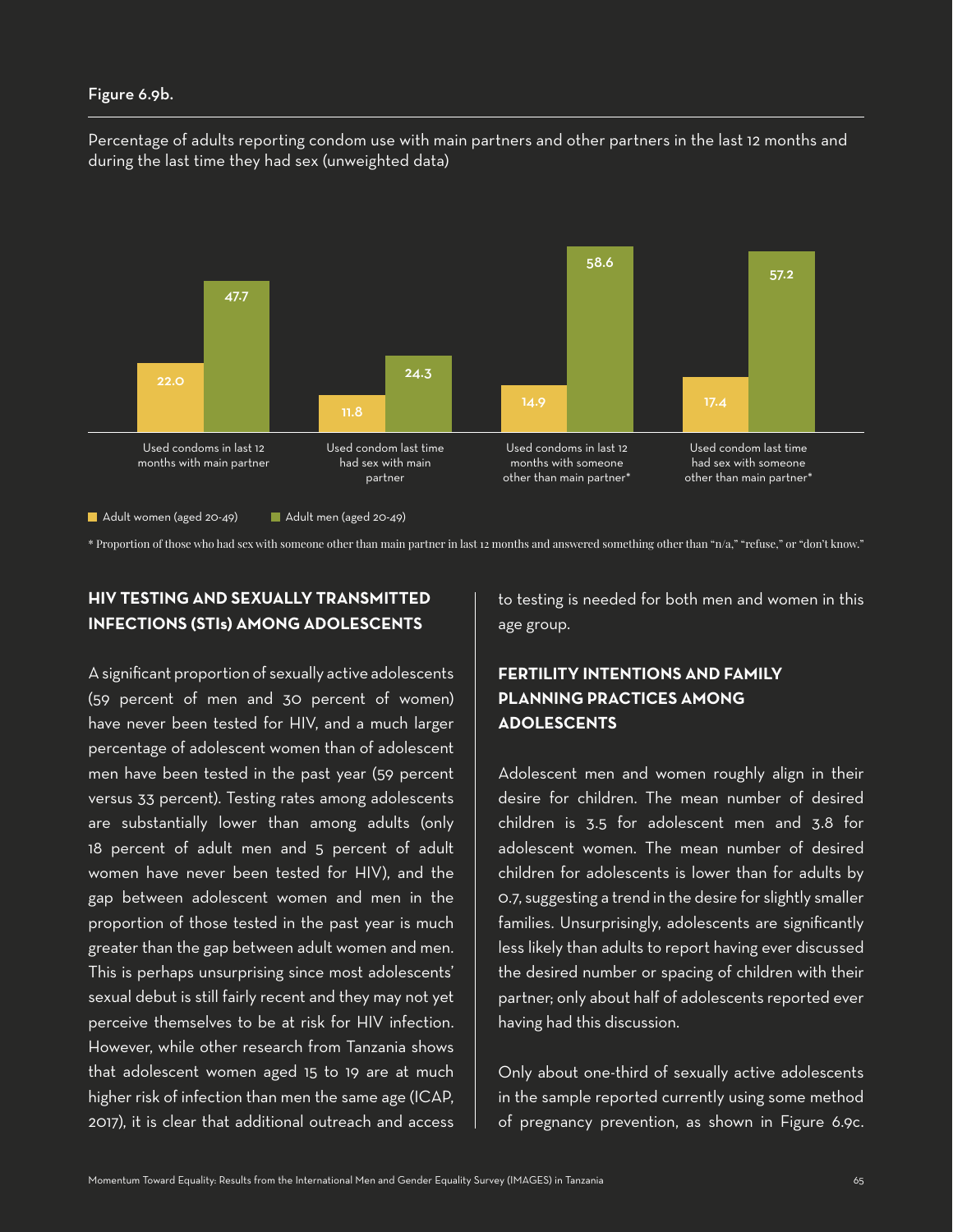Figure 6.9b.

Percentage of adults reporting condom use with main partners and other partners in the last 12 months and during the last time they had sex (unweighted data)

| | Adult women (aged 20-49) | Adult men (aged 20-49) |
|---|---|---|
| Used condoms in last 12 months with main partner | 22.0 | 47.7 |
| Used condom last time had sex with main partner | 11.8 | 24.3 |
| Used condoms in last 12 months with someone other than main partner* | 14.9 | 58.6 |
| Used condom last time had sex with someone other than main partner* | 17.4 | 57.2 |

* Proportion of those who had sex with someone other than main partner in last 12 months and answered something other than "n/a," "refuse," or "don't know."

## HIV TESTING AND SEXUALLY TRANSMITTED INFECTIONS (STIs) AMONG ADOLESCENTS

A significant proportion of sexually active adolescents (59 percent of men and 30 percent of women) have never been tested for HIV, and a much larger percentage of adolescent women than of adolescent men have been tested in the past year (59 percent versus 33 percent). Testing rates among adolescents are substantially lower than among adults (only 18 percent of adult men and 5 percent of adult women have never been tested for HIV), and the gap between adolescent women and men in the proportion of those tested in the past year is much greater than the gap between adult women and men. This is perhaps unsurprising since most adolescents' sexual debut is still fairly recent and they may not yet perceive themselves to be at risk for HIV infection. However, while other research from Tanzania shows that adolescent women aged 15 to 19 are at much higher risk of infection than men the same age (ICAP, 2017), it is clear that additional outreach and access to testing is needed for both men and women in this age group.

## FERTILITY INTENTIONS AND FAMILY PLANNING PRACTICES AMONG ADOLESCENTS

Adolescent men and women roughly align in their desire for children. The mean number of desired children is 3.5 for adolescent men and 3.8 for adolescent women. The mean number of desired children for adolescents is lower than for adults by 0.7, suggesting a trend in the desire for slightly smaller families. Unsurprisingly, adolescents are significantly less likely than adults to report having ever discussed the desired number or spacing of children with their partner; only about half of adolescents reported ever having had this discussion.

Only about one-third of sexually active adolescents in the sample reported currently using some method of pregnancy prevention, as shown in Figure 6.9c.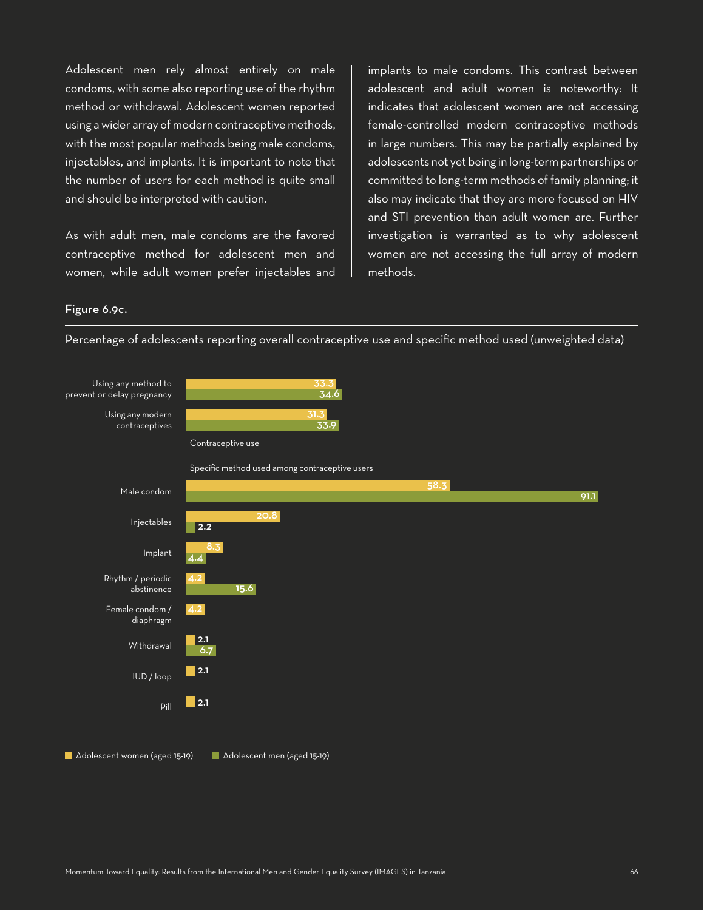Adolescent men rely almost entirely on male condoms, with some also reporting use of the rhythm method or withdrawal. Adolescent women reported using a wider array of modern contraceptive methods, with the most popular methods being male condoms, injectables, and implants. It is important to note that the number of users for each method is quite small and should be interpreted with caution.

As with adult men, male condoms are the favored contraceptive method for adolescent men and women, while adult women prefer injectables and implants to male condoms. This contrast between adolescent and adult women is noteworthy: It indicates that adolescent women are not accessing female-controlled modern contraceptive methods in large numbers. This may be partially explained by adolescents not yet being in long-term partnerships or committed to long-term methods of family planning; it also may indicate that they are more focused on HIV and STI prevention than adult women are. Further investigation is warranted as to why adolescent women are not accessing the full array of modern methods.

**Figure 6.9c.**

Percentage of adolescents reporting overall contraceptive use and specific method used (unweighted data)

| | Adolescent women (aged 15-19) | Adolescent men (aged 15-19) |
|---|---|---|
| **Contraceptive use** | | |
| Using any method to prevent or delay pregnancy | 33.3 | 34.6 |
| Using any modern contraceptives | 31.3 | 33.9 |
| **Specific method used among contraceptive users** | | |
| Male condom | 58.3 | 91.1 |
| Injectables | 20.8 | 2.2 |
| Implant | 8.3 | 4.4 |
| Rhythm / periodic abstinence | 4.2 | 15.6 |
| Female condom / diaphragm | 4.2 | |
| Withdrawal | 2.1 | 6.7 |
| IUD / loop | 2.1 | |
| Pill | 2.1 | |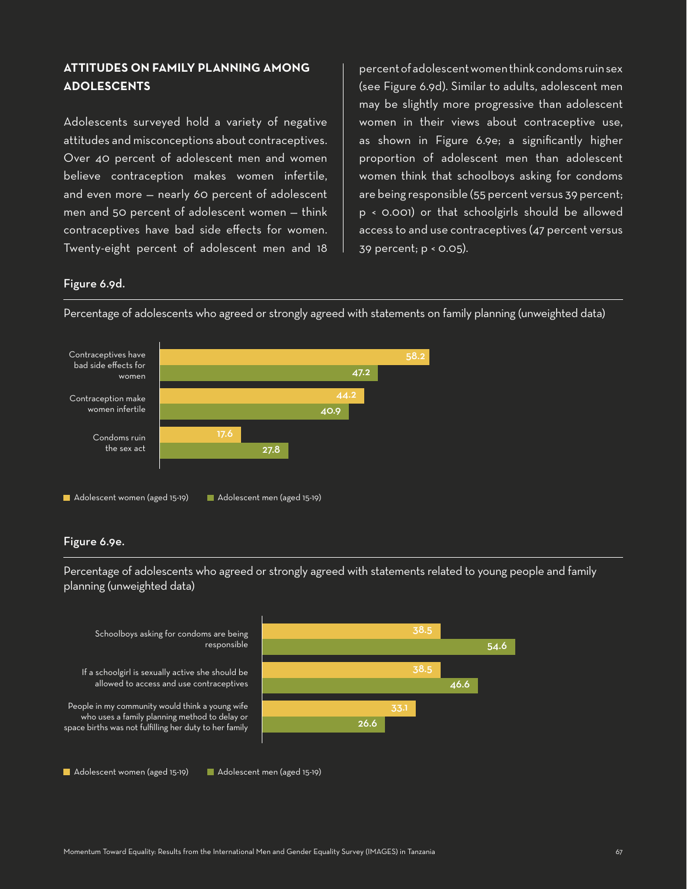## ATTITUDES ON FAMILY PLANNING AMONG ADOLESCENTS

Adolescents surveyed hold a variety of negative attitudes and misconceptions about contraceptives. Over 40 percent of adolescent men and women believe contraception makes women infertile, and even more — nearly 60 percent of adolescent men and 50 percent of adolescent women — think contraceptives have bad side effects for women. Twenty-eight percent of adolescent men and 18 percent of adolescent women think condoms ruin sex (see Figure 6.9d). Similar to adults, adolescent men may be slightly more progressive than adolescent women in their views about contraceptive use, as shown in Figure 6.9e; a significantly higher proportion of adolescent men than adolescent women think that schoolboys asking for condoms are being responsible (55 percent versus 39 percent; $p < 0.001$) or that schoolgirls should be allowed access to and use contraceptives (47 percent versus 39 percent; $p < 0.05$).

**Figure 6.9d.**

Percentage of adolescents who agreed or strongly agreed with statements on family planning (unweighted data)

| Statement | Adolescent women (aged 15-19) | Adolescent men (aged 15-19) |
|---|---|---|
| Contraceptives have bad side effects for women | 58.2 | 47.2 |
| Contraception make women infertile | 44.2 | 40.9 |
| Condoms ruin the sex act | 17.6 | 27.8 |

**Figure 6.9e.**

Percentage of adolescents who agreed or strongly agreed with statements related to young people and family planning (unweighted data)

| Statement | Adolescent women (aged 15-19) | Adolescent men (aged 15-19) |
|---|---|---|
| Schoolboys asking for condoms are being responsible | 38.5 | 54.6 |
| If a schoolgirl is sexually active she should be allowed to access and use contraceptives | 38.5 | 46.6 |
| People in my community would think a young wife who uses a family planning method to delay or space births was not fulfilling her duty to her family | 33.1 | 26.6 |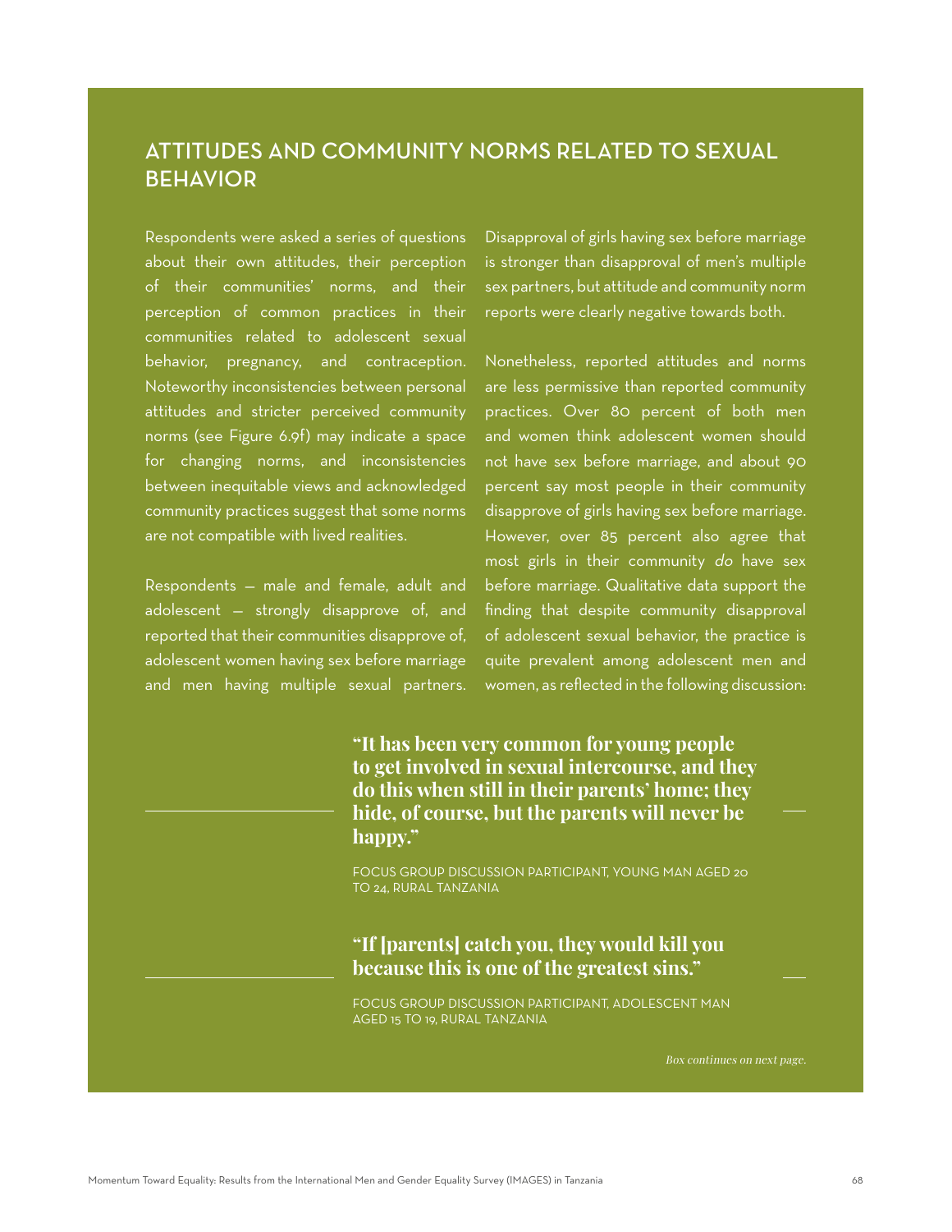## ATTITUDES AND COMMUNITY NORMS RELATED TO SEXUAL BEHAVIOR

Respondents were asked a series of questions about their own attitudes, their perception of their communities' norms, and their perception of common practices in their communities related to adolescent sexual behavior, pregnancy, and contraception. Noteworthy inconsistencies between personal attitudes and stricter perceived community norms (see Figure 6.9f) may indicate a space for changing norms, and inconsistencies between inequitable views and acknowledged community practices suggest that some norms are not compatible with lived realities.

Respondents — male and female, adult and adolescent — strongly disapprove of, and reported that their communities disapprove of, adolescent women having sex before marriage and men having multiple sexual partners. Disapproval of girls having sex before marriage is stronger than disapproval of men's multiple sex partners, but attitude and community norm reports were clearly negative towards both.

Nonetheless, reported attitudes and norms are less permissive than reported community practices. Over 80 percent of both men and women think adolescent women should not have sex before marriage, and about 90 percent say most people in their community disapprove of girls having sex before marriage. However, over 85 percent also agree that most girls in their community *do* have sex before marriage. Qualitative data support the finding that despite community disapproval of adolescent sexual behavior, the practice is quite prevalent among adolescent men and women, as reflected in the following discussion:

> **"It has been very common for young people to get involved in sexual intercourse, and they do this when still in their parents' home; they hide, of course, but the parents will never be happy."**
>
> FOCUS GROUP DISCUSSION PARTICIPANT, YOUNG MAN AGED 20 TO 24, RURAL TANZANIA

> **"If [parents] catch you, they would kill you because this is one of the greatest sins."**
>
> FOCUS GROUP DISCUSSION PARTICIPANT, ADOLESCENT MAN AGED 15 TO 19, RURAL TANZANIA

*Box continues on next page.*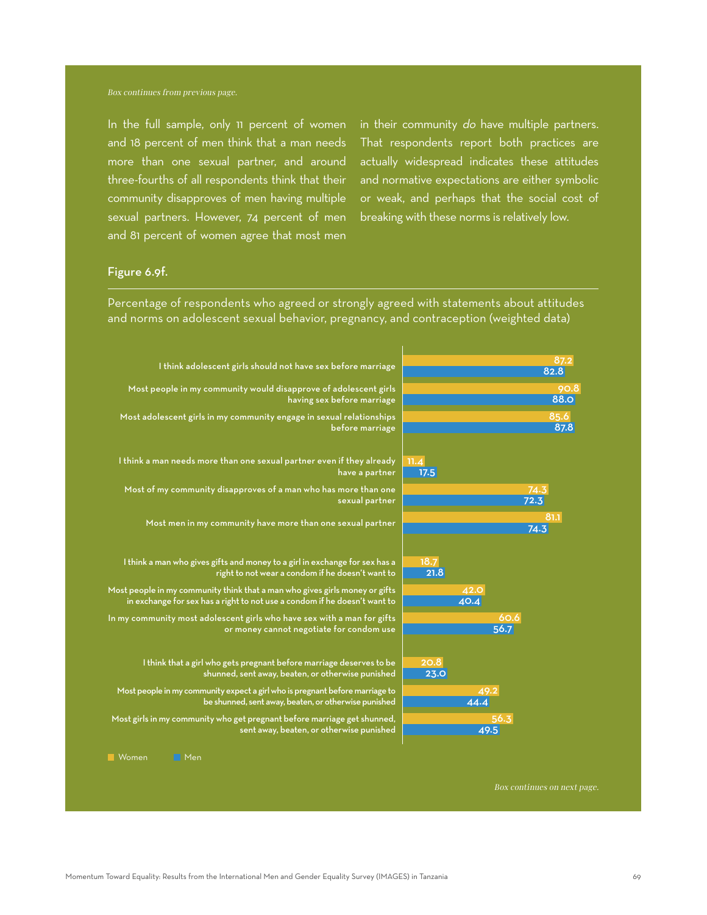*Box continues from previous page.*

In the full sample, only 11 percent of women and 18 percent of men think that a man needs more than one sexual partner, and around three-fourths of all respondents think that their community disapproves of men having multiple sexual partners. However, 74 percent of men and 81 percent of women agree that most men in their community *do* have multiple partners. That respondents report both practices are actually widespread indicates these attitudes and normative expectations are either symbolic or weak, and perhaps that the social cost of breaking with these norms is relatively low.

**Figure 6.9f.**

Percentage of respondents who agreed or strongly agreed with statements about attitudes and norms on adolescent sexual behavior, pregnancy, and contraception (weighted data)

| Statement | Women | Men |
|---|---|---|
| I think adolescent girls should not have sex before marriage | 87.2 | 82.8 |
| Most people in my community would disapprove of adolescent girls having sex before marriage | 90.8 | 88.0 |
| Most adolescent girls in my community engage in sexual relationships before marriage | 85.6 | 87.8 |
| I think a man needs more than one sexual partner even if they already have a partner | 11.4 | 17.5 |
| Most of my community disapproves of a man who has more than one sexual partner | 74.3 | 72.3 |
| Most men in my community have more than one sexual partner | 81.1 | 74.3 |
| I think a man who gives gifts and money to a girl in exchange for sex has a right to not wear a condom if he doesn't want to | 18.7 | 21.8 |
| Most people in my community think that a man who gives girls money or gifts in exchange for sex has a right to not use a condom if he doesn't want to | 42.0 | 40.4 |
| In my community most adolescent girls who have sex with a man for gifts or money cannot negotiate for condom use | 60.6 | 56.7 |
| I think that a girl who gets pregnant before marriage deserves to be shunned, sent away, beaten, or otherwise punished | 20.8 | 23.0 |
| Most people in my community expect a girl who is pregnant before marriage to be shunned, sent away, beaten, or otherwise punished | 49.2 | 44.4 |
| Most girls in my community who get pregnant before marriage get shunned, sent away, beaten, or otherwise punished | 56.3 | 49.5 |

*Box continues on next page.*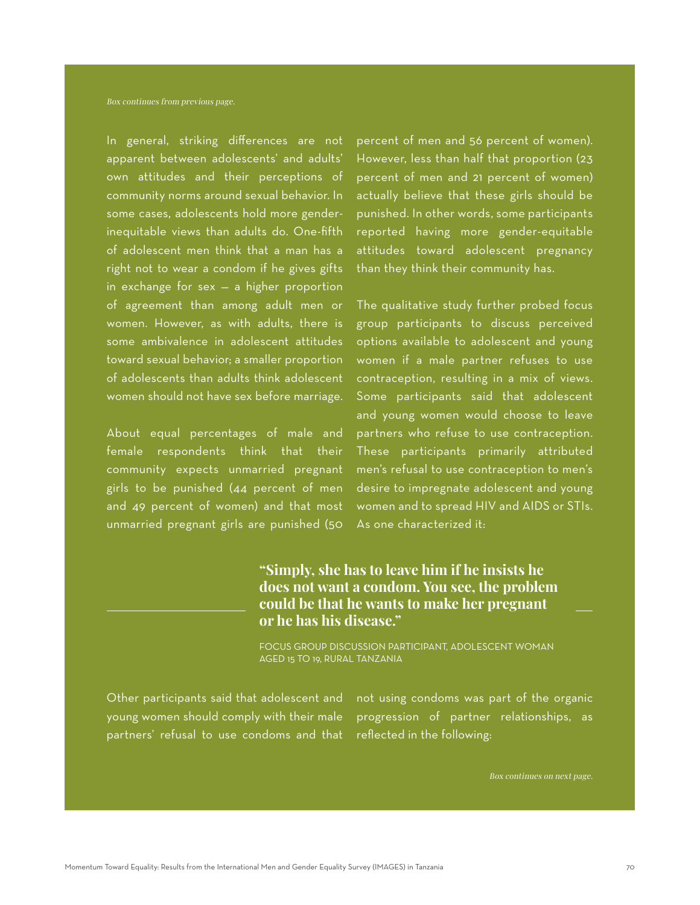*Box continues from previous page.*

In general, striking differences are not apparent between adolescents' and adults' own attitudes and their perceptions of community norms around sexual behavior. In some cases, adolescents hold more gender-inequitable views than adults do. One-fifth of adolescent men think that a man has a right not to wear a condom if he gives gifts in exchange for sex — a higher proportion of agreement than among adult men or women. However, as with adults, there is some ambivalence in adolescent attitudes toward sexual behavior; a smaller proportion of adolescents than adults think adolescent women should not have sex before marriage.

About equal percentages of male and female respondents think that their community expects unmarried pregnant girls to be punished (44 percent of men and 49 percent of women) and that most unmarried pregnant girls are punished (50 percent of men and 56 percent of women). However, less than half that proportion (23 percent of men and 21 percent of women) actually believe that these girls should be punished. In other words, some participants reported having more gender-equitable attitudes toward adolescent pregnancy than they think their community has.

The qualitative study further probed focus group participants to discuss perceived options available to adolescent and young women if a male partner refuses to use contraception, resulting in a mix of views. Some participants said that adolescent and young women would choose to leave partners who refuse to use contraception. These participants primarily attributed men's refusal to use contraception to men's desire to impregnate adolescent and young women and to spread HIV and AIDS or STIs. As one characterized it:

> **"Simply, she has to leave him if he insists he does not want a condom. You see, the problem could be that he wants to make her pregnant or he has his disease."**
>
> FOCUS GROUP DISCUSSION PARTICIPANT, ADOLESCENT WOMAN AGED 15 TO 19, RURAL TANZANIA

Other participants said that adolescent and young women should comply with their male partners' refusal to use condoms and that not using condoms was part of the organic progression of partner relationships, as reflected in the following:

*Box continues on next page.*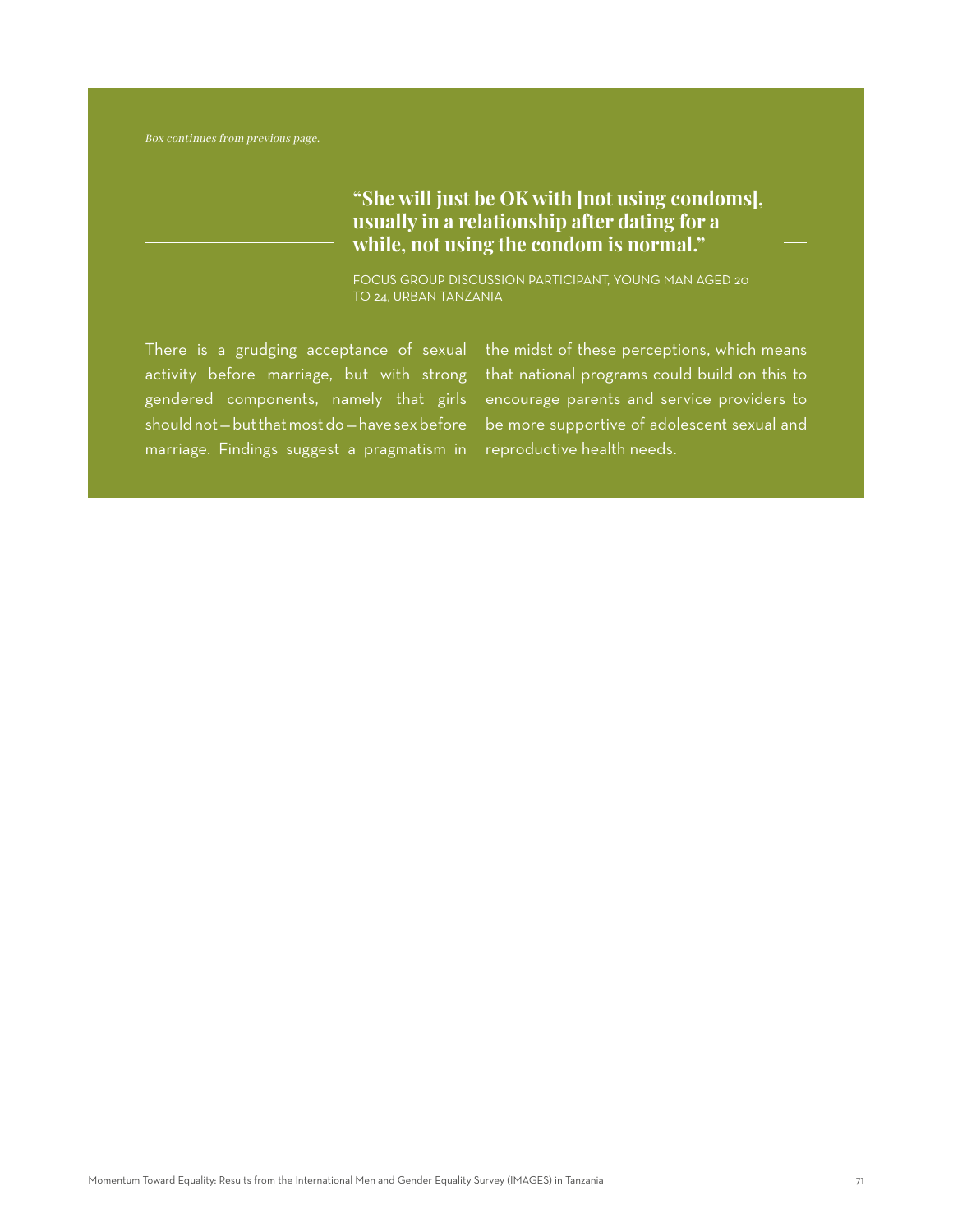*Box continues from previous page.*

> **"She will just be OK with [not using condoms], usually in a relationship after dating for a while, not using the condom is normal."**
>
> FOCUS GROUP DISCUSSION PARTICIPANT, YOUNG MAN AGED 20 TO 24, URBAN TANZANIA

There is a grudging acceptance of sexual activity before marriage, but with strong gendered components, namely that girls should not—but that most do—have sex before marriage. Findings suggest a pragmatism in the midst of these perceptions, which means that national programs could build on this to encourage parents and service providers to be more supportive of adolescent sexual and reproductive health needs.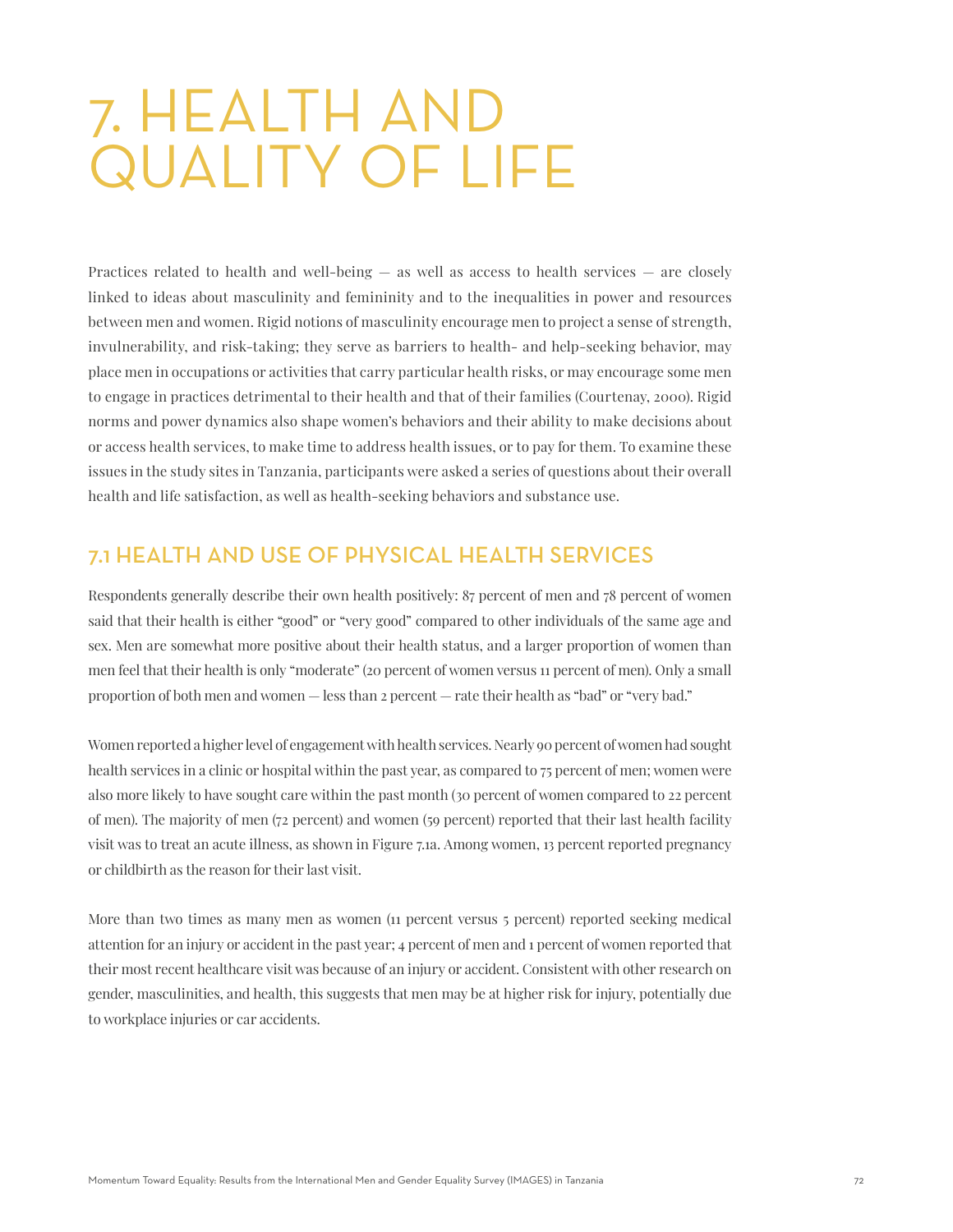# 7. HEALTH AND QUALITY OF LIFE

Practices related to health and well-being — as well as access to health services — are closely linked to ideas about masculinity and femininity and to the inequalities in power and resources between men and women. Rigid notions of masculinity encourage men to project a sense of strength, invulnerability, and risk-taking; they serve as barriers to health- and help-seeking behavior, may place men in occupations or activities that carry particular health risks, or may encourage some men to engage in practices detrimental to their health and that of their families (Courtenay, 2000). Rigid norms and power dynamics also shape women's behaviors and their ability to make decisions about or access health services, to make time to address health issues, or to pay for them. To examine these issues in the study sites in Tanzania, participants were asked a series of questions about their overall health and life satisfaction, as well as health-seeking behaviors and substance use.

## 7.1 HEALTH AND USE OF PHYSICAL HEALTH SERVICES

Respondents generally describe their own health positively: 87 percent of men and 78 percent of women said that their health is either "good" or "very good" compared to other individuals of the same age and sex. Men are somewhat more positive about their health status, and a larger proportion of women than men feel that their health is only "moderate" (20 percent of women versus 11 percent of men). Only a small proportion of both men and women — less than 2 percent — rate their health as "bad" or "very bad."

Women reported a higher level of engagement with health services. Nearly 90 percent of women had sought health services in a clinic or hospital within the past year, as compared to 75 percent of men; women were also more likely to have sought care within the past month (30 percent of women compared to 22 percent of men). The majority of men (72 percent) and women (59 percent) reported that their last health facility visit was to treat an acute illness, as shown in Figure 7.1a. Among women, 13 percent reported pregnancy or childbirth as the reason for their last visit.

More than two times as many men as women (11 percent versus 5 percent) reported seeking medical attention for an injury or accident in the past year; 4 percent of men and 1 percent of women reported that their most recent healthcare visit was because of an injury or accident. Consistent with other research on gender, masculinities, and health, this suggests that men may be at higher risk for injury, potentially due to workplace injuries or car accidents.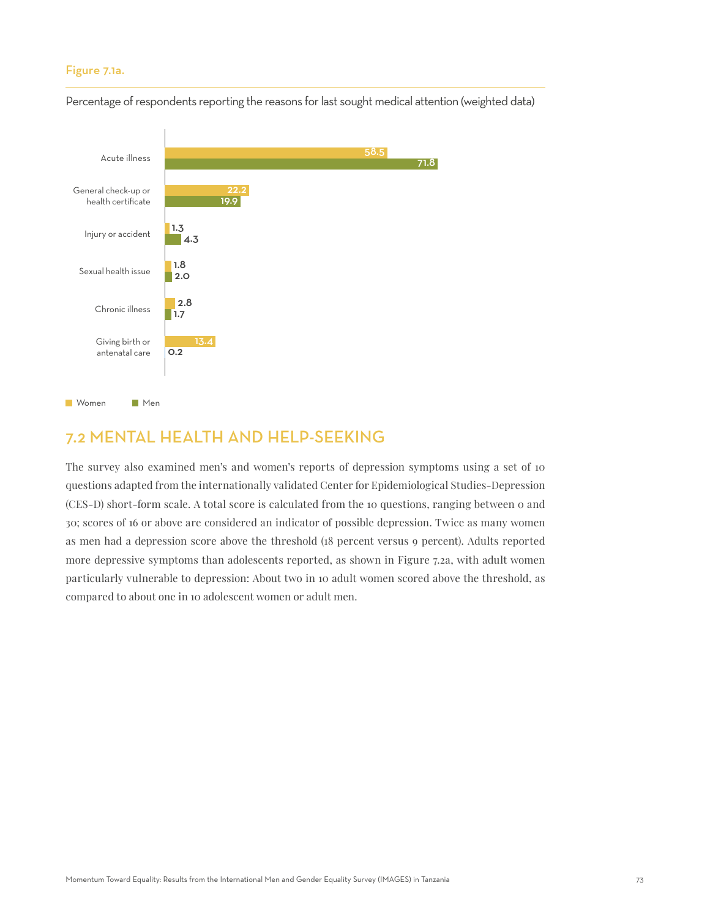Figure 7.1a.

Percentage of respondents reporting the reasons for last sought medical attention (weighted data)

| Reason | Women | Men |
| --- | --- | --- |
| Acute illness | 58.5 | 71.8 |
| General check-up or health certificate | 22.2 | 19.9 |
| Injury or accident | 1.3 | 4.3 |
| Sexual health issue | 1.8 | 2.0 |
| Chronic illness | 2.8 | 1.7 |
| Giving birth or antenatal care | 13.4 | 0.2 |

## 7.2 MENTAL HEALTH AND HELP-SEEKING

The survey also examined men's and women's reports of depression symptoms using a set of 10 questions adapted from the internationally validated Center for Epidemiological Studies-Depression (CES-D) short-form scale. A total score is calculated from the 10 questions, ranging between 0 and 30; scores of 16 or above are considered an indicator of possible depression. Twice as many women as men had a depression score above the threshold (18 percent versus 9 percent). Adults reported more depressive symptoms than adolescents reported, as shown in Figure 7.2a, with adult women particularly vulnerable to depression: About two in 10 adult women scored above the threshold, as compared to about one in 10 adolescent women or adult men.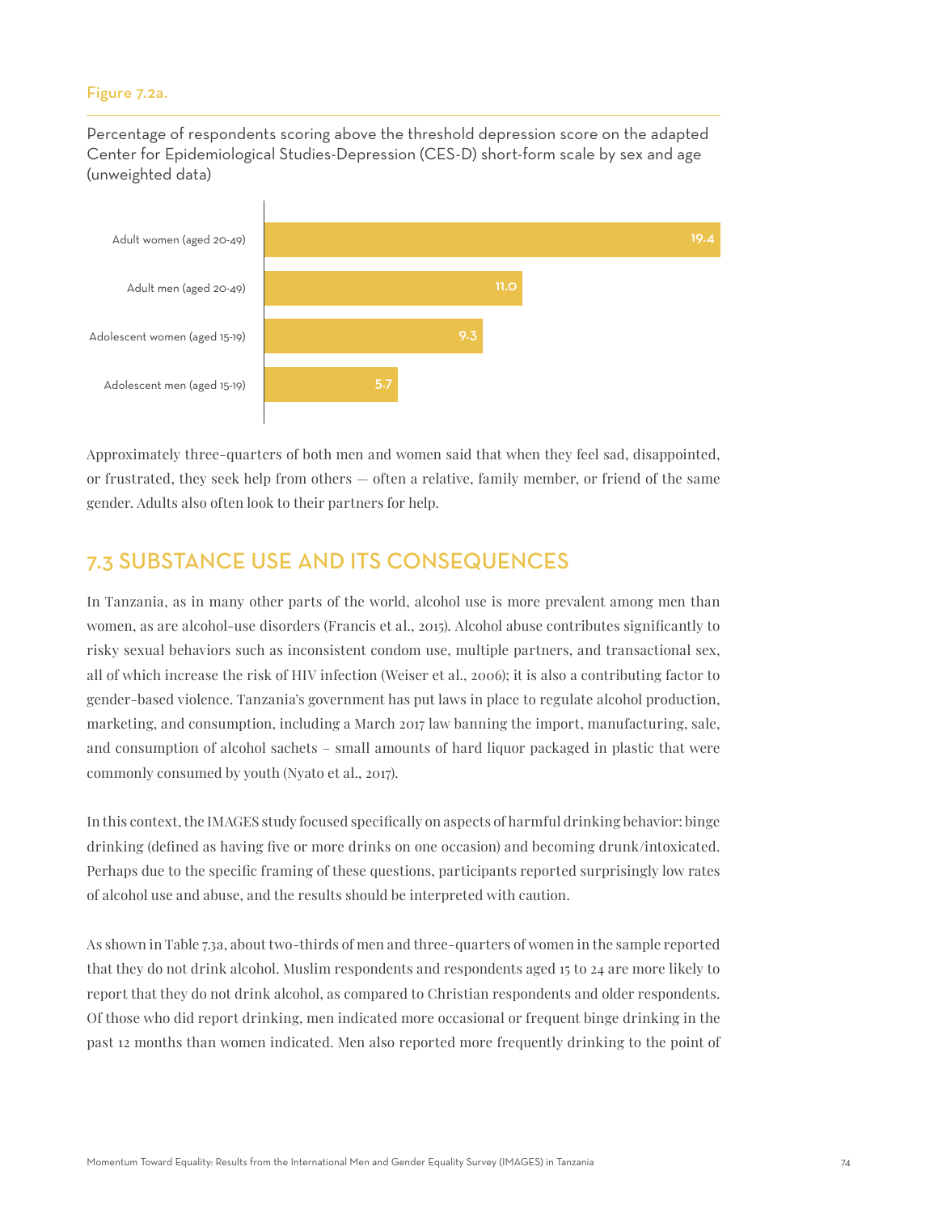Figure 7.2a.

Percentage of respondents scoring above the threshold depression score on the adapted Center for Epidemiological Studies-Depression (CES-D) short-form scale by sex and age (unweighted data)

| Group | Percentage |
| --- | --- |
| Adult women (aged 20-49) | 19.4 |
| Adult men (aged 20-49) | 11.0 |
| Adolescent women (aged 15-19) | 9.3 |
| Adolescent men (aged 15-19) | 5.7 |

Approximately three-quarters of both men and women said that when they feel sad, disappointed, or frustrated, they seek help from others — often a relative, family member, or friend of the same gender. Adults also often look to their partners for help.

## 7.3 SUBSTANCE USE AND ITS CONSEQUENCES

In Tanzania, as in many other parts of the world, alcohol use is more prevalent among men than women, as are alcohol-use disorders (Francis et al., 2015). Alcohol abuse contributes significantly to risky sexual behaviors such as inconsistent condom use, multiple partners, and transactional sex, all of which increase the risk of HIV infection (Weiser et al., 2006); it is also a contributing factor to gender-based violence. Tanzania's government has put laws in place to regulate alcohol production, marketing, and consumption, including a March 2017 law banning the import, manufacturing, sale, and consumption of alcohol sachets – small amounts of hard liquor packaged in plastic that were commonly consumed by youth (Nyato et al., 2017).

In this context, the IMAGES study focused specifically on aspects of harmful drinking behavior: binge drinking (defined as having five or more drinks on one occasion) and becoming drunk/intoxicated. Perhaps due to the specific framing of these questions, participants reported surprisingly low rates of alcohol use and abuse, and the results should be interpreted with caution.

As shown in Table 7.3a, about two-thirds of men and three-quarters of women in the sample reported that they do not drink alcohol. Muslim respondents and respondents aged 15 to 24 are more likely to report that they do not drink alcohol, as compared to Christian respondents and older respondents. Of those who did report drinking, men indicated more occasional or frequent binge drinking in the past 12 months than women indicated. Men also reported more frequently drinking to the point of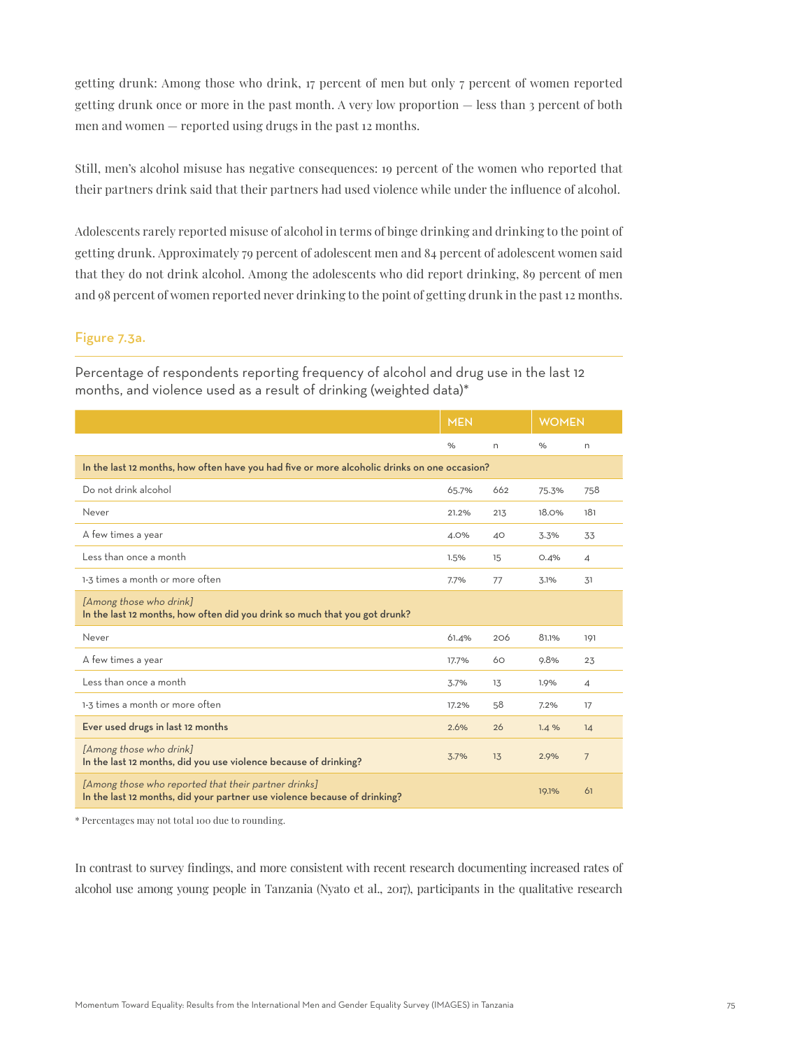getting drunk: Among those who drink, 17 percent of men but only 7 percent of women reported getting drunk once or more in the past month. A very low proportion — less than 3 percent of both men and women — reported using drugs in the past 12 months.

Still, men's alcohol misuse has negative consequences: 19 percent of the women who reported that their partners drink said that their partners had used violence while under the influence of alcohol.

Adolescents rarely reported misuse of alcohol in terms of binge drinking and drinking to the point of getting drunk. Approximately 79 percent of adolescent men and 84 percent of adolescent women said that they do not drink alcohol. Among the adolescents who did report drinking, 89 percent of men and 98 percent of women reported never drinking to the point of getting drunk in the past 12 months.

### Figure 7.3a.

Percentage of respondents reporting frequency of alcohol and drug use in the last 12 months, and violence used as a result of drinking (weighted data)*

| | MEN | | WOMEN | |
|---|---|---|---|---|
| | % | n | % | n |
| **In the last 12 months, how often have you had five or more alcoholic drinks on one occasion?** | | | | |
| Do not drink alcohol | 65.7% | 662 | 75.3% | 758 |
| Never | 21.2% | 213 | 18.0% | 181 |
| A few times a year | 4.0% | 40 | 3.3% | 33 |
| Less than once a month | 1.5% | 15 | 0.4% | 4 |
| 1-3 times a month or more often | 7.7% | 77 | 3.1% | 31 |
| *[Among those who drink]* **In the last 12 months, how often did you drink so much that you got drunk?** | | | | |
| Never | 61.4% | 206 | 81.1% | 191 |
| A few times a year | 17.7% | 60 | 9.8% | 23 |
| Less than once a month | 3.7% | 13 | 1.9% | 4 |
| 1-3 times a month or more often | 17.2% | 58 | 7.2% | 17 |
| **Ever used drugs in last 12 months** | 2.6% | 26 | 1.4 % | 14 |
| *[Among those who drink]* **In the last 12 months, did you use violence because of drinking?** | 3.7% | 13 | 2.9% | 7 |
| *[Among those who reported that their partner drinks]* **In the last 12 months, did your partner use violence because of drinking?** | | | 19.1% | 61 |

\* Percentages may not total 100 due to rounding.

In contrast to survey findings, and more consistent with recent research documenting increased rates of alcohol use among young people in Tanzania (Nyato et al., 2017), participants in the qualitative research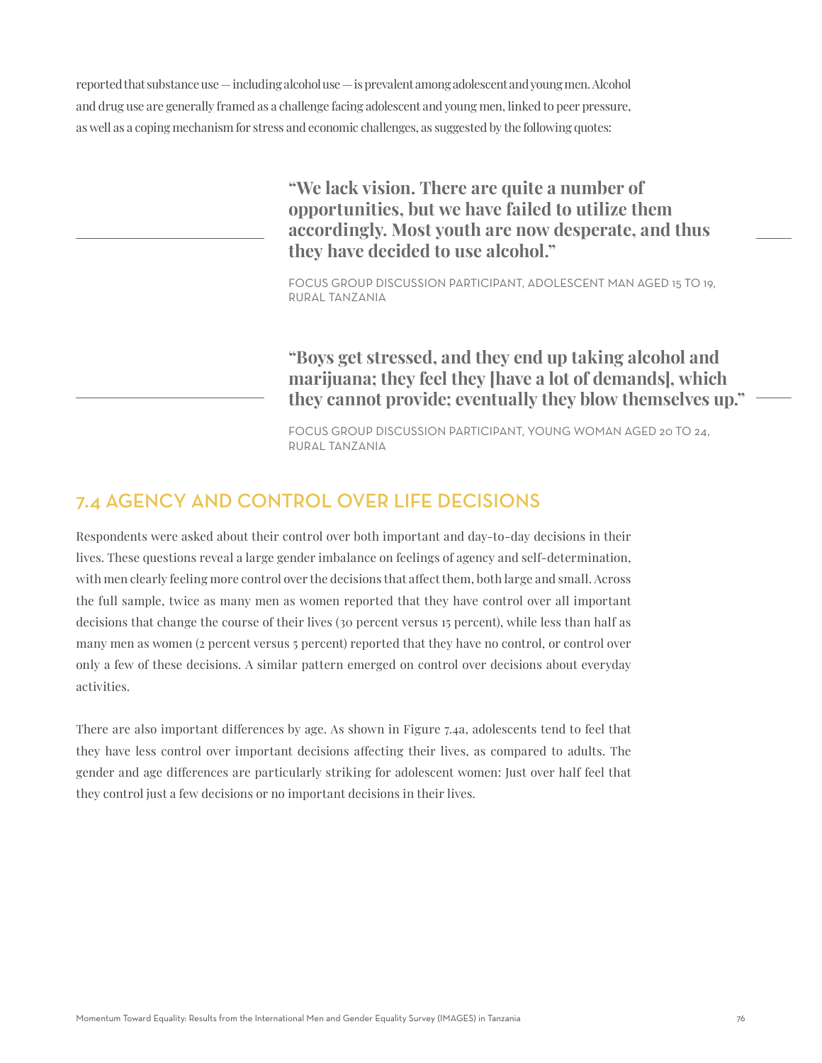reported that substance use — including alcohol use — is prevalent among adolescent and young men. Alcohol and drug use are generally framed as a challenge facing adolescent and young men, linked to peer pressure, as well as a coping mechanism for stress and economic challenges, as suggested by the following quotes:

> **"We lack vision. There are quite a number of opportunities, but we have failed to utilize them accordingly. Most youth are now desperate, and thus they have decided to use alcohol."**
>
> FOCUS GROUP DISCUSSION PARTICIPANT, ADOLESCENT MAN AGED 15 TO 19, RURAL TANZANIA

> **"Boys get stressed, and they end up taking alcohol and marijuana; they feel they [have a lot of demands], which they cannot provide; eventually they blow themselves up."**
>
> FOCUS GROUP DISCUSSION PARTICIPANT, YOUNG WOMAN AGED 20 TO 24, RURAL TANZANIA

## 7.4 AGENCY AND CONTROL OVER LIFE DECISIONS

Respondents were asked about their control over both important and day-to-day decisions in their lives. These questions reveal a large gender imbalance on feelings of agency and self-determination, with men clearly feeling more control over the decisions that affect them, both large and small. Across the full sample, twice as many men as women reported that they have control over all important decisions that change the course of their lives (30 percent versus 15 percent), while less than half as many men as women (2 percent versus 5 percent) reported that they have no control, or control over only a few of these decisions. A similar pattern emerged on control over decisions about everyday activities.

There are also important differences by age. As shown in Figure 7.4a, adolescents tend to feel that they have less control over important decisions affecting their lives, as compared to adults. The gender and age differences are particularly striking for adolescent women: Just over half feel that they control just a few decisions or no important decisions in their lives.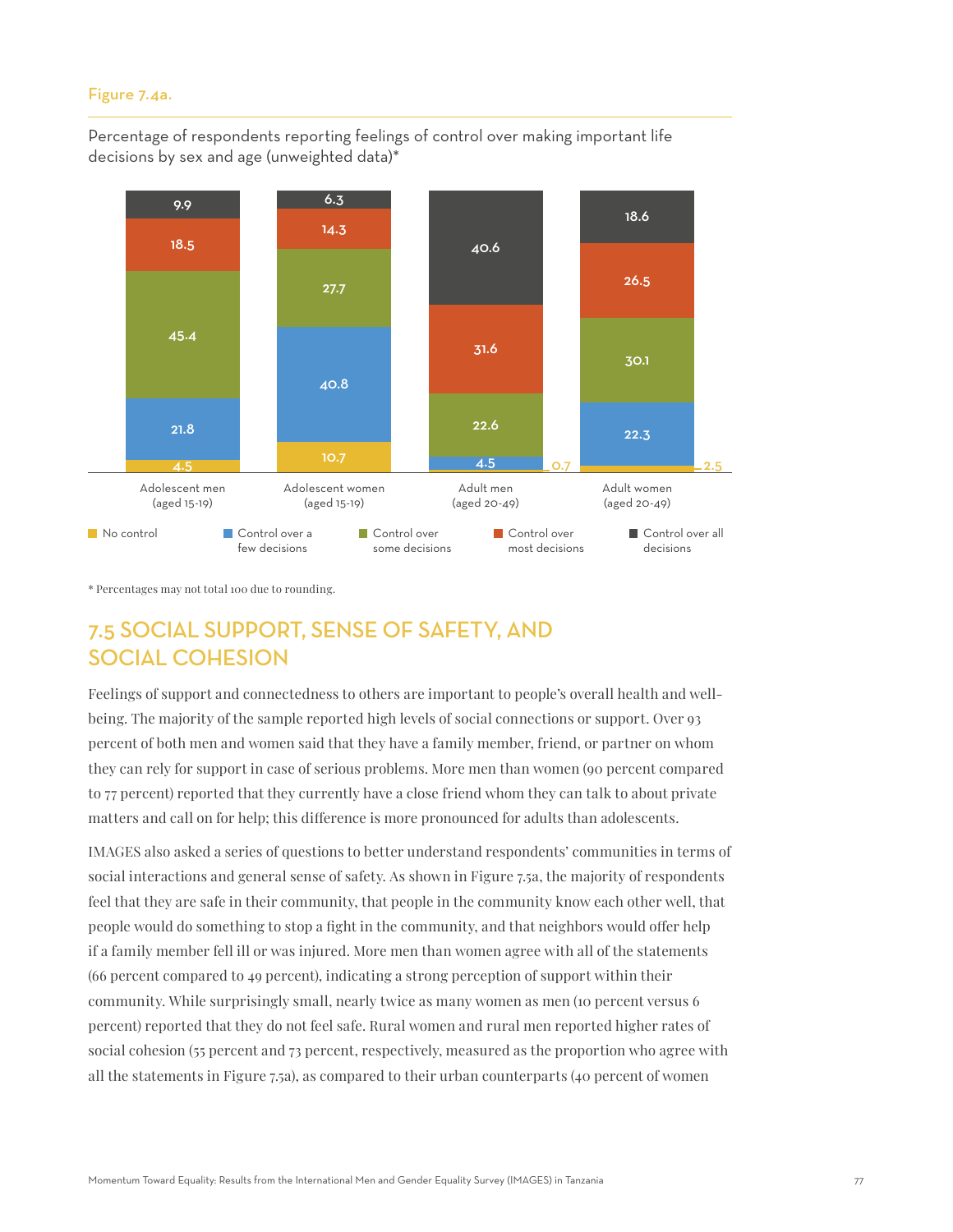Figure 7.4a.

Percentage of respondents reporting feelings of control over making important life decisions by sex and age (unweighted data)*

| | No control | Control over a few decisions | Control over some decisions | Control over most decisions | Control over all decisions |
|---|---|---|---|---|---|
| Adolescent men (aged 15-19) | 4.5 | 21.8 | 45.4 | 18.5 | 9.9 |
| Adolescent women (aged 15-19) | 10.7 | 40.8 | 27.7 | 14.3 | 6.3 |
| Adult men (aged 20-49) | 0.7 | 4.5 | 22.6 | 31.6 | 40.6 |
| Adult women (aged 20-49) | 2.5 | 22.3 | 30.1 | 26.5 | 18.6 |

* Percentages may not total 100 due to rounding.

## 7.5 SOCIAL SUPPORT, SENSE OF SAFETY, AND SOCIAL COHESION

Feelings of support and connectedness to others are important to people's overall health and well-being. The majority of the sample reported high levels of social connections or support. Over 93 percent of both men and women said that they have a family member, friend, or partner on whom they can rely for support in case of serious problems. More men than women (90 percent compared to 77 percent) reported that they currently have a close friend whom they can talk to about private matters and call on for help; this difference is more pronounced for adults than adolescents.

IMAGES also asked a series of questions to better understand respondents' communities in terms of social interactions and general sense of safety. As shown in Figure 7.5a, the majority of respondents feel that they are safe in their community, that people in the community know each other well, that people would do something to stop a fight in the community, and that neighbors would offer help if a family member fell ill or was injured. More men than women agree with all of the statements (66 percent compared to 49 percent), indicating a strong perception of support within their community. While surprisingly small, nearly twice as many women as men (10 percent versus 6 percent) reported that they do not feel safe. Rural women and rural men reported higher rates of social cohesion (55 percent and 73 percent, respectively, measured as the proportion who agree with all the statements in Figure 7.5a), as compared to their urban counterparts (40 percent of women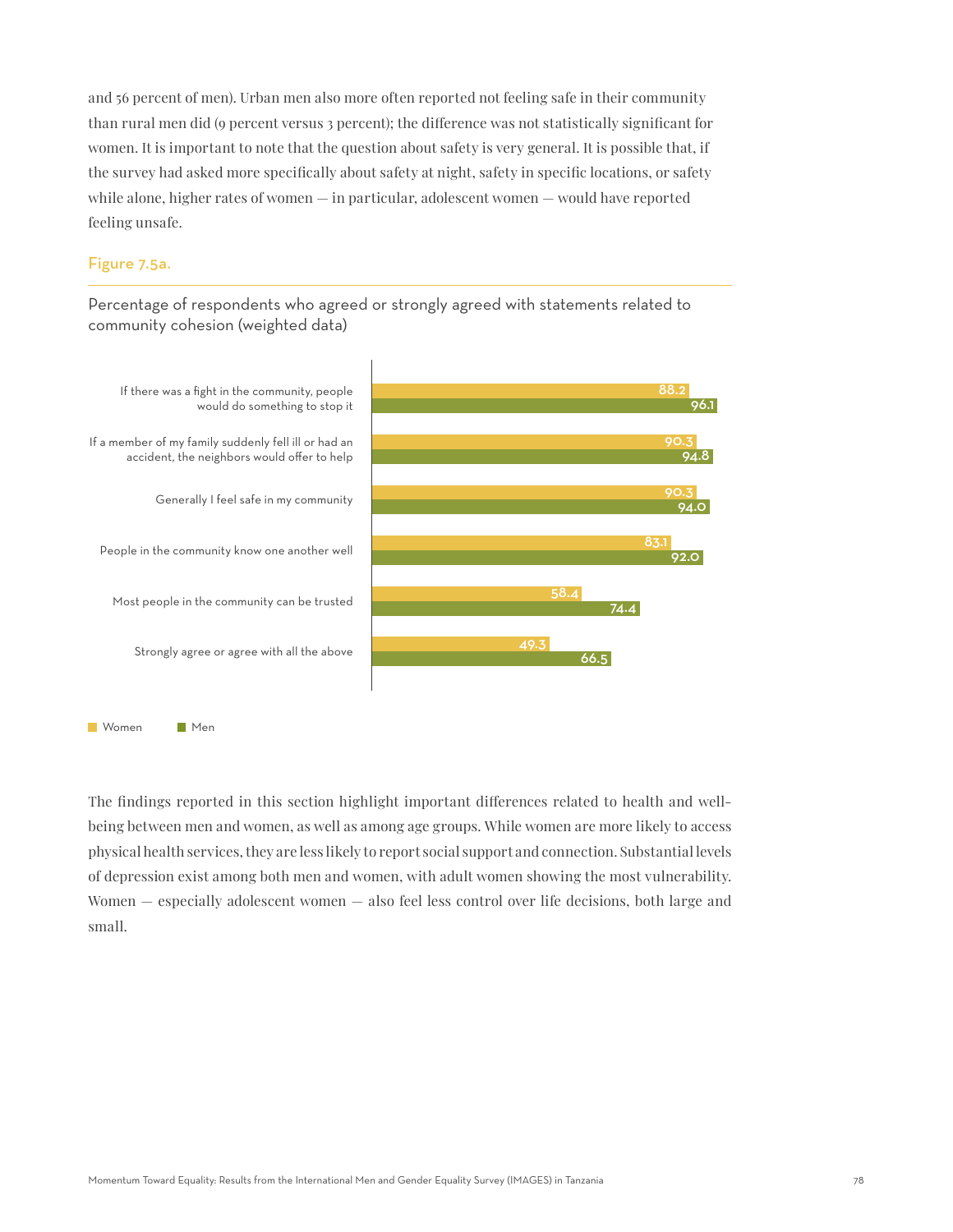and 56 percent of men). Urban men also more often reported not feeling safe in their community than rural men did (9 percent versus 3 percent); the difference was not statistically significant for women. It is important to note that the question about safety is very general. It is possible that, if the survey had asked more specifically about safety at night, safety in specific locations, or safety while alone, higher rates of women — in particular, adolescent women — would have reported feeling unsafe.

### Figure 7.5a.

Percentage of respondents who agreed or strongly agreed with statements related to community cohesion (weighted data)

| Statement | Women | Men |
| --- | --- | --- |
| If there was a fight in the community, people would do something to stop it | 88.2 | 96.1 |
| If a member of my family suddenly fell ill or had an accident, the neighbors would offer to help | 90.3 | 94.8 |
| Generally I feel safe in my community | 90.3 | 94.0 |
| People in the community know one another well | 83.1 | 92.0 |
| Most people in the community can be trusted | 58.4 | 74.4 |
| Strongly agree or agree with all the above | 49.3 | 66.5 |

The findings reported in this section highlight important differences related to health and well-being between men and women, as well as among age groups. While women are more likely to access physical health services, they are less likely to report social support and connection. Substantial levels of depression exist among both men and women, with adult women showing the most vulnerability. Women — especially adolescent women — also feel less control over life decisions, both large and small.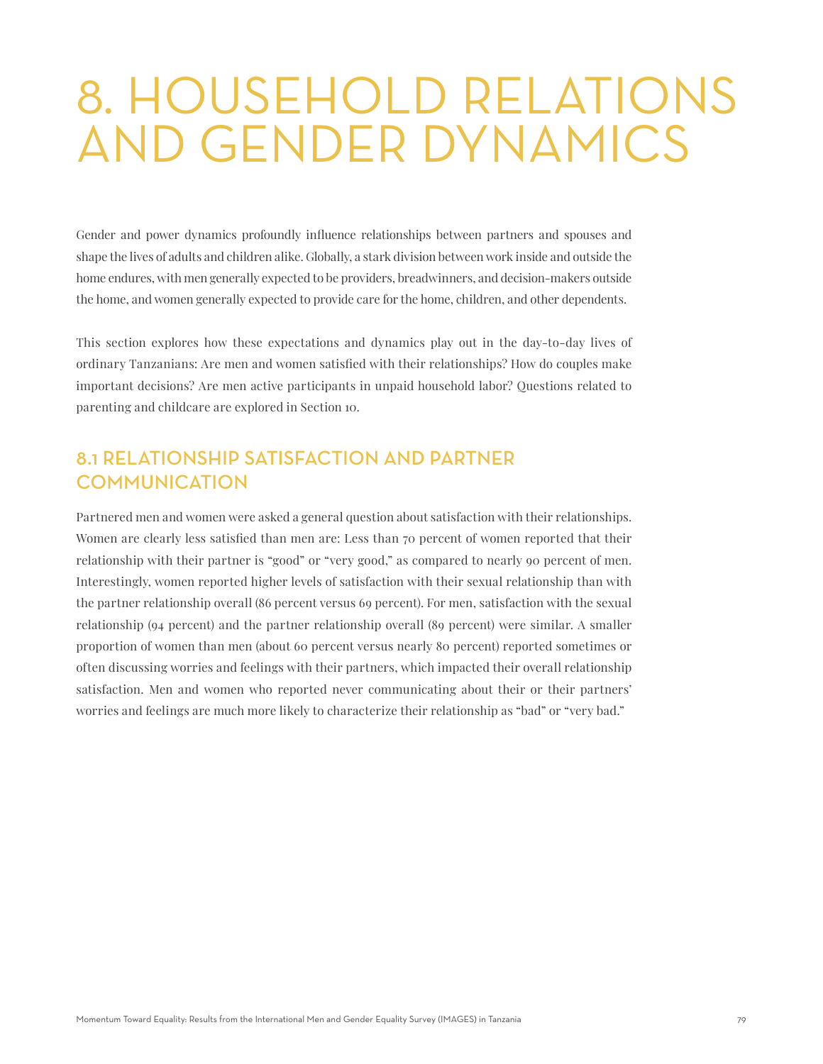# 8. HOUSEHOLD RELATIONS AND GENDER DYNAMICS

Gender and power dynamics profoundly influence relationships between partners and spouses and shape the lives of adults and children alike. Globally, a stark division between work inside and outside the home endures, with men generally expected to be providers, breadwinners, and decision-makers outside the home, and women generally expected to provide care for the home, children, and other dependents.

This section explores how these expectations and dynamics play out in the day-to-day lives of ordinary Tanzanians: Are men and women satisfied with their relationships? How do couples make important decisions? Are men active participants in unpaid household labor? Questions related to parenting and childcare are explored in Section 10.

## 8.1 RELATIONSHIP SATISFACTION AND PARTNER COMMUNICATION

Partnered men and women were asked a general question about satisfaction with their relationships. Women are clearly less satisfied than men are: Less than 70 percent of women reported that their relationship with their partner is "good" or "very good," as compared to nearly 90 percent of men. Interestingly, women reported higher levels of satisfaction with their sexual relationship than with the partner relationship overall (86 percent versus 69 percent). For men, satisfaction with the sexual relationship (94 percent) and the partner relationship overall (89 percent) were similar. A smaller proportion of women than men (about 60 percent versus nearly 80 percent) reported sometimes or often discussing worries and feelings with their partners, which impacted their overall relationship satisfaction. Men and women who reported never communicating about their or their partners' worries and feelings are much more likely to characterize their relationship as "bad" or "very bad."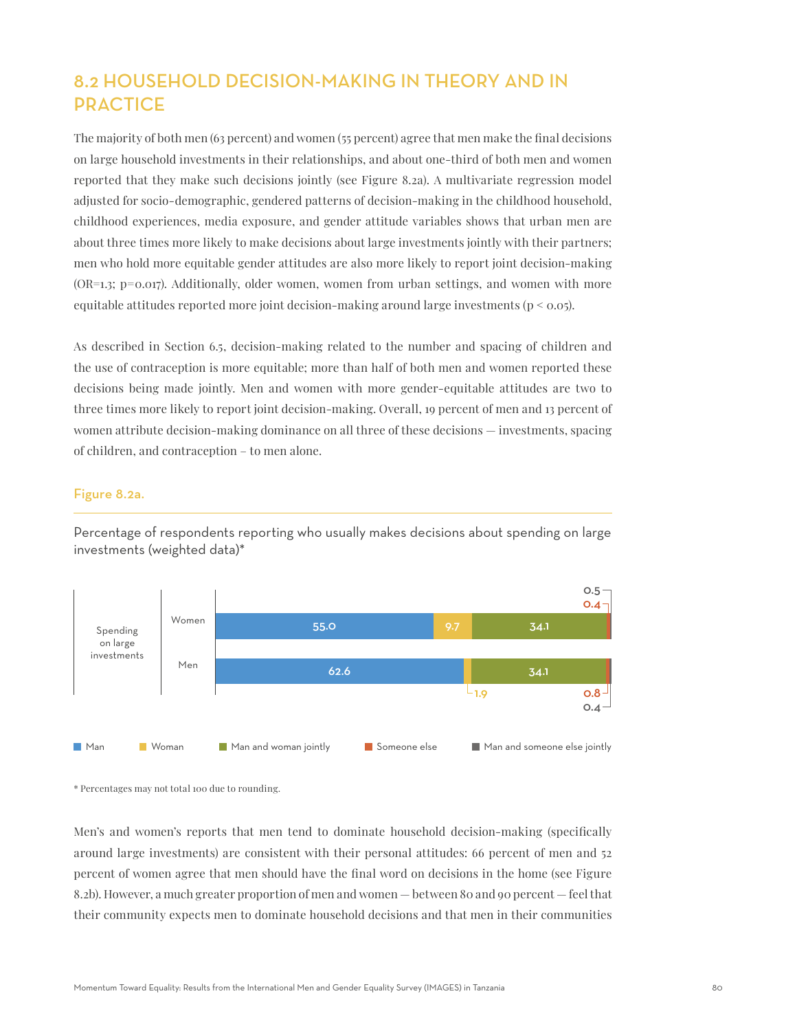## 8.2 HOUSEHOLD DECISION-MAKING IN THEORY AND IN PRACTICE

The majority of both men (63 percent) and women (55 percent) agree that men make the final decisions on large household investments in their relationships, and about one-third of both men and women reported that they make such decisions jointly (see Figure 8.2a). A multivariate regression model adjusted for socio-demographic, gendered patterns of decision-making in the childhood household, childhood experiences, media exposure, and gender attitude variables shows that urban men are about three times more likely to make decisions about large investments jointly with their partners; men who hold more equitable gender attitudes are also more likely to report joint decision-making (OR=1.3; p=0.017). Additionally, older women, women from urban settings, and women with more equitable attitudes reported more joint decision-making around large investments ($p < 0.05$).

As described in Section 6.5, decision-making related to the number and spacing of children and the use of contraception is more equitable; more than half of both men and women reported these decisions being made jointly. Men and women with more gender-equitable attitudes are two to three times more likely to report joint decision-making. Overall, 19 percent of men and 13 percent of women attribute decision-making dominance on all three of these decisions — investments, spacing of children, and contraception – to men alone.

### Figure 8.2a.

Percentage of respondents reporting who usually makes decisions about spending on large investments (weighted data)*

| Spending on large investments | Man | Woman | Man and woman jointly | Someone else | Man and someone else jointly |
|---|---|---|---|---|---|
| Women | 55.0 | 9.7 | 34.1 | 0.4 | 0.5 |
| Men | 62.6 | 1.9 | 34.1 | 0.8 | 0.4 |

\* Percentages may not total 100 due to rounding.

Men's and women's reports that men tend to dominate household decision-making (specifically around large investments) are consistent with their personal attitudes: 66 percent of men and 52 percent of women agree that men should have the final word on decisions in the home (see Figure 8.2b). However, a much greater proportion of men and women — between 80 and 90 percent — feel that their community expects men to dominate household decisions and that men in their communities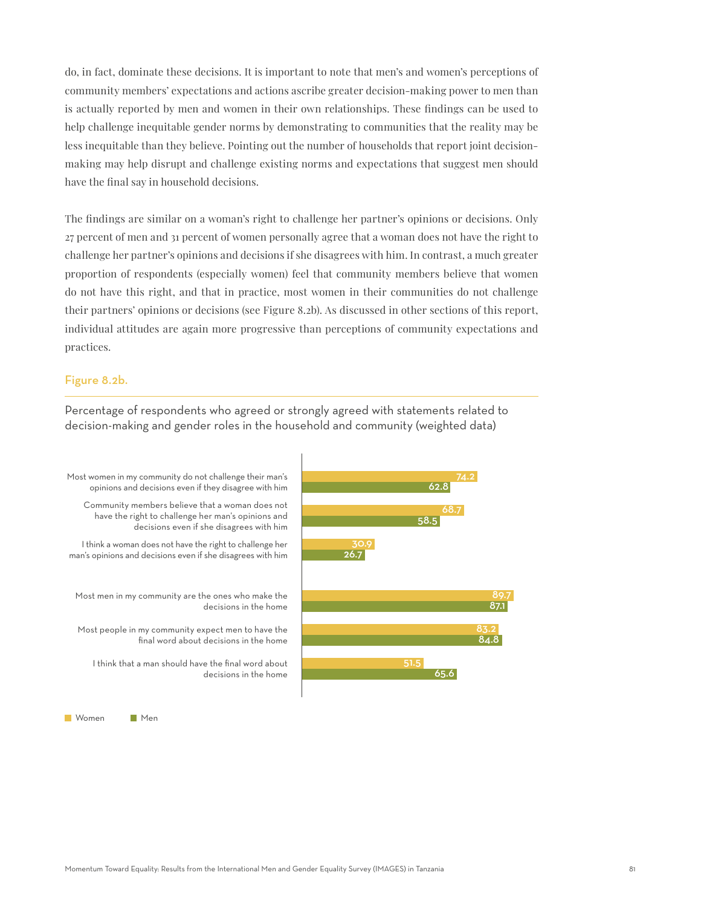do, in fact, dominate these decisions. It is important to note that men's and women's perceptions of community members' expectations and actions ascribe greater decision-making power to men than is actually reported by men and women in their own relationships. These findings can be used to help challenge inequitable gender norms by demonstrating to communities that the reality may be less inequitable than they believe. Pointing out the number of households that report joint decision-making may help disrupt and challenge existing norms and expectations that suggest men should have the final say in household decisions.

The findings are similar on a woman's right to challenge her partner's opinions or decisions. Only 27 percent of men and 31 percent of women personally agree that a woman does not have the right to challenge her partner's opinions and decisions if she disagrees with him. In contrast, a much greater proportion of respondents (especially women) feel that community members believe that women do not have this right, and that in practice, most women in their communities do not challenge their partners' opinions or decisions (see Figure 8.2b). As discussed in other sections of this report, individual attitudes are again more progressive than perceptions of community expectations and practices.

### Figure 8.2b.

Percentage of respondents who agreed or strongly agreed with statements related to decision-making and gender roles in the household and community (weighted data)

| Statement | Women | Men |
|---|---|---|
| Most women in my community do not challenge their man's opinions and decisions even if they disagree with him | 74.2 | 62.8 |
| Community members believe that a woman does not have the right to challenge her man's opinions and decisions even if she disagrees with him | 68.7 | 58.5 |
| I think a woman does not have the right to challenge her man's opinions and decisions even if she disagrees with him | 30.9 | 26.7 |
| Most men in my community are the ones who make the decisions in the home | 89.7 | 87.1 |
| Most people in my community expect men to have the final word about decisions in the home | 83.2 | 84.8 |
| I think that a man should have the final word about decisions in the home | 51.5 | 65.6 |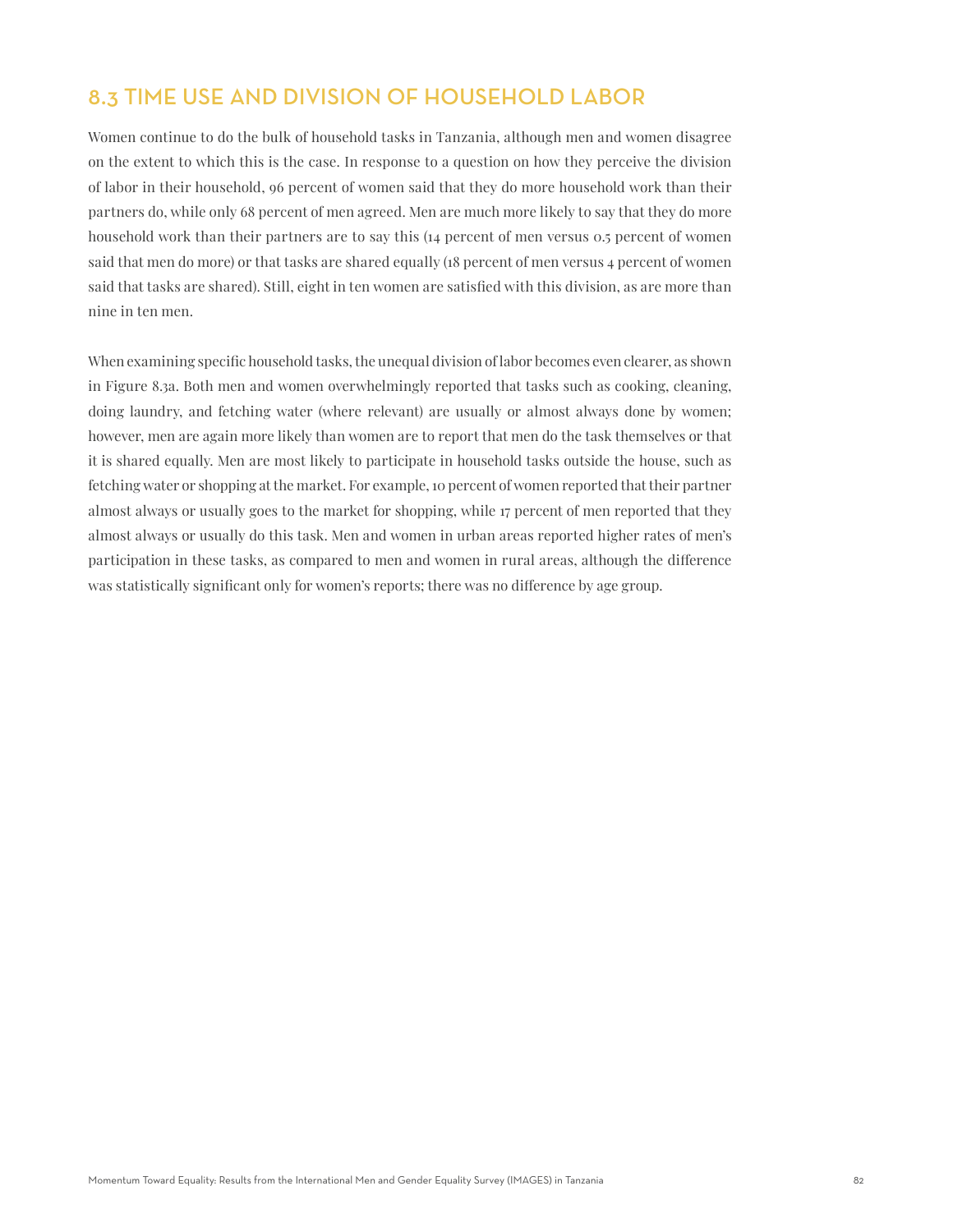## 8.3 TIME USE AND DIVISION OF HOUSEHOLD LABOR

Women continue to do the bulk of household tasks in Tanzania, although men and women disagree on the extent to which this is the case. In response to a question on how they perceive the division of labor in their household, 96 percent of women said that they do more household work than their partners do, while only 68 percent of men agreed. Men are much more likely to say that they do more household work than their partners are to say this (14 percent of men versus 0.5 percent of women said that men do more) or that tasks are shared equally (18 percent of men versus 4 percent of women said that tasks are shared). Still, eight in ten women are satisfied with this division, as are more than nine in ten men.

When examining specific household tasks, the unequal division of labor becomes even clearer, as shown in Figure 8.3a. Both men and women overwhelmingly reported that tasks such as cooking, cleaning, doing laundry, and fetching water (where relevant) are usually or almost always done by women; however, men are again more likely than women are to report that men do the task themselves or that it is shared equally. Men are most likely to participate in household tasks outside the house, such as fetching water or shopping at the market. For example, 10 percent of women reported that their partner almost always or usually goes to the market for shopping, while 17 percent of men reported that they almost always or usually do this task. Men and women in urban areas reported higher rates of men's participation in these tasks, as compared to men and women in rural areas, although the difference was statistically significant only for women's reports; there was no difference by age group.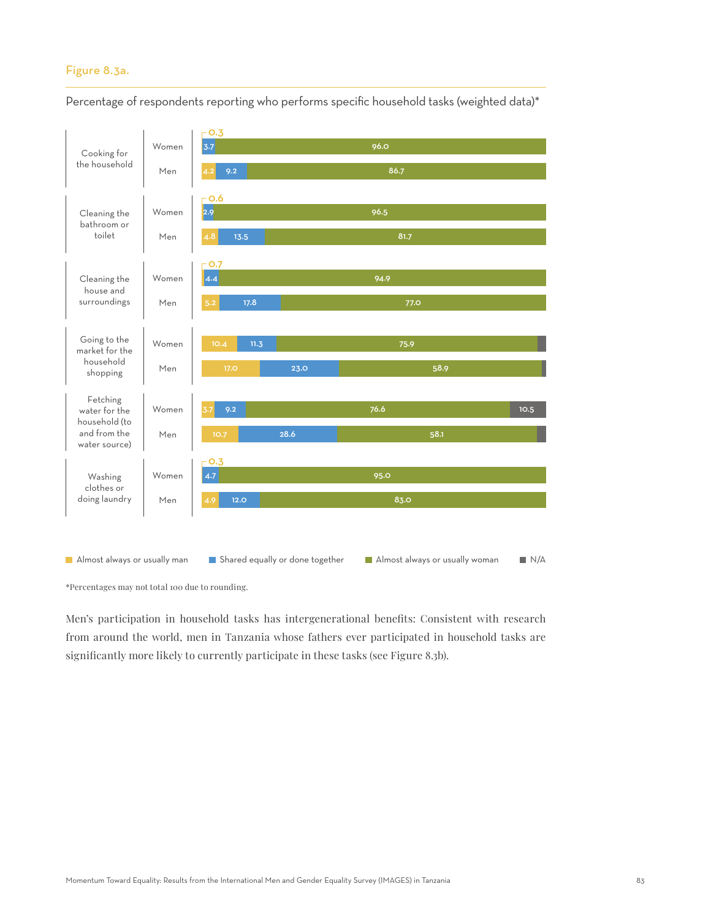Figure 8.3a.

Percentage of respondents reporting who performs specific household tasks (weighted data)*

| Task | Respondent | Almost always or usually man | Shared equally or done together | Almost always or usually woman | N/A |
|---|---|---|---|---|---|
| Cooking for the household | Women | 0.3 | 3.7 | 96.0 | |
| | Men | 4.2 | 9.2 | 86.7 | |
| Cleaning the bathroom or toilet | Women | 0.6 | 2.9 | 96.5 | |
| | Men | 4.8 | 13.5 | 81.7 | |
| Cleaning the house and surroundings | Women | 0.7 | 4.4 | 94.9 | |
| | Men | 5.2 | 17.8 | 77.0 | |
| Going to the market for the household shopping | Women | 10.4 | 11.3 | 75.9 | |
| | Men | 17.0 | 23.0 | 58.9 | |
| Fetching water for the household (to and from the water source) | Women | 3.7 | 9.2 | 76.6 | 10.5 |
| | Men | 10.7 | 28.6 | 58.1 | |
| Washing clothes or doing laundry | Women | 0.3 | 4.7 | 95.0 | |
| | Men | 4.9 | 12.0 | 83.0 | |

*Percentages may not total 100 due to rounding.

Men's participation in household tasks has intergenerational benefits: Consistent with research from around the world, men in Tanzania whose fathers ever participated in household tasks are significantly more likely to currently participate in these tasks (see Figure 8.3b).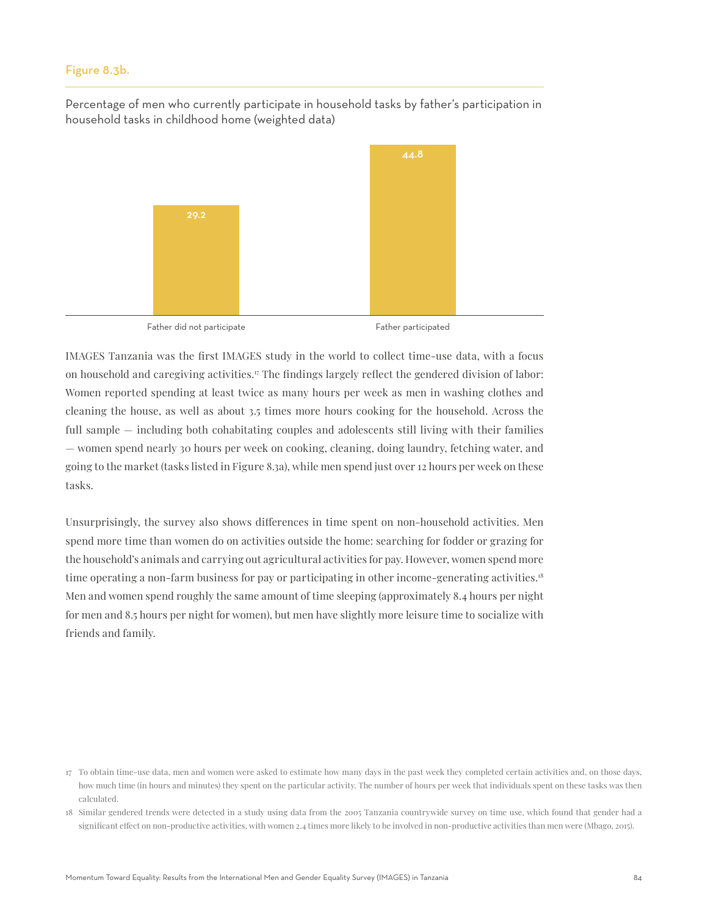Figure 8.3b.

Percentage of men who currently participate in household tasks by father's participation in household tasks in childhood home (weighted data)

| | Percentage |
|---|---|
| Father did not participate | 29.2 |
| Father participated | 44.8 |

IMAGES Tanzania was the first IMAGES study in the world to collect time-use data, with a focus on household and caregiving activities.[17] The findings largely reflect the gendered division of labor: Women reported spending at least twice as many hours per week as men in washing clothes and cleaning the house, as well as about 3.5 times more hours cooking for the household. Across the full sample — including both cohabitating couples and adolescents still living with their families — women spend nearly 30 hours per week on cooking, cleaning, doing laundry, fetching water, and going to the market (tasks listed in Figure 8.3a), while men spend just over 12 hours per week on these tasks.

Unsurprisingly, the survey also shows differences in time spent on non-household activities. Men spend more time than women do on activities outside the home: searching for fodder or grazing for the household's animals and carrying out agricultural activities for pay. However, women spend more time operating a non-farm business for pay or participating in other income-generating activities.[18] Men and women spend roughly the same amount of time sleeping (approximately 8.4 hours per night for men and 8.5 hours per night for women), but men have slightly more leisure time to socialize with friends and family.

17 To obtain time-use data, men and women were asked to estimate how many days in the past week they completed certain activities and, on those days, how much time (in hours and minutes) they spent on the particular activity. The number of hours per week that individuals spent on these tasks was then calculated.

18 Similar gendered trends were detected in a study using data from the 2005 Tanzania countrywide survey on time use, which found that gender had a significant effect on non-productive activities, with women 2.4 times more likely to be involved in non-productive activities than men were (Mbago, 2015).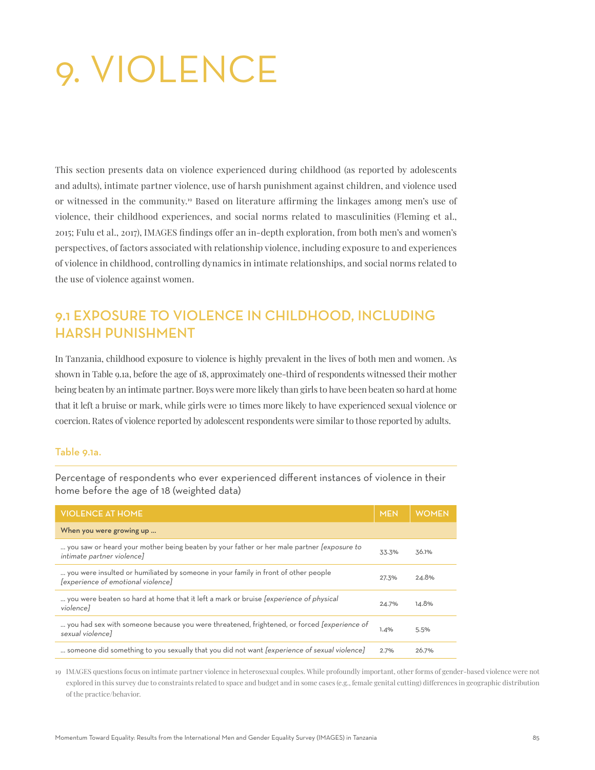# 9. VIOLENCE

This section presents data on violence experienced during childhood (as reported by adolescents and adults), intimate partner violence, use of harsh punishment against children, and violence used or witnessed in the community.[19] Based on literature affirming the linkages among men's use of violence, their childhood experiences, and social norms related to masculinities (Fleming et al., 2015; Fulu et al., 2017), IMAGES findings offer an in-depth exploration, from both men's and women's perspectives, of factors associated with relationship violence, including exposure to and experiences of violence in childhood, controlling dynamics in intimate relationships, and social norms related to the use of violence against women.

## 9.1 EXPOSURE TO VIOLENCE IN CHILDHOOD, INCLUDING HARSH PUNISHMENT

In Tanzania, childhood exposure to violence is highly prevalent in the lives of both men and women. As shown in Table 9.1a, before the age of 18, approximately one-third of respondents witnessed their mother being beaten by an intimate partner. Boys were more likely than girls to have been beaten so hard at home that it left a bruise or mark, while girls were 10 times more likely to have experienced sexual violence or coercion. Rates of violence reported by adolescent respondents were similar to those reported by adults.

### Table 9.1a.

Percentage of respondents who ever experienced different instances of violence in their home before the age of 18 (weighted data)

| VIOLENCE AT HOME | MEN | WOMEN |
|---|---|---|
| **When you were growing up ...** | | |
| ... you saw or heard your mother being beaten by your father or her male partner *[exposure to intimate partner violence]* | 33.3% | 36.1% |
| ... you were insulted or humiliated by someone in your family in front of other people *[experience of emotional violence]* | 27.3% | 24.8% |
| ... you were beaten so hard at home that it left a mark or bruise *[experience of physical violence]* | 24.7% | 14.8% |
| ... you had sex with someone because you were threatened, frightened, or forced *[experience of sexual violence]* | 1.4% | 5.5% |
| ... someone did something to you sexually that you did not want *[experience of sexual violence]* | 2.7% | 26.7% |

19 IMAGES questions focus on intimate partner violence in heterosexual couples. While profoundly important, other forms of gender-based violence were not explored in this survey due to constraints related to space and budget and in some cases (e.g., female genital cutting) differences in geographic distribution of the practice/behavior.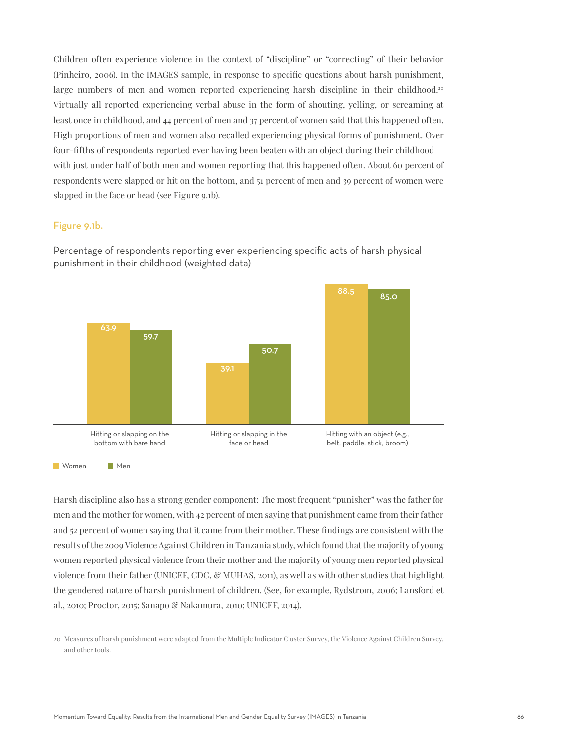Children often experience violence in the context of "discipline" or "correcting" of their behavior (Pinheiro, 2006). In the IMAGES sample, in response to specific questions about harsh punishment, large numbers of men and women reported experiencing harsh discipline in their childhood.[20] Virtually all reported experiencing verbal abuse in the form of shouting, yelling, or screaming at least once in childhood, and 44 percent of men and 37 percent of women said that this happened often. High proportions of men and women also recalled experiencing physical forms of punishment. Over four-fifths of respondents reported ever having been beaten with an object during their childhood — with just under half of both men and women reporting that this happened often. About 60 percent of respondents were slapped or hit on the bottom, and 51 percent of men and 39 percent of women were slapped in the face or head (see Figure 9.1b).

#### Figure 9.1b.

Percentage of respondents reporting ever experiencing specific acts of harsh physical punishment in their childhood (weighted data)

| | Women | Men |
|---|---|---|
| Hitting or slapping on the bottom with bare hand | 63.9 | 59.7 |
| Hitting or slapping in the face or head | 39.1 | 50.7 |
| Hitting with an object (e.g., belt, paddle, stick, broom) | 88.5 | 85.0 |

Harsh discipline also has a strong gender component: The most frequent "punisher" was the father for men and the mother for women, with 42 percent of men saying that punishment came from their father and 52 percent of women saying that it came from their mother. These findings are consistent with the results of the 2009 Violence Against Children in Tanzania study, which found that the majority of young women reported physical violence from their mother and the majority of young men reported physical violence from their father (UNICEF, CDC, & MUHAS, 2011), as well as with other studies that highlight the gendered nature of harsh punishment of children. (See, for example, Rydstrom, 2006; Lansford et al., 2010; Proctor, 2015; Sanapo & Nakamura, 2010; UNICEF, 2014).

20 Measures of harsh punishment were adapted from the Multiple Indicator Cluster Survey, the Violence Against Children Survey, and other tools.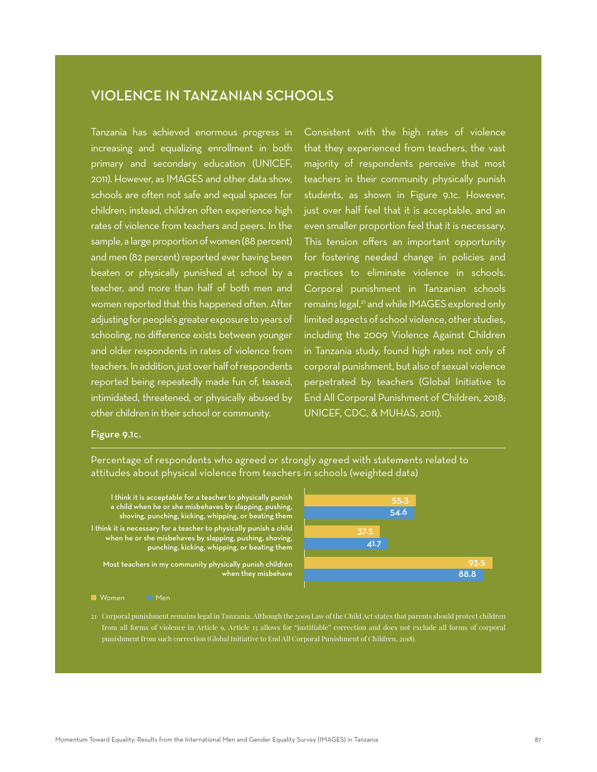## VIOLENCE IN TANZANIAN SCHOOLS

Tanzania has achieved enormous progress in increasing and equalizing enrollment in both primary and secondary education (UNICEF, 2011). However, as IMAGES and other data show, schools are often not safe and equal spaces for children; instead, children often experience high rates of violence from teachers and peers. In the sample, a large proportion of women (88 percent) and men (82 percent) reported ever having been beaten or physically punished at school by a teacher, and more than half of both men and women reported that this happened often. After adjusting for people's greater exposure to years of schooling, no difference exists between younger and older respondents in rates of violence from teachers. In addition, just over half of respondents reported being repeatedly made fun of, teased, intimidated, threatened, or physically abused by other children in their school or community.

Consistent with the high rates of violence that they experienced from teachers, the vast majority of respondents perceive that most teachers in their community physically punish students, as shown in Figure 9.1c. However, just over half feel that it is acceptable, and an even smaller proportion feel that it is necessary. This tension offers an important opportunity for fostering needed change in policies and practices to eliminate violence in schools. Corporal punishment in Tanzanian schools remains legal,[21] and while IMAGES explored only limited aspects of school violence, other studies, including the 2009 Violence Against Children in Tanzania study, found high rates not only of corporal punishment, but also of sexual violence perpetrated by teachers (Global Initiative to End All Corporal Punishment of Children, 2018; UNICEF, CDC, & MUHAS, 2011).

**Figure 9.1c.**

Percentage of respondents who agreed or strongly agreed with statements related to attitudes about physical violence from teachers in schools (weighted data)

| Statement | Women | Men |
| --- | --- | --- |
| I think it is acceptable for a teacher to physically punish a child when he or she misbehaves by slapping, pushing, shoving, punching, kicking, whipping, or beating them | 55.3 | 54.6 |
| I think it is necessary for a teacher to physically punish a child when he or she misbehaves by slapping, pushing, shoving, punching, kicking, whipping, or beating them | 37.5 | 41.7 |
| Most teachers in my community physically punish children when they misbehave | 93.5 | 88.8 |

21 Corporal punishment remains legal in Tanzania. Although the 2009 Law of the Child Act states that parents should protect children from all forms of violence in Article 9, Article 13 allows for "justifiable" correction and does not exclude all forms of corporal punishment from such correction (Global Initiative to End All Corporal Punishment of Children, 2018).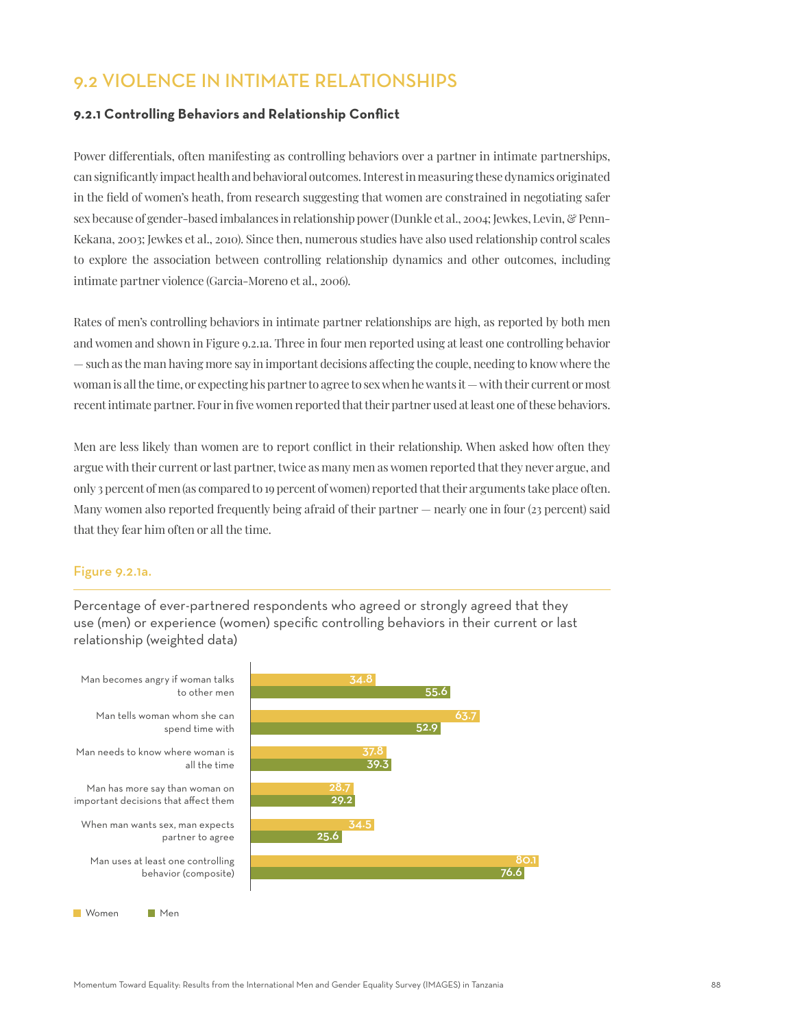## 9.2 VIOLENCE IN INTIMATE RELATIONSHIPS

### 9.2.1 Controlling Behaviors and Relationship Conflict

Power differentials, often manifesting as controlling behaviors over a partner in intimate partnerships, can significantly impact health and behavioral outcomes. Interest in measuring these dynamics originated in the field of women's heath, from research suggesting that women are constrained in negotiating safer sex because of gender-based imbalances in relationship power (Dunkle et al., 2004; Jewkes, Levin, & Penn-Kekana, 2003; Jewkes et al., 2010). Since then, numerous studies have also used relationship control scales to explore the association between controlling relationship dynamics and other outcomes, including intimate partner violence (Garcia-Moreno et al., 2006).

Rates of men's controlling behaviors in intimate partner relationships are high, as reported by both men and women and shown in Figure 9.2.1a. Three in four men reported using at least one controlling behavior — such as the man having more say in important decisions affecting the couple, needing to know where the woman is all the time, or expecting his partner to agree to sex when he wants it — with their current or most recent intimate partner. Four in five women reported that their partner used at least one of these behaviors.

Men are less likely than women are to report conflict in their relationship. When asked how often they argue with their current or last partner, twice as many men as women reported that they never argue, and only 3 percent of men (as compared to 19 percent of women) reported that their arguments take place often. Many women also reported frequently being afraid of their partner — nearly one in four (23 percent) said that they fear him often or all the time.

**Figure 9.2.1a.**

Percentage of ever-partnered respondents who agreed or strongly agreed that they use (men) or experience (women) specific controlling behaviors in their current or last relationship (weighted data)

| | Women | Men |
|---|---|---|
| Man becomes angry if woman talks to other men | 34.8 | 55.6 |
| Man tells woman whom she can spend time with | 63.7 | 52.9 |
| Man needs to know where woman is all the time | 37.8 | 39.3 |
| Man has more say than woman on important decisions that affect them | 28.7 | 29.2 |
| When man wants sex, man expects partner to agree | 34.5 | 25.6 |
| Man uses at least one controlling behavior (composite) | 80.1 | 76.6 |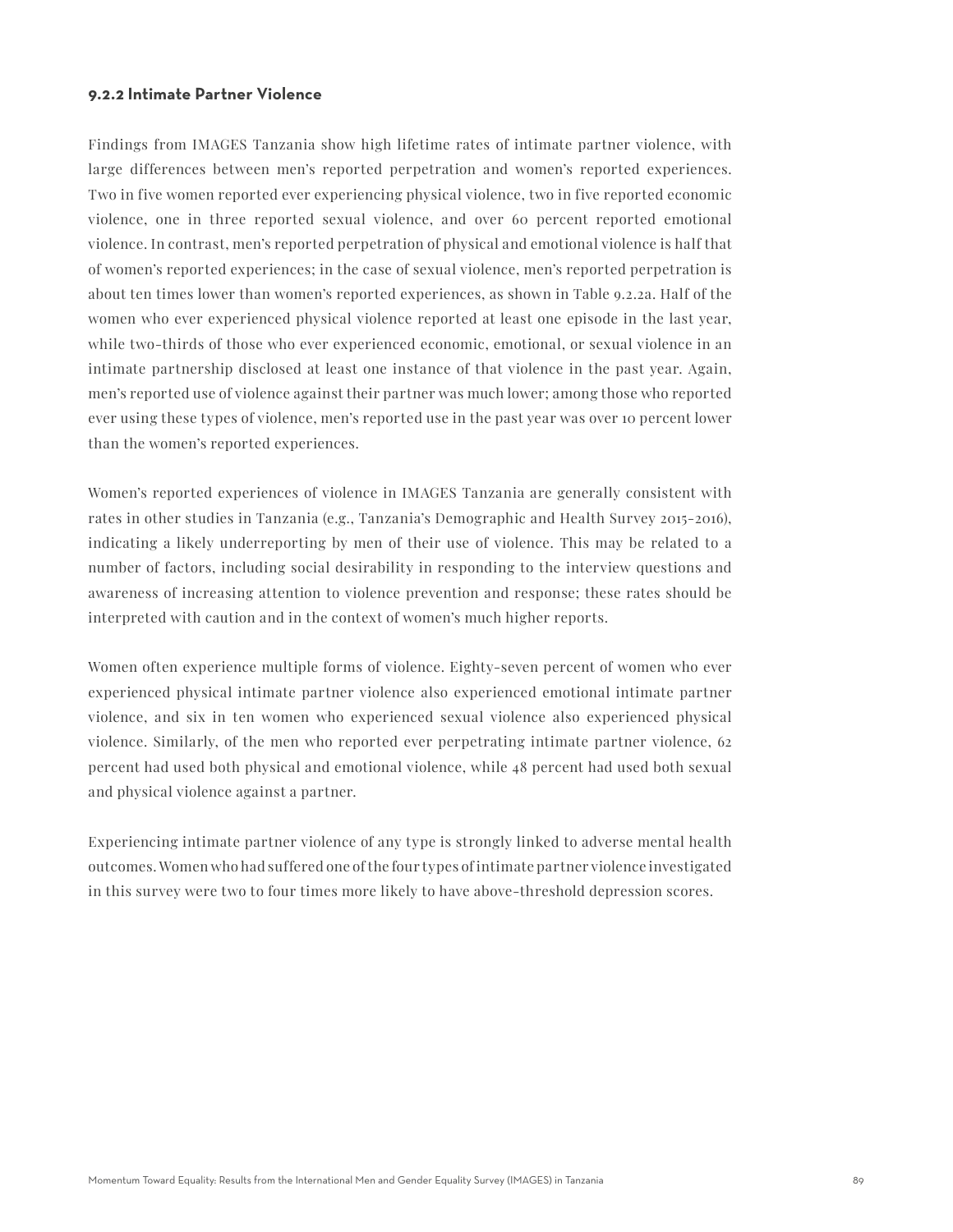### 9.2.2 Intimate Partner Violence

Findings from IMAGES Tanzania show high lifetime rates of intimate partner violence, with large differences between men's reported perpetration and women's reported experiences. Two in five women reported ever experiencing physical violence, two in five reported economic violence, one in three reported sexual violence, and over 60 percent reported emotional violence. In contrast, men's reported perpetration of physical and emotional violence is half that of women's reported experiences; in the case of sexual violence, men's reported perpetration is about ten times lower than women's reported experiences, as shown in Table 9.2.2a. Half of the women who ever experienced physical violence reported at least one episode in the last year, while two-thirds of those who ever experienced economic, emotional, or sexual violence in an intimate partnership disclosed at least one instance of that violence in the past year. Again, men's reported use of violence against their partner was much lower; among those who reported ever using these types of violence, men's reported use in the past year was over 10 percent lower than the women's reported experiences.

Women's reported experiences of violence in IMAGES Tanzania are generally consistent with rates in other studies in Tanzania (e.g., Tanzania's Demographic and Health Survey 2015-2016), indicating a likely underreporting by men of their use of violence. This may be related to a number of factors, including social desirability in responding to the interview questions and awareness of increasing attention to violence prevention and response; these rates should be interpreted with caution and in the context of women's much higher reports.

Women often experience multiple forms of violence. Eighty-seven percent of women who ever experienced physical intimate partner violence also experienced emotional intimate partner violence, and six in ten women who experienced sexual violence also experienced physical violence. Similarly, of the men who reported ever perpetrating intimate partner violence, 62 percent had used both physical and emotional violence, while 48 percent had used both sexual and physical violence against a partner.

Experiencing intimate partner violence of any type is strongly linked to adverse mental health outcomes. Women who had suffered one of the four types of intimate partner violence investigated in this survey were two to four times more likely to have above-threshold depression scores.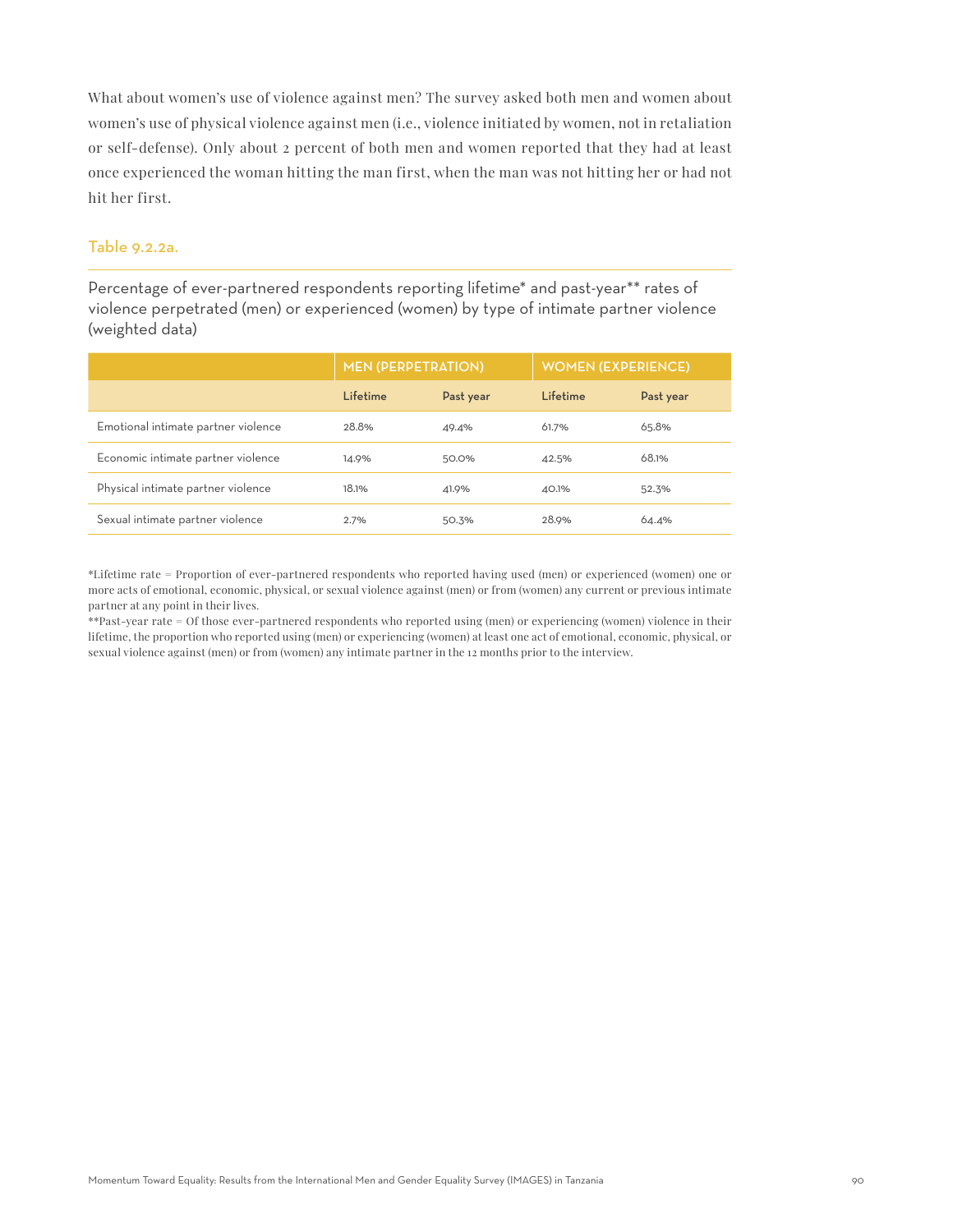What about women's use of violence against men? The survey asked both men and women about women's use of physical violence against men (i.e., violence initiated by women, not in retaliation or self-defense). Only about 2 percent of both men and women reported that they had at least once experienced the woman hitting the man first, when the man was not hitting her or had not hit her first.

### Table 9.2.2a.

Percentage of ever-partnered respondents reporting lifetime* and past-year** rates of violence perpetrated (men) or experienced (women) by type of intimate partner violence (weighted data)

| | MEN (PERPETRATION) | | WOMEN (EXPERIENCE) | |
|---|---|---|---|---|
| | Lifetime | Past year | Lifetime | Past year |
| Emotional intimate partner violence | 28.8% | 49.4% | 61.7% | 65.8% |
| Economic intimate partner violence | 14.9% | 50.0% | 42.5% | 68.1% |
| Physical intimate partner violence | 18.1% | 41.9% | 40.1% | 52.3% |
| Sexual intimate partner violence | 2.7% | 50.3% | 28.9% | 64.4% |

*Lifetime rate = Proportion of ever-partnered respondents who reported having used (men) or experienced (women) one or more acts of emotional, economic, physical, or sexual violence against (men) or from (women) any current or previous intimate partner at any point in their lives.

**Past-year rate = Of those ever-partnered respondents who reported using (men) or experiencing (women) violence in their lifetime, the proportion who reported using (men) or experiencing (women) at least one act of emotional, economic, physical, or sexual violence against (men) or from (women) any intimate partner in the 12 months prior to the interview.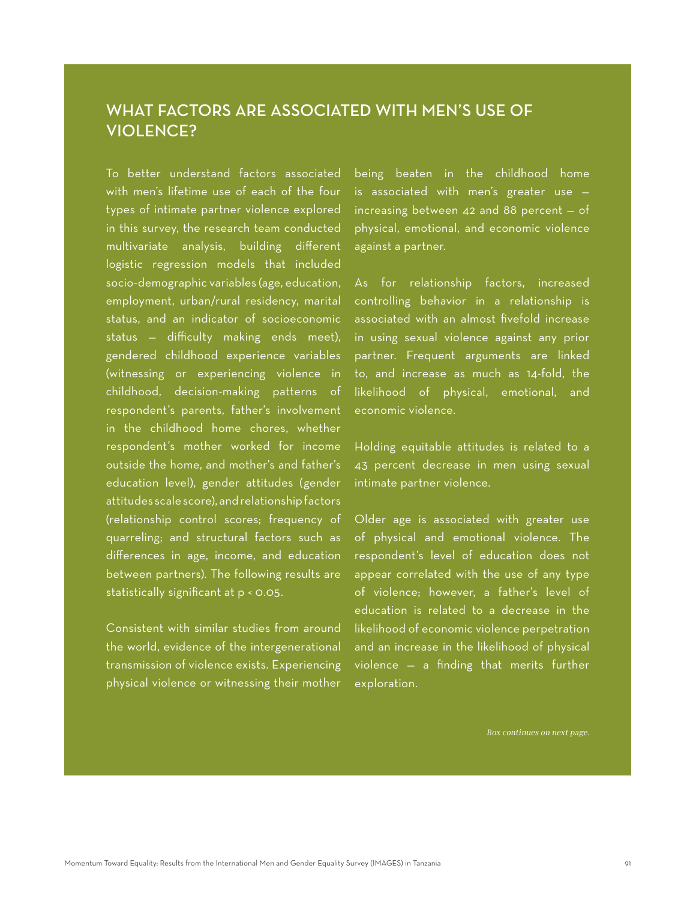## WHAT FACTORS ARE ASSOCIATED WITH MEN'S USE OF VIOLENCE?

To better understand factors associated with men's lifetime use of each of the four types of intimate partner violence explored in this survey, the research team conducted multivariate analysis, building different logistic regression models that included socio-demographic variables (age, education, employment, urban/rural residency, marital status, and an indicator of socioeconomic status – difficulty making ends meet), gendered childhood experience variables (witnessing or experiencing violence in childhood, decision-making patterns of respondent's parents, father's involvement in the childhood home chores, whether respondent's mother worked for income outside the home, and mother's and father's education level), gender attitudes (gender attitudes scale score), and relationship factors (relationship control scores; frequency of quarreling; and structural factors such as differences in age, income, and education between partners). The following results are statistically significant at $p < 0.05$.

Consistent with similar studies from around the world, evidence of the intergenerational transmission of violence exists. Experiencing physical violence or witnessing their mother being beaten in the childhood home is associated with men's greater use – increasing between 42 and 88 percent – of physical, emotional, and economic violence against a partner.

As for relationship factors, increased controlling behavior in a relationship is associated with an almost fivefold increase in using sexual violence against any prior partner. Frequent arguments are linked to, and increase as much as 14-fold, the likelihood of physical, emotional, and economic violence.

Holding equitable attitudes is related to a 43 percent decrease in men using sexual intimate partner violence.

Older age is associated with greater use of physical and emotional violence. The respondent's level of education does not appear correlated with the use of any type of violence; however, a father's level of education is related to a decrease in the likelihood of economic violence perpetration and an increase in the likelihood of physical violence – a finding that merits further exploration.

*Box continues on next page.*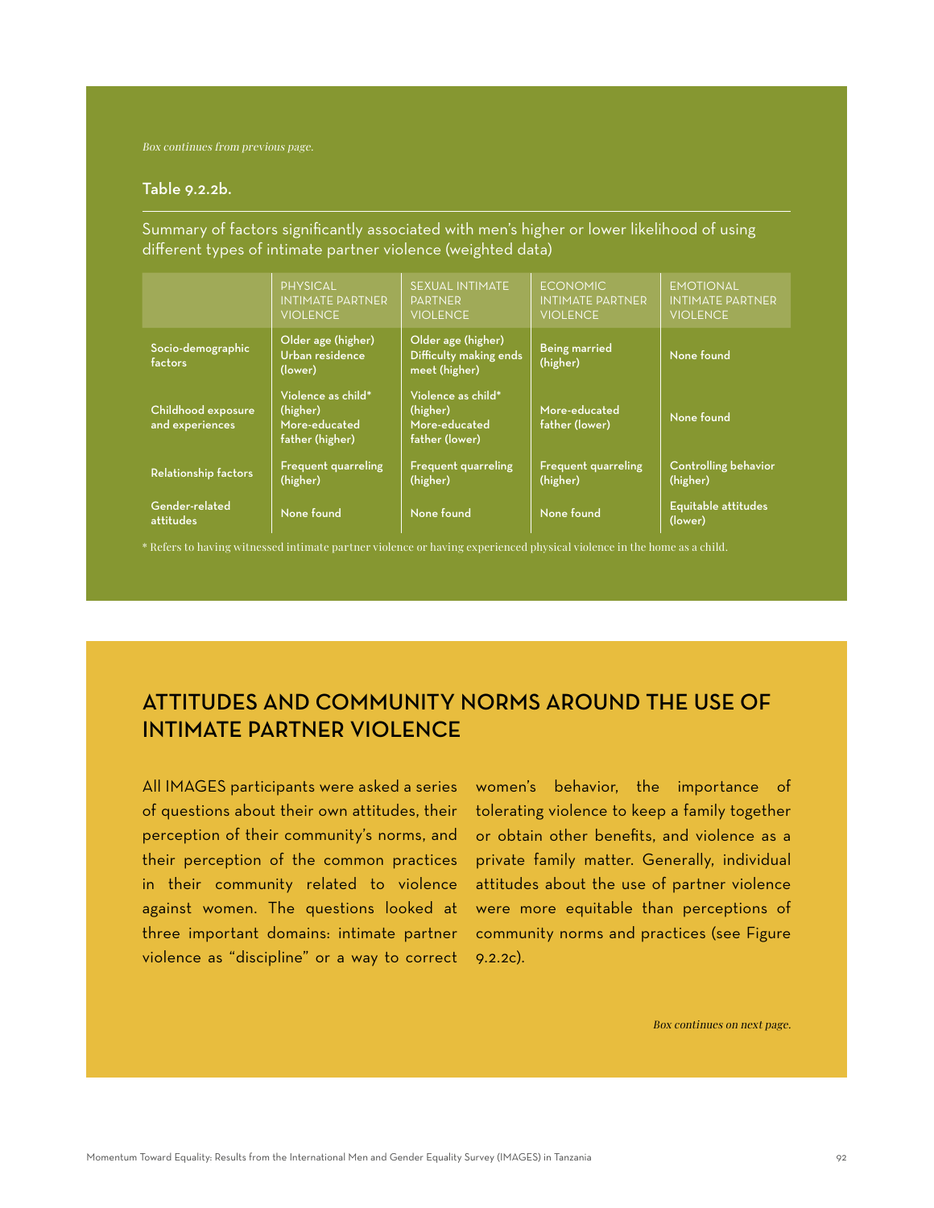*Box continues from previous page.*

### Table 9.2.2b.

Summary of factors significantly associated with men's higher or lower likelihood of using different types of intimate partner violence (weighted data)

| | PHYSICAL INTIMATE PARTNER VIOLENCE | SEXUAL INTIMATE PARTNER VIOLENCE | ECONOMIC INTIMATE PARTNER VIOLENCE | EMOTIONAL INTIMATE PARTNER VIOLENCE |
|---|---|---|---|---|
| Socio-demographic factors | Older age (higher) Urban residence (lower) | Older age (higher) Difficulty making ends meet (higher) | Being married (higher) | None found |
| Childhood exposure and experiences | Violence as child* (higher) More-educated father (higher) | Violence as child* (higher) More-educated father (lower) | More-educated father (lower) | None found |
| Relationship factors | Frequent quarreling (higher) | Frequent quarreling (higher) | Frequent quarreling (higher) | Controlling behavior (higher) |
| Gender-related attitudes | None found | None found | None found | Equitable attitudes (lower) |

* Refers to having witnessed intimate partner violence or having experienced physical violence in the home as a child.

## ATTITUDES AND COMMUNITY NORMS AROUND THE USE OF INTIMATE PARTNER VIOLENCE

All IMAGES participants were asked a series of questions about their own attitudes, their perception of their community's norms, and their perception of the common practices in their community related to violence against women. The questions looked at three important domains: intimate partner violence as "discipline" or a way to correct women's behavior, the importance of tolerating violence to keep a family together or obtain other benefits, and violence as a private family matter. Generally, individual attitudes about the use of partner violence were more equitable than perceptions of community norms and practices (see Figure 9.2.2c).

*Box continues on next page.*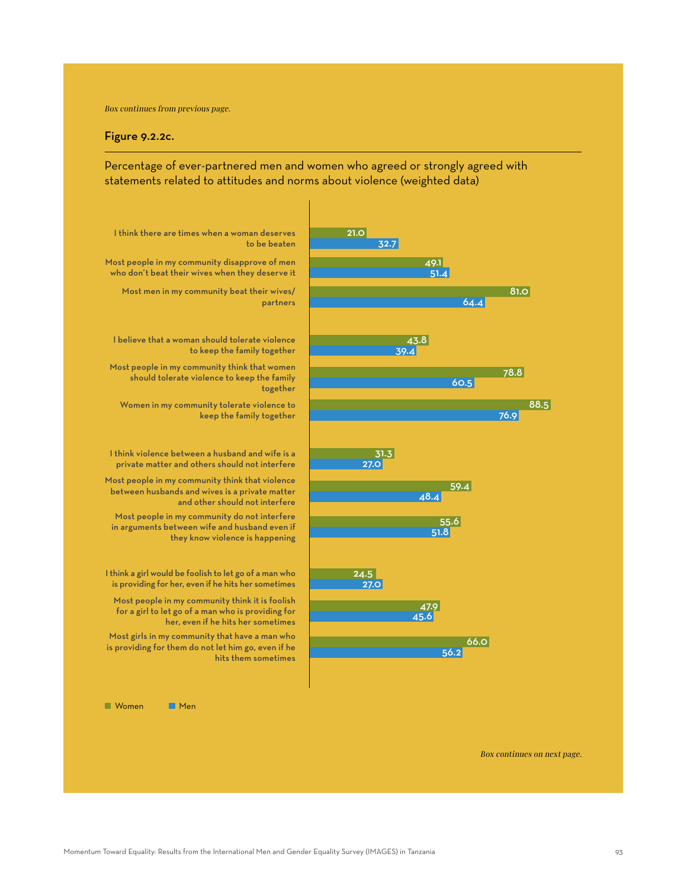*Box continues from previous page.*

**Figure 9.2.2c.**

Percentage of ever-partnered men and women who agreed or strongly agreed with statements related to attitudes and norms about violence (weighted data)

| Statement | Women | Men |
|---|---|---|
| I think there are times when a woman deserves to be beaten | 21.0 | 32.7 |
| Most people in my community disapprove of men who don't beat their wives when they deserve it | 49.1 | 51.4 |
| Most men in my community beat their wives/ partners | 81.0 | 64.4 |
| I believe that a woman should tolerate violence to keep the family together | 43.8 | 39.4 |
| Most people in my community think that women should tolerate violence to keep the family together | 78.8 | 60.5 |
| Women in my community tolerate violence to keep the family together | 88.5 | 76.9 |
| I think violence between a husband and wife is a private matter and others should not interfere | 31.3 | 27.0 |
| Most people in my community think that violence between husbands and wives is a private matter and other should not interfere | 59.4 | 48.4 |
| Most people in my community do not interfere in arguments between wife and husband even if they know violence is happening | 55.6 | 51.8 |
| I think a girl would be foolish to let go of a man who is providing for her, even if he hits her sometimes | 24.5 | 27.0 |
| Most people in my community think it is foolish for a girl to let go of a man who is providing for her, even if he hits her sometimes | 47.9 | 45.6 |
| Most girls in my community that have a man who is providing for them do not let him go, even if he hits them sometimes | 66.0 | 56.2 |

*Box continues on next page.*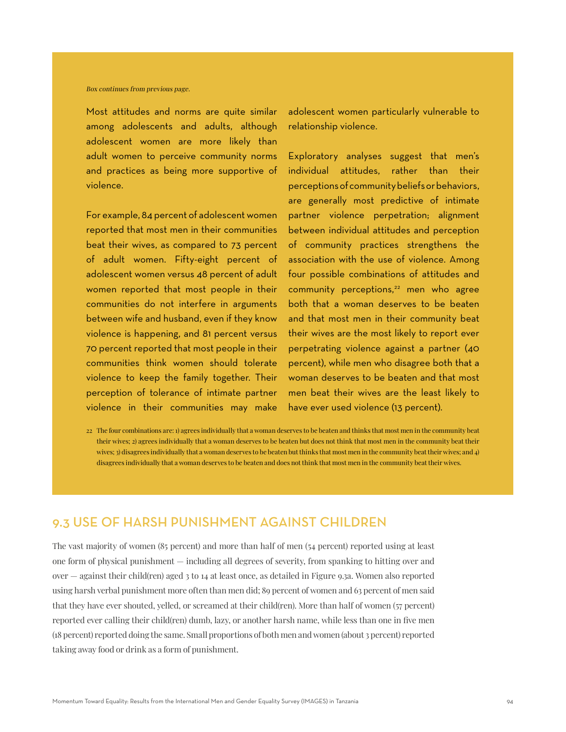*Box continues from previous page.*

Most attitudes and norms are quite similar among adolescents and adults, although adolescent women are more likely than adult women to perceive community norms and practices as being more supportive of violence.

For example, 84 percent of adolescent women reported that most men in their communities beat their wives, as compared to 73 percent of adult women. Fifty-eight percent of adolescent women versus 48 percent of adult women reported that most people in their communities do not interfere in arguments between wife and husband, even if they know violence is happening, and 81 percent versus 70 percent reported that most people in their communities think women should tolerate violence to keep the family together. Their perception of tolerance of intimate partner violence in their communities may make adolescent women particularly vulnerable to relationship violence.

Exploratory analyses suggest that men's individual attitudes, rather than their perceptions of community beliefs or behaviors, are generally most predictive of intimate partner violence perpetration; alignment between individual attitudes and perception of community practices strengthens the association with the use of violence. Among four possible combinations of attitudes and community perceptions,[22] men who agree both that a woman deserves to be beaten and that most men in their community beat their wives are the most likely to report ever perpetrating violence against a partner (40 percent), while men who disagree both that a woman deserves to be beaten and that most men beat their wives are the least likely to have ever used violence (13 percent).

22 The four combinations are: 1) agrees individually that a woman deserves to be beaten and thinks that most men in the community beat their wives; 2) agrees individually that a woman deserves to be beaten but does not think that most men in the community beat their wives; 3) disagrees individually that a woman deserves to be beaten but thinks that most men in the community beat their wives; and 4) disagrees individually that a woman deserves to be beaten and does not think that most men in the community beat their wives.

## 9.3 USE OF HARSH PUNISHMENT AGAINST CHILDREN

The vast majority of women (85 percent) and more than half of men (54 percent) reported using at least one form of physical punishment — including all degrees of severity, from spanking to hitting over and over — against their child(ren) aged 3 to 14 at least once, as detailed in Figure 9.3a. Women also reported using harsh verbal punishment more often than men did; 89 percent of women and 63 percent of men said that they have ever shouted, yelled, or screamed at their child(ren). More than half of women (57 percent) reported ever calling their child(ren) dumb, lazy, or another harsh name, while less than one in five men (18 percent) reported doing the same. Small proportions of both men and women (about 3 percent) reported taking away food or drink as a form of punishment.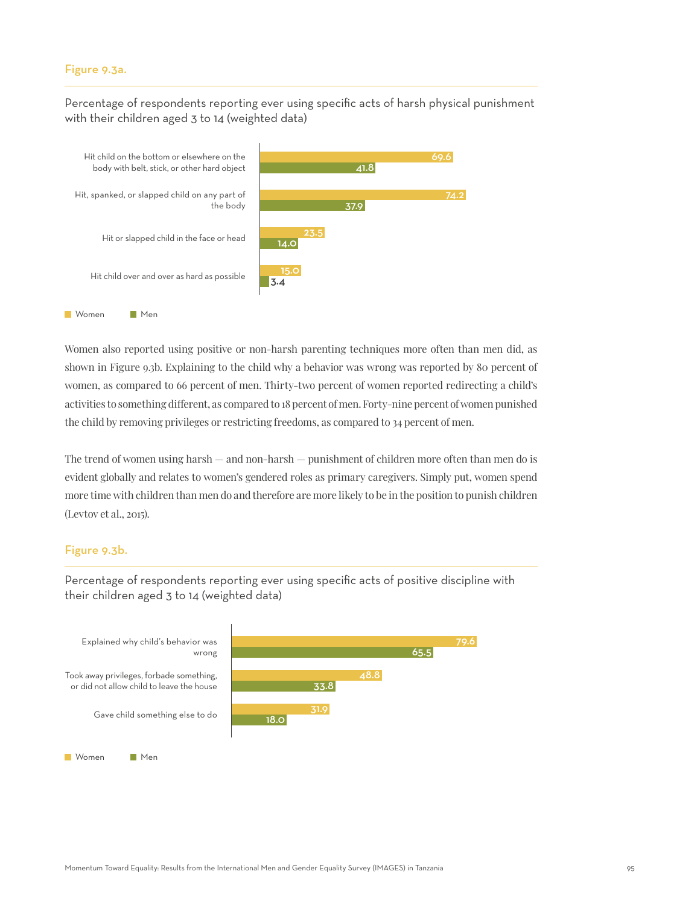### Figure 9.3a.

Percentage of respondents reporting ever using specific acts of harsh physical punishment with their children aged 3 to 14 (weighted data)

| | Women | Men |
|---|---|---|
| Hit child on the bottom or elsewhere on the body with belt, stick, or other hard object | 69.6 | 41.8 |
| Hit, spanked, or slapped child on any part of the body | 74.2 | 37.9 |
| Hit or slapped child in the face or head | 23.5 | 14.0 |
| Hit child over and over as hard as possible | 15.0 | 3.4 |

Women also reported using positive or non-harsh parenting techniques more often than men did, as shown in Figure 9.3b. Explaining to the child why a behavior was wrong was reported by 80 percent of women, as compared to 66 percent of men. Thirty-two percent of women reported redirecting a child's activities to something different, as compared to 18 percent of men. Forty-nine percent of women punished the child by removing privileges or restricting freedoms, as compared to 34 percent of men.

The trend of women using harsh — and non-harsh — punishment of children more often than men do is evident globally and relates to women's gendered roles as primary caregivers. Simply put, women spend more time with children than men do and therefore are more likely to be in the position to punish children (Levtov et al., 2015).

### Figure 9.3b.

Percentage of respondents reporting ever using specific acts of positive discipline with their children aged 3 to 14 (weighted data)

| | Women | Men |
|---|---|---|
| Explained why child's behavior was wrong | 79.6 | 65.5 |
| Took away privileges, forbade something, or did not allow child to leave the house | 48.8 | 33.8 |
| Gave child something else to do | 31.9 | 18.0 |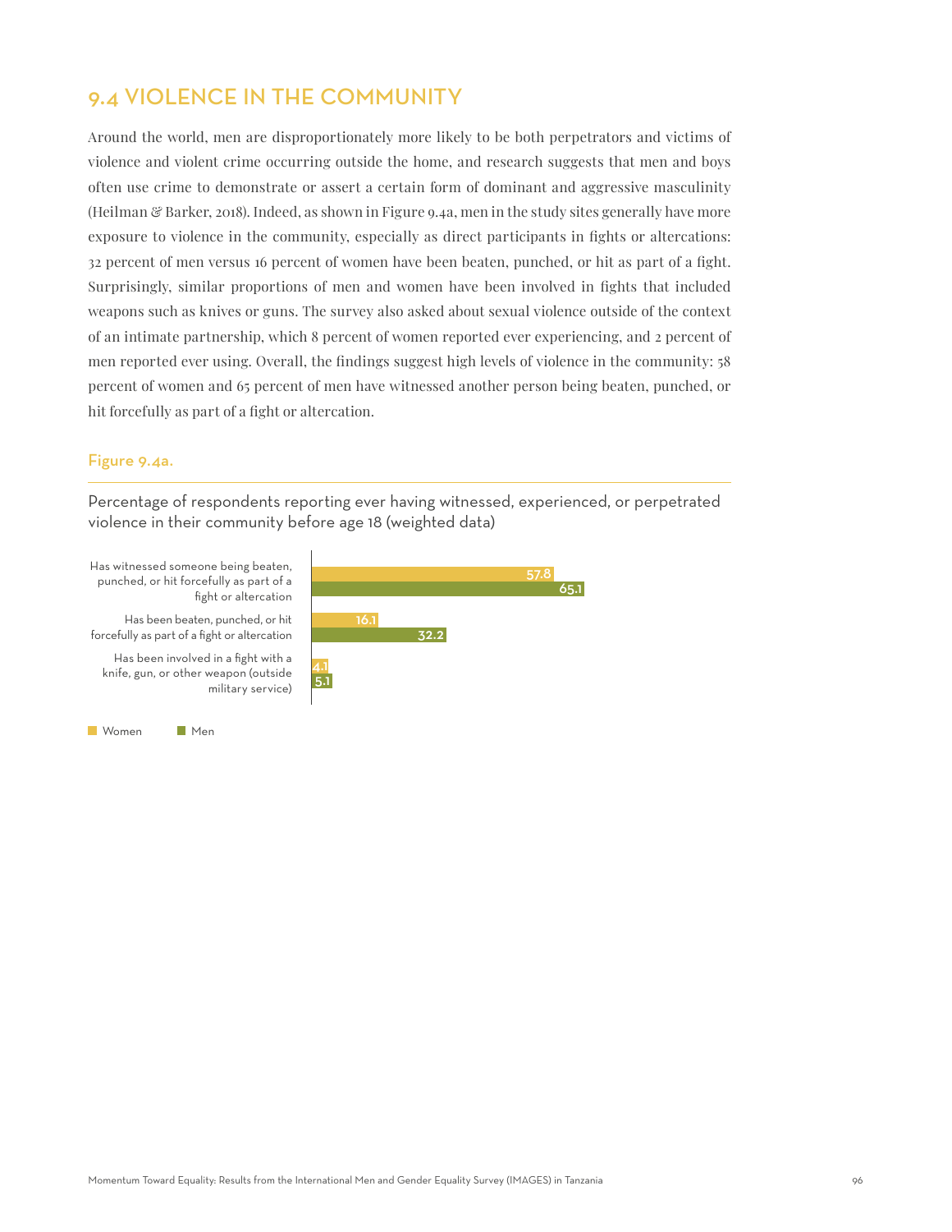## 9.4 VIOLENCE IN THE COMMUNITY

Around the world, men are disproportionately more likely to be both perpetrators and victims of violence and violent crime occurring outside the home, and research suggests that men and boys often use crime to demonstrate or assert a certain form of dominant and aggressive masculinity (Heilman & Barker, 2018). Indeed, as shown in Figure 9.4a, men in the study sites generally have more exposure to violence in the community, especially as direct participants in fights or altercations: 32 percent of men versus 16 percent of women have been beaten, punched, or hit as part of a fight. Surprisingly, similar proportions of men and women have been involved in fights that included weapons such as knives or guns. The survey also asked about sexual violence outside of the context of an intimate partnership, which 8 percent of women reported ever experiencing, and 2 percent of men reported ever using. Overall, the findings suggest high levels of violence in the community: 58 percent of women and 65 percent of men have witnessed another person being beaten, punched, or hit forcefully as part of a fight or altercation.

### Figure 9.4a.

Percentage of respondents reporting ever having witnessed, experienced, or perpetrated violence in their community before age 18 (weighted data)

| | Women | Men |
|---|---|---|
| Has witnessed someone being beaten, punched, or hit forcefully as part of a fight or altercation | 57.8 | 65.1 |
| Has been beaten, punched, or hit forcefully as part of a fight or altercation | 16.1 | 32.2 |
| Has been involved in a fight with a knife, gun, or other weapon (outside military service) | 4.1 | 5.1 |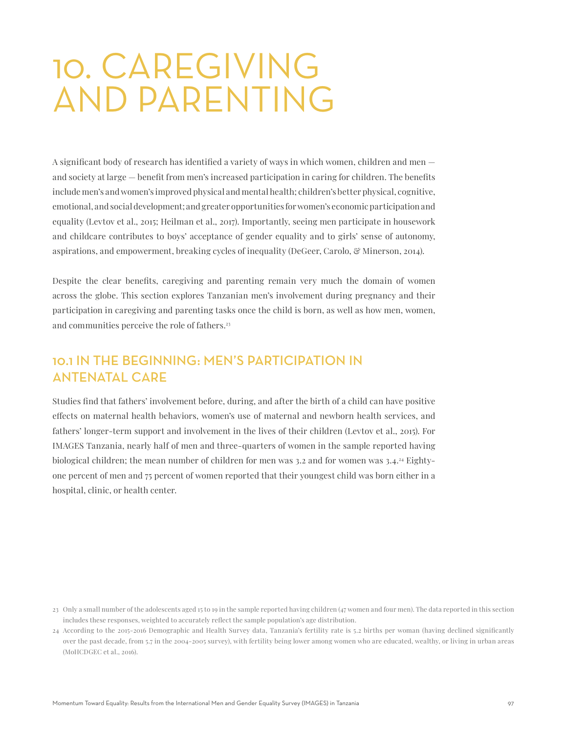# 10. CAREGIVING AND PARENTING

A significant body of research has identified a variety of ways in which women, children and men — and society at large — benefit from men's increased participation in caring for children. The benefits include men's and women's improved physical and mental health; children's better physical, cognitive, emotional, and social development; and greater opportunities for women's economic participation and equality (Levtov et al., 2015; Heilman et al., 2017). Importantly, seeing men participate in housework and childcare contributes to boys' acceptance of gender equality and to girls' sense of autonomy, aspirations, and empowerment, breaking cycles of inequality (DeGeer, Carolo, & Minerson, 2014).

Despite the clear benefits, caregiving and parenting remain very much the domain of women across the globe. This section explores Tanzanian men's involvement during pregnancy and their participation in caregiving and parenting tasks once the child is born, as well as how men, women, and communities perceive the role of fathers.[23]

## 10.1 IN THE BEGINNING: MEN'S PARTICIPATION IN ANTENATAL CARE

Studies find that fathers' involvement before, during, and after the birth of a child can have positive effects on maternal health behaviors, women's use of maternal and newborn health services, and fathers' longer-term support and involvement in the lives of their children (Levtov et al., 2015). For IMAGES Tanzania, nearly half of men and three-quarters of women in the sample reported having biological children; the mean number of children for men was 3.2 and for women was 3.4.[24] Eighty-one percent of men and 75 percent of women reported that their youngest child was born either in a hospital, clinic, or health center.

---

23 Only a small number of the adolescents aged 15 to 19 in the sample reported having children (47 women and four men). The data reported in this section includes these responses, weighted to accurately reflect the sample population's age distribution.

24 According to the 2015-2016 Demographic and Health Survey data, Tanzania's fertility rate is 5.2 births per woman (having declined significantly over the past decade, from 5.7 in the 2004-2005 survey), with fertility being lower among women who are educated, wealthy, or living in urban areas (MoHCDGEC et al., 2016).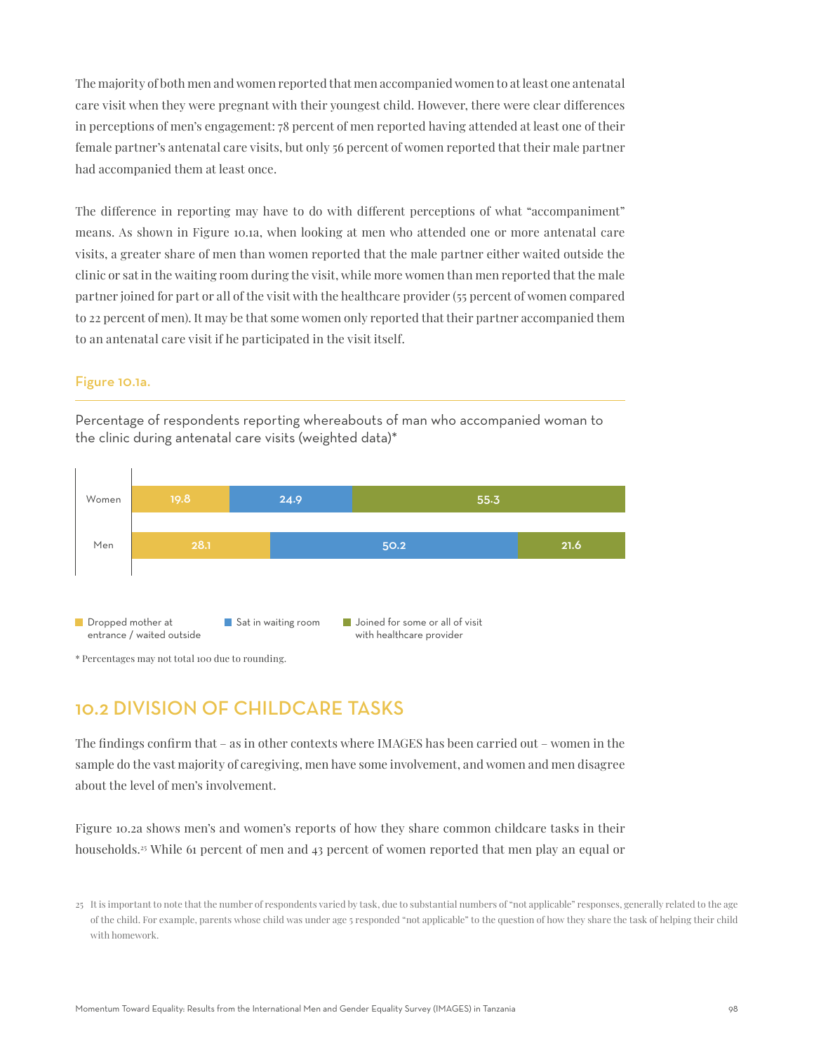The majority of both men and women reported that men accompanied women to at least one antenatal care visit when they were pregnant with their youngest child. However, there were clear differences in perceptions of men's engagement: 78 percent of men reported having attended at least one of their female partner's antenatal care visits, but only 56 percent of women reported that their male partner had accompanied them at least once.

The difference in reporting may have to do with different perceptions of what "accompaniment" means. As shown in Figure 10.1a, when looking at men who attended one or more antenatal care visits, a greater share of men than women reported that the male partner either waited outside the clinic or sat in the waiting room during the visit, while more women than men reported that the male partner joined for part or all of the visit with the healthcare provider (55 percent of women compared to 22 percent of men). It may be that some women only reported that their partner accompanied them to an antenatal care visit if he participated in the visit itself.

Figure 10.1a.

Percentage of respondents reporting whereabouts of man who accompanied woman to the clinic during antenatal care visits (weighted data)*

| | Dropped mother at entrance / waited outside | Sat in waiting room | Joined for some or all of visit with healthcare provider |
|---|---|---|---|
| Women | 19.8 | 24.9 | 55.3 |
| Men | 28.1 | 50.2 | 21.6 |

\* Percentages may not total 100 due to rounding.

## 10.2 DIVISION OF CHILDCARE TASKS

The findings confirm that – as in other contexts where IMAGES has been carried out – women in the sample do the vast majority of caregiving, men have some involvement, and women and men disagree about the level of men's involvement.

Figure 10.2a shows men's and women's reports of how they share common childcare tasks in their households.[25] While 61 percent of men and 43 percent of women reported that men play an equal or

[25] It is important to note that the number of respondents varied by task, due to substantial numbers of "not applicable" responses, generally related to the age of the child. For example, parents whose child was under age 5 responded "not applicable" to the question of how they share the task of helping their child with homework.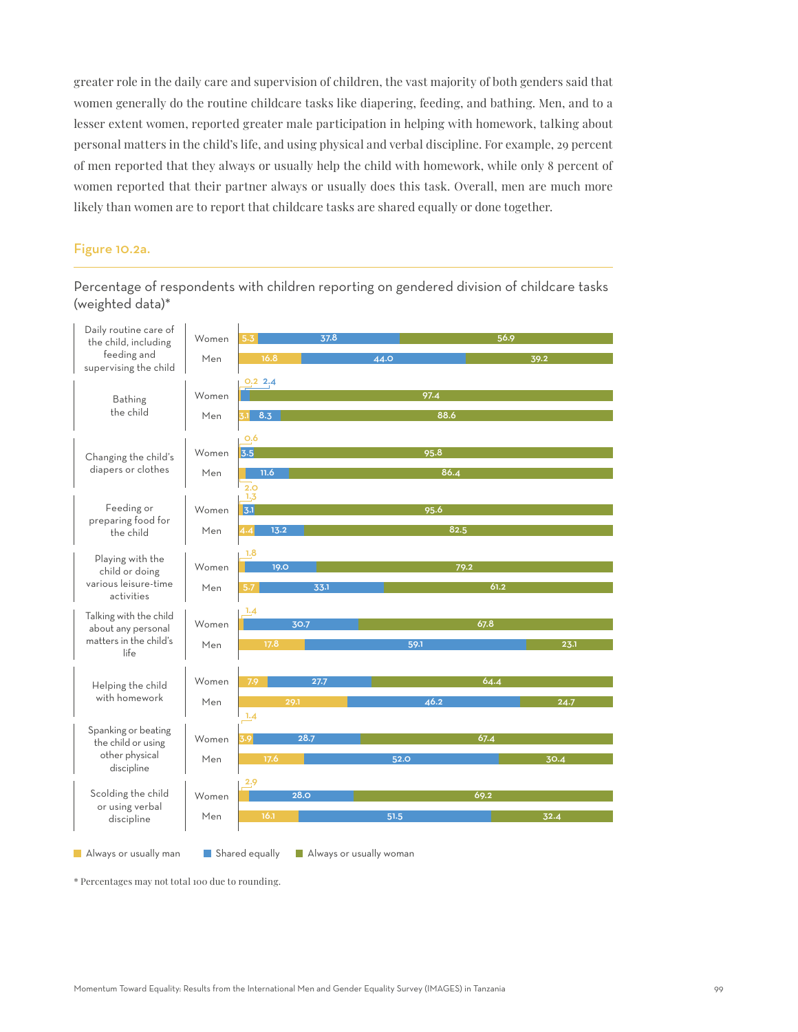greater role in the daily care and supervision of children, the vast majority of both genders said that women generally do the routine childcare tasks like diapering, feeding, and bathing. Men, and to a lesser extent women, reported greater male participation in helping with homework, talking about personal matters in the child's life, and using physical and verbal discipline. For example, 29 percent of men reported that they always or usually help the child with homework, while only 8 percent of women reported that their partner always or usually does this task. Overall, men are much more likely than women are to report that childcare tasks are shared equally or done together.

## Figure 10.2a.

Percentage of respondents with children reporting on gendered division of childcare tasks (weighted data)*

| Task | Respondent | Always or usually man | Shared equally | Always or usually woman |
|---|---|---|---|---|
| Daily routine care of the child, including feeding and supervising the child | Women | 5.3 | 37.8 | 56.9 |
| | Men | 16.8 | 44.0 | 39.2 |
| Bathing the child | Women | 0.2 | 2.4 | 97.4 |
| | Men | 3.1 | 8.3 | 88.6 |
| Changing the child's diapers or clothes | Women | 0.6 | 3.5 | 95.8 |
| | Men | 2.0 | 11.6 | 86.4 |
| Feeding or preparing food for the child | Women | 1.3 | 3.1 | 95.6 |
| | Men | 4.4 | 13.2 | 82.5 |
| Playing with the child or doing various leisure-time activities | Women | 1.8 | 19.0 | 79.2 |
| | Men | 5.7 | 33.1 | 61.2 |
| Talking with the child about any personal matters in the child's life | Women | 1.4 | 30.7 | 67.8 |
| | Men | 17.8 | 59.1 | 23.1 |
| Helping the child with homework | Women | 7.9 | 27.7 | 64.4 |
| | Men | 29.1 | 46.2 | 24.7 |
| Spanking or beating the child or using other physical discipline | Women | 3.9 | 28.7 | 67.4 |
| | Men | 17.6 | 52.0 | 30.4 |
| Scolding the child or using verbal discipline | Women | 2.9 | 28.0 | 69.2 |
| | Men | 16.1 | 51.5 | 32.4 |

\* Percentages may not total 100 due to rounding.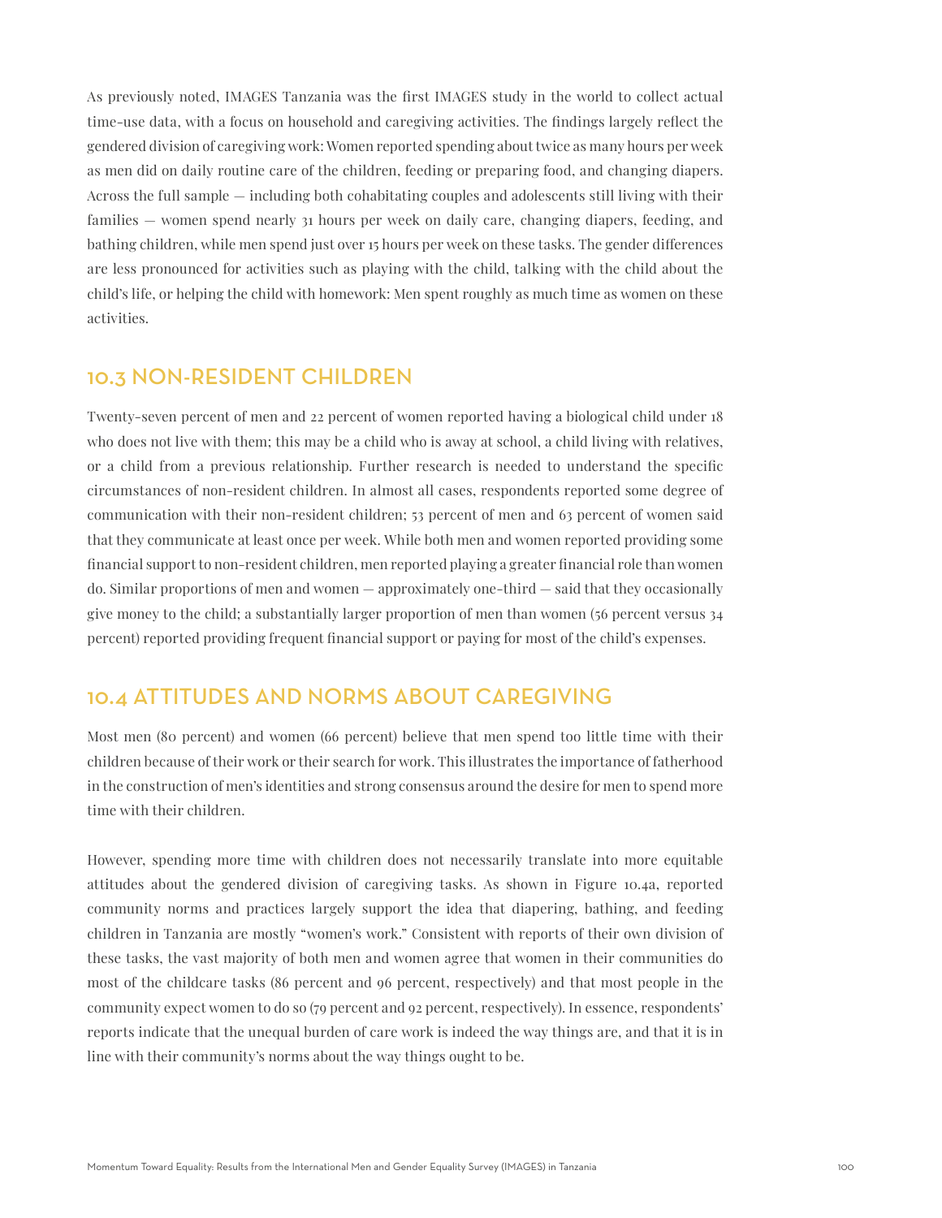As previously noted, IMAGES Tanzania was the first IMAGES study in the world to collect actual time-use data, with a focus on household and caregiving activities. The findings largely reflect the gendered division of caregiving work: Women reported spending about twice as many hours per week as men did on daily routine care of the children, feeding or preparing food, and changing diapers. Across the full sample — including both cohabitating couples and adolescents still living with their families — women spend nearly 31 hours per week on daily care, changing diapers, feeding, and bathing children, while men spend just over 15 hours per week on these tasks. The gender differences are less pronounced for activities such as playing with the child, talking with the child about the child's life, or helping the child with homework: Men spent roughly as much time as women on these activities.

## 10.3 NON-RESIDENT CHILDREN

Twenty-seven percent of men and 22 percent of women reported having a biological child under 18 who does not live with them; this may be a child who is away at school, a child living with relatives, or a child from a previous relationship. Further research is needed to understand the specific circumstances of non-resident children. In almost all cases, respondents reported some degree of communication with their non-resident children; 53 percent of men and 63 percent of women said that they communicate at least once per week. While both men and women reported providing some financial support to non-resident children, men reported playing a greater financial role than women do. Similar proportions of men and women — approximately one-third — said that they occasionally give money to the child; a substantially larger proportion of men than women (56 percent versus 34 percent) reported providing frequent financial support or paying for most of the child's expenses.

## 10.4 ATTITUDES AND NORMS ABOUT CAREGIVING

Most men (80 percent) and women (66 percent) believe that men spend too little time with their children because of their work or their search for work. This illustrates the importance of fatherhood in the construction of men's identities and strong consensus around the desire for men to spend more time with their children.

However, spending more time with children does not necessarily translate into more equitable attitudes about the gendered division of caregiving tasks. As shown in Figure 10.4a, reported community norms and practices largely support the idea that diapering, bathing, and feeding children in Tanzania are mostly "women's work." Consistent with reports of their own division of these tasks, the vast majority of both men and women agree that women in their communities do most of the childcare tasks (86 percent and 96 percent, respectively) and that most people in the community expect women to do so (79 percent and 92 percent, respectively). In essence, respondents' reports indicate that the unequal burden of care work is indeed the way things are, and that it is in line with their community's norms about the way things ought to be.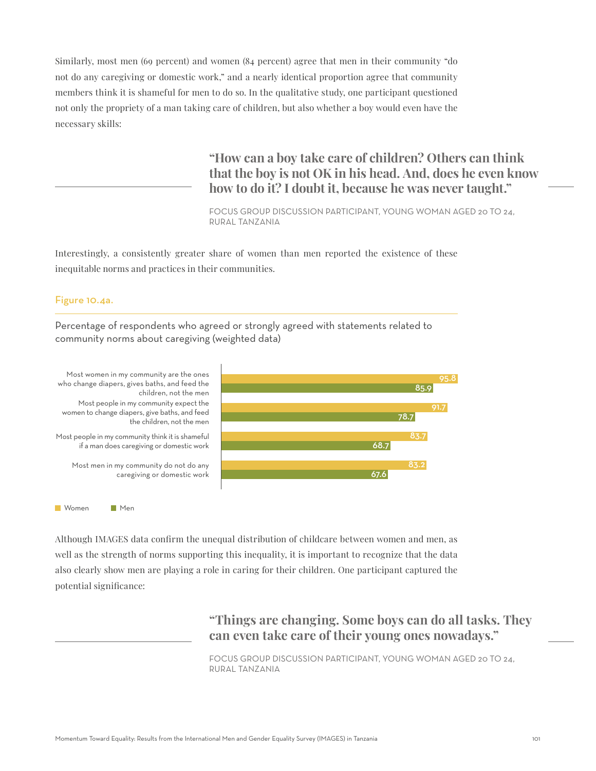Similarly, most men (69 percent) and women (84 percent) agree that men in their community "do not do any caregiving or domestic work," and a nearly identical proportion agree that community members think it is shameful for men to do so. In the qualitative study, one participant questioned not only the propriety of a man taking care of children, but also whether a boy would even have the necessary skills:

> **"How can a boy take care of children? Others can think that the boy is not OK in his head. And, does he even know how to do it? I doubt it, because he was never taught."**
>
> FOCUS GROUP DISCUSSION PARTICIPANT, YOUNG WOMAN AGED 20 TO 24, RURAL TANZANIA

Interestingly, a consistently greater share of women than men reported the existence of these inequitable norms and practices in their communities.

### Figure 10.4a.

Percentage of respondents who agreed or strongly agreed with statements related to community norms about caregiving (weighted data)

| Statement | Women | Men |
| --- | --- | --- |
| Most women in my community are the ones who change diapers, gives baths, and feed the children, not the men | 95.8 | 85.9 |
| Most people in my community expect the women to change diapers, give baths, and feed the children, not the men | 91.7 | 78.7 |
| Most people in my community think it is shameful if a man does caregiving or domestic work | 83.7 | 68.7 |
| Most men in my community do not do any caregiving or domestic work | 83.2 | 67.6 |

Although IMAGES data confirm the unequal distribution of childcare between women and men, as well as the strength of norms supporting this inequality, it is important to recognize that the data also clearly show men are playing a role in caring for their children. One participant captured the potential significance:

> **"Things are changing. Some boys can do all tasks. They can even take care of their young ones nowadays."**
>
> FOCUS GROUP DISCUSSION PARTICIPANT, YOUNG WOMAN AGED 20 TO 24, RURAL TANZANIA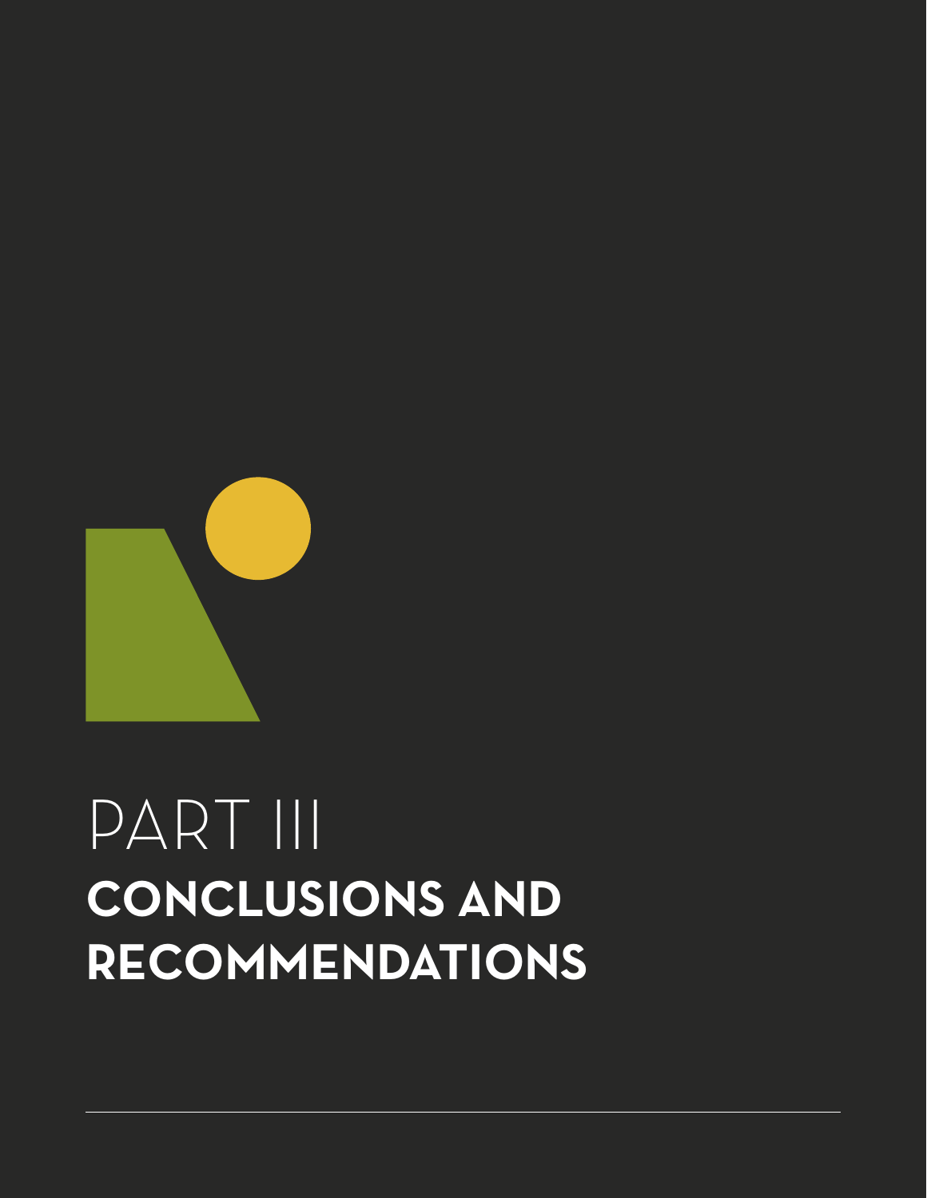# PART III
## CONCLUSIONS AND RECOMMENDATIONS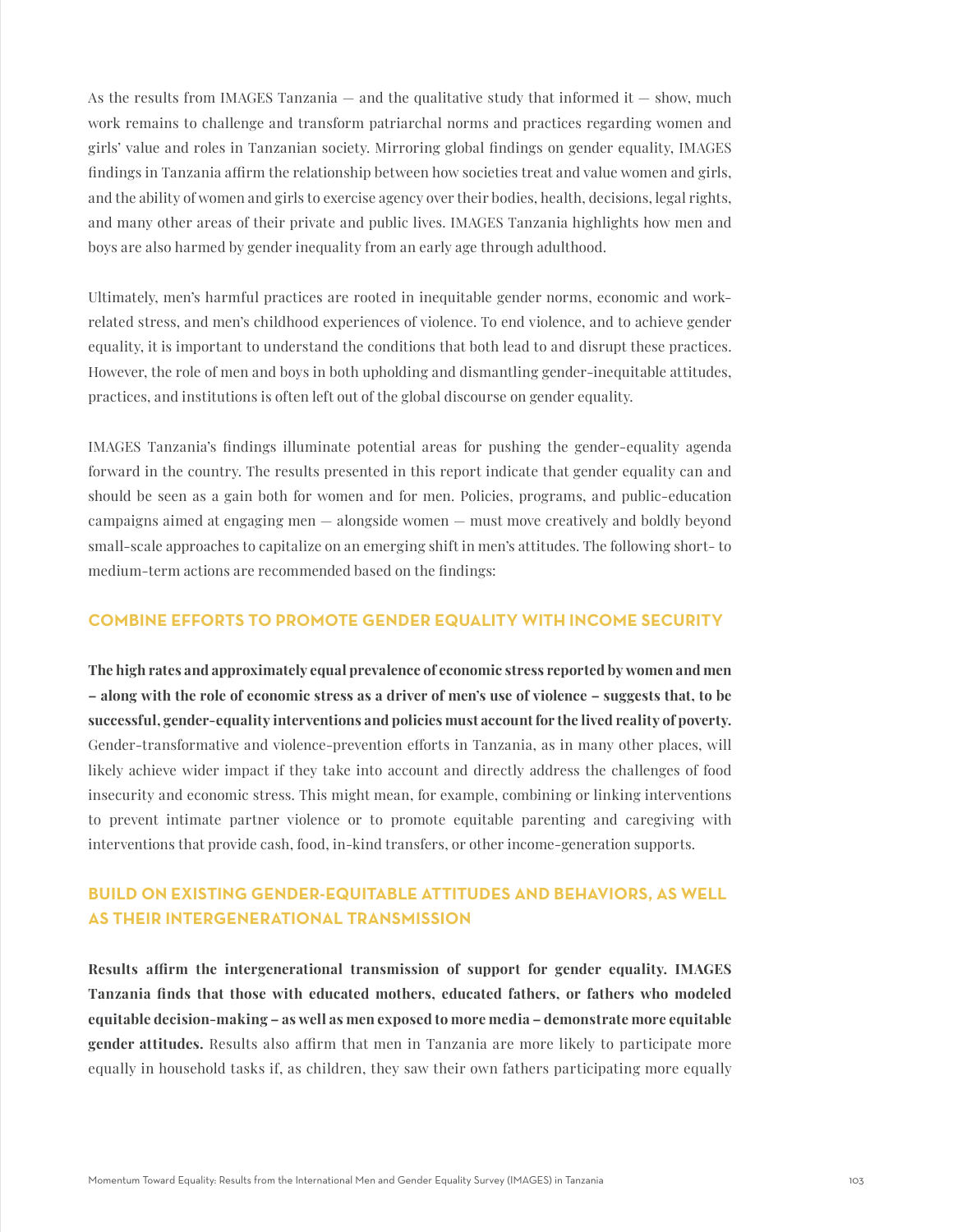As the results from IMAGES Tanzania — and the qualitative study that informed it — show, much work remains to challenge and transform patriarchal norms and practices regarding women and girls' value and roles in Tanzanian society. Mirroring global findings on gender equality, IMAGES findings in Tanzania affirm the relationship between how societies treat and value women and girls, and the ability of women and girls to exercise agency over their bodies, health, decisions, legal rights, and many other areas of their private and public lives. IMAGES Tanzania highlights how men and boys are also harmed by gender inequality from an early age through adulthood.

Ultimately, men's harmful practices are rooted in inequitable gender norms, economic and work-related stress, and men's childhood experiences of violence. To end violence, and to achieve gender equality, it is important to understand the conditions that both lead to and disrupt these practices. However, the role of men and boys in both upholding and dismantling gender-inequitable attitudes, practices, and institutions is often left out of the global discourse on gender equality.

IMAGES Tanzania's findings illuminate potential areas for pushing the gender-equality agenda forward in the country. The results presented in this report indicate that gender equality can and should be seen as a gain both for women and for men. Policies, programs, and public-education campaigns aimed at engaging men — alongside women — must move creatively and boldly beyond small-scale approaches to capitalize on an emerging shift in men's attitudes. The following short- to medium-term actions are recommended based on the findings:

## COMBINE EFFORTS TO PROMOTE GENDER EQUALITY WITH INCOME SECURITY

**The high rates and approximately equal prevalence of economic stress reported by women and men – along with the role of economic stress as a driver of men's use of violence – suggests that, to be successful, gender-equality interventions and policies must account for the lived reality of poverty.** Gender-transformative and violence-prevention efforts in Tanzania, as in many other places, will likely achieve wider impact if they take into account and directly address the challenges of food insecurity and economic stress. This might mean, for example, combining or linking interventions to prevent intimate partner violence or to promote equitable parenting and caregiving with interventions that provide cash, food, in-kind transfers, or other income-generation supports.

## BUILD ON EXISTING GENDER-EQUITABLE ATTITUDES AND BEHAVIORS, AS WELL AS THEIR INTERGENERATIONAL TRANSMISSION

**Results affirm the intergenerational transmission of support for gender equality. IMAGES Tanzania finds that those with educated mothers, educated fathers, or fathers who modeled equitable decision-making – as well as men exposed to more media – demonstrate more equitable gender attitudes.** Results also affirm that men in Tanzania are more likely to participate more equally in household tasks if, as children, they saw their own fathers participating more equally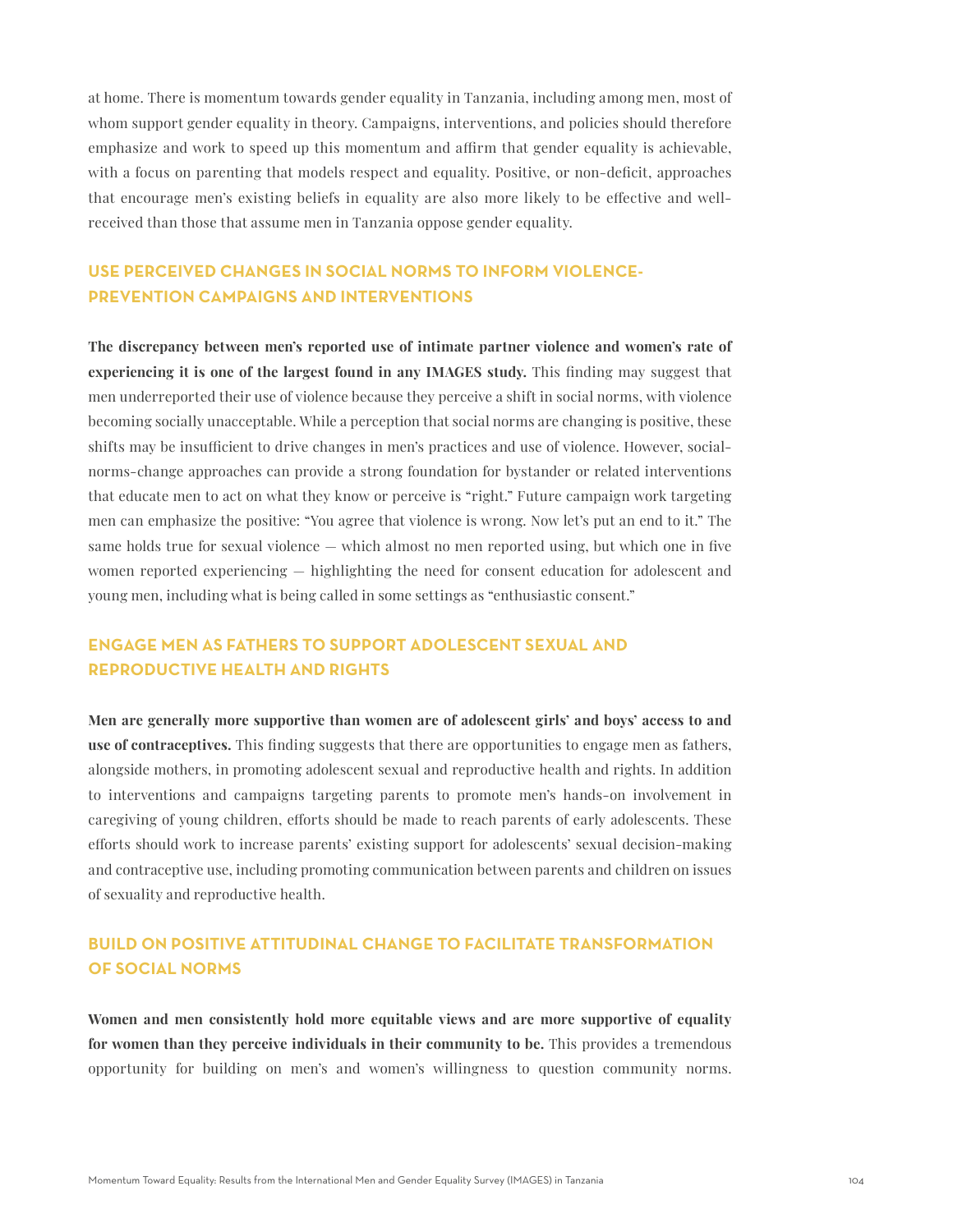at home. There is momentum towards gender equality in Tanzania, including among men, most of whom support gender equality in theory. Campaigns, interventions, and policies should therefore emphasize and work to speed up this momentum and affirm that gender equality is achievable, with a focus on parenting that models respect and equality. Positive, or non-deficit, approaches that encourage men's existing beliefs in equality are also more likely to be effective and well-received than those that assume men in Tanzania oppose gender equality.

## USE PERCEIVED CHANGES IN SOCIAL NORMS TO INFORM VIOLENCE-PREVENTION CAMPAIGNS AND INTERVENTIONS

**The discrepancy between men's reported use of intimate partner violence and women's rate of experiencing it is one of the largest found in any IMAGES study.** This finding may suggest that men underreported their use of violence because they perceive a shift in social norms, with violence becoming socially unacceptable. While a perception that social norms are changing is positive, these shifts may be insufficient to drive changes in men's practices and use of violence. However, social-norms-change approaches can provide a strong foundation for bystander or related interventions that educate men to act on what they know or perceive is "right." Future campaign work targeting men can emphasize the positive: "You agree that violence is wrong. Now let's put an end to it." The same holds true for sexual violence — which almost no men reported using, but which one in five women reported experiencing — highlighting the need for consent education for adolescent and young men, including what is being called in some settings as "enthusiastic consent."

## ENGAGE MEN AS FATHERS TO SUPPORT ADOLESCENT SEXUAL AND REPRODUCTIVE HEALTH AND RIGHTS

**Men are generally more supportive than women are of adolescent girls' and boys' access to and use of contraceptives.** This finding suggests that there are opportunities to engage men as fathers, alongside mothers, in promoting adolescent sexual and reproductive health and rights. In addition to interventions and campaigns targeting parents to promote men's hands-on involvement in caregiving of young children, efforts should be made to reach parents of early adolescents. These efforts should work to increase parents' existing support for adolescents' sexual decision-making and contraceptive use, including promoting communication between parents and children on issues of sexuality and reproductive health.

## BUILD ON POSITIVE ATTITUDINAL CHANGE TO FACILITATE TRANSFORMATION OF SOCIAL NORMS

**Women and men consistently hold more equitable views and are more supportive of equality for women than they perceive individuals in their community to be.** This provides a tremendous opportunity for building on men's and women's willingness to question community norms.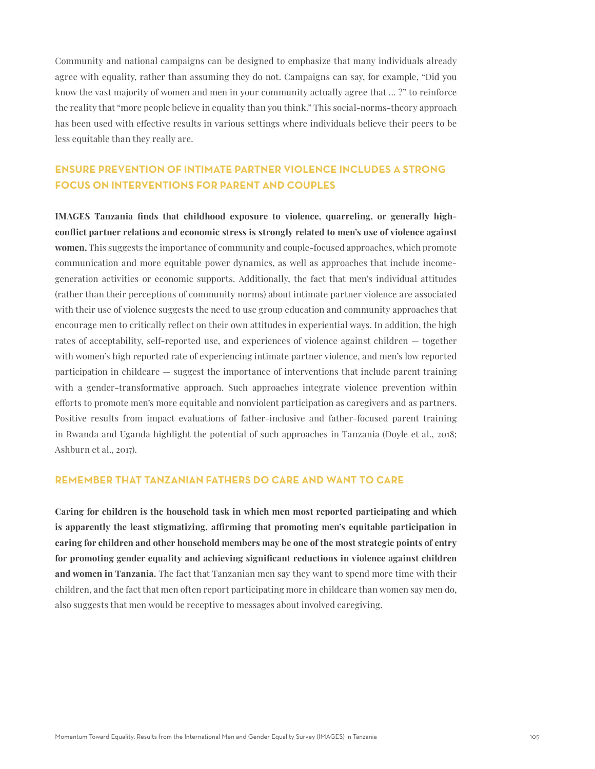Community and national campaigns can be designed to emphasize that many individuals already agree with equality, rather than assuming they do not. Campaigns can say, for example, "Did you know the vast majority of women and men in your community actually agree that ... ?" to reinforce the reality that "more people believe in equality than you think." This social-norms-theory approach has been used with effective results in various settings where individuals believe their peers to be less equitable than they really are.

## ENSURE PREVENTION OF INTIMATE PARTNER VIOLENCE INCLUDES A STRONG FOCUS ON INTERVENTIONS FOR PARENT AND COUPLES

**IMAGES Tanzania finds that childhood exposure to violence, quarreling, or generally high-conflict partner relations and economic stress is strongly related to men's use of violence against women.** This suggests the importance of community and couple-focused approaches, which promote communication and more equitable power dynamics, as well as approaches that include income-generation activities or economic supports. Additionally, the fact that men's individual attitudes (rather than their perceptions of community norms) about intimate partner violence are associated with their use of violence suggests the need to use group education and community approaches that encourage men to critically reflect on their own attitudes in experiential ways. In addition, the high rates of acceptability, self-reported use, and experiences of violence against children — together with women's high reported rate of experiencing intimate partner violence, and men's low reported participation in childcare — suggest the importance of interventions that include parent training with a gender-transformative approach. Such approaches integrate violence prevention within efforts to promote men's more equitable and nonviolent participation as caregivers and as partners. Positive results from impact evaluations of father-inclusive and father-focused parent training in Rwanda and Uganda highlight the potential of such approaches in Tanzania (Doyle et al., 2018; Ashburn et al., 2017).

## REMEMBER THAT TANZANIAN FATHERS DO CARE AND WANT TO CARE

**Caring for children is the household task in which men most reported participating and which is apparently the least stigmatizing, affirming that promoting men's equitable participation in caring for children and other household members may be one of the most strategic points of entry for promoting gender equality and achieving significant reductions in violence against children and women in Tanzania.** The fact that Tanzanian men say they want to spend more time with their children, and the fact that men often report participating more in childcare than women say men do, also suggests that men would be receptive to messages about involved caregiving.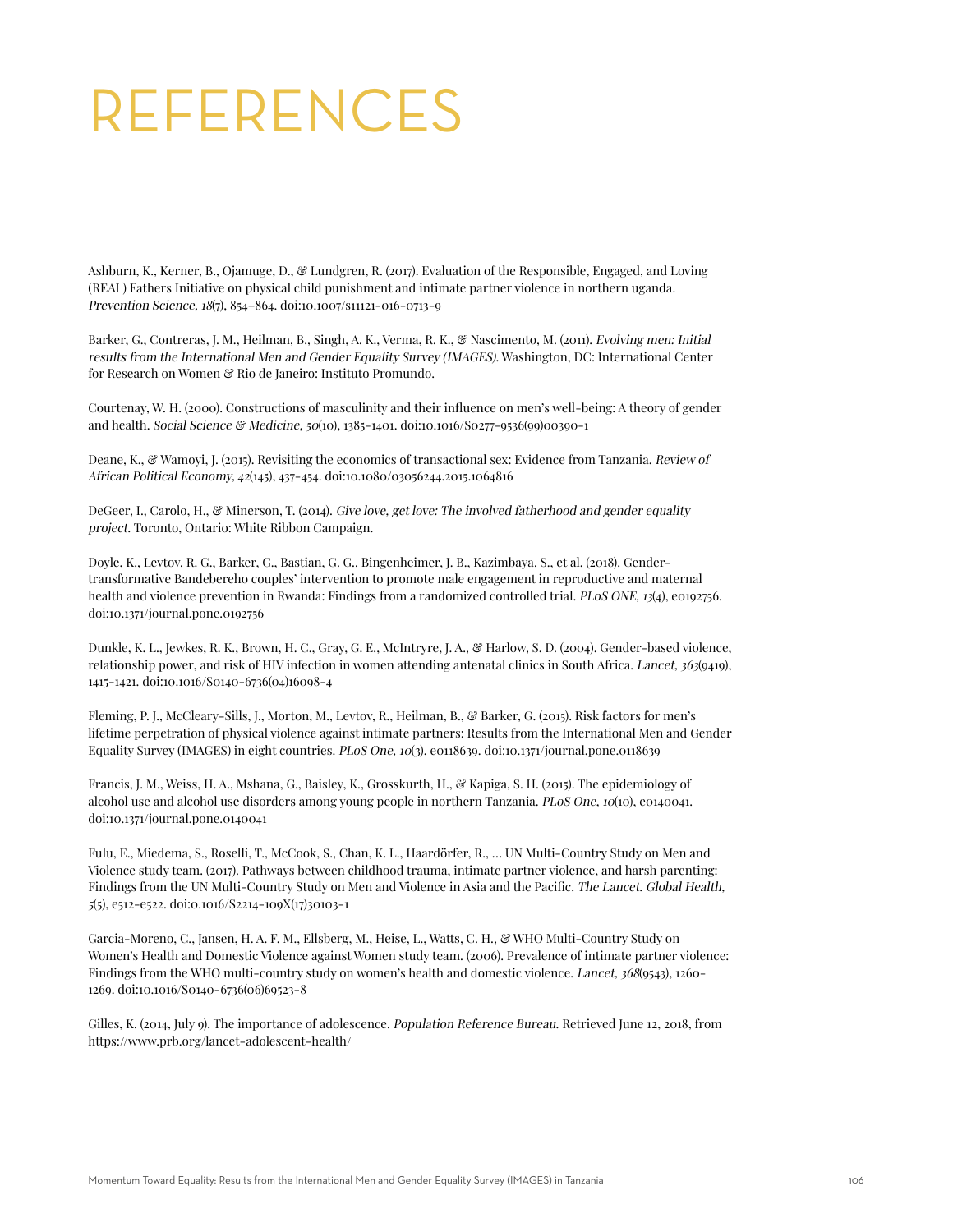# REFERENCES

Ashburn, K., Kerner, B., Ojamuge, D., & Lundgren, R. (2017). Evaluation of the Responsible, Engaged, and Loving (REAL) Fathers Initiative on physical child punishment and intimate partner violence in northern uganda. *Prevention Science, 18*(7), 854–864. doi:10.1007/s11121-016-0713-9

Barker, G., Contreras, J. M., Heilman, B., Singh, A. K., Verma, R. K., & Nascimento, M. (2011). *Evolving men: Initial results from the International Men and Gender Equality Survey (IMAGES).* Washington, DC: International Center for Research on Women & Rio de Janeiro: Instituto Promundo.

Courtenay, W. H. (2000). Constructions of masculinity and their influence on men's well-being: A theory of gender and health. *Social Science & Medicine, 50*(10), 1385-1401. doi:10.1016/S0277-9536(99)00390-1

Deane, K., & Wamoyi, J. (2015). Revisiting the economics of transactional sex: Evidence from Tanzania. *Review of African Political Economy, 42*(145), 437-454. doi:10.1080/03056244.2015.1064816

DeGeer, I., Carolo, H., & Minerson, T. (2014). *Give love, get love: The involved fatherhood and gender equality project.* Toronto, Ontario: White Ribbon Campaign.

Doyle, K., Levtov, R. G., Barker, G., Bastian, G. G., Bingenheimer, J. B., Kazimbaya, S., et al. (2018). Gender-transformative Bandebereho couples' intervention to promote male engagement in reproductive and maternal health and violence prevention in Rwanda: Findings from a randomized controlled trial. *PLoS ONE, 13*(4), e0192756. doi:10.1371/journal.pone.0192756

Dunkle, K. L., Jewkes, R. K., Brown, H. C., Gray, G. E., McIntryre, J. A., & Harlow, S. D. (2004). Gender-based violence, relationship power, and risk of HIV infection in women attending antenatal clinics in South Africa. *Lancet, 363*(9419), 1415-1421. doi:10.1016/S0140-6736(04)16098-4

Fleming, P. J., McCleary-Sills, J., Morton, M., Levtov, R., Heilman, B., & Barker, G. (2015). Risk factors for men's lifetime perpetration of physical violence against intimate partners: Results from the International Men and Gender Equality Survey (IMAGES) in eight countries. *PLoS One, 10*(3), e0118639. doi:10.1371/journal.pone.0118639

Francis, J. M., Weiss, H. A., Mshana, G., Baisley, K., Grosskurth, H., & Kapiga, S. H. (2015). The epidemiology of alcohol use and alcohol use disorders among young people in northern Tanzania. *PLoS One, 10*(10), e0140041. doi:10.1371/journal.pone.0140041

Fulu, E., Miedema, S., Roselli, T., McCook, S., Chan, K. L., Haardörfer, R., ... UN Multi-Country Study on Men and Violence study team. (2017). Pathways between childhood trauma, intimate partner violence, and harsh parenting: Findings from the UN Multi-Country Study on Men and Violence in Asia and the Pacific. *The Lancet. Global Health, 5*(5), e512-e522. doi:0.1016/S2214-109X(17)30103-1

Garcia-Moreno, C., Jansen, H. A. F. M., Ellsberg, M., Heise, L., Watts, C. H., & WHO Multi-Country Study on Women's Health and Domestic Violence against Women study team. (2006). Prevalence of intimate partner violence: Findings from the WHO multi-country study on women's health and domestic violence. *Lancet, 368*(9543), 1260-1269. doi:10.1016/S0140-6736(06)69523-8

Gilles, K. (2014, July 9). The importance of adolescence. *Population Reference Bureau.* Retrieved June 12, 2018, from https://www.prb.org/lancet-adolescent-health/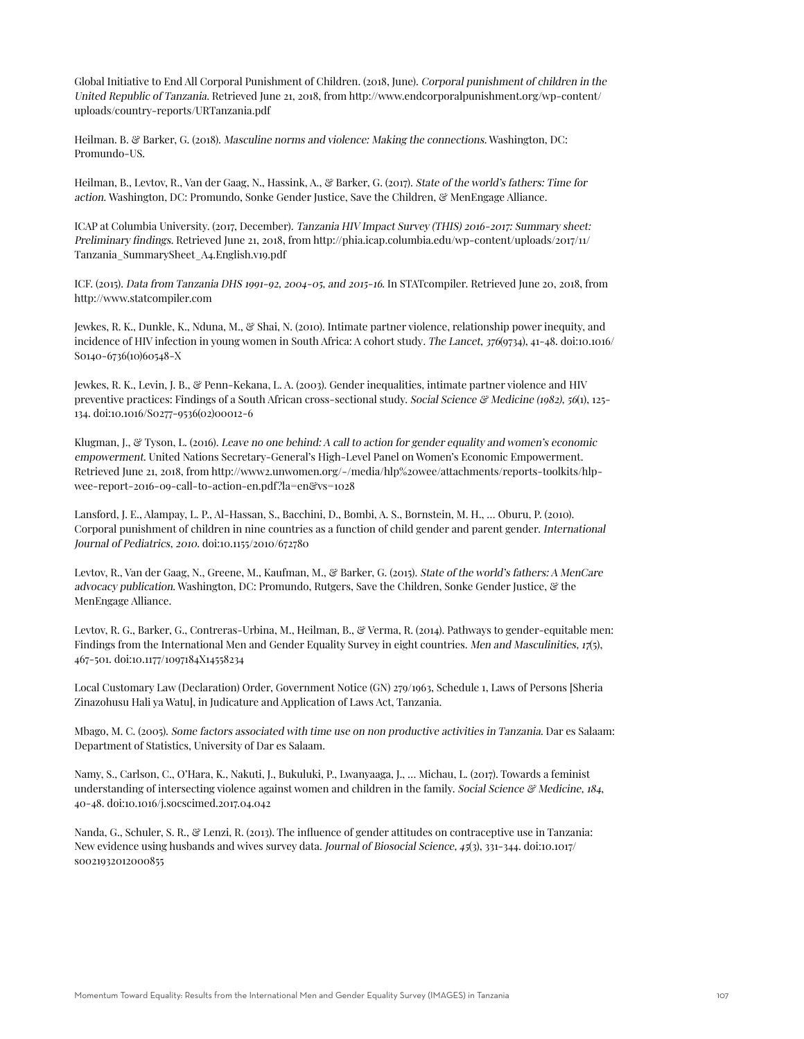Global Initiative to End All Corporal Punishment of Children. (2018, June). *Corporal punishment of children in the United Republic of Tanzania.* Retrieved June 21, 2018, from http://www.endcorporalpunishment.org/wp-content/uploads/country-reports/URTanzania.pdf

Heilman. B. & Barker, G. (2018). *Masculine norms and violence: Making the connections.* Washington, DC: Promundo-US.

Heilman, B., Levtov, R., Van der Gaag, N., Hassink, A., & Barker, G. (2017). *State of the world's fathers: Time for action.* Washington, DC: Promundo, Sonke Gender Justice, Save the Children, & MenEngage Alliance.

ICAP at Columbia University. (2017, December). *Tanzania HIV Impact Survey (THIS) 2016-2017: Summary sheet: Preliminary findings.* Retrieved June 21, 2018, from http://phia.icap.columbia.edu/wp-content/uploads/2017/11/Tanzania_SummarySheet_A4.English.v19.pdf

ICF. (2015). *Data from Tanzania DHS 1991-92, 2004-05, and 2015-16.* In STATcompiler. Retrieved June 20, 2018, from http://www.statcompiler.com

Jewkes, R. K., Dunkle, K., Nduna, M., & Shai, N. (2010). Intimate partner violence, relationship power inequity, and incidence of HIV infection in young women in South Africa: A cohort study. *The Lancet, 376*(9734), 41-48. doi:10.1016/S0140-6736(10)60548-X

Jewkes, R. K., Levin, J. B., & Penn-Kekana, L. A. (2003). Gender inequalities, intimate partner violence and HIV preventive practices: Findings of a South African cross-sectional study. *Social Science & Medicine (1982), 56*(1), 125-134. doi:10.1016/S0277-9536(02)00012-6

Klugman, J., & Tyson, L. (2016). *Leave no one behind: A call to action for gender equality and women's economic empowerment.* United Nations Secretary-General's High-Level Panel on Women's Economic Empowerment. Retrieved June 21, 2018, from http://www2.unwomen.org/-/media/hlp%20wee/attachments/reports-toolkits/hlp-wee-report-2016-09-call-to-action-en.pdf?la=en&vs=1028

Lansford, J. E., Alampay, L. P., Al-Hassan, S., Bacchini, D., Bombi, A. S., Bornstein, M. H., … Oburu, P. (2010). Corporal punishment of children in nine countries as a function of child gender and parent gender. *International Journal of Pediatrics, 2010.* doi:10.1155/2010/672780

Levtov, R., Van der Gaag, N., Greene, M., Kaufman, M., & Barker, G. (2015). *State of the world's fathers: A MenCare advocacy publication.* Washington, DC: Promundo, Rutgers, Save the Children, Sonke Gender Justice, & the MenEngage Alliance.

Levtov, R. G., Barker, G., Contreras-Urbina, M., Heilman, B., & Verma, R. (2014). Pathways to gender-equitable men: Findings from the International Men and Gender Equality Survey in eight countries. *Men and Masculinities, 17*(5), 467-501. doi:10.1177/1097184X14558234

Local Customary Law (Declaration) Order, Government Notice (GN) 279/1963, Schedule 1, Laws of Persons [Sheria Zinazohusu Hali ya Watu], in Judicature and Application of Laws Act, Tanzania.

Mbago, M. C. (2005). *Some factors associated with time use on non productive activities in Tanzania.* Dar es Salaam: Department of Statistics, University of Dar es Salaam.

Namy, S., Carlson, C., O'Hara, K., Nakuti, J., Bukuluki, P., Lwanyaaga, J., … Michau, L. (2017). Towards a feminist understanding of intersecting violence against women and children in the family. *Social Science & Medicine, 184*, 40-48. doi:10.1016/j.socscimed.2017.04.042

Nanda, G., Schuler, S. R., & Lenzi, R. (2013). The influence of gender attitudes on contraceptive use in Tanzania: New evidence using husbands and wives survey data. *Journal of Biosocial Science, 45*(3), 331-344. doi:10.1017/s0021932012000855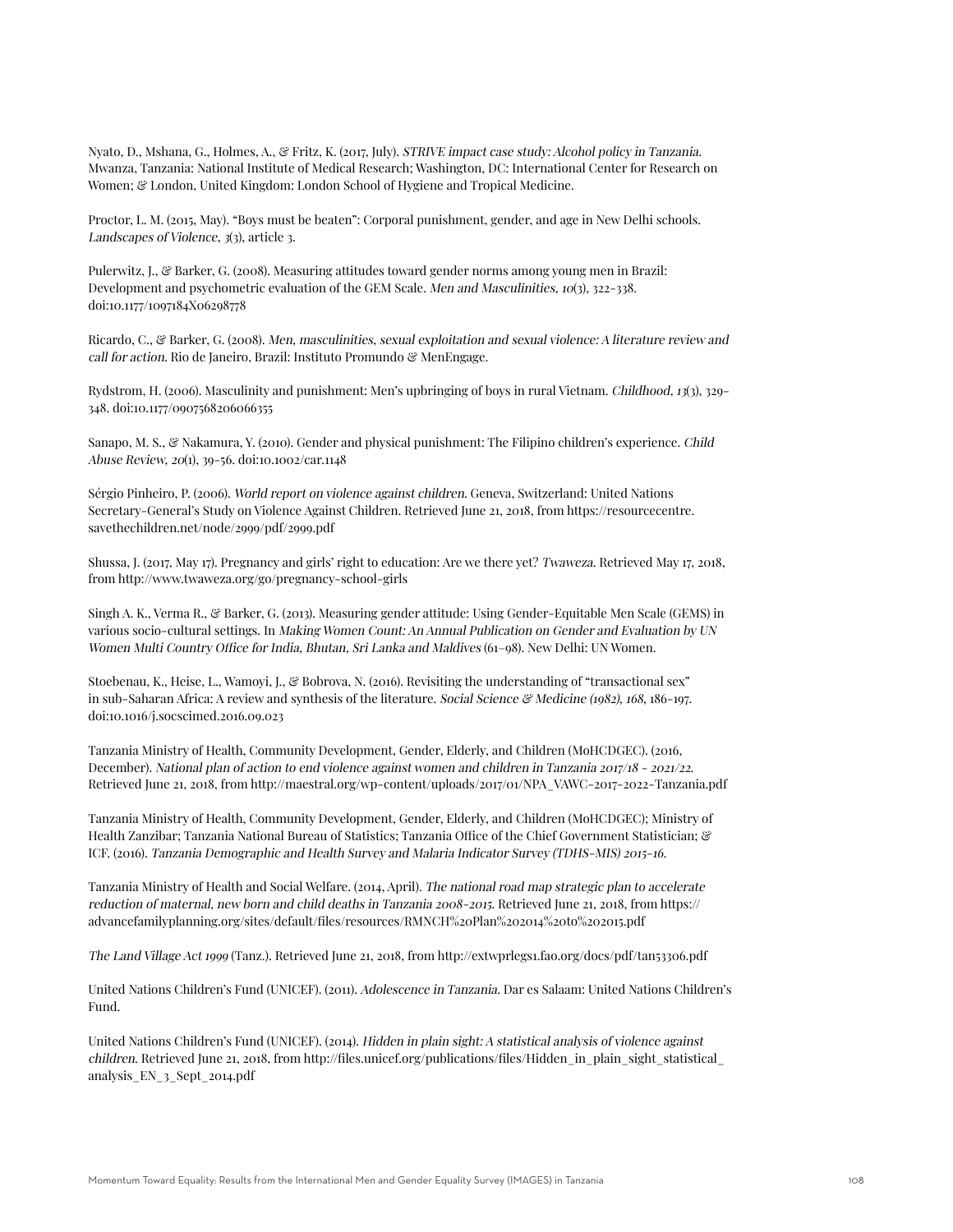Nyato, D., Mshana, G., Holmes, A., & Fritz, K. (2017, July). *STRIVE impact case study: Alcohol policy in Tanzania.* Mwanza, Tanzania: National Institute of Medical Research; Washington, DC: International Center for Research on Women; & London, United Kingdom: London School of Hygiene and Tropical Medicine.

Proctor, L. M. (2015, May). "Boys must be beaten": Corporal punishment, gender, and age in New Delhi schools. *Landscapes of Violence, 3*(3), article 3.

Pulerwitz, J., & Barker, G. (2008). Measuring attitudes toward gender norms among young men in Brazil: Development and psychometric evaluation of the GEM Scale. *Men and Masculinities, 10*(3), 322-338. doi:10.1177/1097184X06298778

Ricardo, C., & Barker, G. (2008). *Men, masculinities, sexual exploitation and sexual violence: A literature review and call for action.* Rio de Janeiro, Brazil: Instituto Promundo & MenEngage.

Rydstrom, H. (2006). Masculinity and punishment: Men's upbringing of boys in rural Vietnam. *Childhood, 13*(3), 329-348. doi:10.1177/0907568206066355

Sanapo, M. S., & Nakamura, Y. (2010). Gender and physical punishment: The Filipino children's experience. *Child Abuse Review, 20*(1), 39-56. doi:10.1002/car.1148

Sérgio Pinheiro, P. (2006). *World report on violence against children.* Geneva, Switzerland: United Nations Secretary-General's Study on Violence Against Children. Retrieved June 21, 2018, from https://resourcecentre.savethechildren.net/node/2999/pdf/2999.pdf

Shussa, J. (2017, May 17). Pregnancy and girls' right to education: Are we there yet? *Twaweza.* Retrieved May 17, 2018, from http://www.twaweza.org/go/pregnancy-school-girls

Singh A. K., Verma R., & Barker, G. (2013). Measuring gender attitude: Using Gender-Equitable Men Scale (GEMS) in various socio-cultural settings. In *Making Women Count: An Annual Publication on Gender and Evaluation by UN Women Multi Country Office for India, Bhutan, Sri Lanka and Maldives* (61–98). New Delhi: UN Women.

Stoebenau, K., Heise, L., Wamoyi, J., & Bobrova, N. (2016). Revisiting the understanding of "transactional sex" in sub-Saharan Africa: A review and synthesis of the literature. *Social Science & Medicine (1982), 168*, 186-197. doi:10.1016/j.socscimed.2016.09.023

Tanzania Ministry of Health, Community Development, Gender, Elderly, and Children (MoHCDGEC). (2016, December). *National plan of action to end violence against women and children in Tanzania 2017/18 - 2021/22.* Retrieved June 21, 2018, from http://maestral.org/wp-content/uploads/2017/01/NPA_VAWC-2017-2022-Tanzania.pdf

Tanzania Ministry of Health, Community Development, Gender, Elderly, and Children (MoHCDGEC); Ministry of Health Zanzibar; Tanzania National Bureau of Statistics; Tanzania Office of the Chief Government Statistician; & ICF. (2016). *Tanzania Demographic and Health Survey and Malaria Indicator Survey (TDHS-MIS) 2015-16.*

Tanzania Ministry of Health and Social Welfare. (2014, April). *The national road map strategic plan to accelerate reduction of maternal, new born and child deaths in Tanzania 2008-2015.* Retrieved June 21, 2018, from https://advancefamilyplanning.org/sites/default/files/resources/RMNCH%20Plan%202014%20to%202015.pdf

*The Land Village Act 1999* (Tanz.). Retrieved June 21, 2018, from http://extwprlegs1.fao.org/docs/pdf/tan53306.pdf

United Nations Children's Fund (UNICEF). (2011). *Adolescence in Tanzania.* Dar es Salaam: United Nations Children's Fund.

United Nations Children's Fund (UNICEF). (2014). *Hidden in plain sight: A statistical analysis of violence against children.* Retrieved June 21, 2018, from http://files.unicef.org/publications/files/Hidden_in_plain_sight_statistical_analysis_EN_3_Sept_2014.pdf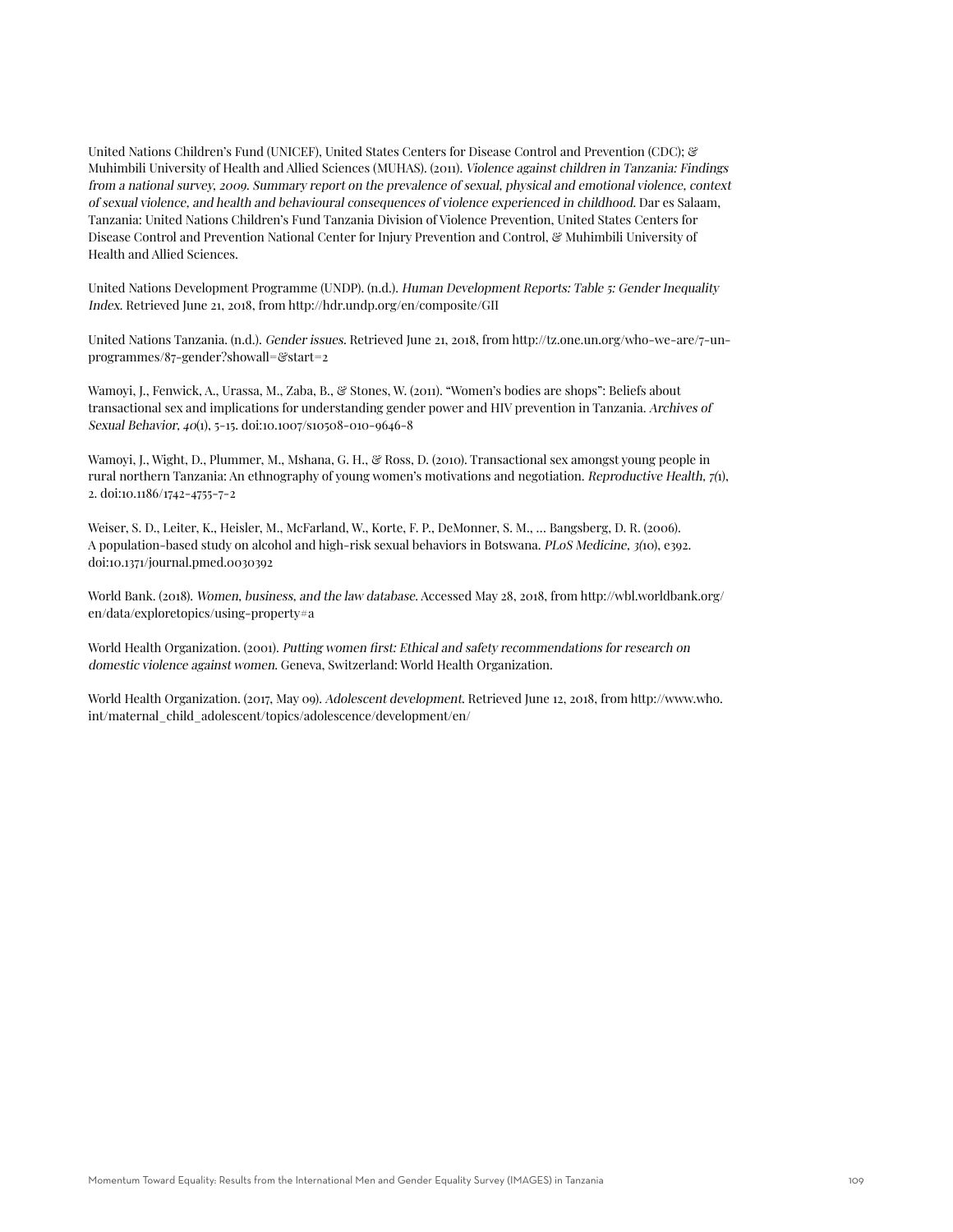United Nations Children's Fund (UNICEF), United States Centers for Disease Control and Prevention (CDC); & Muhimbili University of Health and Allied Sciences (MUHAS). (2011). *Violence against children in Tanzania: Findings from a national survey, 2009. Summary report on the prevalence of sexual, physical and emotional violence, context of sexual violence, and health and behavioural consequences of violence experienced in childhood.* Dar es Salaam, Tanzania: United Nations Children's Fund Tanzania Division of Violence Prevention, United States Centers for Disease Control and Prevention National Center for Injury Prevention and Control, & Muhimbili University of Health and Allied Sciences.

United Nations Development Programme (UNDP). (n.d.). *Human Development Reports: Table 5: Gender Inequality Index.* Retrieved June 21, 2018, from http://hdr.undp.org/en/composite/GII

United Nations Tanzania. (n.d.). *Gender issues.* Retrieved June 21, 2018, from http://tz.one.un.org/who-we-are/7-un-programmes/87-gender?showall=&start=2

Wamoyi, J., Fenwick, A., Urassa, M., Zaba, B., & Stones, W. (2011). "Women's bodies are shops": Beliefs about transactional sex and implications for understanding gender power and HIV prevention in Tanzania. *Archives of Sexual Behavior, 40*(1), 5-15. doi:10.1007/s10508-010-9646-8

Wamoyi, J., Wight, D., Plummer, M., Mshana, G. H., & Ross, D. (2010). Transactional sex amongst young people in rural northern Tanzania: An ethnography of young women's motivations and negotiation. *Reproductive Health, 7*(1), 2. doi:10.1186/1742-4755-7-2

Weiser, S. D., Leiter, K., Heisler, M., McFarland, W., Korte, F. P., DeMonner, S. M., … Bangsberg, D. R. (2006). A population-based study on alcohol and high-risk sexual behaviors in Botswana. *PLoS Medicine, 3*(10), e392. doi:10.1371/journal.pmed.0030392

World Bank. (2018). *Women, business, and the law database.* Accessed May 28, 2018, from http://wbl.worldbank.org/en/data/exploretopics/using-property#a

World Health Organization. (2001). *Putting women first: Ethical and safety recommendations for research on domestic violence against women.* Geneva, Switzerland: World Health Organization.

World Health Organization. (2017, May 09). *Adolescent development.* Retrieved June 12, 2018, from http://www.who.int/maternal_child_adolescent/topics/adolescence/development/en/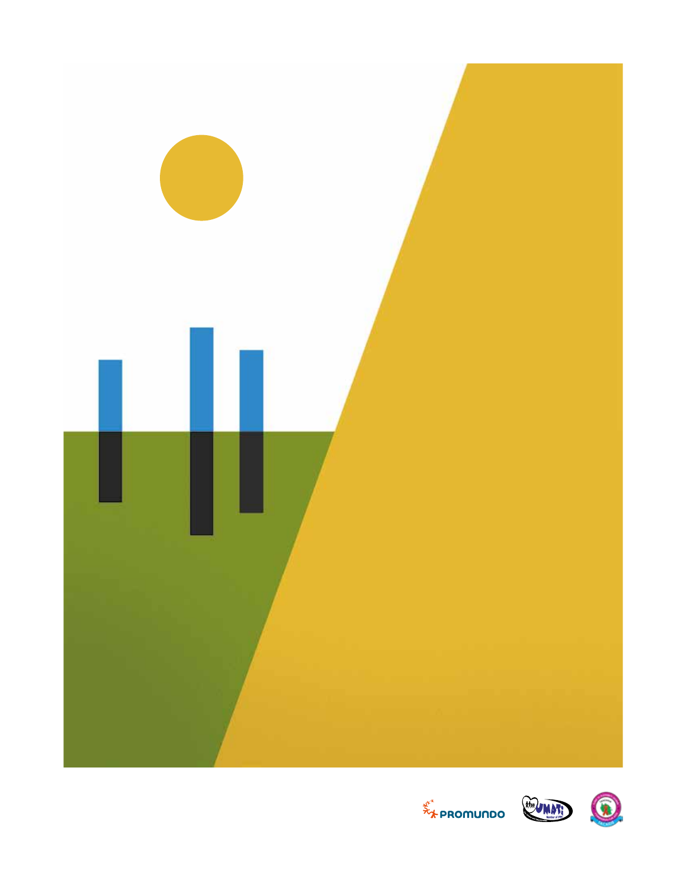PROMUNDO